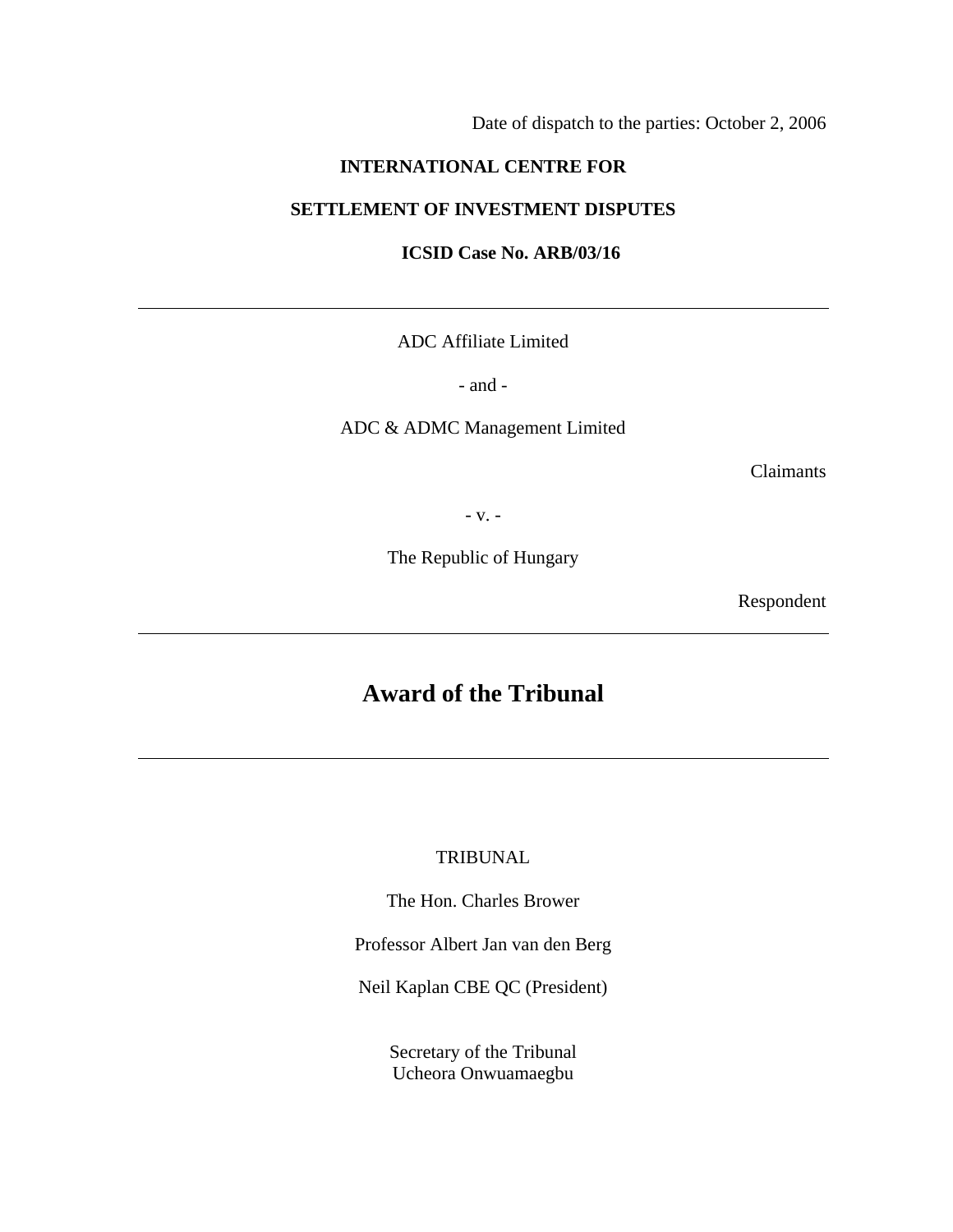Date of dispatch to the parties: October 2, 2006

**INTERNATIONAL CENTRE FOR**

**SETTLEMENT OF INVESTMENT DISPUTES**

**ICSID Case No. ARB/03/16**

---

ADC Affiliate Limited

- and -

ADC & ADMC Management Limited

Claimants

- v. -

The Republic of Hungary

Respondent

---

# Award of the Tribunal

---

TRIBUNAL

The Hon. Charles Brower

Professor Albert Jan van den Berg

Neil Kaplan CBE QC (President)

Secretary of the Tribunal
Ucheora Onwuamaegbu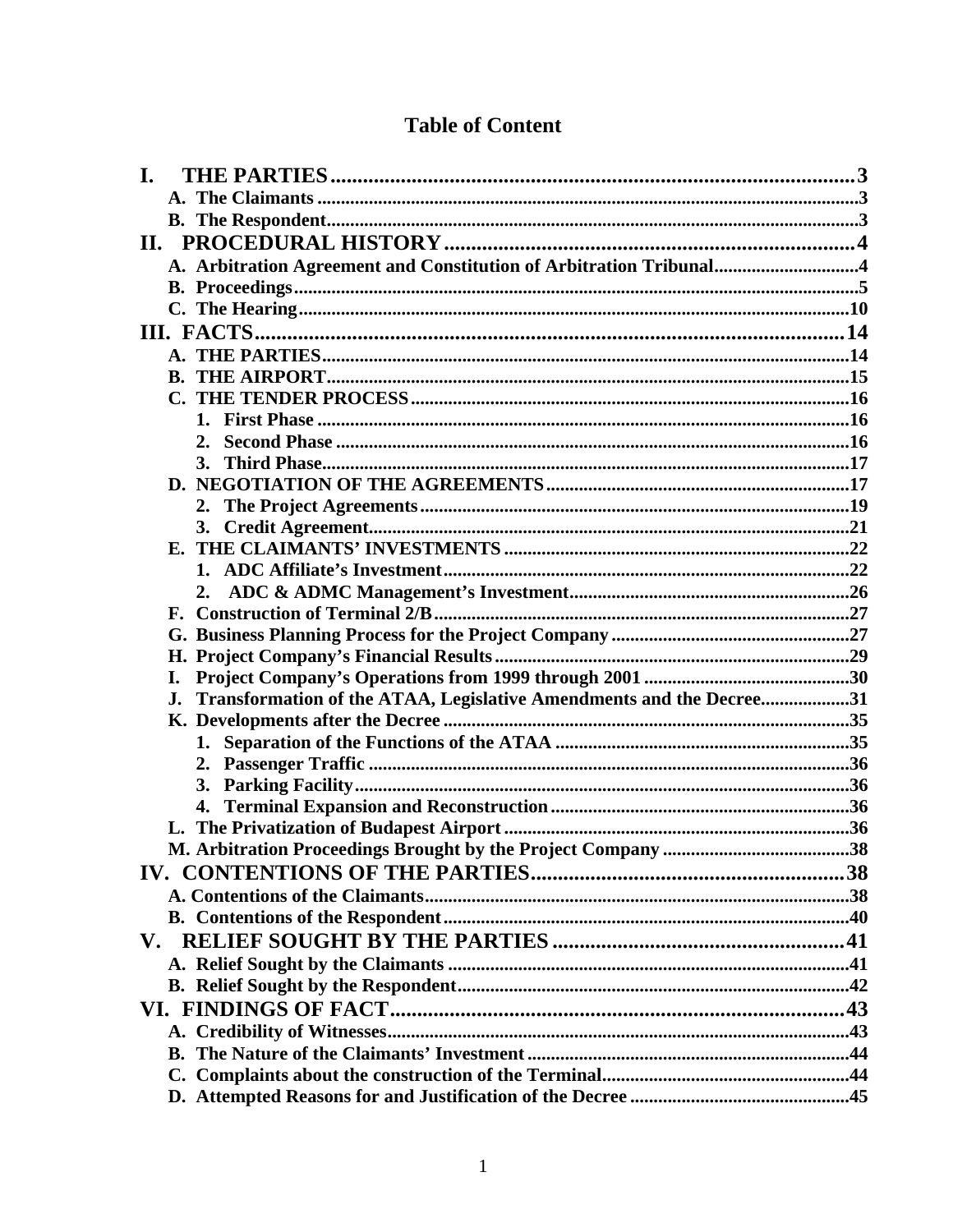# Table of Content

- **I. THE PARTIES** ... 3
  - **A. The Claimants** ... 3
  - **B. The Respondent** ... 3
- **II. PROCEDURAL HISTORY** ... 4
  - **A. Arbitration Agreement and Constitution of Arbitration Tribunal** ... 4
  - **B. Proceedings** ... 5
  - **C. The Hearing** ... 10
- **III. FACTS** ... 14
  - **A. THE PARTIES** ... 14
  - **B. THE AIRPORT** ... 15
  - **C. THE TENDER PROCESS** ... 16
    - **1. First Phase** ... 16
    - **2. Second Phase** ... 16
    - **3. Third Phase** ... 17
  - **D. NEGOTIATION OF THE AGREEMENTS** ... 17
    - **2. The Project Agreements** ... 19
    - **3. Credit Agreement** ... 21
  - **E. THE CLAIMANTS' INVESTMENTS** ... 22
    - **1. ADC Affiliate's Investment** ... 22
    - **2. ADC & ADMC Management's Investment** ... 26
  - **F. Construction of Terminal 2/B** ... 27
  - **G. Business Planning Process for the Project Company** ... 27
  - **H. Project Company's Financial Results** ... 29
  - **I. Project Company's Operations from 1999 through 2001** ... 30
  - **J. Transformation of the ATAA, Legislative Amendments and the Decree** ... 31
  - **K. Developments after the Decree** ... 35
    - **1. Separation of the Functions of the ATAA** ... 35
    - **2. Passenger Traffic** ... 36
    - **3. Parking Facility** ... 36
    - **4. Terminal Expansion and Reconstruction** ... 36
  - **L. The Privatization of Budapest Airport** ... 36
  - **M. Arbitration Proceedings Brought by the Project Company** ... 38
- **IV. CONTENTIONS OF THE PARTIES** ... 38
  - **A. Contentions of the Claimants** ... 38
  - **B. Contentions of the Respondent** ... 40
- **V. RELIEF SOUGHT BY THE PARTIES** ... 41
  - **A. Relief Sought by the Claimants** ... 41
  - **B. Relief Sought by the Respondent** ... 42
- **VI. FINDINGS OF FACT** ... 43
  - **A. Credibility of Witnesses** ... 43
  - **B. The Nature of the Claimants' Investment** ... 44
  - **C. Complaints about the construction of the Terminal** ... 44
  - **D. Attempted Reasons for and Justification of the Decree** ... 45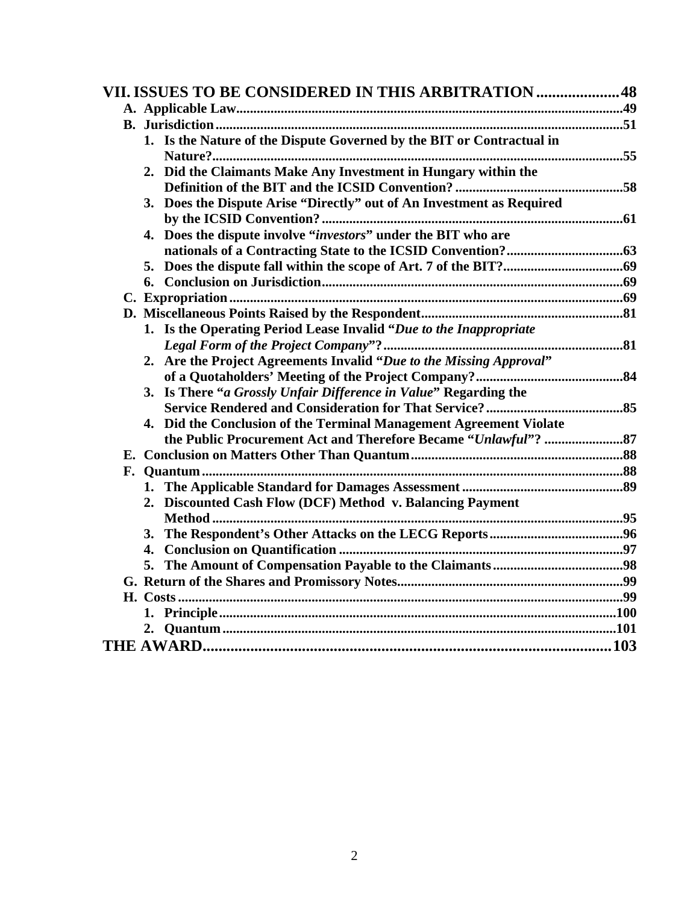**VII. ISSUES TO BE CONSIDERED IN THIS ARBITRATION .................... 48**

- **A. Applicable Law ................................................................ 49**
- **B. Jurisdiction ................................................................ 51**
  - **1. Is the Nature of the Dispute Governed by the BIT or Contractual in Nature? ................................................................ 55**
  - **2. Did the Claimants Make Any Investment in Hungary within the Definition of the BIT and the ICSID Convention? ................................ 58**
  - **3. Does the Dispute Arise "Directly" out of An Investment as Required by the ICSID Convention? ................................................................ 61**
  - **4. Does the dispute involve "*investors*" under the BIT who are nationals of a Contracting State to the ICSID Convention? ................................ 63**
  - **5. Does the dispute fall within the scope of Art. 7 of the BIT? ................................ 69**
  - **6. Conclusion on Jurisdiction ................................................................ 69**
- **C. Expropriation ................................................................ 69**
- **D. Miscellaneous Points Raised by the Respondent ................................ 81**
  - **1. Is the Operating Period Lease Invalid "*Due to the Inappropriate Legal Form of the Project Company*"? ................................................ 81**
  - **2. Are the Project Agreements Invalid "*Due to the Missing Approval*" of a Quotaholders' Meeting of the Project Company? ................................ 84**
  - **3. Is There "*a Grossly Unfair Difference in Value*" Regarding the Service Rendered and Consideration for That Service? ................................ 85**
  - **4. Did the Conclusion of the Terminal Management Agreement Violate the Public Procurement Act and Therefore Became "*Unlawful*"? ................ 87**
- **E. Conclusion on Matters Other Than Quantum ................................ 88**
- **F. Quantum ................................................................ 88**
  - **1. The Applicable Standard for Damages Assessment ................................ 89**
  - **2. Discounted Cash Flow (DCF) Method v. Balancing Payment Method ................................................................ 95**
  - **3. The Respondent's Other Attacks on the LECG Reports ................................ 96**
  - **4. Conclusion on Quantification ................................................................ 97**
  - **5. The Amount of Compensation Payable to the Claimants ................................ 98**
- **G. Return of the Shares and Promissory Notes ................................ 99**
- **H. Costs ................................................................ 99**
  - **1. Principle ................................................................ 100**
  - **2. Quantum ................................................................ 101**

**THE AWARD ................................................................ 103**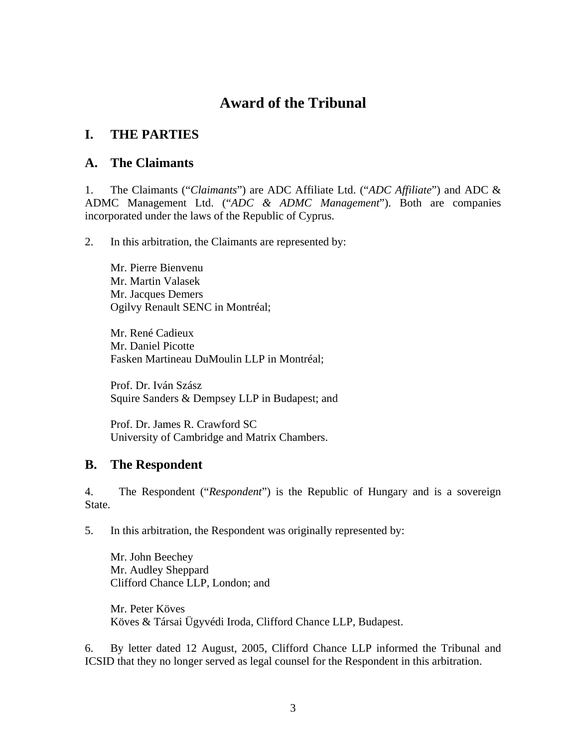# Award of the Tribunal

## I. THE PARTIES

### A. The Claimants

1. The Claimants ("*Claimants*") are ADC Affiliate Ltd. ("*ADC Affiliate*") and ADC & ADMC Management Ltd. ("*ADC & ADMC Management*"). Both are companies incorporated under the laws of the Republic of Cyprus.

2. In this arbitration, the Claimants are represented by:

Mr. Pierre Bienvenu
Mr. Martin Valasek
Mr. Jacques Demers
Ogilvy Renault SENC in Montréal;

Mr. René Cadieux
Mr. Daniel Picotte
Fasken Martineau DuMoulin LLP in Montréal;

Prof. Dr. Iván Szász
Squire Sanders & Dempsey LLP in Budapest; and

Prof. Dr. James R. Crawford SC
University of Cambridge and Matrix Chambers.

### B. The Respondent

4. The Respondent ("*Respondent*") is the Republic of Hungary and is a sovereign State.

5. In this arbitration, the Respondent was originally represented by:

Mr. John Beechey
Mr. Audley Sheppard
Clifford Chance LLP, London; and

Mr. Peter Köves
Köves & Társai Ügyvédi Iroda, Clifford Chance LLP, Budapest.

6. By letter dated 12 August, 2005, Clifford Chance LLP informed the Tribunal and ICSID that they no longer served as legal counsel for the Respondent in this arbitration.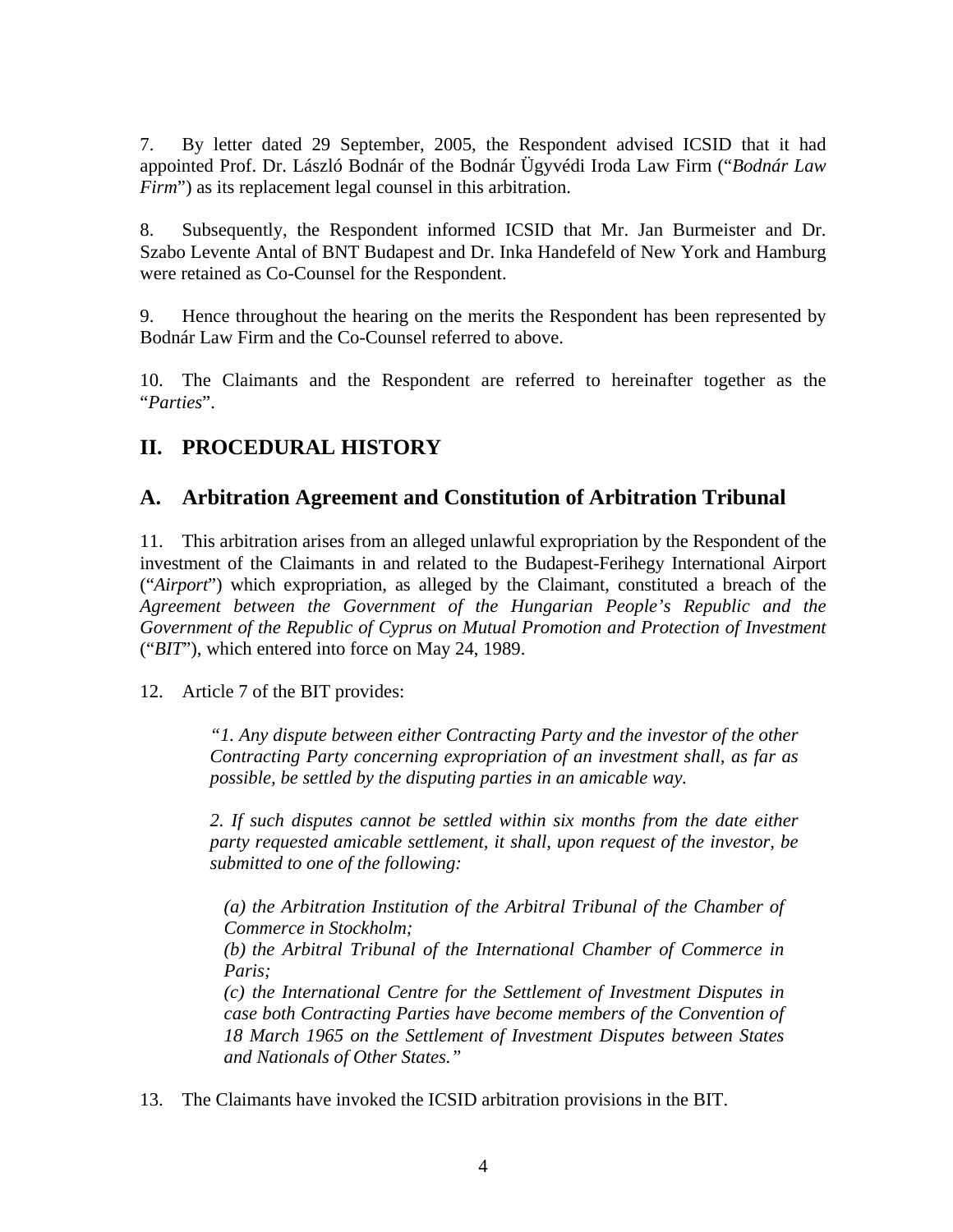7. By letter dated 29 September, 2005, the Respondent advised ICSID that it had appointed Prof. Dr. László Bodnár of the Bodnár Ügyvédi Iroda Law Firm ("*Bodnár Law Firm*") as its replacement legal counsel in this arbitration.

8. Subsequently, the Respondent informed ICSID that Mr. Jan Burmeister and Dr. Szabo Levente Antal of BNT Budapest and Dr. Inka Handefeld of New York and Hamburg were retained as Co-Counsel for the Respondent.

9. Hence throughout the hearing on the merits the Respondent has been represented by Bodnár Law Firm and the Co-Counsel referred to above.

10. The Claimants and the Respondent are referred to hereinafter together as the "*Parties*".

## II. PROCEDURAL HISTORY

## A. Arbitration Agreement and Constitution of Arbitration Tribunal

11. This arbitration arises from an alleged unlawful expropriation by the Respondent of the investment of the Claimants in and related to the Budapest-Ferihegy International Airport ("*Airport*") which expropriation, as alleged by the Claimant, constituted a breach of the *Agreement between the Government of the Hungarian People's Republic and the Government of the Republic of Cyprus on Mutual Promotion and Protection of Investment* ("*BIT*"), which entered into force on May 24, 1989.

12. Article 7 of the BIT provides:

> *"1. Any dispute between either Contracting Party and the investor of the other Contracting Party concerning expropriation of an investment shall, as far as possible, be settled by the disputing parties in an amicable way.*
>
> *2. If such disputes cannot be settled within six months from the date either party requested amicable settlement, it shall, upon request of the investor, be submitted to one of the following:*
>
> > *(a) the Arbitration Institution of the Arbitral Tribunal of the Chamber of Commerce in Stockholm;*
> > *(b) the Arbitral Tribunal of the International Chamber of Commerce in Paris;*
> > *(c) the International Centre for the Settlement of Investment Disputes in case both Contracting Parties have become members of the Convention of 18 March 1965 on the Settlement of Investment Disputes between States and Nationals of Other States."*

13. The Claimants have invoked the ICSID arbitration provisions in the BIT.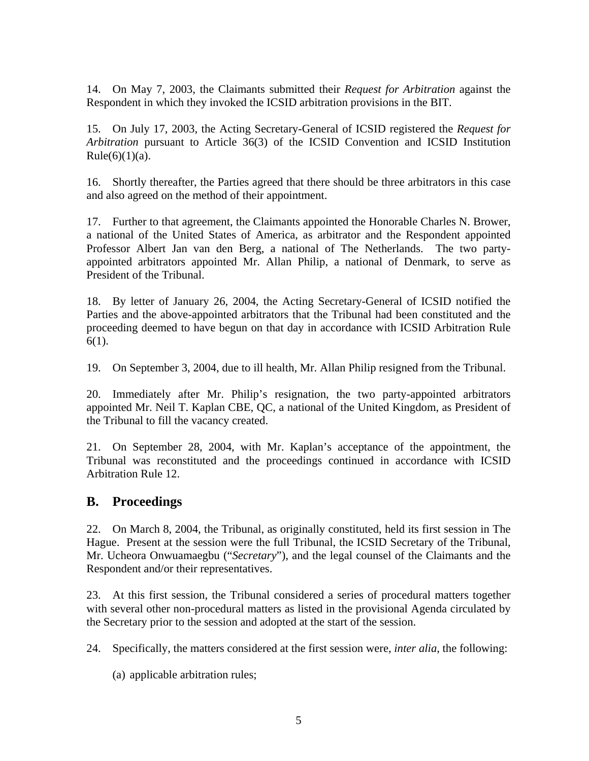14. On May 7, 2003, the Claimants submitted their *Request for Arbitration* against the Respondent in which they invoked the ICSID arbitration provisions in the BIT.

15. On July 17, 2003, the Acting Secretary-General of ICSID registered the *Request for Arbitration* pursuant to Article 36(3) of the ICSID Convention and ICSID Institution Rule(6)(1)(a).

16. Shortly thereafter, the Parties agreed that there should be three arbitrators in this case and also agreed on the method of their appointment.

17. Further to that agreement, the Claimants appointed the Honorable Charles N. Brower, a national of the United States of America, as arbitrator and the Respondent appointed Professor Albert Jan van den Berg, a national of The Netherlands. The two party-appointed arbitrators appointed Mr. Allan Philip, a national of Denmark, to serve as President of the Tribunal.

18. By letter of January 26, 2004, the Acting Secretary-General of ICSID notified the Parties and the above-appointed arbitrators that the Tribunal had been constituted and the proceeding deemed to have begun on that day in accordance with ICSID Arbitration Rule 6(1).

19. On September 3, 2004, due to ill health, Mr. Allan Philip resigned from the Tribunal.

20. Immediately after Mr. Philip's resignation, the two party-appointed arbitrators appointed Mr. Neil T. Kaplan CBE, QC, a national of the United Kingdom, as President of the Tribunal to fill the vacancy created.

21. On September 28, 2004, with Mr. Kaplan's acceptance of the appointment, the Tribunal was reconstituted and the proceedings continued in accordance with ICSID Arbitration Rule 12.

## B. Proceedings

22. On March 8, 2004, the Tribunal, as originally constituted, held its first session in The Hague. Present at the session were the full Tribunal, the ICSID Secretary of the Tribunal, Mr. Ucheora Onwuamaegbu ("*Secretary*"), and the legal counsel of the Claimants and the Respondent and/or their representatives.

23. At this first session, the Tribunal considered a series of procedural matters together with several other non-procedural matters as listed in the provisional Agenda circulated by the Secretary prior to the session and adopted at the start of the session.

24. Specifically, the matters considered at the first session were, *inter alia*, the following:

(a) applicable arbitration rules;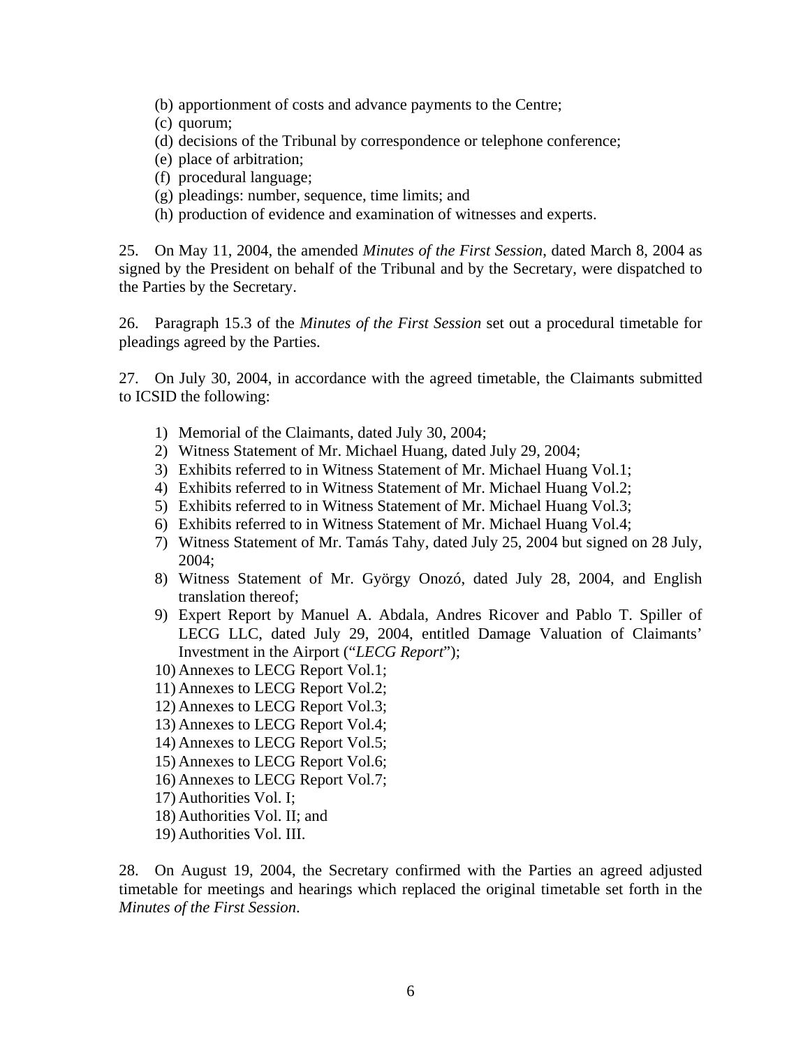(b) apportionment of costs and advance payments to the Centre;
(c) quorum;
(d) decisions of the Tribunal by correspondence or telephone conference;
(e) place of arbitration;
(f) procedural language;
(g) pleadings: number, sequence, time limits; and
(h) production of evidence and examination of witnesses and experts.

25. On May 11, 2004, the amended *Minutes of the First Session*, dated March 8, 2004 as signed by the President on behalf of the Tribunal and by the Secretary, were dispatched to the Parties by the Secretary.

26. Paragraph 15.3 of the *Minutes of the First Session* set out a procedural timetable for pleadings agreed by the Parties.

27. On July 30, 2004, in accordance with the agreed timetable, the Claimants submitted to ICSID the following:

1) Memorial of the Claimants, dated July 30, 2004;
2) Witness Statement of Mr. Michael Huang, dated July 29, 2004;
3) Exhibits referred to in Witness Statement of Mr. Michael Huang Vol.1;
4) Exhibits referred to in Witness Statement of Mr. Michael Huang Vol.2;
5) Exhibits referred to in Witness Statement of Mr. Michael Huang Vol.3;
6) Exhibits referred to in Witness Statement of Mr. Michael Huang Vol.4;
7) Witness Statement of Mr. Tamás Tahy, dated July 25, 2004 but signed on 28 July, 2004;
8) Witness Statement of Mr. György Onozó, dated July 28, 2004, and English translation thereof;
9) Expert Report by Manuel A. Abdala, Andres Ricover and Pablo T. Spiller of LECG LLC, dated July 29, 2004, entitled Damage Valuation of Claimants' Investment in the Airport ("*LECG Report*");
10) Annexes to LECG Report Vol.1;
11) Annexes to LECG Report Vol.2;
12) Annexes to LECG Report Vol.3;
13) Annexes to LECG Report Vol.4;
14) Annexes to LECG Report Vol.5;
15) Annexes to LECG Report Vol.6;
16) Annexes to LECG Report Vol.7;
17) Authorities Vol. I;
18) Authorities Vol. II; and
19) Authorities Vol. III.

28. On August 19, 2004, the Secretary confirmed with the Parties an agreed adjusted timetable for meetings and hearings which replaced the original timetable set forth in the *Minutes of the First Session*.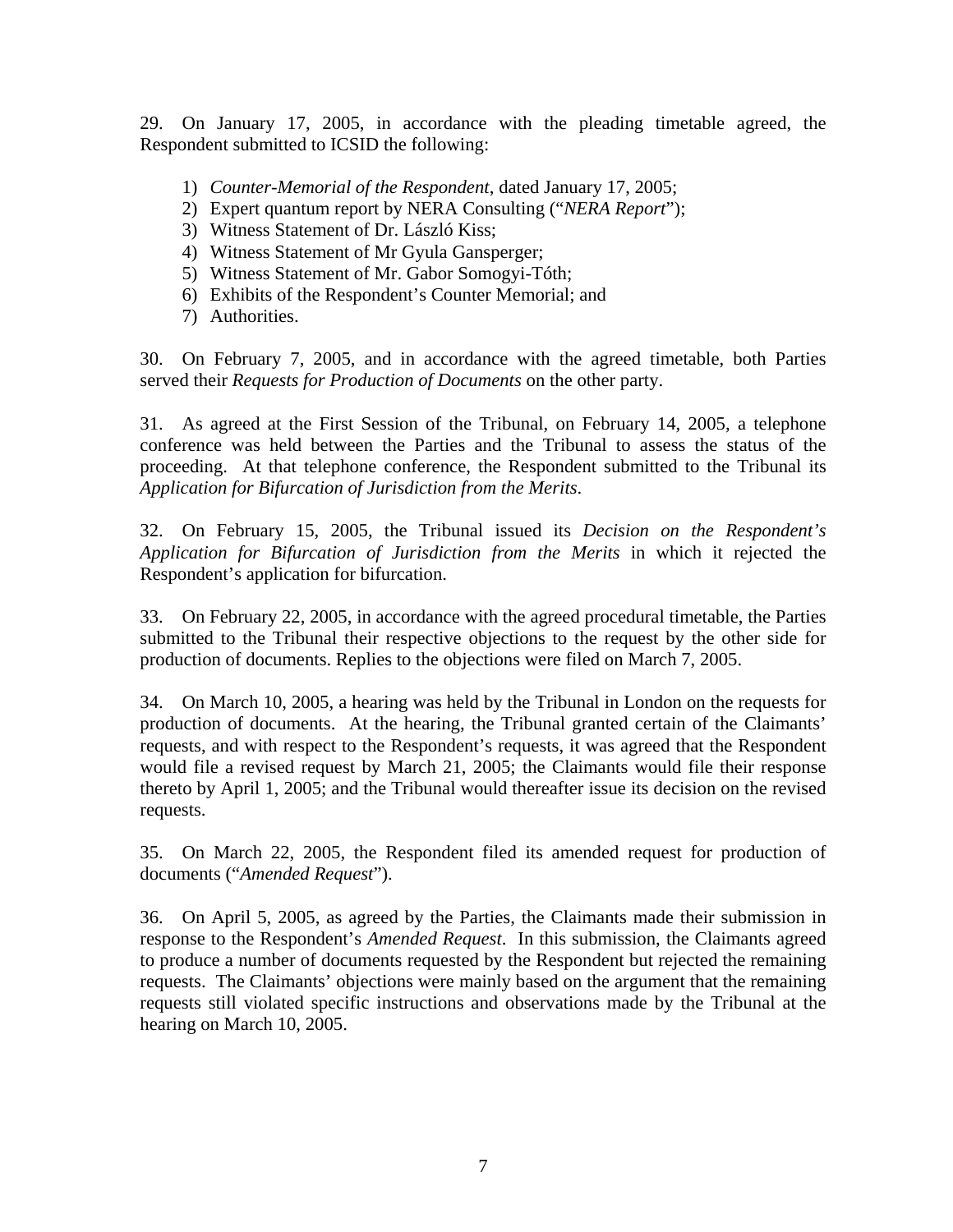29. On January 17, 2005, in accordance with the pleading timetable agreed, the Respondent submitted to ICSID the following:

1) *Counter-Memorial of the Respondent*, dated January 17, 2005;
2) Expert quantum report by NERA Consulting ("*NERA Report*");
3) Witness Statement of Dr. László Kiss;
4) Witness Statement of Mr Gyula Gansperger;
5) Witness Statement of Mr. Gabor Somogyi-Tóth;
6) Exhibits of the Respondent's Counter Memorial; and
7) Authorities.

30. On February 7, 2005, and in accordance with the agreed timetable, both Parties served their *Requests for Production of Documents* on the other party.

31. As agreed at the First Session of the Tribunal, on February 14, 2005, a telephone conference was held between the Parties and the Tribunal to assess the status of the proceeding. At that telephone conference, the Respondent submitted to the Tribunal its *Application for Bifurcation of Jurisdiction from the Merits*.

32. On February 15, 2005, the Tribunal issued its *Decision on the Respondent's Application for Bifurcation of Jurisdiction from the Merits* in which it rejected the Respondent's application for bifurcation.

33. On February 22, 2005, in accordance with the agreed procedural timetable, the Parties submitted to the Tribunal their respective objections to the request by the other side for production of documents. Replies to the objections were filed on March 7, 2005.

34. On March 10, 2005, a hearing was held by the Tribunal in London on the requests for production of documents. At the hearing, the Tribunal granted certain of the Claimants' requests, and with respect to the Respondent's requests, it was agreed that the Respondent would file a revised request by March 21, 2005; the Claimants would file their response thereto by April 1, 2005; and the Tribunal would thereafter issue its decision on the revised requests.

35. On March 22, 2005, the Respondent filed its amended request for production of documents ("*Amended Request*").

36. On April 5, 2005, as agreed by the Parties, the Claimants made their submission in response to the Respondent's *Amended Request*. In this submission, the Claimants agreed to produce a number of documents requested by the Respondent but rejected the remaining requests. The Claimants' objections were mainly based on the argument that the remaining requests still violated specific instructions and observations made by the Tribunal at the hearing on March 10, 2005.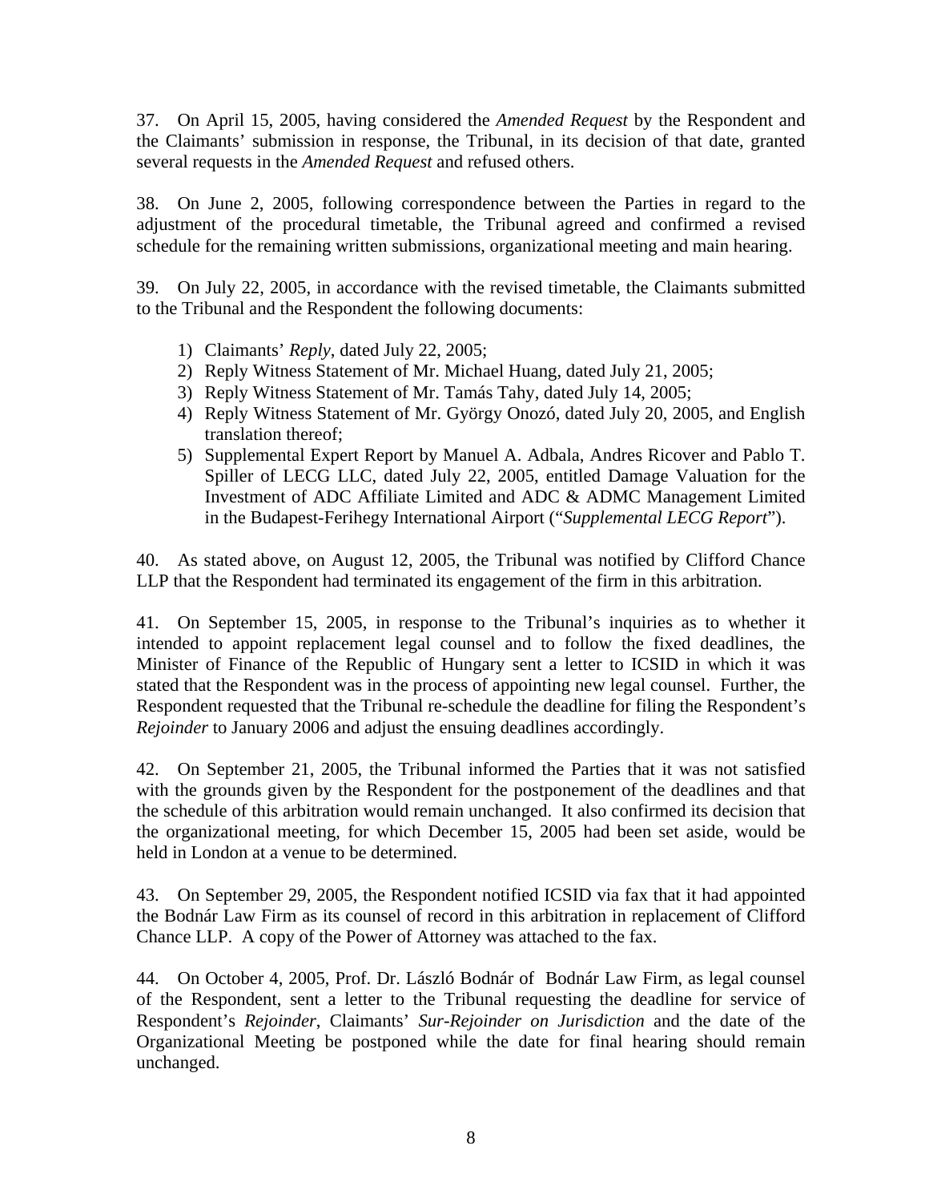37. On April 15, 2005, having considered the *Amended Request* by the Respondent and the Claimants' submission in response, the Tribunal, in its decision of that date, granted several requests in the *Amended Request* and refused others.

38. On June 2, 2005, following correspondence between the Parties in regard to the adjustment of the procedural timetable, the Tribunal agreed and confirmed a revised schedule for the remaining written submissions, organizational meeting and main hearing.

39. On July 22, 2005, in accordance with the revised timetable, the Claimants submitted to the Tribunal and the Respondent the following documents:

1) Claimants' *Reply*, dated July 22, 2005;
2) Reply Witness Statement of Mr. Michael Huang, dated July 21, 2005;
3) Reply Witness Statement of Mr. Tamás Tahy, dated July 14, 2005;
4) Reply Witness Statement of Mr. György Onozó, dated July 20, 2005, and English translation thereof;
5) Supplemental Expert Report by Manuel A. Adbala, Andres Ricover and Pablo T. Spiller of LECG LLC, dated July 22, 2005, entitled Damage Valuation for the Investment of ADC Affiliate Limited and ADC & ADMC Management Limited in the Budapest-Ferihegy International Airport ("*Supplemental LECG Report*").

40. As stated above, on August 12, 2005, the Tribunal was notified by Clifford Chance LLP that the Respondent had terminated its engagement of the firm in this arbitration.

41. On September 15, 2005, in response to the Tribunal's inquiries as to whether it intended to appoint replacement legal counsel and to follow the fixed deadlines, the Minister of Finance of the Republic of Hungary sent a letter to ICSID in which it was stated that the Respondent was in the process of appointing new legal counsel. Further, the Respondent requested that the Tribunal re-schedule the deadline for filing the Respondent's *Rejoinder* to January 2006 and adjust the ensuing deadlines accordingly.

42. On September 21, 2005, the Tribunal informed the Parties that it was not satisfied with the grounds given by the Respondent for the postponement of the deadlines and that the schedule of this arbitration would remain unchanged. It also confirmed its decision that the organizational meeting, for which December 15, 2005 had been set aside, would be held in London at a venue to be determined.

43. On September 29, 2005, the Respondent notified ICSID via fax that it had appointed the Bodnár Law Firm as its counsel of record in this arbitration in replacement of Clifford Chance LLP. A copy of the Power of Attorney was attached to the fax.

44. On October 4, 2005, Prof. Dr. László Bodnár of Bodnár Law Firm, as legal counsel of the Respondent, sent a letter to the Tribunal requesting the deadline for service of Respondent's *Rejoinder*, Claimants' *Sur-Rejoinder on Jurisdiction* and the date of the Organizational Meeting be postponed while the date for final hearing should remain unchanged.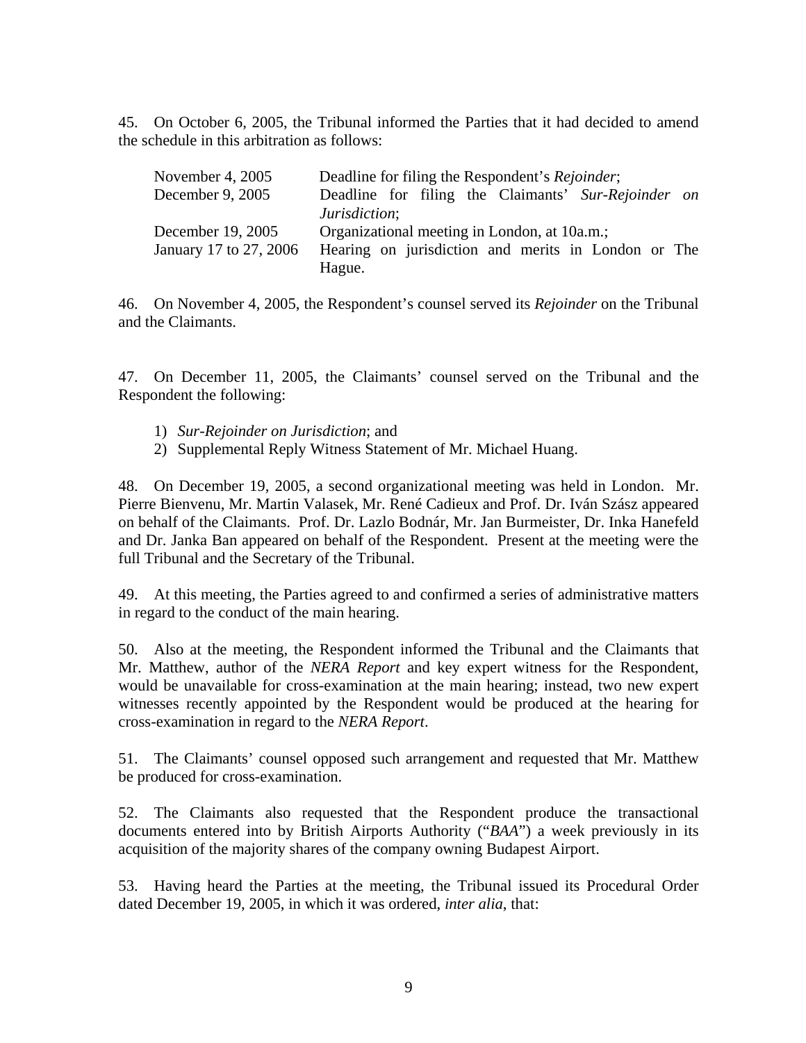45. On October 6, 2005, the Tribunal informed the Parties that it had decided to amend the schedule in this arbitration as follows:

| | |
|---|---|
| November 4, 2005 | Deadline for filing the Respondent's *Rejoinder*; |
| December 9, 2005 | Deadline for filing the Claimants' *Sur-Rejoinder on Jurisdiction*; |
| December 19, 2005 | Organizational meeting in London, at 10a.m.; |
| January 17 to 27, 2006 | Hearing on jurisdiction and merits in London or The Hague. |

46. On November 4, 2005, the Respondent's counsel served its *Rejoinder* on the Tribunal and the Claimants.

47. On December 11, 2005, the Claimants' counsel served on the Tribunal and the Respondent the following:

1) *Sur-Rejoinder on Jurisdiction*; and
2) Supplemental Reply Witness Statement of Mr. Michael Huang.

48. On December 19, 2005, a second organizational meeting was held in London. Mr. Pierre Bienvenu, Mr. Martin Valasek, Mr. René Cadieux and Prof. Dr. Iván Szász appeared on behalf of the Claimants. Prof. Dr. Lazlo Bodnár, Mr. Jan Burmeister, Dr. Inka Hanefeld and Dr. Janka Ban appeared on behalf of the Respondent. Present at the meeting were the full Tribunal and the Secretary of the Tribunal.

49. At this meeting, the Parties agreed to and confirmed a series of administrative matters in regard to the conduct of the main hearing.

50. Also at the meeting, the Respondent informed the Tribunal and the Claimants that Mr. Matthew, author of the *NERA Report* and key expert witness for the Respondent, would be unavailable for cross-examination at the main hearing; instead, two new expert witnesses recently appointed by the Respondent would be produced at the hearing for cross-examination in regard to the *NERA Report*.

51. The Claimants' counsel opposed such arrangement and requested that Mr. Matthew be produced for cross-examination.

52. The Claimants also requested that the Respondent produce the transactional documents entered into by British Airports Authority ("*BAA*") a week previously in its acquisition of the majority shares of the company owning Budapest Airport.

53. Having heard the Parties at the meeting, the Tribunal issued its Procedural Order dated December 19, 2005, in which it was ordered, *inter alia*, that: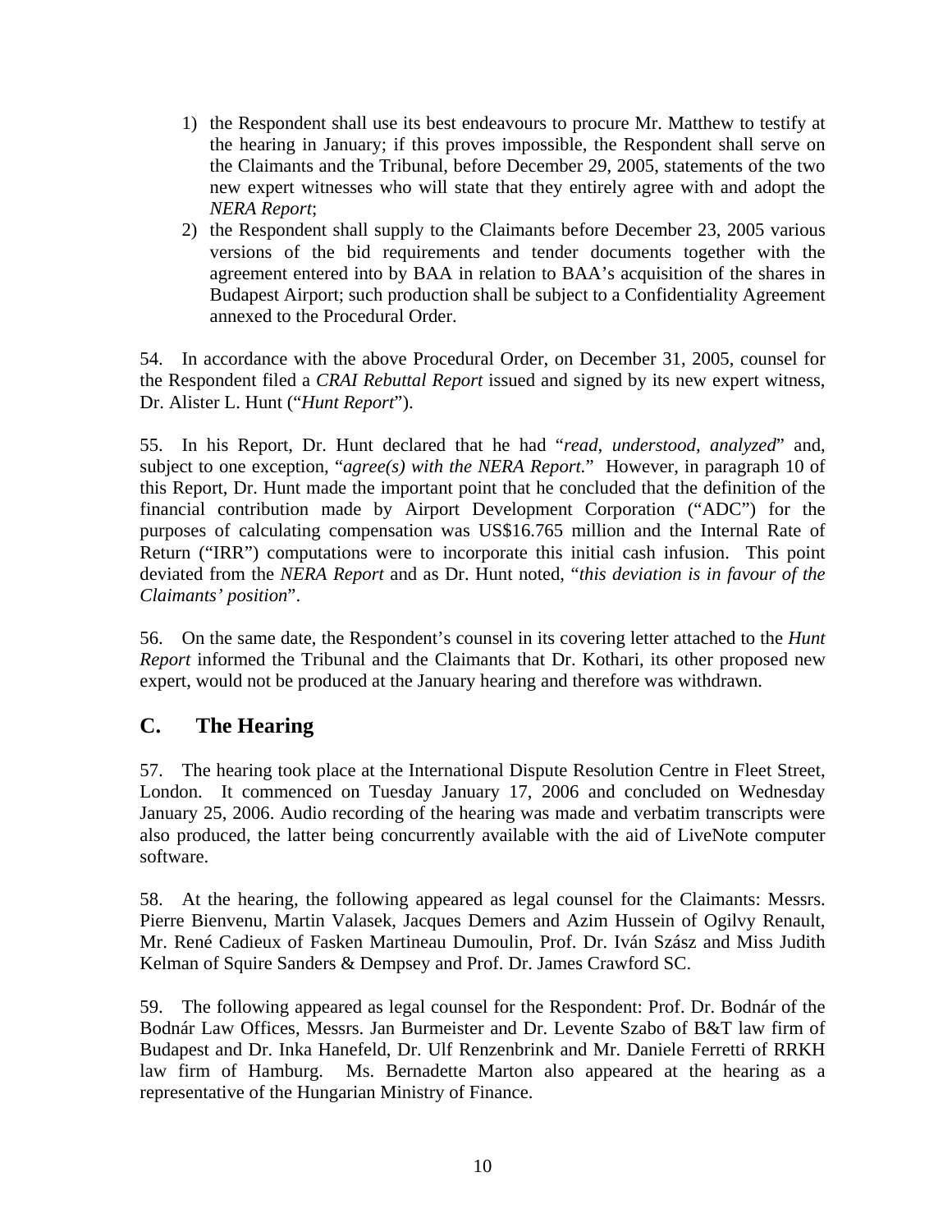1) the Respondent shall use its best endeavours to procure Mr. Matthew to testify at the hearing in January; if this proves impossible, the Respondent shall serve on the Claimants and the Tribunal, before December 29, 2005, statements of the two new expert witnesses who will state that they entirely agree with and adopt the *NERA Report*;
2) the Respondent shall supply to the Claimants before December 23, 2005 various versions of the bid requirements and tender documents together with the agreement entered into by BAA in relation to BAA's acquisition of the shares in Budapest Airport; such production shall be subject to a Confidentiality Agreement annexed to the Procedural Order.

54. In accordance with the above Procedural Order, on December 31, 2005, counsel for the Respondent filed a *CRAI Rebuttal Report* issued and signed by its new expert witness, Dr. Alister L. Hunt ("*Hunt Report*").

55. In his Report, Dr. Hunt declared that he had "*read, understood, analyzed*" and, subject to one exception, "*agree(s) with the NERA Report.*" However, in paragraph 10 of this Report, Dr. Hunt made the important point that he concluded that the definition of the financial contribution made by Airport Development Corporation ("ADC") for the purposes of calculating compensation was US$16.765 million and the Internal Rate of Return ("IRR") computations were to incorporate this initial cash infusion. This point deviated from the *NERA Report* and as Dr. Hunt noted, "*this deviation is in favour of the Claimants' position*".

56. On the same date, the Respondent's counsel in its covering letter attached to the *Hunt Report* informed the Tribunal and the Claimants that Dr. Kothari, its other proposed new expert, would not be produced at the January hearing and therefore was withdrawn.

## C. The Hearing

57. The hearing took place at the International Dispute Resolution Centre in Fleet Street, London. It commenced on Tuesday January 17, 2006 and concluded on Wednesday January 25, 2006. Audio recording of the hearing was made and verbatim transcripts were also produced, the latter being concurrently available with the aid of LiveNote computer software.

58. At the hearing, the following appeared as legal counsel for the Claimants: Messrs. Pierre Bienvenu, Martin Valasek, Jacques Demers and Azim Hussein of Ogilvy Renault, Mr. René Cadieux of Fasken Martineau Dumoulin, Prof. Dr. Iván Szász and Miss Judith Kelman of Squire Sanders & Dempsey and Prof. Dr. James Crawford SC.

59. The following appeared as legal counsel for the Respondent: Prof. Dr. Bodnár of the Bodnár Law Offices, Messrs. Jan Burmeister and Dr. Levente Szabo of B&T law firm of Budapest and Dr. Inka Hanefeld, Dr. Ulf Renzenbrink and Mr. Daniele Ferretti of RRKH law firm of Hamburg. Ms. Bernadette Marton also appeared at the hearing as a representative of the Hungarian Ministry of Finance.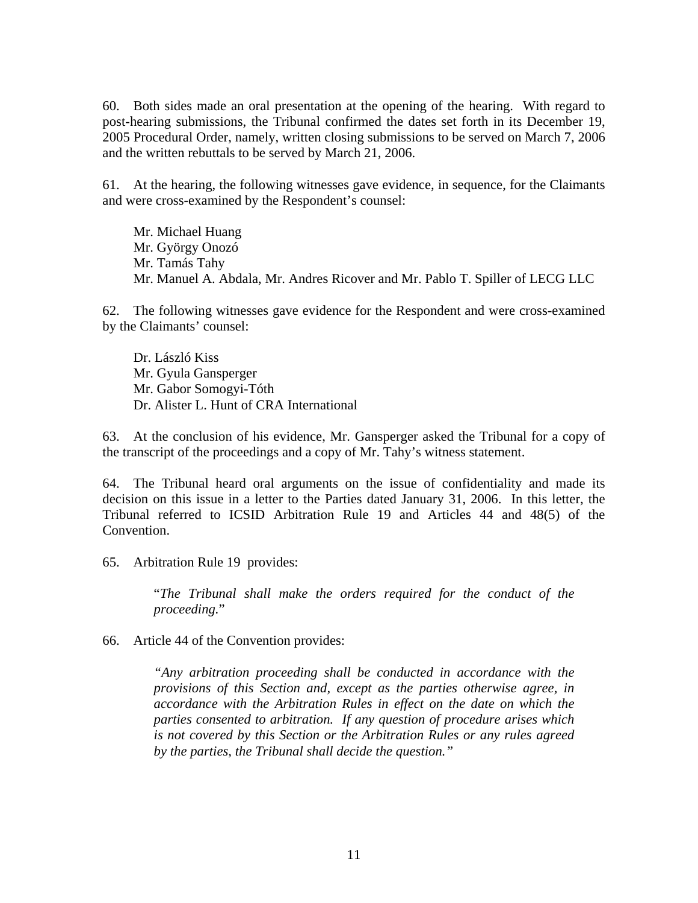60. Both sides made an oral presentation at the opening of the hearing. With regard to post-hearing submissions, the Tribunal confirmed the dates set forth in its December 19, 2005 Procedural Order, namely, written closing submissions to be served on March 7, 2006 and the written rebuttals to be served by March 21, 2006.

61. At the hearing, the following witnesses gave evidence, in sequence, for the Claimants and were cross-examined by the Respondent's counsel:

> Mr. Michael Huang  
> Mr. György Onozó  
> Mr. Tamás Tahy  
> Mr. Manuel A. Abdala, Mr. Andres Ricover and Mr. Pablo T. Spiller of LECG LLC

62. The following witnesses gave evidence for the Respondent and were cross-examined by the Claimants' counsel:

> Dr. László Kiss  
> Mr. Gyula Gansperger  
> Mr. Gabor Somogyi-Tóth  
> Dr. Alister L. Hunt of CRA International

63. At the conclusion of his evidence, Mr. Gansperger asked the Tribunal for a copy of the transcript of the proceedings and a copy of Mr. Tahy's witness statement.

64. The Tribunal heard oral arguments on the issue of confidentiality and made its decision on this issue in a letter to the Parties dated January 31, 2006. In this letter, the Tribunal referred to ICSID Arbitration Rule 19 and Articles 44 and 48(5) of the Convention.

65. Arbitration Rule 19 provides:

> "*The Tribunal shall make the orders required for the conduct of the proceeding.*"

66. Article 44 of the Convention provides:

> *"Any arbitration proceeding shall be conducted in accordance with the provisions of this Section and, except as the parties otherwise agree, in accordance with the Arbitration Rules in effect on the date on which the parties consented to arbitration. If any question of procedure arises which is not covered by this Section or the Arbitration Rules or any rules agreed by the parties, the Tribunal shall decide the question."*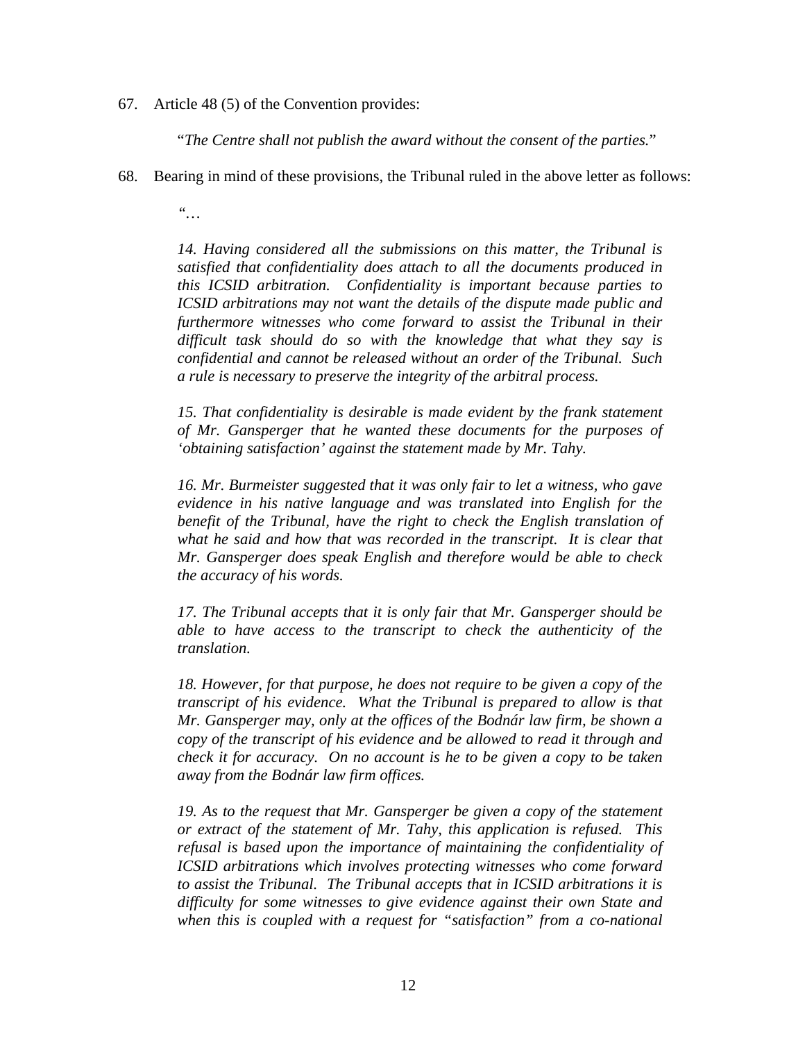67. Article 48 (5) of the Convention provides:

> "*The Centre shall not publish the award without the consent of the parties.*"

68. Bearing in mind of these provisions, the Tribunal ruled in the above letter as follows:

> *"…*
>
> *14. Having considered all the submissions on this matter, the Tribunal is satisfied that confidentiality does attach to all the documents produced in this ICSID arbitration. Confidentiality is important because parties to ICSID arbitrations may not want the details of the dispute made public and furthermore witnesses who come forward to assist the Tribunal in their difficult task should do so with the knowledge that what they say is confidential and cannot be released without an order of the Tribunal. Such a rule is necessary to preserve the integrity of the arbitral process.*
>
> *15. That confidentiality is desirable is made evident by the frank statement of Mr. Gansperger that he wanted these documents for the purposes of 'obtaining satisfaction' against the statement made by Mr. Tahy.*
>
> *16. Mr. Burmeister suggested that it was only fair to let a witness, who gave evidence in his native language and was translated into English for the benefit of the Tribunal, have the right to check the English translation of what he said and how that was recorded in the transcript. It is clear that Mr. Gansperger does speak English and therefore would be able to check the accuracy of his words.*
>
> *17. The Tribunal accepts that it is only fair that Mr. Gansperger should be able to have access to the transcript to check the authenticity of the translation.*
>
> *18. However, for that purpose, he does not require to be given a copy of the transcript of his evidence. What the Tribunal is prepared to allow is that Mr. Gansperger may, only at the offices of the Bodnár law firm, be shown a copy of the transcript of his evidence and be allowed to read it through and check it for accuracy. On no account is he to be given a copy to be taken away from the Bodnár law firm offices.*
>
> *19. As to the request that Mr. Gansperger be given a copy of the statement or extract of the statement of Mr. Tahy, this application is refused. This refusal is based upon the importance of maintaining the confidentiality of ICSID arbitrations which involves protecting witnesses who come forward to assist the Tribunal. The Tribunal accepts that in ICSID arbitrations it is difficulty for some witnesses to give evidence against their own State and when this is coupled with a request for "satisfaction" from a co-national*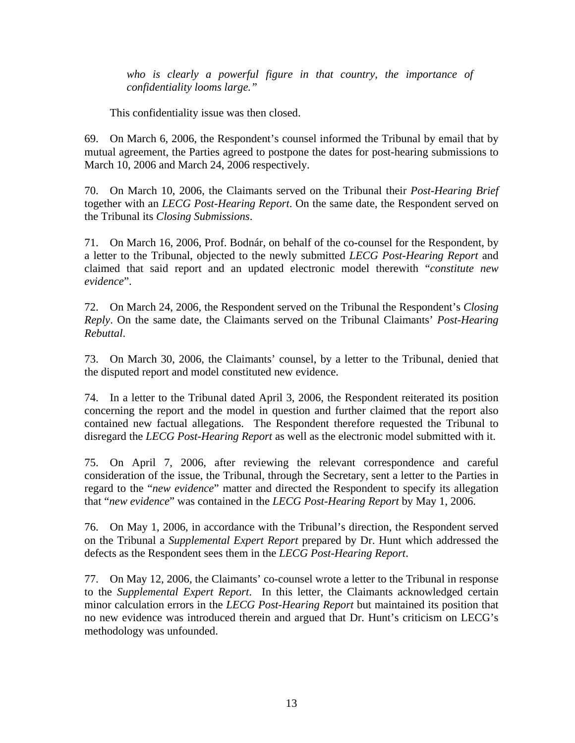> *who is clearly a powerful figure in that country, the importance of confidentiality looms large."*

This confidentiality issue was then closed.

69. On March 6, 2006, the Respondent's counsel informed the Tribunal by email that by mutual agreement, the Parties agreed to postpone the dates for post-hearing submissions to March 10, 2006 and March 24, 2006 respectively.

70. On March 10, 2006, the Claimants served on the Tribunal their *Post-Hearing Brief* together with an *LECG Post-Hearing Report*. On the same date, the Respondent served on the Tribunal its *Closing Submissions*.

71. On March 16, 2006, Prof. Bodnár, on behalf of the co-counsel for the Respondent, by a letter to the Tribunal, objected to the newly submitted *LECG Post-Hearing Report* and claimed that said report and an updated electronic model therewith "*constitute new evidence*".

72. On March 24, 2006, the Respondent served on the Tribunal the Respondent's *Closing Reply*. On the same date, the Claimants served on the Tribunal Claimants' *Post-Hearing Rebuttal*.

73. On March 30, 2006, the Claimants' counsel, by a letter to the Tribunal, denied that the disputed report and model constituted new evidence.

74. In a letter to the Tribunal dated April 3, 2006, the Respondent reiterated its position concerning the report and the model in question and further claimed that the report also contained new factual allegations. The Respondent therefore requested the Tribunal to disregard the *LECG Post-Hearing Report* as well as the electronic model submitted with it.

75. On April 7, 2006, after reviewing the relevant correspondence and careful consideration of the issue, the Tribunal, through the Secretary, sent a letter to the Parties in regard to the "*new evidence*" matter and directed the Respondent to specify its allegation that "*new evidence*" was contained in the *LECG Post-Hearing Report* by May 1, 2006.

76. On May 1, 2006, in accordance with the Tribunal's direction, the Respondent served on the Tribunal a *Supplemental Expert Report* prepared by Dr. Hunt which addressed the defects as the Respondent sees them in the *LECG Post-Hearing Report*.

77. On May 12, 2006, the Claimants' co-counsel wrote a letter to the Tribunal in response to the *Supplemental Expert Report*. In this letter, the Claimants acknowledged certain minor calculation errors in the *LECG Post-Hearing Report* but maintained its position that no new evidence was introduced therein and argued that Dr. Hunt's criticism on LECG's methodology was unfounded.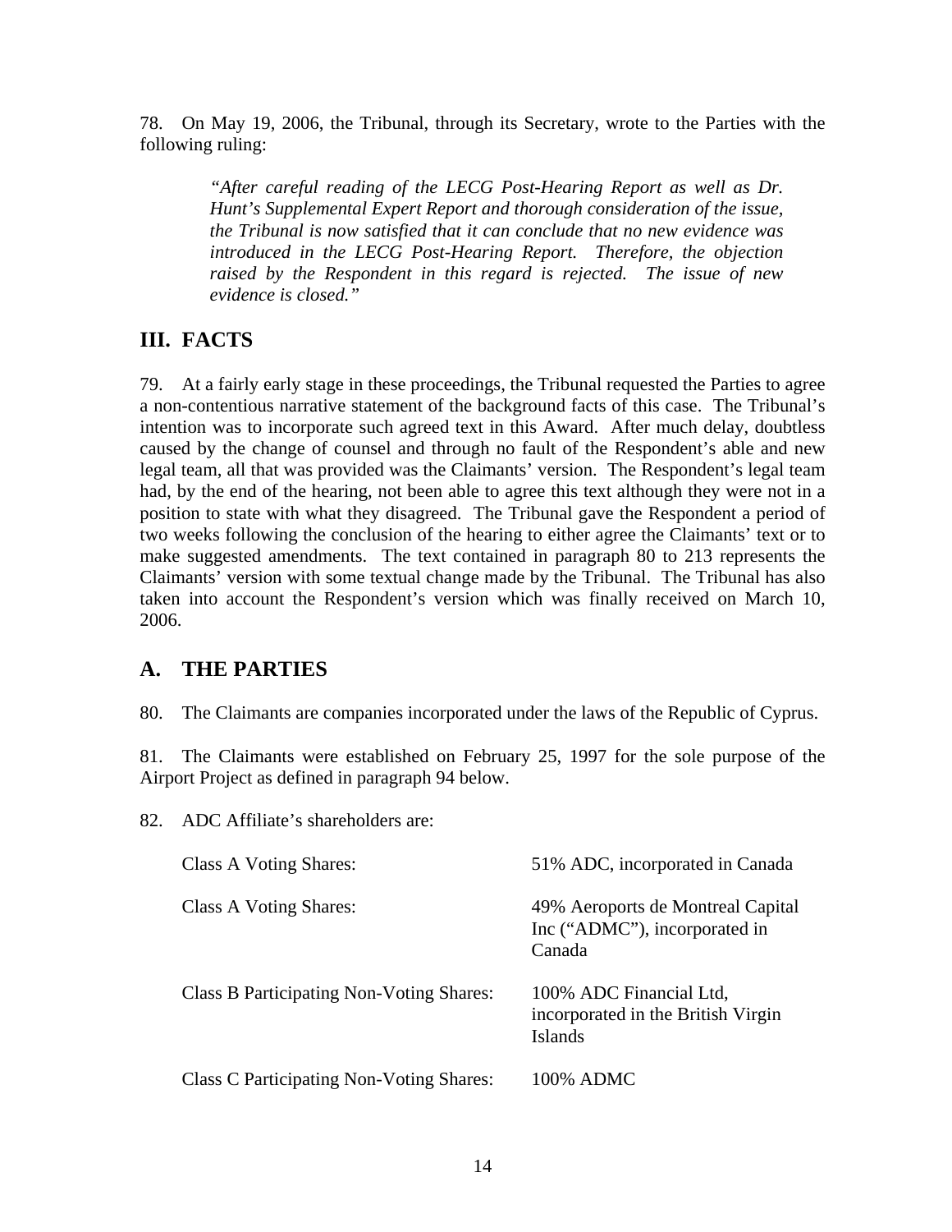78. On May 19, 2006, the Tribunal, through its Secretary, wrote to the Parties with the following ruling:

> *"After careful reading of the LECG Post-Hearing Report as well as Dr. Hunt's Supplemental Expert Report and thorough consideration of the issue, the Tribunal is now satisfied that it can conclude that no new evidence was introduced in the LECG Post-Hearing Report. Therefore, the objection raised by the Respondent in this regard is rejected. The issue of new evidence is closed."*

## III. FACTS

79. At a fairly early stage in these proceedings, the Tribunal requested the Parties to agree a non-contentious narrative statement of the background facts of this case. The Tribunal's intention was to incorporate such agreed text in this Award. After much delay, doubtless caused by the change of counsel and through no fault of the Respondent's able and new legal team, all that was provided was the Claimants' version. The Respondent's legal team had, by the end of the hearing, not been able to agree this text although they were not in a position to state with what they disagreed. The Tribunal gave the Respondent a period of two weeks following the conclusion of the hearing to either agree the Claimants' text or to make suggested amendments. The text contained in paragraph 80 to 213 represents the Claimants' version with some textual change made by the Tribunal. The Tribunal has also taken into account the Respondent's version which was finally received on March 10, 2006.

## A. THE PARTIES

80. The Claimants are companies incorporated under the laws of the Republic of Cyprus.

81. The Claimants were established on February 25, 1997 for the sole purpose of the Airport Project as defined in paragraph 94 below.

82. ADC Affiliate's shareholders are:

| | |
|---|---|
| Class A Voting Shares: | 51% ADC, incorporated in Canada |
| Class A Voting Shares: | 49% Aeroports de Montreal Capital Inc ("ADMC"), incorporated in Canada |
| Class B Participating Non-Voting Shares: | 100% ADC Financial Ltd, incorporated in the British Virgin Islands |
| Class C Participating Non-Voting Shares: | 100% ADMC |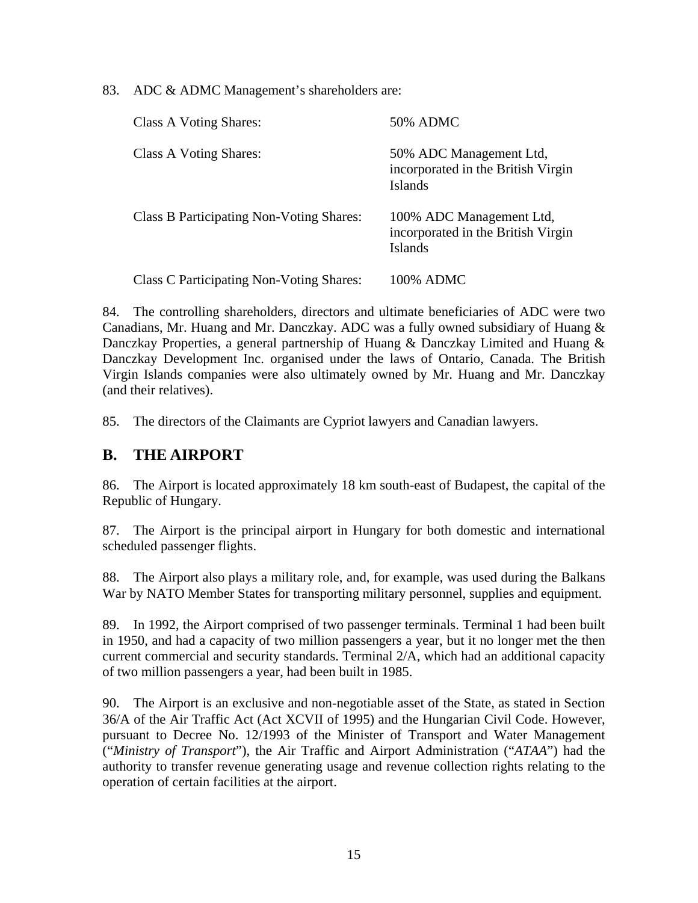83. ADC & ADMC Management's shareholders are:

| | |
|---|---|
| Class A Voting Shares: | 50% ADMC |
| Class A Voting Shares: | 50% ADC Management Ltd, incorporated in the British Virgin Islands |
| Class B Participating Non-Voting Shares: | 100% ADC Management Ltd, incorporated in the British Virgin Islands |
| Class C Participating Non-Voting Shares: | 100% ADMC |

84. The controlling shareholders, directors and ultimate beneficiaries of ADC were two Canadians, Mr. Huang and Mr. Danczkay. ADC was a fully owned subsidiary of Huang & Danczkay Properties, a general partnership of Huang & Danczkay Limited and Huang & Danczkay Development Inc. organised under the laws of Ontario, Canada. The British Virgin Islands companies were also ultimately owned by Mr. Huang and Mr. Danczkay (and their relatives).

85. The directors of the Claimants are Cypriot lawyers and Canadian lawyers.

## B. THE AIRPORT

86. The Airport is located approximately 18 km south-east of Budapest, the capital of the Republic of Hungary.

87. The Airport is the principal airport in Hungary for both domestic and international scheduled passenger flights.

88. The Airport also plays a military role, and, for example, was used during the Balkans War by NATO Member States for transporting military personnel, supplies and equipment.

89. In 1992, the Airport comprised of two passenger terminals. Terminal 1 had been built in 1950, and had a capacity of two million passengers a year, but it no longer met the then current commercial and security standards. Terminal 2/A, which had an additional capacity of two million passengers a year, had been built in 1985.

90. The Airport is an exclusive and non-negotiable asset of the State, as stated in Section 36/A of the Air Traffic Act (Act XCVII of 1995) and the Hungarian Civil Code. However, pursuant to Decree No. 12/1993 of the Minister of Transport and Water Management ("*Ministry of Transport*"), the Air Traffic and Airport Administration ("*ATAA*") had the authority to transfer revenue generating usage and revenue collection rights relating to the operation of certain facilities at the airport.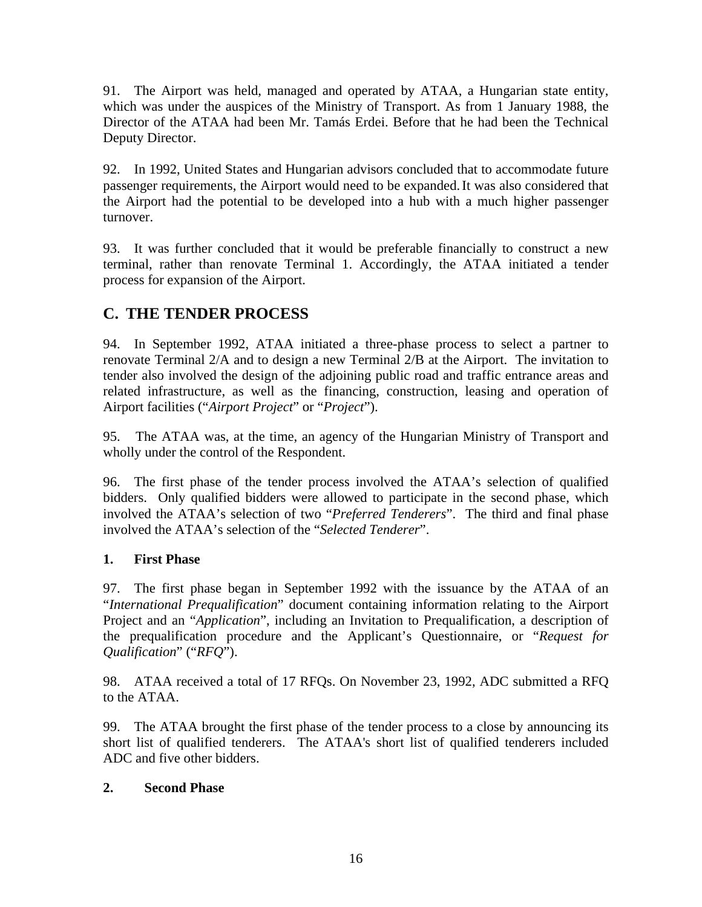91. The Airport was held, managed and operated by ATAA, a Hungarian state entity, which was under the auspices of the Ministry of Transport. As from 1 January 1988, the Director of the ATAA had been Mr. Tamás Erdei. Before that he had been the Technical Deputy Director.

92. In 1992, United States and Hungarian advisors concluded that to accommodate future passenger requirements, the Airport would need to be expanded. It was also considered that the Airport had the potential to be developed into a hub with a much higher passenger turnover.

93. It was further concluded that it would be preferable financially to construct a new terminal, rather than renovate Terminal 1. Accordingly, the ATAA initiated a tender process for expansion of the Airport.

## C. THE TENDER PROCESS

94. In September 1992, ATAA initiated a three-phase process to select a partner to renovate Terminal 2/A and to design a new Terminal 2/B at the Airport. The invitation to tender also involved the design of the adjoining public road and traffic entrance areas and related infrastructure, as well as the financing, construction, leasing and operation of Airport facilities ("*Airport Project*" or "*Project*").

95. The ATAA was, at the time, an agency of the Hungarian Ministry of Transport and wholly under the control of the Respondent.

96. The first phase of the tender process involved the ATAA's selection of qualified bidders. Only qualified bidders were allowed to participate in the second phase, which involved the ATAA's selection of two "*Preferred Tenderers*". The third and final phase involved the ATAA's selection of the "*Selected Tenderer*".

### 1. First Phase

97. The first phase began in September 1992 with the issuance by the ATAA of an "*International Prequalification*" document containing information relating to the Airport Project and an "*Application*", including an Invitation to Prequalification, a description of the prequalification procedure and the Applicant's Questionnaire, or "*Request for Qualification*" ("*RFQ*").

98. ATAA received a total of 17 RFQs. On November 23, 1992, ADC submitted a RFQ to the ATAA.

99. The ATAA brought the first phase of the tender process to a close by announcing its short list of qualified tenderers. The ATAA's short list of qualified tenderers included ADC and five other bidders.

### 2. Second Phase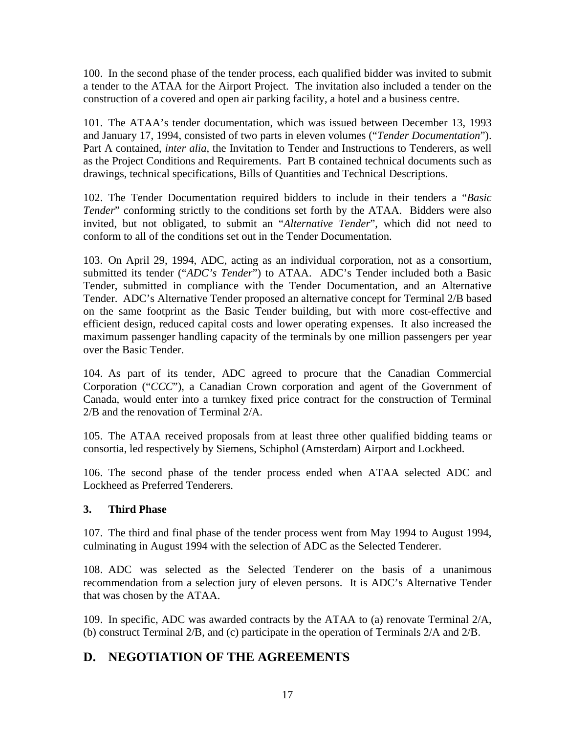100. In the second phase of the tender process, each qualified bidder was invited to submit a tender to the ATAA for the Airport Project. The invitation also included a tender on the construction of a covered and open air parking facility, a hotel and a business centre.

101. The ATAA's tender documentation, which was issued between December 13, 1993 and January 17, 1994, consisted of two parts in eleven volumes ("*Tender Documentation*"). Part A contained, *inter alia*, the Invitation to Tender and Instructions to Tenderers, as well as the Project Conditions and Requirements. Part B contained technical documents such as drawings, technical specifications, Bills of Quantities and Technical Descriptions.

102. The Tender Documentation required bidders to include in their tenders a "*Basic Tender*" conforming strictly to the conditions set forth by the ATAA. Bidders were also invited, but not obligated, to submit an "*Alternative Tender*", which did not need to conform to all of the conditions set out in the Tender Documentation.

103. On April 29, 1994, ADC, acting as an individual corporation, not as a consortium, submitted its tender ("*ADC's Tender*") to ATAA. ADC's Tender included both a Basic Tender, submitted in compliance with the Tender Documentation, and an Alternative Tender. ADC's Alternative Tender proposed an alternative concept for Terminal 2/B based on the same footprint as the Basic Tender building, but with more cost-effective and efficient design, reduced capital costs and lower operating expenses. It also increased the maximum passenger handling capacity of the terminals by one million passengers per year over the Basic Tender.

104. As part of its tender, ADC agreed to procure that the Canadian Commercial Corporation ("*CCC*"), a Canadian Crown corporation and agent of the Government of Canada, would enter into a turnkey fixed price contract for the construction of Terminal 2/B and the renovation of Terminal 2/A.

105. The ATAA received proposals from at least three other qualified bidding teams or consortia, led respectively by Siemens, Schiphol (Amsterdam) Airport and Lockheed.

106. The second phase of the tender process ended when ATAA selected ADC and Lockheed as Preferred Tenderers.

### 3. Third Phase

107. The third and final phase of the tender process went from May 1994 to August 1994, culminating in August 1994 with the selection of ADC as the Selected Tenderer.

108. ADC was selected as the Selected Tenderer on the basis of a unanimous recommendation from a selection jury of eleven persons. It is ADC's Alternative Tender that was chosen by the ATAA.

109. In specific, ADC was awarded contracts by the ATAA to (a) renovate Terminal 2/A, (b) construct Terminal 2/B, and (c) participate in the operation of Terminals 2/A and 2/B.

## D. NEGOTIATION OF THE AGREEMENTS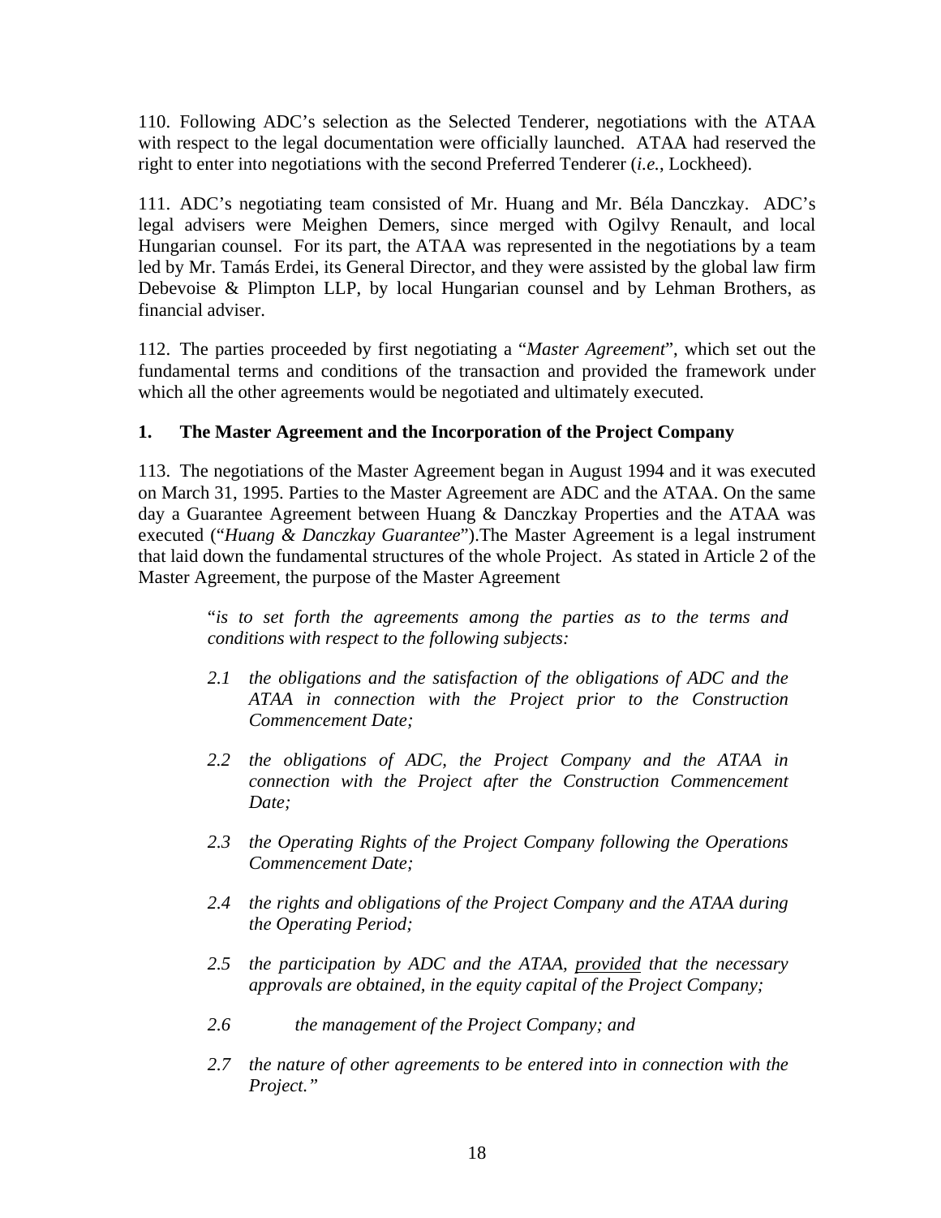110. Following ADC's selection as the Selected Tenderer, negotiations with the ATAA with respect to the legal documentation were officially launched. ATAA had reserved the right to enter into negotiations with the second Preferred Tenderer (*i.e.*, Lockheed).

111. ADC's negotiating team consisted of Mr. Huang and Mr. Béla Danczkay. ADC's legal advisers were Meighen Demers, since merged with Ogilvy Renault, and local Hungarian counsel. For its part, the ATAA was represented in the negotiations by a team led by Mr. Tamás Erdei, its General Director, and they were assisted by the global law firm Debevoise & Plimpton LLP, by local Hungarian counsel and by Lehman Brothers, as financial adviser.

112. The parties proceeded by first negotiating a "*Master Agreement*", which set out the fundamental terms and conditions of the transaction and provided the framework under which all the other agreements would be negotiated and ultimately executed.

**1. The Master Agreement and the Incorporation of the Project Company**

113. The negotiations of the Master Agreement began in August 1994 and it was executed on March 31, 1995. Parties to the Master Agreement are ADC and the ATAA. On the same day a Guarantee Agreement between Huang & Danczkay Properties and the ATAA was executed ("*Huang & Danczkay Guarantee*").The Master Agreement is a legal instrument that laid down the fundamental structures of the whole Project. As stated in Article 2 of the Master Agreement, the purpose of the Master Agreement

> "*is to set forth the agreements among the parties as to the terms and conditions with respect to the following subjects:*
>
> *2.1 the obligations and the satisfaction of the obligations of ADC and the ATAA in connection with the Project prior to the Construction Commencement Date;*
>
> *2.2 the obligations of ADC, the Project Company and the ATAA in connection with the Project after the Construction Commencement Date;*
>
> *2.3 the Operating Rights of the Project Company following the Operations Commencement Date;*
>
> *2.4 the rights and obligations of the Project Company and the ATAA during the Operating Period;*
>
> *2.5 the participation by ADC and the ATAA, provided that the necessary approvals are obtained, in the equity capital of the Project Company;*
>
> *2.6 the management of the Project Company; and*
>
> *2.7 the nature of other agreements to be entered into in connection with the Project."*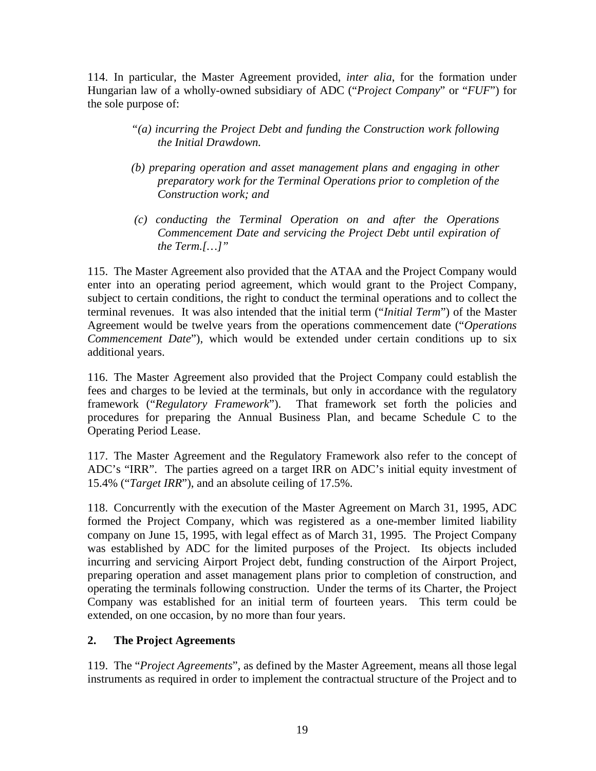114. In particular, the Master Agreement provided, *inter alia*, for the formation under Hungarian law of a wholly-owned subsidiary of ADC ("*Project Company*" or "*FUF*") for the sole purpose of:

> *"(a) incurring the Project Debt and funding the Construction work following the Initial Drawdown.*
>
> *(b) preparing operation and asset management plans and engaging in other preparatory work for the Terminal Operations prior to completion of the Construction work; and*
>
> *(c) conducting the Terminal Operation on and after the Operations Commencement Date and servicing the Project Debt until expiration of the Term.[…]"*

115. The Master Agreement also provided that the ATAA and the Project Company would enter into an operating period agreement, which would grant to the Project Company, subject to certain conditions, the right to conduct the terminal operations and to collect the terminal revenues. It was also intended that the initial term ("*Initial Term*") of the Master Agreement would be twelve years from the operations commencement date ("*Operations Commencement Date*"), which would be extended under certain conditions up to six additional years.

116. The Master Agreement also provided that the Project Company could establish the fees and charges to be levied at the terminals, but only in accordance with the regulatory framework ("*Regulatory Framework*"). That framework set forth the policies and procedures for preparing the Annual Business Plan, and became Schedule C to the Operating Period Lease.

117. The Master Agreement and the Regulatory Framework also refer to the concept of ADC's "IRR". The parties agreed on a target IRR on ADC's initial equity investment of 15.4% ("*Target IRR*"), and an absolute ceiling of 17.5%.

118. Concurrently with the execution of the Master Agreement on March 31, 1995, ADC formed the Project Company, which was registered as a one-member limited liability company on June 15, 1995, with legal effect as of March 31, 1995. The Project Company was established by ADC for the limited purposes of the Project. Its objects included incurring and servicing Airport Project debt, funding construction of the Airport Project, preparing operation and asset management plans prior to completion of construction, and operating the terminals following construction. Under the terms of its Charter, the Project Company was established for an initial term of fourteen years. This term could be extended, on one occasion, by no more than four years.

## 2. The Project Agreements

119. The "*Project Agreements*", as defined by the Master Agreement, means all those legal instruments as required in order to implement the contractual structure of the Project and to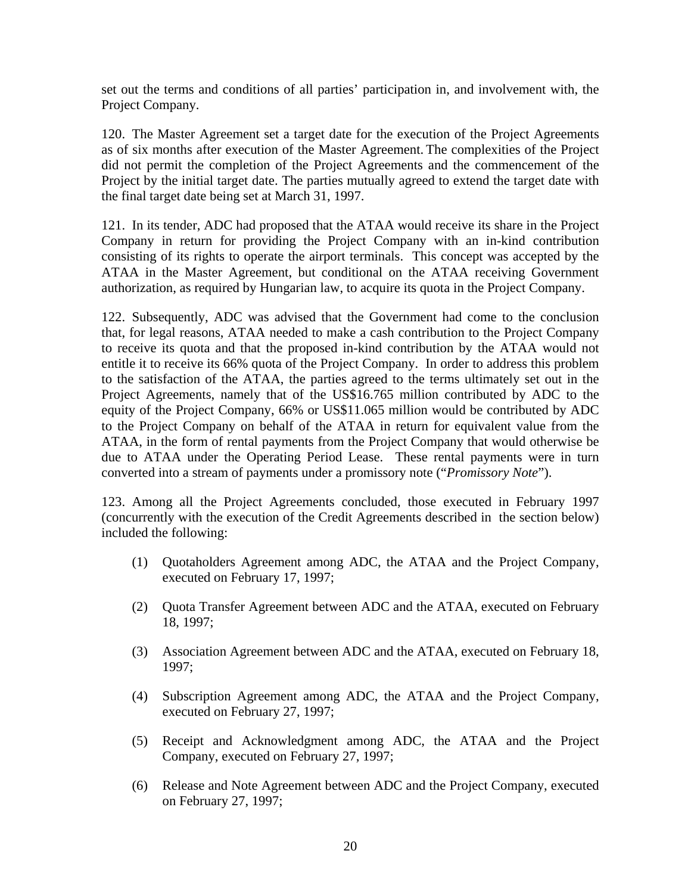set out the terms and conditions of all parties' participation in, and involvement with, the Project Company.

120. The Master Agreement set a target date for the execution of the Project Agreements as of six months after execution of the Master Agreement. The complexities of the Project did not permit the completion of the Project Agreements and the commencement of the Project by the initial target date. The parties mutually agreed to extend the target date with the final target date being set at March 31, 1997.

121. In its tender, ADC had proposed that the ATAA would receive its share in the Project Company in return for providing the Project Company with an in-kind contribution consisting of its rights to operate the airport terminals. This concept was accepted by the ATAA in the Master Agreement, but conditional on the ATAA receiving Government authorization, as required by Hungarian law, to acquire its quota in the Project Company.

122. Subsequently, ADC was advised that the Government had come to the conclusion that, for legal reasons, ATAA needed to make a cash contribution to the Project Company to receive its quota and that the proposed in-kind contribution by the ATAA would not entitle it to receive its 66% quota of the Project Company. In order to address this problem to the satisfaction of the ATAA, the parties agreed to the terms ultimately set out in the Project Agreements, namely that of the US$16.765 million contributed by ADC to the equity of the Project Company, 66% or US$11.065 million would be contributed by ADC to the Project Company on behalf of the ATAA in return for equivalent value from the ATAA, in the form of rental payments from the Project Company that would otherwise be due to ATAA under the Operating Period Lease. These rental payments were in turn converted into a stream of payments under a promissory note ("*Promissory Note*").

123. Among all the Project Agreements concluded, those executed in February 1997 (concurrently with the execution of the Credit Agreements described in the section below) included the following:

(1) Quotaholders Agreement among ADC, the ATAA and the Project Company, executed on February 17, 1997;

(2) Quota Transfer Agreement between ADC and the ATAA, executed on February 18, 1997;

(3) Association Agreement between ADC and the ATAA, executed on February 18, 1997;

(4) Subscription Agreement among ADC, the ATAA and the Project Company, executed on February 27, 1997;

(5) Receipt and Acknowledgment among ADC, the ATAA and the Project Company, executed on February 27, 1997;

(6) Release and Note Agreement between ADC and the Project Company, executed on February 27, 1997;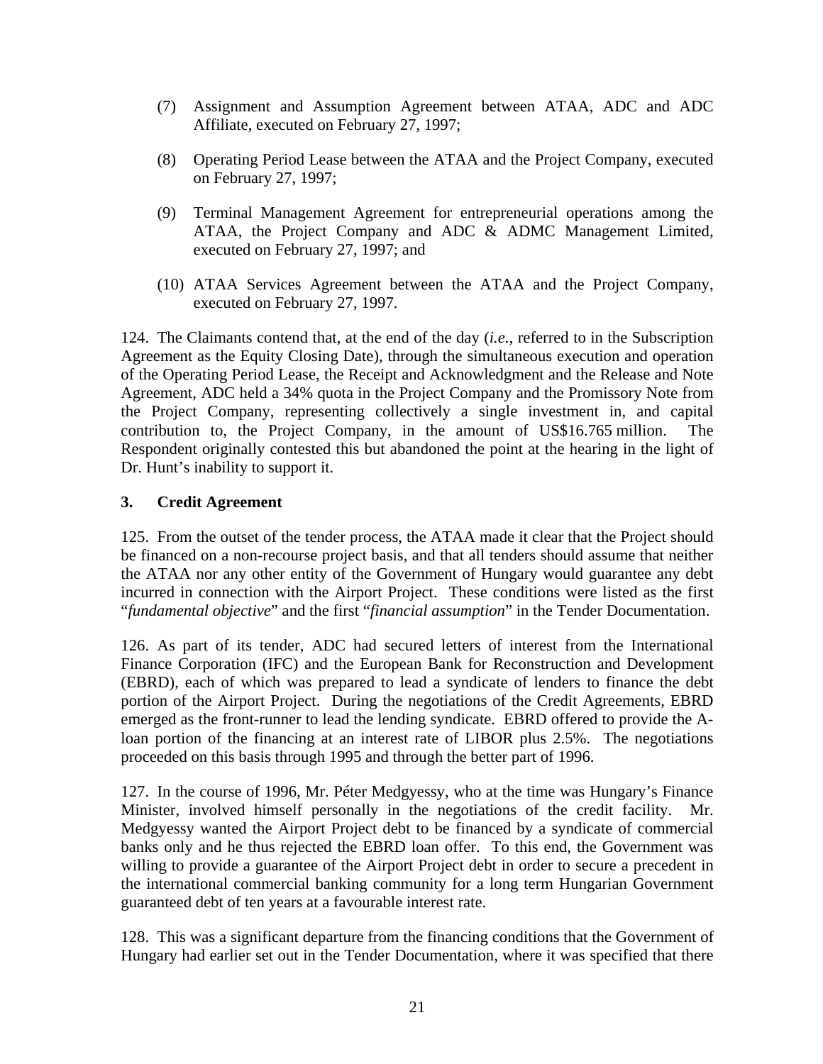(7) Assignment and Assumption Agreement between ATAA, ADC and ADC Affiliate, executed on February 27, 1997;

(8) Operating Period Lease between the ATAA and the Project Company, executed on February 27, 1997;

(9) Terminal Management Agreement for entrepreneurial operations among the ATAA, the Project Company and ADC & ADMC Management Limited, executed on February 27, 1997; and

(10) ATAA Services Agreement between the ATAA and the Project Company, executed on February 27, 1997.

124. The Claimants contend that, at the end of the day (*i.e.*, referred to in the Subscription Agreement as the Equity Closing Date), through the simultaneous execution and operation of the Operating Period Lease, the Receipt and Acknowledgment and the Release and Note Agreement, ADC held a 34% quota in the Project Company and the Promissory Note from the Project Company, representing collectively a single investment in, and capital contribution to, the Project Company, in the amount of US$16.765 million. The Respondent originally contested this but abandoned the point at the hearing in the light of Dr. Hunt's inability to support it.

### 3. Credit Agreement

125. From the outset of the tender process, the ATAA made it clear that the Project should be financed on a non-recourse project basis, and that all tenders should assume that neither the ATAA nor any other entity of the Government of Hungary would guarantee any debt incurred in connection with the Airport Project. These conditions were listed as the first "*fundamental objective*" and the first "*financial assumption*" in the Tender Documentation.

126. As part of its tender, ADC had secured letters of interest from the International Finance Corporation (IFC) and the European Bank for Reconstruction and Development (EBRD), each of which was prepared to lead a syndicate of lenders to finance the debt portion of the Airport Project. During the negotiations of the Credit Agreements, EBRD emerged as the front-runner to lead the lending syndicate. EBRD offered to provide the A-loan portion of the financing at an interest rate of LIBOR plus 2.5%. The negotiations proceeded on this basis through 1995 and through the better part of 1996.

127. In the course of 1996, Mr. Péter Medgyessy, who at the time was Hungary's Finance Minister, involved himself personally in the negotiations of the credit facility. Mr. Medgyessy wanted the Airport Project debt to be financed by a syndicate of commercial banks only and he thus rejected the EBRD loan offer. To this end, the Government was willing to provide a guarantee of the Airport Project debt in order to secure a precedent in the international commercial banking community for a long term Hungarian Government guaranteed debt of ten years at a favourable interest rate.

128. This was a significant departure from the financing conditions that the Government of Hungary had earlier set out in the Tender Documentation, where it was specified that there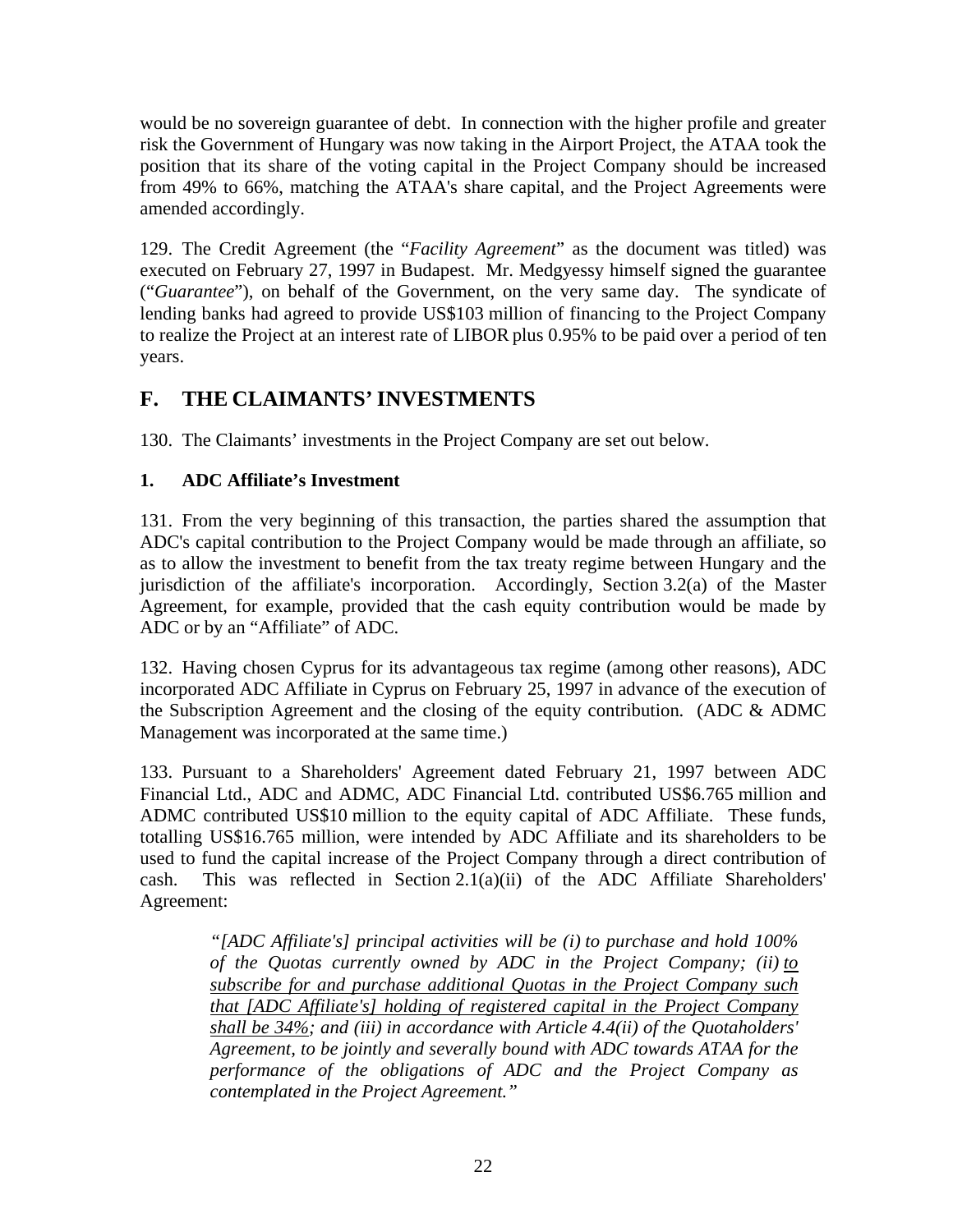would be no sovereign guarantee of debt. In connection with the higher profile and greater risk the Government of Hungary was now taking in the Airport Project, the ATAA took the position that its share of the voting capital in the Project Company should be increased from 49% to 66%, matching the ATAA's share capital, and the Project Agreements were amended accordingly.

129. The Credit Agreement (the "*Facility Agreement*" as the document was titled) was executed on February 27, 1997 in Budapest. Mr. Medgyessy himself signed the guarantee ("*Guarantee*"), on behalf of the Government, on the very same day. The syndicate of lending banks had agreed to provide US$103 million of financing to the Project Company to realize the Project at an interest rate of LIBOR plus 0.95% to be paid over a period of ten years.

## F. THE CLAIMANTS' INVESTMENTS

130. The Claimants' investments in the Project Company are set out below.

### 1. ADC Affiliate's Investment

131. From the very beginning of this transaction, the parties shared the assumption that ADC's capital contribution to the Project Company would be made through an affiliate, so as to allow the investment to benefit from the tax treaty regime between Hungary and the jurisdiction of the affiliate's incorporation. Accordingly, Section 3.2(a) of the Master Agreement, for example, provided that the cash equity contribution would be made by ADC or by an "Affiliate" of ADC.

132. Having chosen Cyprus for its advantageous tax regime (among other reasons), ADC incorporated ADC Affiliate in Cyprus on February 25, 1997 in advance of the execution of the Subscription Agreement and the closing of the equity contribution. (ADC & ADMC Management was incorporated at the same time.)

133. Pursuant to a Shareholders' Agreement dated February 21, 1997 between ADC Financial Ltd., ADC and ADMC, ADC Financial Ltd. contributed US$6.765 million and ADMC contributed US$10 million to the equity capital of ADC Affiliate. These funds, totalling US$16.765 million, were intended by ADC Affiliate and its shareholders to be used to fund the capital increase of the Project Company through a direct contribution of cash. This was reflected in Section 2.1(a)(ii) of the ADC Affiliate Shareholders' Agreement:

> *"[ADC Affiliate's] principal activities will be (i) to purchase and hold 100% of the Quotas currently owned by ADC in the Project Company; (ii) <u>to subscribe for and purchase additional Quotas in the Project Company such that [ADC Affiliate's] holding of registered capital in the Project Company shall be 34%</u>; and (iii) in accordance with Article 4.4(ii) of the Quotaholders' Agreement, to be jointly and severally bound with ADC towards ATAA for the performance of the obligations of ADC and the Project Company as contemplated in the Project Agreement."*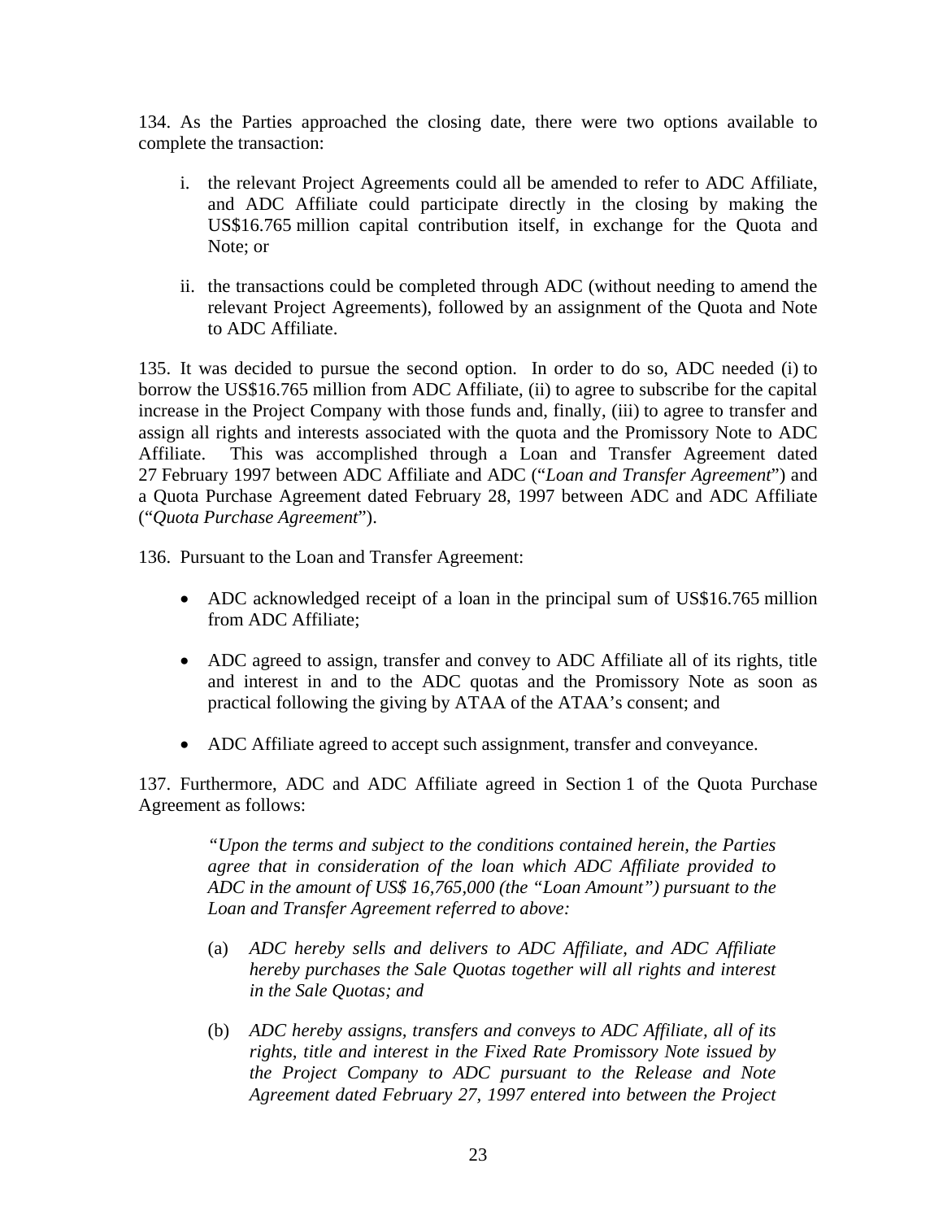134. As the Parties approached the closing date, there were two options available to complete the transaction:

i. the relevant Project Agreements could all be amended to refer to ADC Affiliate, and ADC Affiliate could participate directly in the closing by making the US$16.765 million capital contribution itself, in exchange for the Quota and Note; or

ii. the transactions could be completed through ADC (without needing to amend the relevant Project Agreements), followed by an assignment of the Quota and Note to ADC Affiliate.

135. It was decided to pursue the second option. In order to do so, ADC needed (i) to borrow the US$16.765 million from ADC Affiliate, (ii) to agree to subscribe for the capital increase in the Project Company with those funds and, finally, (iii) to agree to transfer and assign all rights and interests associated with the quota and the Promissory Note to ADC Affiliate. This was accomplished through a Loan and Transfer Agreement dated 27 February 1997 between ADC Affiliate and ADC ("*Loan and Transfer Agreement*") and a Quota Purchase Agreement dated February 28, 1997 between ADC and ADC Affiliate ("*Quota Purchase Agreement*").

136. Pursuant to the Loan and Transfer Agreement:

- ADC acknowledged receipt of a loan in the principal sum of US$16.765 million from ADC Affiliate;
- ADC agreed to assign, transfer and convey to ADC Affiliate all of its rights, title and interest in and to the ADC quotas and the Promissory Note as soon as practical following the giving by ATAA of the ATAA's consent; and
- ADC Affiliate agreed to accept such assignment, transfer and conveyance.

137. Furthermore, ADC and ADC Affiliate agreed in Section 1 of the Quota Purchase Agreement as follows:

> *"Upon the terms and subject to the conditions contained herein, the Parties agree that in consideration of the loan which ADC Affiliate provided to ADC in the amount of US$ 16,765,000 (the "Loan Amount") pursuant to the Loan and Transfer Agreement referred to above:*
>
> (a) *ADC hereby sells and delivers to ADC Affiliate, and ADC Affiliate hereby purchases the Sale Quotas together will all rights and interest in the Sale Quotas; and*
>
> (b) *ADC hereby assigns, transfers and conveys to ADC Affiliate, all of its rights, title and interest in the Fixed Rate Promissory Note issued by the Project Company to ADC pursuant to the Release and Note Agreement dated February 27, 1997 entered into between the Project*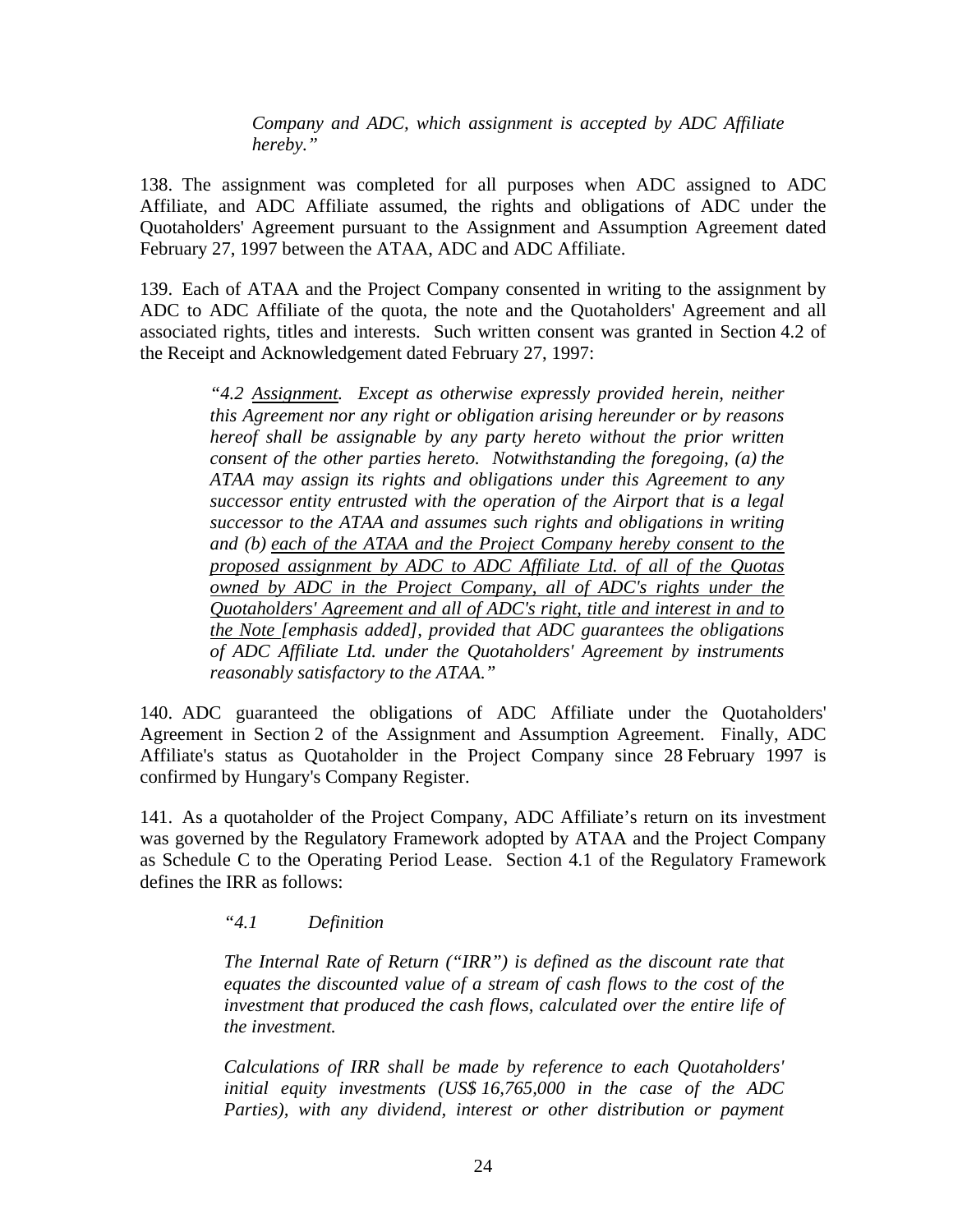> *Company and ADC, which assignment is accepted by ADC Affiliate hereby."*

138. The assignment was completed for all purposes when ADC assigned to ADC Affiliate, and ADC Affiliate assumed, the rights and obligations of ADC under the Quotaholders' Agreement pursuant to the Assignment and Assumption Agreement dated February 27, 1997 between the ATAA, ADC and ADC Affiliate.

139. Each of ATAA and the Project Company consented in writing to the assignment by ADC to ADC Affiliate of the quota, the note and the Quotaholders' Agreement and all associated rights, titles and interests. Such written consent was granted in Section 4.2 of the Receipt and Acknowledgement dated February 27, 1997:

> *"4.2 <u>Assignment</u>. Except as otherwise expressly provided herein, neither this Agreement nor any right or obligation arising hereunder or by reasons hereof shall be assignable by any party hereto without the prior written consent of the other parties hereto. Notwithstanding the foregoing, (a) the ATAA may assign its rights and obligations under this Agreement to any successor entity entrusted with the operation of the Airport that is a legal successor to the ATAA and assumes such rights and obligations in writing and (b) <u>each of the ATAA and the Project Company hereby consent to the proposed assignment by ADC to ADC Affiliate Ltd. of all of the Quotas owned by ADC in the Project Company, all of ADC's rights under the Quotaholders' Agreement and all of ADC's right, title and interest in and to the Note</u> [emphasis added], provided that ADC guarantees the obligations of ADC Affiliate Ltd. under the Quotaholders' Agreement by instruments reasonably satisfactory to the ATAA."*

140. ADC guaranteed the obligations of ADC Affiliate under the Quotaholders' Agreement in Section 2 of the Assignment and Assumption Agreement. Finally, ADC Affiliate's status as Quotaholder in the Project Company since 28 February 1997 is confirmed by Hungary's Company Register.

141. As a quotaholder of the Project Company, ADC Affiliate's return on its investment was governed by the Regulatory Framework adopted by ATAA and the Project Company as Schedule C to the Operating Period Lease. Section 4.1 of the Regulatory Framework defines the IRR as follows:

> *"4.1 Definition*
>
> *The Internal Rate of Return ("IRR") is defined as the discount rate that equates the discounted value of a stream of cash flows to the cost of the investment that produced the cash flows, calculated over the entire life of the investment.*
>
> *Calculations of IRR shall be made by reference to each Quotaholders' initial equity investments (US$ 16,765,000 in the case of the ADC Parties), with any dividend, interest or other distribution or payment*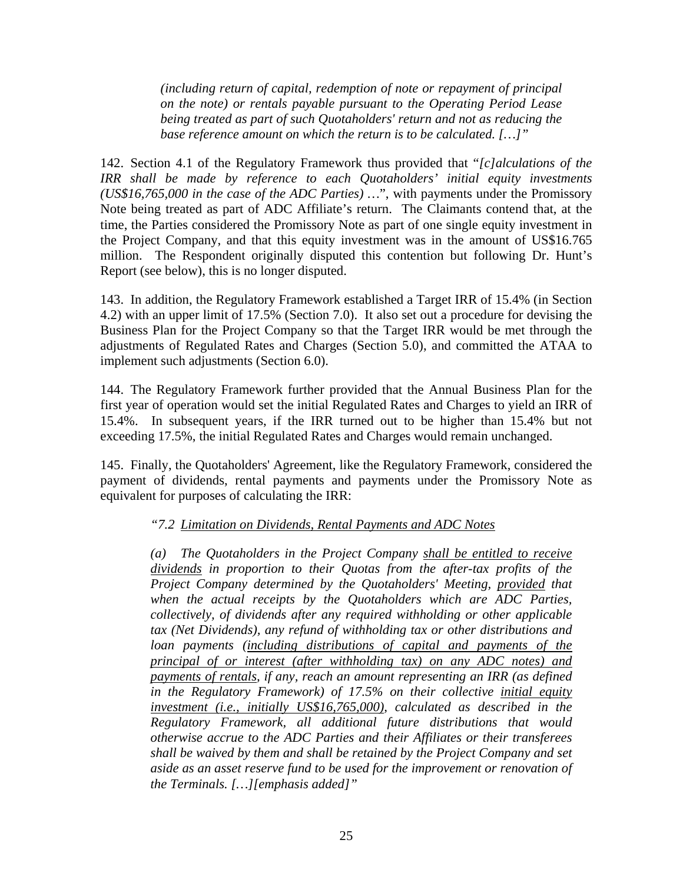> *(including return of capital, redemption of note or repayment of principal on the note) or rentals payable pursuant to the Operating Period Lease being treated as part of such Quotaholders' return and not as reducing the base reference amount on which the return is to be calculated. […]"*

142. Section 4.1 of the Regulatory Framework thus provided that "*[c]alculations of the IRR shall be made by reference to each Quotaholders' initial equity investments (US$16,765,000 in the case of the ADC Parties)* …", with payments under the Promissory Note being treated as part of ADC Affiliate's return. The Claimants contend that, at the time, the Parties considered the Promissory Note as part of one single equity investment in the Project Company, and that this equity investment was in the amount of US$16.765 million. The Respondent originally disputed this contention but following Dr. Hunt's Report (see below), this is no longer disputed.

143. In addition, the Regulatory Framework established a Target IRR of 15.4% (in Section 4.2) with an upper limit of 17.5% (Section 7.0). It also set out a procedure for devising the Business Plan for the Project Company so that the Target IRR would be met through the adjustments of Regulated Rates and Charges (Section 5.0), and committed the ATAA to implement such adjustments (Section 6.0).

144. The Regulatory Framework further provided that the Annual Business Plan for the first year of operation would set the initial Regulated Rates and Charges to yield an IRR of 15.4%. In subsequent years, if the IRR turned out to be higher than 15.4% but not exceeding 17.5%, the initial Regulated Rates and Charges would remain unchanged.

145. Finally, the Quotaholders' Agreement, like the Regulatory Framework, considered the payment of dividends, rental payments and payments under the Promissory Note as equivalent for purposes of calculating the IRR:

> *"7.2 <u>Limitation on Dividends, Rental Payments and ADC Notes</u>*
>
> *(a) The Quotaholders in the Project Company <u>shall be entitled to receive dividends</u> in proportion to their Quotas from the after-tax profits of the Project Company determined by the Quotaholders' Meeting, <u>provided</u> that when the actual receipts by the Quotaholders which are ADC Parties, collectively, of dividends after any required withholding or other applicable tax (Net Dividends), any refund of withholding tax or other distributions and loan payments (<u>including distributions of capital and payments of the principal of or interest (after withholding tax) on any ADC notes) and payments of rentals</u>, if any, reach an amount representing an IRR (as defined in the Regulatory Framework) of 17.5% on their collective <u>initial equity investment (i.e., initially US$16,765,000)</u>, calculated as described in the Regulatory Framework, all additional future distributions that would otherwise accrue to the ADC Parties and their Affiliates or their transferees shall be waived by them and shall be retained by the Project Company and set aside as an asset reserve fund to be used for the improvement or renovation of the Terminals. […][emphasis added]"*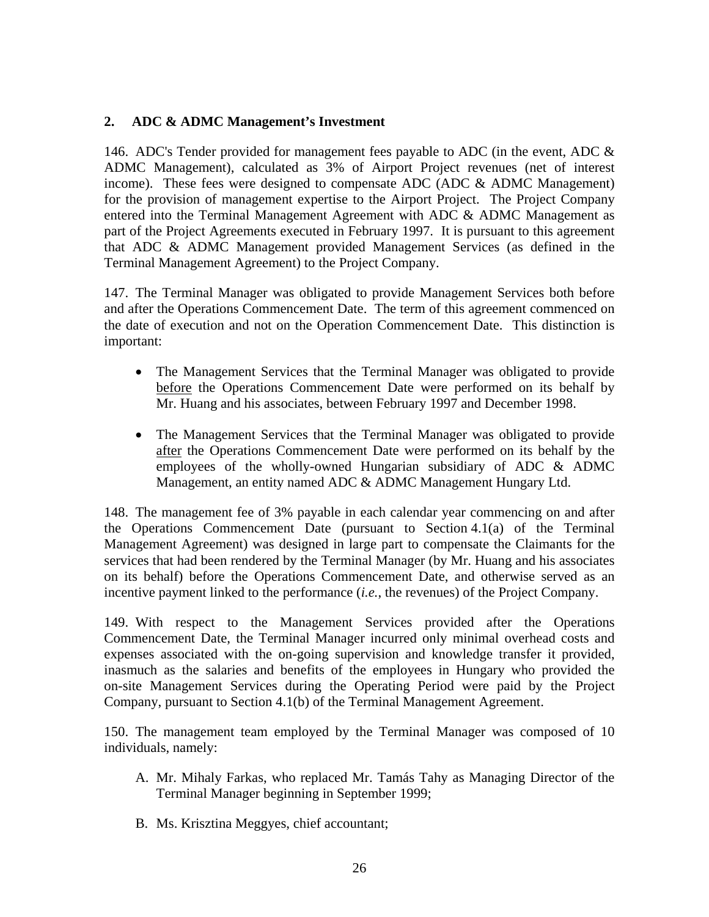## 2. ADC & ADMC Management's Investment

146. ADC's Tender provided for management fees payable to ADC (in the event, ADC & ADMC Management), calculated as 3% of Airport Project revenues (net of interest income). These fees were designed to compensate ADC (ADC & ADMC Management) for the provision of management expertise to the Airport Project. The Project Company entered into the Terminal Management Agreement with ADC & ADMC Management as part of the Project Agreements executed in February 1997. It is pursuant to this agreement that ADC & ADMC Management provided Management Services (as defined in the Terminal Management Agreement) to the Project Company.

147. The Terminal Manager was obligated to provide Management Services both before and after the Operations Commencement Date. The term of this agreement commenced on the date of execution and not on the Operation Commencement Date. This distinction is important:

- The Management Services that the Terminal Manager was obligated to provide before the Operations Commencement Date were performed on its behalf by Mr. Huang and his associates, between February 1997 and December 1998.
- The Management Services that the Terminal Manager was obligated to provide after the Operations Commencement Date were performed on its behalf by the employees of the wholly-owned Hungarian subsidiary of ADC & ADMC Management, an entity named ADC & ADMC Management Hungary Ltd.

148. The management fee of 3% payable in each calendar year commencing on and after the Operations Commencement Date (pursuant to Section 4.1(a) of the Terminal Management Agreement) was designed in large part to compensate the Claimants for the services that had been rendered by the Terminal Manager (by Mr. Huang and his associates on its behalf) before the Operations Commencement Date, and otherwise served as an incentive payment linked to the performance (*i.e.*, the revenues) of the Project Company.

149. With respect to the Management Services provided after the Operations Commencement Date, the Terminal Manager incurred only minimal overhead costs and expenses associated with the on-going supervision and knowledge transfer it provided, inasmuch as the salaries and benefits of the employees in Hungary who provided the on-site Management Services during the Operating Period were paid by the Project Company, pursuant to Section 4.1(b) of the Terminal Management Agreement.

150. The management team employed by the Terminal Manager was composed of 10 individuals, namely:

A. Mr. Mihaly Farkas, who replaced Mr. Tamás Tahy as Managing Director of the Terminal Manager beginning in September 1999;

B. Ms. Krisztina Meggyes, chief accountant;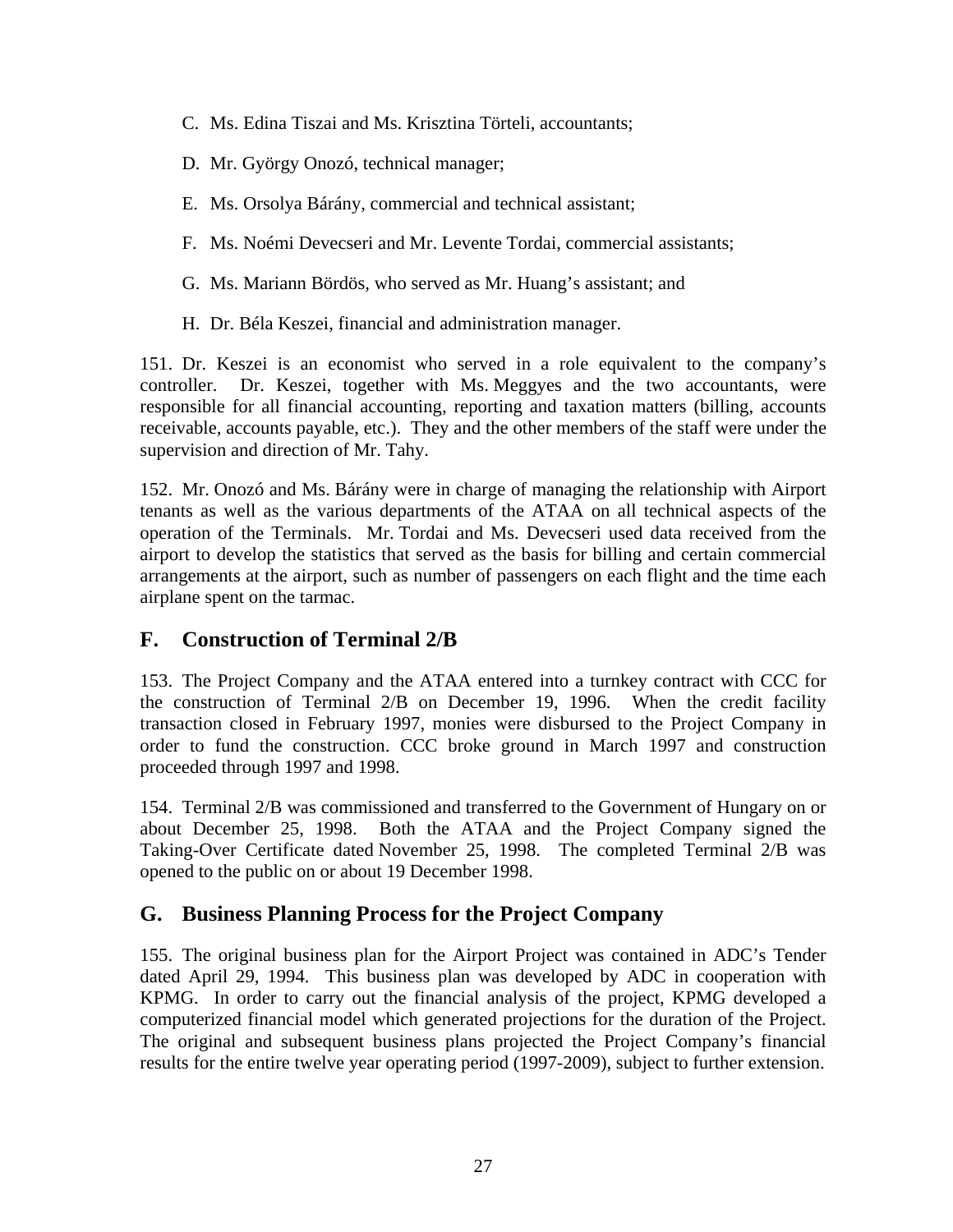C. Ms. Edina Tiszai and Ms. Krisztina Törteli, accountants;

D. Mr. György Onozó, technical manager;

E. Ms. Orsolya Bárány, commercial and technical assistant;

F. Ms. Noémi Devecseri and Mr. Levente Tordai, commercial assistants;

G. Ms. Mariann Bördös, who served as Mr. Huang's assistant; and

H. Dr. Béla Keszei, financial and administration manager.

151. Dr. Keszei is an economist who served in a role equivalent to the company's controller. Dr. Keszei, together with Ms. Meggyes and the two accountants, were responsible for all financial accounting, reporting and taxation matters (billing, accounts receivable, accounts payable, etc.). They and the other members of the staff were under the supervision and direction of Mr. Tahy.

152. Mr. Onozó and Ms. Bárány were in charge of managing the relationship with Airport tenants as well as the various departments of the ATAA on all technical aspects of the operation of the Terminals. Mr. Tordai and Ms. Devecseri used data received from the airport to develop the statistics that served as the basis for billing and certain commercial arrangements at the airport, such as number of passengers on each flight and the time each airplane spent on the tarmac.

## F. Construction of Terminal 2/B

153. The Project Company and the ATAA entered into a turnkey contract with CCC for the construction of Terminal 2/B on December 19, 1996. When the credit facility transaction closed in February 1997, monies were disbursed to the Project Company in order to fund the construction. CCC broke ground in March 1997 and construction proceeded through 1997 and 1998.

154. Terminal 2/B was commissioned and transferred to the Government of Hungary on or about December 25, 1998. Both the ATAA and the Project Company signed the Taking-Over Certificate dated November 25, 1998. The completed Terminal 2/B was opened to the public on or about 19 December 1998.

## G. Business Planning Process for the Project Company

155. The original business plan for the Airport Project was contained in ADC's Tender dated April 29, 1994. This business plan was developed by ADC in cooperation with KPMG. In order to carry out the financial analysis of the project, KPMG developed a computerized financial model which generated projections for the duration of the Project. The original and subsequent business plans projected the Project Company's financial results for the entire twelve year operating period (1997-2009), subject to further extension.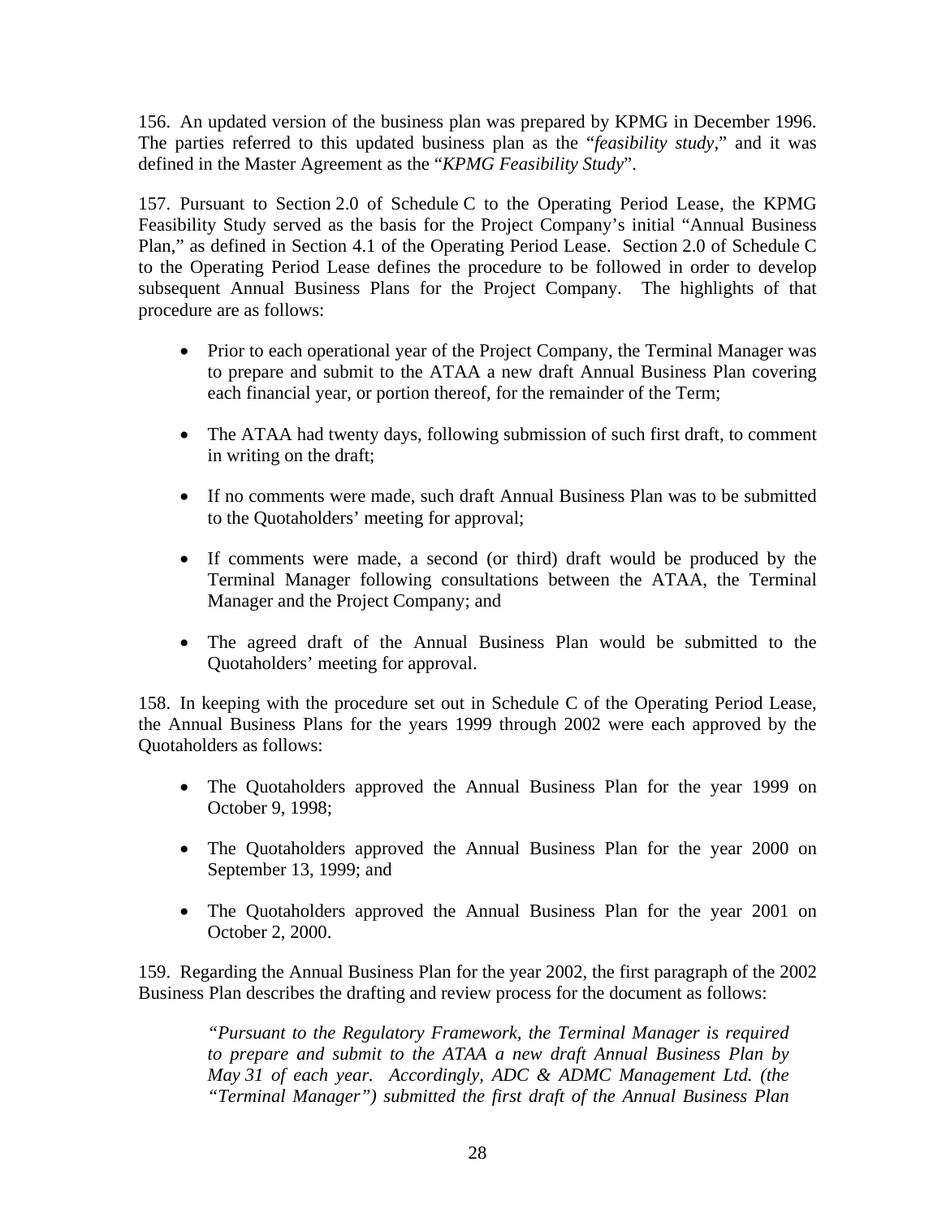156. An updated version of the business plan was prepared by KPMG in December 1996. The parties referred to this updated business plan as the "*feasibility study*," and it was defined in the Master Agreement as the "*KPMG Feasibility Study*".

157. Pursuant to Section 2.0 of Schedule C to the Operating Period Lease, the KPMG Feasibility Study served as the basis for the Project Company's initial "Annual Business Plan," as defined in Section 4.1 of the Operating Period Lease. Section 2.0 of Schedule C to the Operating Period Lease defines the procedure to be followed in order to develop subsequent Annual Business Plans for the Project Company. The highlights of that procedure are as follows:

- Prior to each operational year of the Project Company, the Terminal Manager was to prepare and submit to the ATAA a new draft Annual Business Plan covering each financial year, or portion thereof, for the remainder of the Term;

- The ATAA had twenty days, following submission of such first draft, to comment in writing on the draft;

- If no comments were made, such draft Annual Business Plan was to be submitted to the Quotaholders' meeting for approval;

- If comments were made, a second (or third) draft would be produced by the Terminal Manager following consultations between the ATAA, the Terminal Manager and the Project Company; and

- The agreed draft of the Annual Business Plan would be submitted to the Quotaholders' meeting for approval.

158. In keeping with the procedure set out in Schedule C of the Operating Period Lease, the Annual Business Plans for the years 1999 through 2002 were each approved by the Quotaholders as follows:

- The Quotaholders approved the Annual Business Plan for the year 1999 on October 9, 1998;

- The Quotaholders approved the Annual Business Plan for the year 2000 on September 13, 1999; and

- The Quotaholders approved the Annual Business Plan for the year 2001 on October 2, 2000.

159. Regarding the Annual Business Plan for the year 2002, the first paragraph of the 2002 Business Plan describes the drafting and review process for the document as follows:

> *"Pursuant to the Regulatory Framework, the Terminal Manager is required to prepare and submit to the ATAA a new draft Annual Business Plan by May 31 of each year. Accordingly, ADC & ADMC Management Ltd. (the "Terminal Manager") submitted the first draft of the Annual Business Plan*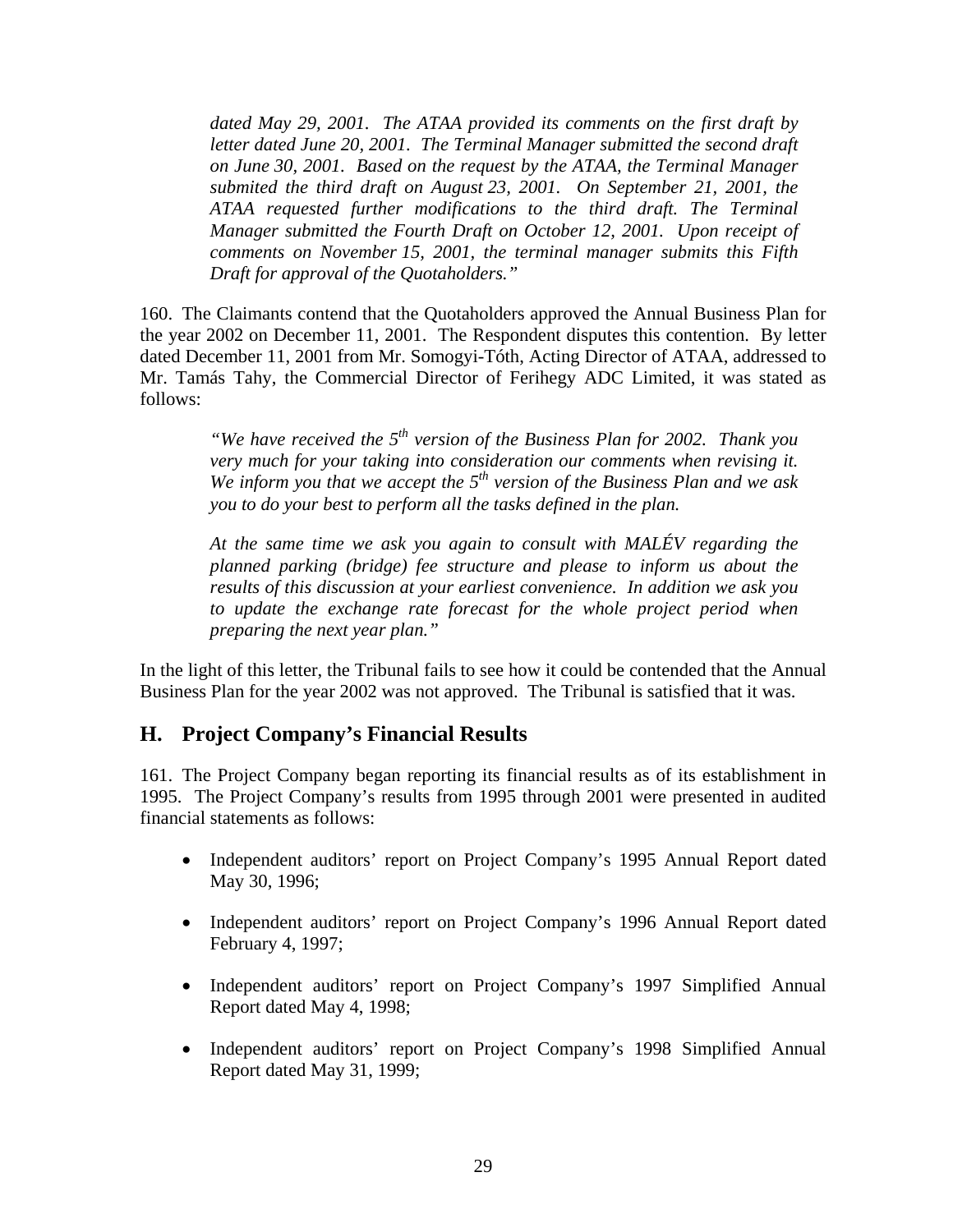*dated May 29, 2001. The ATAA provided its comments on the first draft by letter dated June 20, 2001. The Terminal Manager submitted the second draft on June 30, 2001. Based on the request by the ATAA, the Terminal Manager submited the third draft on August 23, 2001. On September 21, 2001, the ATAA requested further modifications to the third draft. The Terminal Manager submitted the Fourth Draft on October 12, 2001. Upon receipt of comments on November 15, 2001, the terminal manager submits this Fifth Draft for approval of the Quotaholders."*

160. The Claimants contend that the Quotaholders approved the Annual Business Plan for the year 2002 on December 11, 2001. The Respondent disputes this contention. By letter dated December 11, 2001 from Mr. Somogyi-Tóth, Acting Director of ATAA, addressed to Mr. Tamás Tahy, the Commercial Director of Ferihegy ADC Limited, it was stated as follows:

> *"We have received the 5th version of the Business Plan for 2002. Thank you very much for your taking into consideration our comments when revising it. We inform you that we accept the 5th version of the Business Plan and we ask you to do your best to perform all the tasks defined in the plan.*
>
> *At the same time we ask you again to consult with MALÉV regarding the planned parking (bridge) fee structure and please to inform us about the results of this discussion at your earliest convenience. In addition we ask you to update the exchange rate forecast for the whole project period when preparing the next year plan."*

In the light of this letter, the Tribunal fails to see how it could be contended that the Annual Business Plan for the year 2002 was not approved. The Tribunal is satisfied that it was.

## H. Project Company's Financial Results

161. The Project Company began reporting its financial results as of its establishment in 1995. The Project Company's results from 1995 through 2001 were presented in audited financial statements as follows:

- Independent auditors' report on Project Company's 1995 Annual Report dated May 30, 1996;
- Independent auditors' report on Project Company's 1996 Annual Report dated February 4, 1997;
- Independent auditors' report on Project Company's 1997 Simplified Annual Report dated May 4, 1998;
- Independent auditors' report on Project Company's 1998 Simplified Annual Report dated May 31, 1999;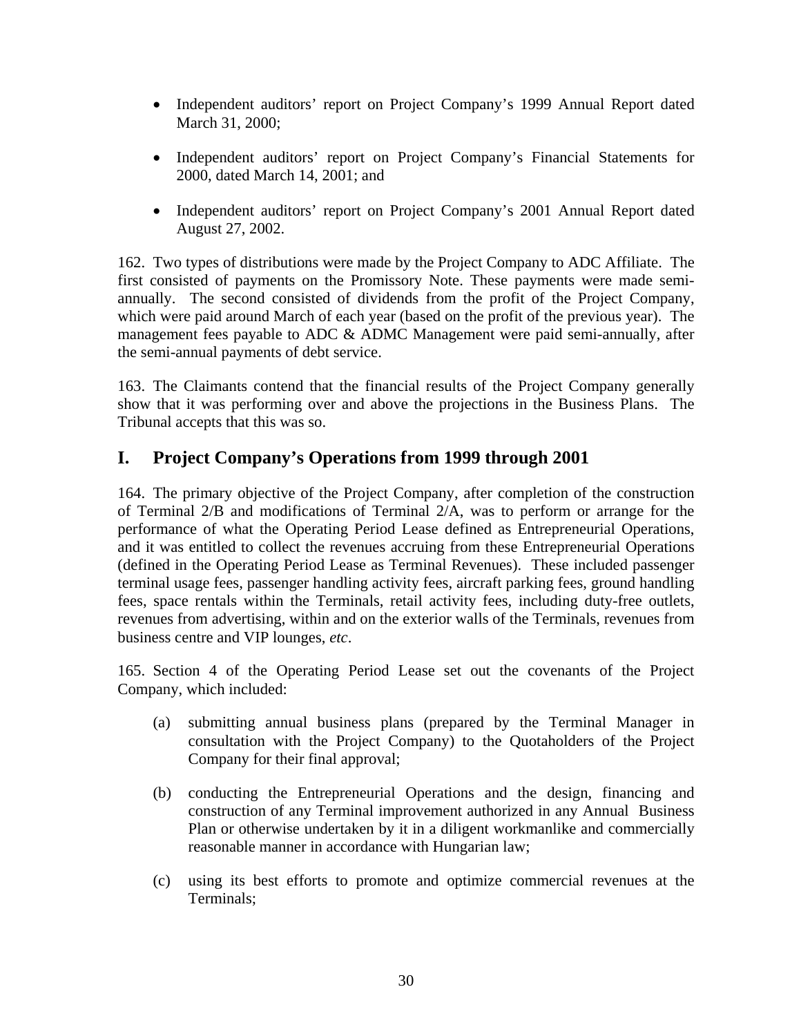- Independent auditors' report on Project Company's 1999 Annual Report dated March 31, 2000;

- Independent auditors' report on Project Company's Financial Statements for 2000, dated March 14, 2001; and

- Independent auditors' report on Project Company's 2001 Annual Report dated August 27, 2002.

162. Two types of distributions were made by the Project Company to ADC Affiliate. The first consisted of payments on the Promissory Note. These payments were made semi-annually. The second consisted of dividends from the profit of the Project Company, which were paid around March of each year (based on the profit of the previous year). The management fees payable to ADC & ADMC Management were paid semi-annually, after the semi-annual payments of debt service.

163. The Claimants contend that the financial results of the Project Company generally show that it was performing over and above the projections in the Business Plans. The Tribunal accepts that this was so.

## I. Project Company's Operations from 1999 through 2001

164. The primary objective of the Project Company, after completion of the construction of Terminal 2/B and modifications of Terminal 2/A, was to perform or arrange for the performance of what the Operating Period Lease defined as Entrepreneurial Operations, and it was entitled to collect the revenues accruing from these Entrepreneurial Operations (defined in the Operating Period Lease as Terminal Revenues). These included passenger terminal usage fees, passenger handling activity fees, aircraft parking fees, ground handling fees, space rentals within the Terminals, retail activity fees, including duty-free outlets, revenues from advertising, within and on the exterior walls of the Terminals, revenues from business centre and VIP lounges, *etc*.

165. Section 4 of the Operating Period Lease set out the covenants of the Project Company, which included:

(a) submitting annual business plans (prepared by the Terminal Manager in consultation with the Project Company) to the Quotaholders of the Project Company for their final approval;

(b) conducting the Entrepreneurial Operations and the design, financing and construction of any Terminal improvement authorized in any Annual Business Plan or otherwise undertaken by it in a diligent workmanlike and commercially reasonable manner in accordance with Hungarian law;

(c) using its best efforts to promote and optimize commercial revenues at the Terminals;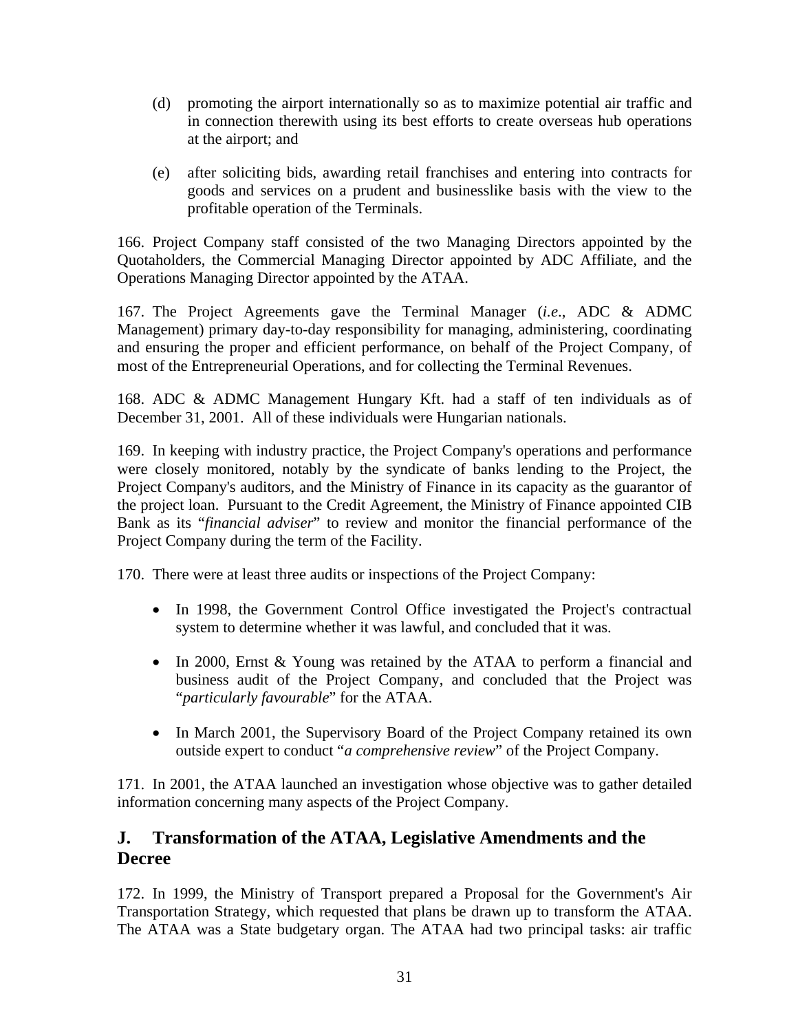(d) promoting the airport internationally so as to maximize potential air traffic and in connection therewith using its best efforts to create overseas hub operations at the airport; and

(e) after soliciting bids, awarding retail franchises and entering into contracts for goods and services on a prudent and businesslike basis with the view to the profitable operation of the Terminals.

166. Project Company staff consisted of the two Managing Directors appointed by the Quotaholders, the Commercial Managing Director appointed by ADC Affiliate, and the Operations Managing Director appointed by the ATAA.

167. The Project Agreements gave the Terminal Manager (*i.e*., ADC & ADMC Management) primary day-to-day responsibility for managing, administering, coordinating and ensuring the proper and efficient performance, on behalf of the Project Company, of most of the Entrepreneurial Operations, and for collecting the Terminal Revenues.

168. ADC & ADMC Management Hungary Kft. had a staff of ten individuals as of December 31, 2001. All of these individuals were Hungarian nationals.

169. In keeping with industry practice, the Project Company's operations and performance were closely monitored, notably by the syndicate of banks lending to the Project, the Project Company's auditors, and the Ministry of Finance in its capacity as the guarantor of the project loan. Pursuant to the Credit Agreement, the Ministry of Finance appointed CIB Bank as its "*financial adviser*" to review and monitor the financial performance of the Project Company during the term of the Facility.

170. There were at least three audits or inspections of the Project Company:

- In 1998, the Government Control Office investigated the Project's contractual system to determine whether it was lawful, and concluded that it was.
- In 2000, Ernst & Young was retained by the ATAA to perform a financial and business audit of the Project Company, and concluded that the Project was "*particularly favourable*" for the ATAA.
- In March 2001, the Supervisory Board of the Project Company retained its own outside expert to conduct "*a comprehensive review*" of the Project Company.

171. In 2001, the ATAA launched an investigation whose objective was to gather detailed information concerning many aspects of the Project Company.

## J. Transformation of the ATAA, Legislative Amendments and the Decree

172. In 1999, the Ministry of Transport prepared a Proposal for the Government's Air Transportation Strategy, which requested that plans be drawn up to transform the ATAA. The ATAA was a State budgetary organ. The ATAA had two principal tasks: air traffic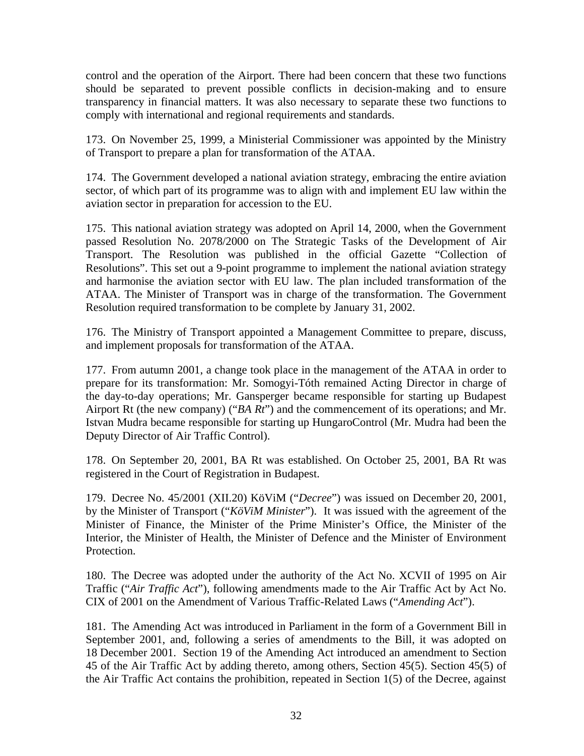control and the operation of the Airport. There had been concern that these two functions should be separated to prevent possible conflicts in decision-making and to ensure transparency in financial matters. It was also necessary to separate these two functions to comply with international and regional requirements and standards.

173. On November 25, 1999, a Ministerial Commissioner was appointed by the Ministry of Transport to prepare a plan for transformation of the ATAA.

174. The Government developed a national aviation strategy, embracing the entire aviation sector, of which part of its programme was to align with and implement EU law within the aviation sector in preparation for accession to the EU.

175. This national aviation strategy was adopted on April 14, 2000, when the Government passed Resolution No. 2078/2000 on The Strategic Tasks of the Development of Air Transport. The Resolution was published in the official Gazette "Collection of Resolutions". This set out a 9-point programme to implement the national aviation strategy and harmonise the aviation sector with EU law. The plan included transformation of the ATAA. The Minister of Transport was in charge of the transformation. The Government Resolution required transformation to be complete by January 31, 2002.

176. The Ministry of Transport appointed a Management Committee to prepare, discuss, and implement proposals for transformation of the ATAA.

177. From autumn 2001, a change took place in the management of the ATAA in order to prepare for its transformation: Mr. Somogyi-Tóth remained Acting Director in charge of the day-to-day operations; Mr. Gansperger became responsible for starting up Budapest Airport Rt (the new company) ("*BA Rt*") and the commencement of its operations; and Mr. Istvan Mudra became responsible for starting up HungaroControl (Mr. Mudra had been the Deputy Director of Air Traffic Control).

178. On September 20, 2001, BA Rt was established. On October 25, 2001, BA Rt was registered in the Court of Registration in Budapest.

179. Decree No. 45/2001 (XII.20) KöViM ("*Decree*") was issued on December 20, 2001, by the Minister of Transport ("*KöViM Minister*"). It was issued with the agreement of the Minister of Finance, the Minister of the Prime Minister's Office, the Minister of the Interior, the Minister of Health, the Minister of Defence and the Minister of Environment Protection.

180. The Decree was adopted under the authority of the Act No. XCVII of 1995 on Air Traffic ("*Air Traffic Act*"), following amendments made to the Air Traffic Act by Act No. CIX of 2001 on the Amendment of Various Traffic-Related Laws ("*Amending Act*").

181. The Amending Act was introduced in Parliament in the form of a Government Bill in September 2001, and, following a series of amendments to the Bill, it was adopted on 18 December 2001. Section 19 of the Amending Act introduced an amendment to Section 45 of the Air Traffic Act by adding thereto, among others, Section 45(5). Section 45(5) of the Air Traffic Act contains the prohibition, repeated in Section 1(5) of the Decree, against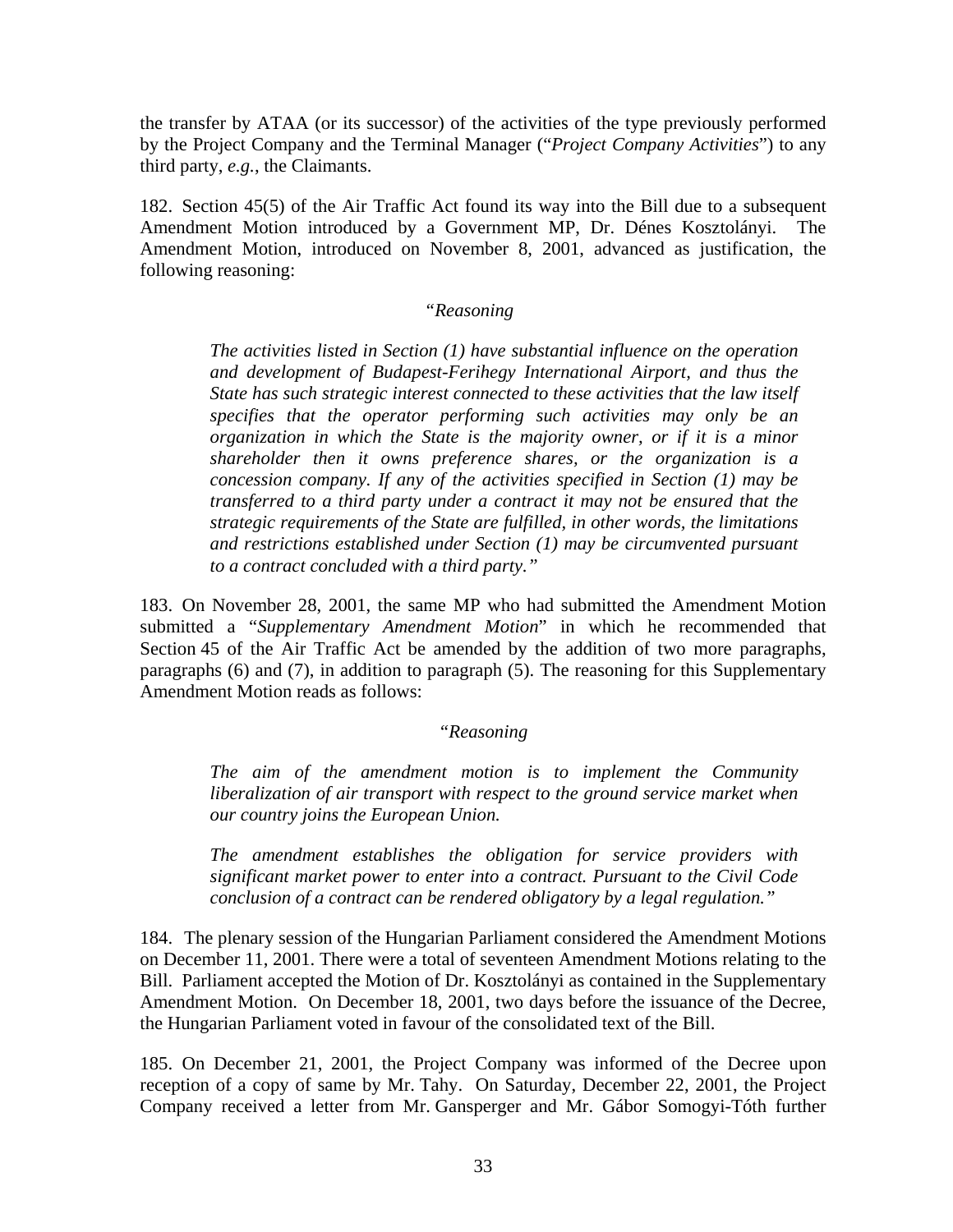the transfer by ATAA (or its successor) of the activities of the type previously performed by the Project Company and the Terminal Manager ("*Project Company Activities*") to any third party, *e.g.*, the Claimants.

182. Section 45(5) of the Air Traffic Act found its way into the Bill due to a subsequent Amendment Motion introduced by a Government MP, Dr. Dénes Kosztolányi. The Amendment Motion, introduced on November 8, 2001, advanced as justification, the following reasoning:

> *"Reasoning*
>
> *The activities listed in Section (1) have substantial influence on the operation and development of Budapest-Ferihegy International Airport, and thus the State has such strategic interest connected to these activities that the law itself specifies that the operator performing such activities may only be an organization in which the State is the majority owner, or if it is a minor shareholder then it owns preference shares, or the organization is a concession company. If any of the activities specified in Section (1) may be transferred to a third party under a contract it may not be ensured that the strategic requirements of the State are fulfilled, in other words, the limitations and restrictions established under Section (1) may be circumvented pursuant to a contract concluded with a third party."*

183. On November 28, 2001, the same MP who had submitted the Amendment Motion submitted a "*Supplementary Amendment Motion*" in which he recommended that Section 45 of the Air Traffic Act be amended by the addition of two more paragraphs, paragraphs (6) and (7), in addition to paragraph (5). The reasoning for this Supplementary Amendment Motion reads as follows:

> *"Reasoning*
>
> *The aim of the amendment motion is to implement the Community liberalization of air transport with respect to the ground service market when our country joins the European Union.*
>
> *The amendment establishes the obligation for service providers with significant market power to enter into a contract. Pursuant to the Civil Code conclusion of a contract can be rendered obligatory by a legal regulation."*

184. The plenary session of the Hungarian Parliament considered the Amendment Motions on December 11, 2001. There were a total of seventeen Amendment Motions relating to the Bill. Parliament accepted the Motion of Dr. Kosztolányi as contained in the Supplementary Amendment Motion. On December 18, 2001, two days before the issuance of the Decree, the Hungarian Parliament voted in favour of the consolidated text of the Bill.

185. On December 21, 2001, the Project Company was informed of the Decree upon reception of a copy of same by Mr. Tahy. On Saturday, December 22, 2001, the Project Company received a letter from Mr. Gansperger and Mr. Gábor Somogyi-Tóth further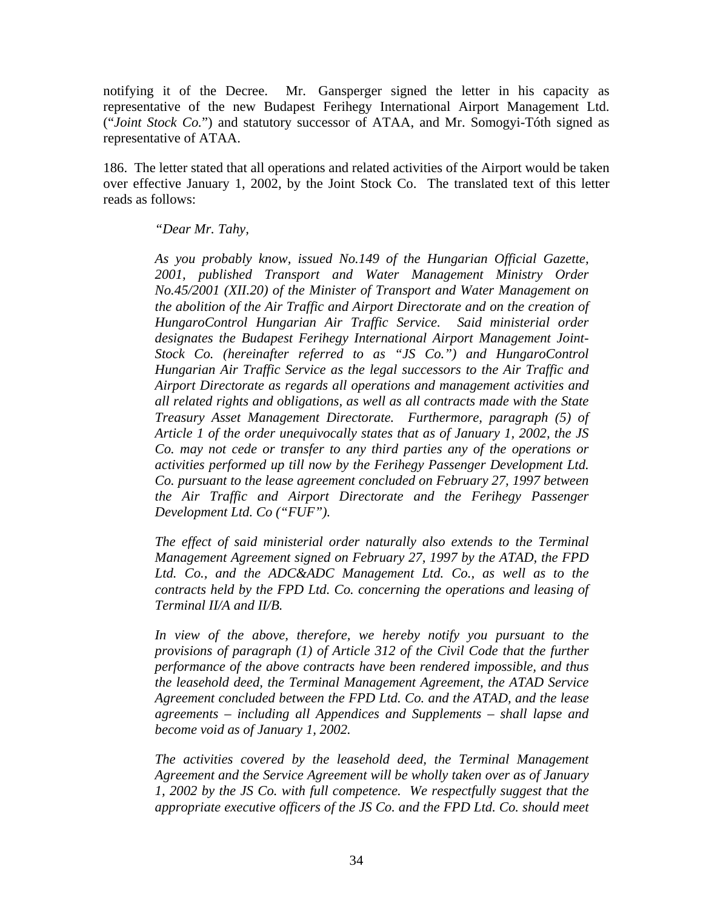notifying it of the Decree. Mr. Gansperger signed the letter in his capacity as representative of the new Budapest Ferihegy International Airport Management Ltd. ("*Joint Stock Co.*") and statutory successor of ATAA, and Mr. Somogyi-Tóth signed as representative of ATAA.

186. The letter stated that all operations and related activities of the Airport would be taken over effective January 1, 2002, by the Joint Stock Co. The translated text of this letter reads as follows:

> *"Dear Mr. Tahy,*
>
> *As you probably know, issued No.149 of the Hungarian Official Gazette, 2001, published Transport and Water Management Ministry Order No.45/2001 (XII.20) of the Minister of Transport and Water Management on the abolition of the Air Traffic and Airport Directorate and on the creation of HungaroControl Hungarian Air Traffic Service. Said ministerial order designates the Budapest Ferihegy International Airport Management Joint-Stock Co. (hereinafter referred to as "JS Co.") and HungaroControl Hungarian Air Traffic Service as the legal successors to the Air Traffic and Airport Directorate as regards all operations and management activities and all related rights and obligations, as well as all contracts made with the State Treasury Asset Management Directorate. Furthermore, paragraph (5) of Article 1 of the order unequivocally states that as of January 1, 2002, the JS Co. may not cede or transfer to any third parties any of the operations or activities performed up till now by the Ferihegy Passenger Development Ltd. Co. pursuant to the lease agreement concluded on February 27, 1997 between the Air Traffic and Airport Directorate and the Ferihegy Passenger Development Ltd. Co ("FUF").*
>
> *The effect of said ministerial order naturally also extends to the Terminal Management Agreement signed on February 27, 1997 by the ATAD, the FPD Ltd. Co., and the ADC&ADC Management Ltd. Co., as well as to the contracts held by the FPD Ltd. Co. concerning the operations and leasing of Terminal II/A and II/B.*
>
> *In view of the above, therefore, we hereby notify you pursuant to the provisions of paragraph (1) of Article 312 of the Civil Code that the further performance of the above contracts have been rendered impossible, and thus the leasehold deed, the Terminal Management Agreement, the ATAD Service Agreement concluded between the FPD Ltd. Co. and the ATAD, and the lease agreements – including all Appendices and Supplements – shall lapse and become void as of January 1, 2002.*
>
> *The activities covered by the leasehold deed, the Terminal Management Agreement and the Service Agreement will be wholly taken over as of January 1, 2002 by the JS Co. with full competence. We respectfully suggest that the appropriate executive officers of the JS Co. and the FPD Ltd. Co. should meet*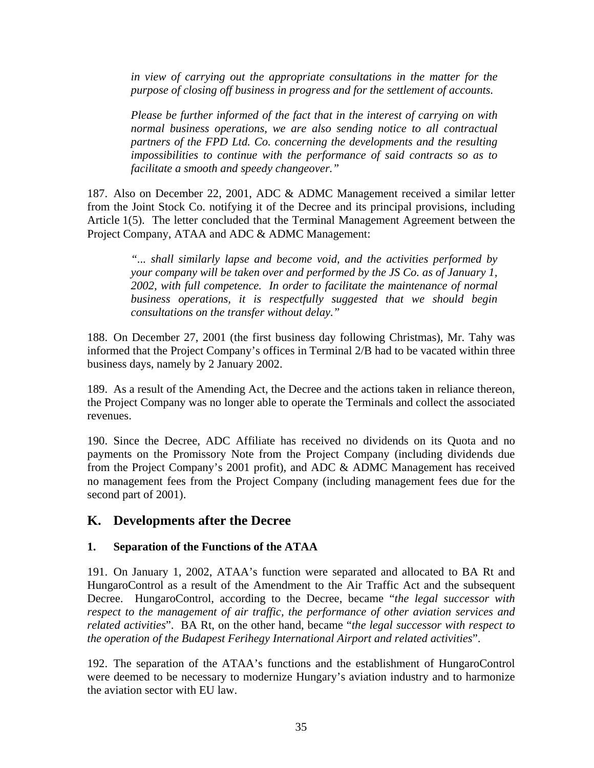*in view of carrying out the appropriate consultations in the matter for the purpose of closing off business in progress and for the settlement of accounts.*

> *Please be further informed of the fact that in the interest of carrying on with normal business operations, we are also sending notice to all contractual partners of the FPD Ltd. Co. concerning the developments and the resulting impossibilities to continue with the performance of said contracts so as to facilitate a smooth and speedy changeover."*

187. Also on December 22, 2001, ADC & ADMC Management received a similar letter from the Joint Stock Co. notifying it of the Decree and its principal provisions, including Article 1(5). The letter concluded that the Terminal Management Agreement between the Project Company, ATAA and ADC & ADMC Management:

> *"... shall similarly lapse and become void, and the activities performed by your company will be taken over and performed by the JS Co. as of January 1, 2002, with full competence. In order to facilitate the maintenance of normal business operations, it is respectfully suggested that we should begin consultations on the transfer without delay."*

188. On December 27, 2001 (the first business day following Christmas), Mr. Tahy was informed that the Project Company's offices in Terminal 2/B had to be vacated within three business days, namely by 2 January 2002.

189. As a result of the Amending Act, the Decree and the actions taken in reliance thereon, the Project Company was no longer able to operate the Terminals and collect the associated revenues.

190. Since the Decree, ADC Affiliate has received no dividends on its Quota and no payments on the Promissory Note from the Project Company (including dividends due from the Project Company's 2001 profit), and ADC & ADMC Management has received no management fees from the Project Company (including management fees due for the second part of 2001).

## K. Developments after the Decree

### 1. Separation of the Functions of the ATAA

191. On January 1, 2002, ATAA's function were separated and allocated to BA Rt and HungaroControl as a result of the Amendment to the Air Traffic Act and the subsequent Decree. HungaroControl, according to the Decree, became "*the legal successor with respect to the management of air traffic, the performance of other aviation services and related activities*". BA Rt, on the other hand, became "*the legal successor with respect to the operation of the Budapest Ferihegy International Airport and related activities*".

192. The separation of the ATAA's functions and the establishment of HungaroControl were deemed to be necessary to modernize Hungary's aviation industry and to harmonize the aviation sector with EU law.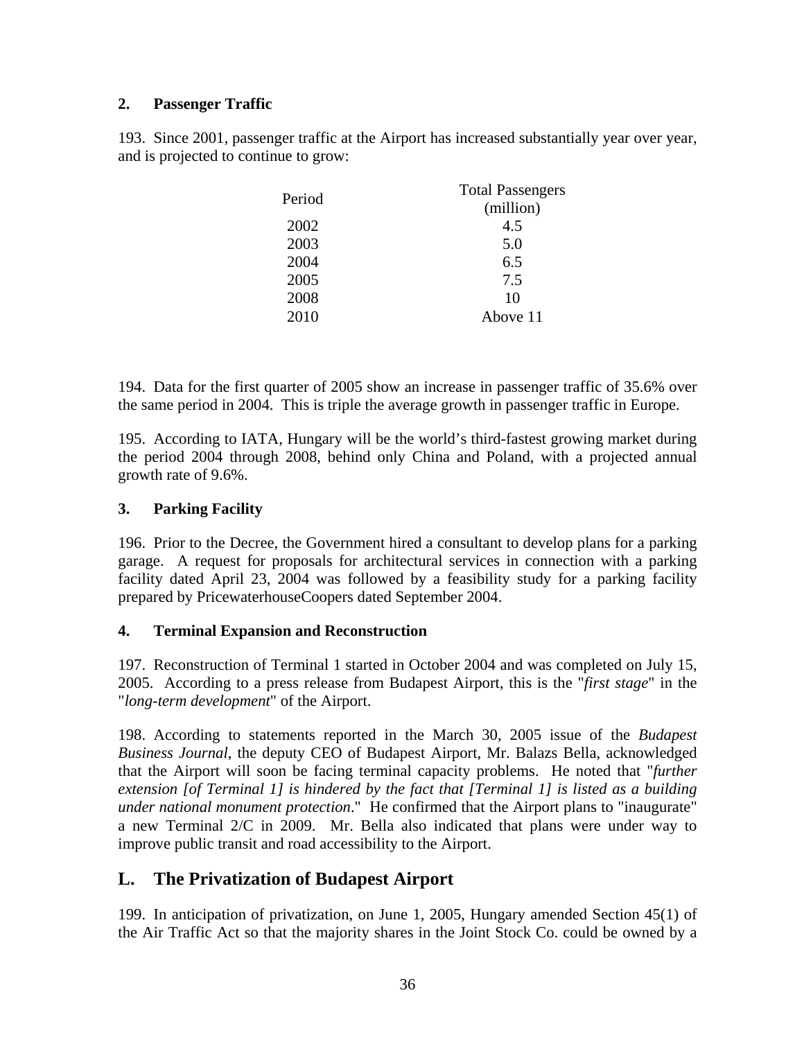### 2. Passenger Traffic

193. Since 2001, passenger traffic at the Airport has increased substantially year over year, and is projected to continue to grow:

| Period | Total Passengers (million) |
|---|---|
| 2002 | 4.5 |
| 2003 | 5.0 |
| 2004 | 6.5 |
| 2005 | 7.5 |
| 2008 | 10 |
| 2010 | Above 11 |

194. Data for the first quarter of 2005 show an increase in passenger traffic of 35.6% over the same period in 2004. This is triple the average growth in passenger traffic in Europe.

195. According to IATA, Hungary will be the world's third-fastest growing market during the period 2004 through 2008, behind only China and Poland, with a projected annual growth rate of 9.6%.

### 3. Parking Facility

196. Prior to the Decree, the Government hired a consultant to develop plans for a parking garage. A request for proposals for architectural services in connection with a parking facility dated April 23, 2004 was followed by a feasibility study for a parking facility prepared by PricewaterhouseCoopers dated September 2004.

### 4. Terminal Expansion and Reconstruction

197. Reconstruction of Terminal 1 started in October 2004 and was completed on July 15, 2005. According to a press release from Budapest Airport, this is the "*first stage*" in the "*long-term development*" of the Airport.

198. According to statements reported in the March 30, 2005 issue of the *Budapest Business Journal*, the deputy CEO of Budapest Airport, Mr. Balazs Bella, acknowledged that the Airport will soon be facing terminal capacity problems. He noted that "*further extension [of Terminal 1] is hindered by the fact that [Terminal 1] is listed as a building under national monument protection*." He confirmed that the Airport plans to "inaugurate" a new Terminal 2/C in 2009. Mr. Bella also indicated that plans were under way to improve public transit and road accessibility to the Airport.

## L. The Privatization of Budapest Airport

199. In anticipation of privatization, on June 1, 2005, Hungary amended Section 45(1) of the Air Traffic Act so that the majority shares in the Joint Stock Co. could be owned by a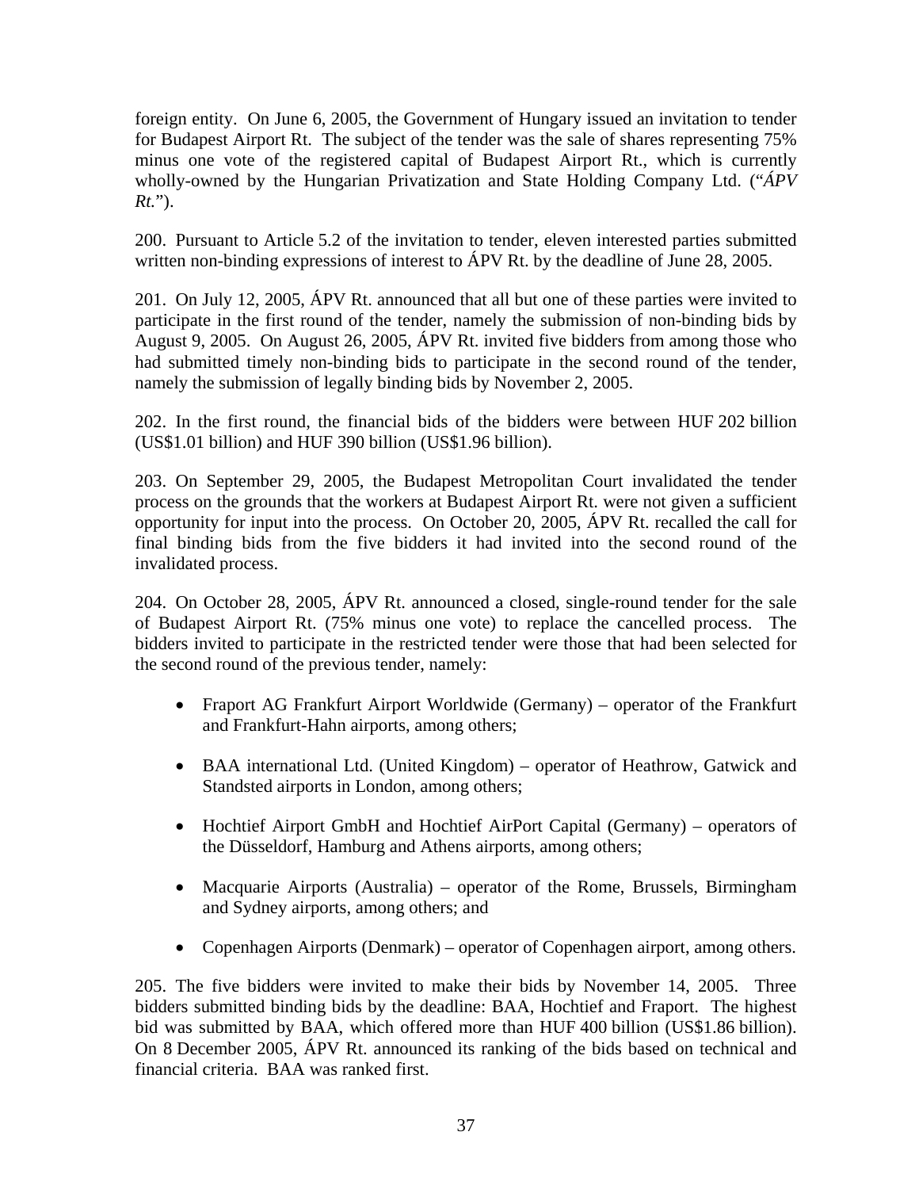foreign entity. On June 6, 2005, the Government of Hungary issued an invitation to tender for Budapest Airport Rt. The subject of the tender was the sale of shares representing 75% minus one vote of the registered capital of Budapest Airport Rt., which is currently wholly-owned by the Hungarian Privatization and State Holding Company Ltd. ("*ÁPV Rt.*").

200. Pursuant to Article 5.2 of the invitation to tender, eleven interested parties submitted written non-binding expressions of interest to ÁPV Rt. by the deadline of June 28, 2005.

201. On July 12, 2005, ÁPV Rt. announced that all but one of these parties were invited to participate in the first round of the tender, namely the submission of non-binding bids by August 9, 2005. On August 26, 2005, ÁPV Rt. invited five bidders from among those who had submitted timely non-binding bids to participate in the second round of the tender, namely the submission of legally binding bids by November 2, 2005.

202. In the first round, the financial bids of the bidders were between HUF 202 billion (US$1.01 billion) and HUF 390 billion (US$1.96 billion).

203. On September 29, 2005, the Budapest Metropolitan Court invalidated the tender process on the grounds that the workers at Budapest Airport Rt. were not given a sufficient opportunity for input into the process. On October 20, 2005, ÁPV Rt. recalled the call for final binding bids from the five bidders it had invited into the second round of the invalidated process.

204. On October 28, 2005, ÁPV Rt. announced a closed, single-round tender for the sale of Budapest Airport Rt. (75% minus one vote) to replace the cancelled process. The bidders invited to participate in the restricted tender were those that had been selected for the second round of the previous tender, namely:

- Fraport AG Frankfurt Airport Worldwide (Germany) – operator of the Frankfurt and Frankfurt-Hahn airports, among others;
- BAA international Ltd. (United Kingdom) – operator of Heathrow, Gatwick and Standsted airports in London, among others;
- Hochtief Airport GmbH and Hochtief AirPort Capital (Germany) – operators of the Düsseldorf, Hamburg and Athens airports, among others;
- Macquarie Airports (Australia) – operator of the Rome, Brussels, Birmingham and Sydney airports, among others; and
- Copenhagen Airports (Denmark) – operator of Copenhagen airport, among others.

205. The five bidders were invited to make their bids by November 14, 2005. Three bidders submitted binding bids by the deadline: BAA, Hochtief and Fraport. The highest bid was submitted by BAA, which offered more than HUF 400 billion (US$1.86 billion). On 8 December 2005, ÁPV Rt. announced its ranking of the bids based on technical and financial criteria. BAA was ranked first.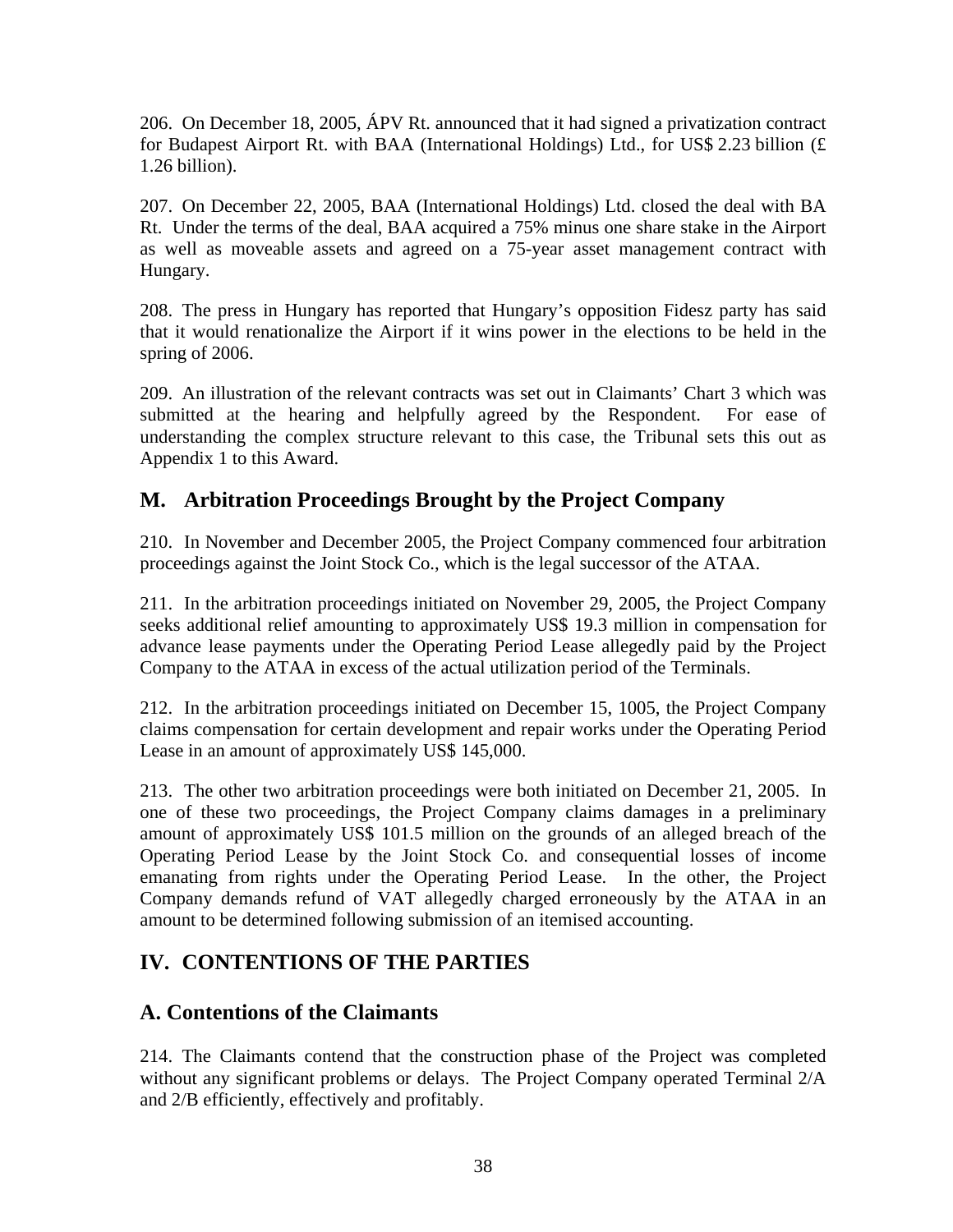206. On December 18, 2005, ÁPV Rt. announced that it had signed a privatization contract for Budapest Airport Rt. with BAA (International Holdings) Ltd., for US$ 2.23 billion (£ 1.26 billion).

207. On December 22, 2005, BAA (International Holdings) Ltd. closed the deal with BA Rt. Under the terms of the deal, BAA acquired a 75% minus one share stake in the Airport as well as moveable assets and agreed on a 75-year asset management contract with Hungary.

208. The press in Hungary has reported that Hungary's opposition Fidesz party has said that it would renationalize the Airport if it wins power in the elections to be held in the spring of 2006.

209. An illustration of the relevant contracts was set out in Claimants' Chart 3 which was submitted at the hearing and helpfully agreed by the Respondent. For ease of understanding the complex structure relevant to this case, the Tribunal sets this out as Appendix 1 to this Award.

## M. Arbitration Proceedings Brought by the Project Company

210. In November and December 2005, the Project Company commenced four arbitration proceedings against the Joint Stock Co., which is the legal successor of the ATAA.

211. In the arbitration proceedings initiated on November 29, 2005, the Project Company seeks additional relief amounting to approximately US$ 19.3 million in compensation for advance lease payments under the Operating Period Lease allegedly paid by the Project Company to the ATAA in excess of the actual utilization period of the Terminals.

212. In the arbitration proceedings initiated on December 15, 1005, the Project Company claims compensation for certain development and repair works under the Operating Period Lease in an amount of approximately US$ 145,000.

213. The other two arbitration proceedings were both initiated on December 21, 2005. In one of these two proceedings, the Project Company claims damages in a preliminary amount of approximately US$ 101.5 million on the grounds of an alleged breach of the Operating Period Lease by the Joint Stock Co. and consequential losses of income emanating from rights under the Operating Period Lease. In the other, the Project Company demands refund of VAT allegedly charged erroneously by the ATAA in an amount to be determined following submission of an itemised accounting.

# IV. CONTENTIONS OF THE PARTIES

## A. Contentions of the Claimants

214. The Claimants contend that the construction phase of the Project was completed without any significant problems or delays. The Project Company operated Terminal 2/A and 2/B efficiently, effectively and profitably.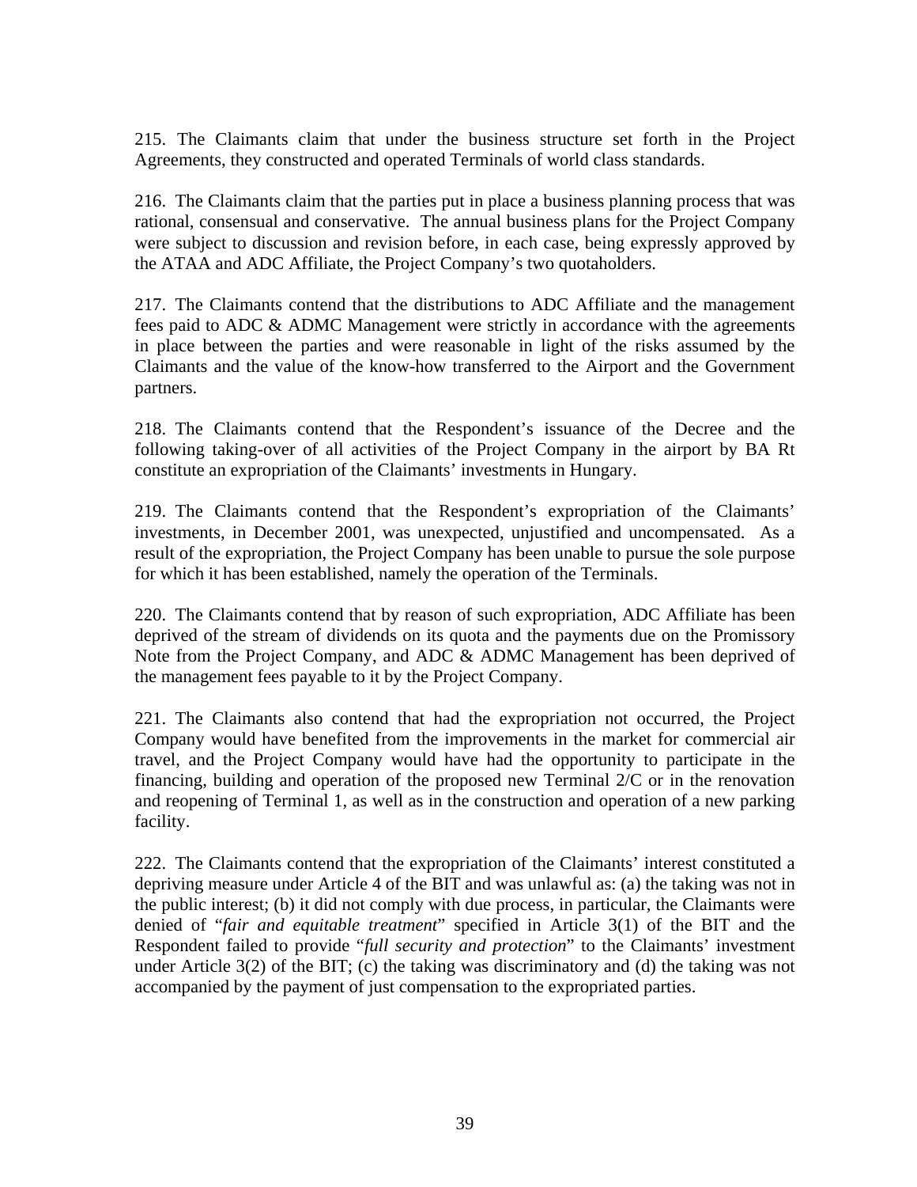215. The Claimants claim that under the business structure set forth in the Project Agreements, they constructed and operated Terminals of world class standards.

216. The Claimants claim that the parties put in place a business planning process that was rational, consensual and conservative. The annual business plans for the Project Company were subject to discussion and revision before, in each case, being expressly approved by the ATAA and ADC Affiliate, the Project Company's two quotaholders.

217. The Claimants contend that the distributions to ADC Affiliate and the management fees paid to ADC & ADMC Management were strictly in accordance with the agreements in place between the parties and were reasonable in light of the risks assumed by the Claimants and the value of the know-how transferred to the Airport and the Government partners.

218. The Claimants contend that the Respondent's issuance of the Decree and the following taking-over of all activities of the Project Company in the airport by BA Rt constitute an expropriation of the Claimants' investments in Hungary.

219. The Claimants contend that the Respondent's expropriation of the Claimants' investments, in December 2001, was unexpected, unjustified and uncompensated. As a result of the expropriation, the Project Company has been unable to pursue the sole purpose for which it has been established, namely the operation of the Terminals.

220. The Claimants contend that by reason of such expropriation, ADC Affiliate has been deprived of the stream of dividends on its quota and the payments due on the Promissory Note from the Project Company, and ADC & ADMC Management has been deprived of the management fees payable to it by the Project Company.

221. The Claimants also contend that had the expropriation not occurred, the Project Company would have benefited from the improvements in the market for commercial air travel, and the Project Company would have had the opportunity to participate in the financing, building and operation of the proposed new Terminal 2/C or in the renovation and reopening of Terminal 1, as well as in the construction and operation of a new parking facility.

222. The Claimants contend that the expropriation of the Claimants' interest constituted a depriving measure under Article 4 of the BIT and was unlawful as: (a) the taking was not in the public interest; (b) it did not comply with due process, in particular, the Claimants were denied of "*fair and equitable treatment*" specified in Article 3(1) of the BIT and the Respondent failed to provide "*full security and protection*" to the Claimants' investment under Article 3(2) of the BIT; (c) the taking was discriminatory and (d) the taking was not accompanied by the payment of just compensation to the expropriated parties.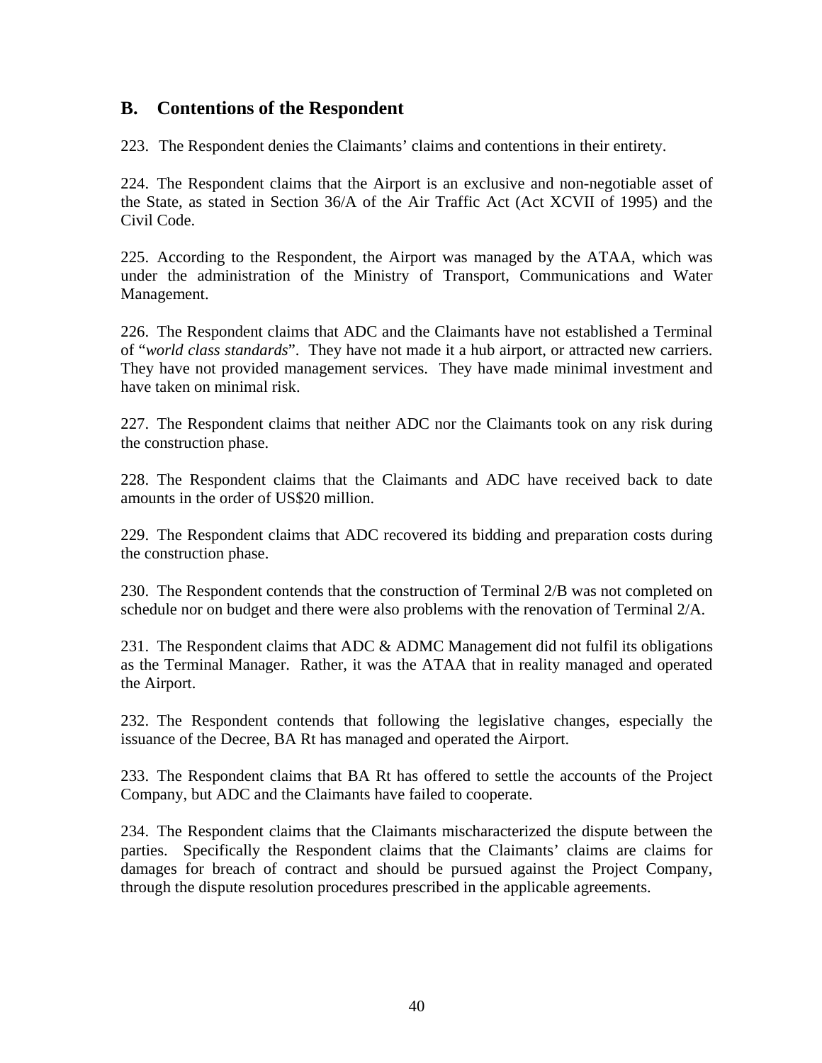## B. Contentions of the Respondent

223. The Respondent denies the Claimants' claims and contentions in their entirety.

224. The Respondent claims that the Airport is an exclusive and non-negotiable asset of the State, as stated in Section 36/A of the Air Traffic Act (Act XCVII of 1995) and the Civil Code.

225. According to the Respondent, the Airport was managed by the ATAA, which was under the administration of the Ministry of Transport, Communications and Water Management.

226. The Respondent claims that ADC and the Claimants have not established a Terminal of "*world class standards*". They have not made it a hub airport, or attracted new carriers. They have not provided management services. They have made minimal investment and have taken on minimal risk.

227. The Respondent claims that neither ADC nor the Claimants took on any risk during the construction phase.

228. The Respondent claims that the Claimants and ADC have received back to date amounts in the order of US$20 million.

229. The Respondent claims that ADC recovered its bidding and preparation costs during the construction phase.

230. The Respondent contends that the construction of Terminal 2/B was not completed on schedule nor on budget and there were also problems with the renovation of Terminal 2/A.

231. The Respondent claims that ADC & ADMC Management did not fulfil its obligations as the Terminal Manager. Rather, it was the ATAA that in reality managed and operated the Airport.

232. The Respondent contends that following the legislative changes, especially the issuance of the Decree, BA Rt has managed and operated the Airport.

233. The Respondent claims that BA Rt has offered to settle the accounts of the Project Company, but ADC and the Claimants have failed to cooperate.

234. The Respondent claims that the Claimants mischaracterized the dispute between the parties. Specifically the Respondent claims that the Claimants' claims are claims for damages for breach of contract and should be pursued against the Project Company, through the dispute resolution procedures prescribed in the applicable agreements.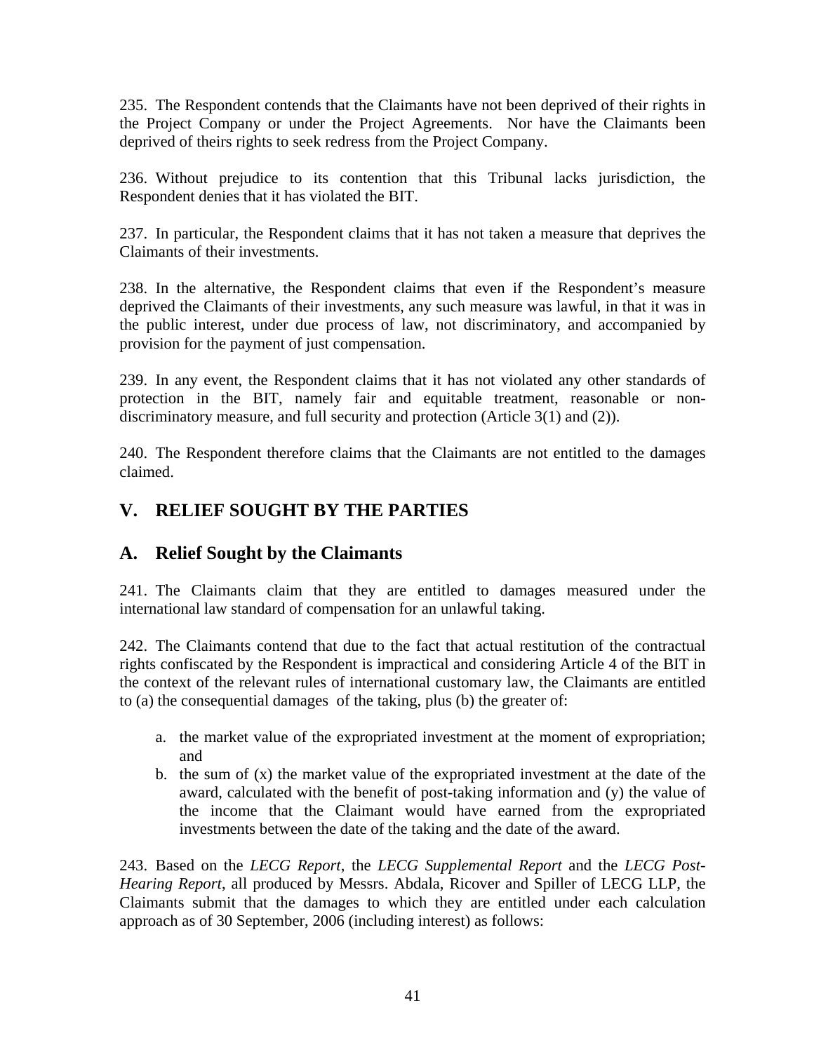235. The Respondent contends that the Claimants have not been deprived of their rights in the Project Company or under the Project Agreements. Nor have the Claimants been deprived of theirs rights to seek redress from the Project Company.

236. Without prejudice to its contention that this Tribunal lacks jurisdiction, the Respondent denies that it has violated the BIT.

237. In particular, the Respondent claims that it has not taken a measure that deprives the Claimants of their investments.

238. In the alternative, the Respondent claims that even if the Respondent's measure deprived the Claimants of their investments, any such measure was lawful, in that it was in the public interest, under due process of law, not discriminatory, and accompanied by provision for the payment of just compensation.

239. In any event, the Respondent claims that it has not violated any other standards of protection in the BIT, namely fair and equitable treatment, reasonable or non-discriminatory measure, and full security and protection (Article 3(1) and (2)).

240. The Respondent therefore claims that the Claimants are not entitled to the damages claimed.

## V. RELIEF SOUGHT BY THE PARTIES

## A. Relief Sought by the Claimants

241. The Claimants claim that they are entitled to damages measured under the international law standard of compensation for an unlawful taking.

242. The Claimants contend that due to the fact that actual restitution of the contractual rights confiscated by the Respondent is impractical and considering Article 4 of the BIT in the context of the relevant rules of international customary law, the Claimants are entitled to (a) the consequential damages of the taking, plus (b) the greater of:

a. the market value of the expropriated investment at the moment of expropriation; and
b. the sum of (x) the market value of the expropriated investment at the date of the award, calculated with the benefit of post-taking information and (y) the value of the income that the Claimant would have earned from the expropriated investments between the date of the taking and the date of the award.

243. Based on the *LECG Report*, the *LECG Supplemental Report* and the *LECG Post-Hearing Report*, all produced by Messrs. Abdala, Ricover and Spiller of LECG LLP, the Claimants submit that the damages to which they are entitled under each calculation approach as of 30 September, 2006 (including interest) as follows: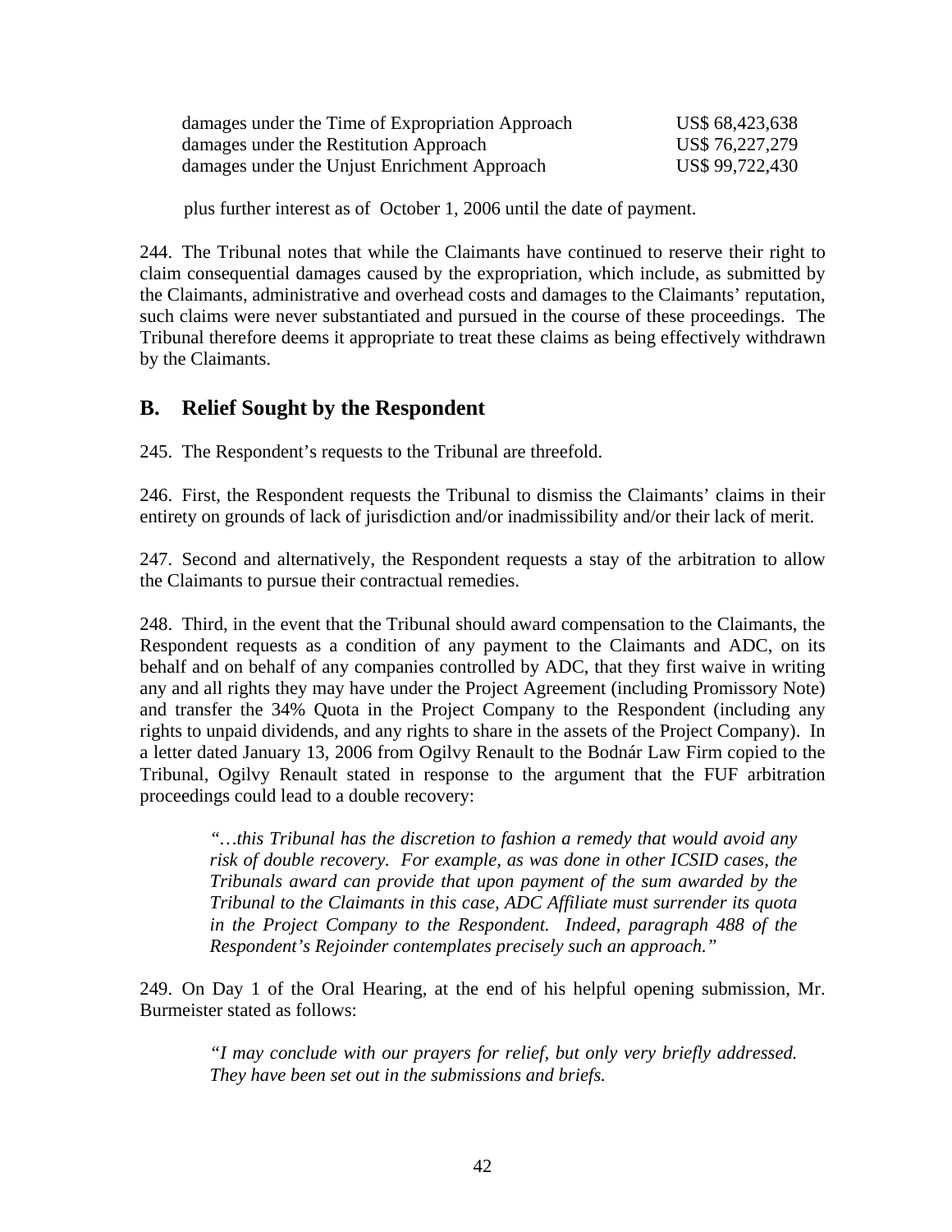| | |
|---|---|
| damages under the Time of Expropriation Approach | US$ 68,423,638 |
| damages under the Restitution Approach | US$ 76,227,279 |
| damages under the Unjust Enrichment Approach | US$ 99,722,430 |

plus further interest as of October 1, 2006 until the date of payment.

244. The Tribunal notes that while the Claimants have continued to reserve their right to claim consequential damages caused by the expropriation, which include, as submitted by the Claimants, administrative and overhead costs and damages to the Claimants' reputation, such claims were never substantiated and pursued in the course of these proceedings. The Tribunal therefore deems it appropriate to treat these claims as being effectively withdrawn by the Claimants.

## B. Relief Sought by the Respondent

245. The Respondent's requests to the Tribunal are threefold.

246. First, the Respondent requests the Tribunal to dismiss the Claimants' claims in their entirety on grounds of lack of jurisdiction and/or inadmissibility and/or their lack of merit.

247. Second and alternatively, the Respondent requests a stay of the arbitration to allow the Claimants to pursue their contractual remedies.

248. Third, in the event that the Tribunal should award compensation to the Claimants, the Respondent requests as a condition of any payment to the Claimants and ADC, on its behalf and on behalf of any companies controlled by ADC, that they first waive in writing any and all rights they may have under the Project Agreement (including Promissory Note) and transfer the 34% Quota in the Project Company to the Respondent (including any rights to unpaid dividends, and any rights to share in the assets of the Project Company). In a letter dated January 13, 2006 from Ogilvy Renault to the Bodnár Law Firm copied to the Tribunal, Ogilvy Renault stated in response to the argument that the FUF arbitration proceedings could lead to a double recovery:

> *"…this Tribunal has the discretion to fashion a remedy that would avoid any risk of double recovery. For example, as was done in other ICSID cases, the Tribunals award can provide that upon payment of the sum awarded by the Tribunal to the Claimants in this case, ADC Affiliate must surrender its quota in the Project Company to the Respondent. Indeed, paragraph 488 of the Respondent's Rejoinder contemplates precisely such an approach."*

249. On Day 1 of the Oral Hearing, at the end of his helpful opening submission, Mr. Burmeister stated as follows:

> *"I may conclude with our prayers for relief, but only very briefly addressed. They have been set out in the submissions and briefs.*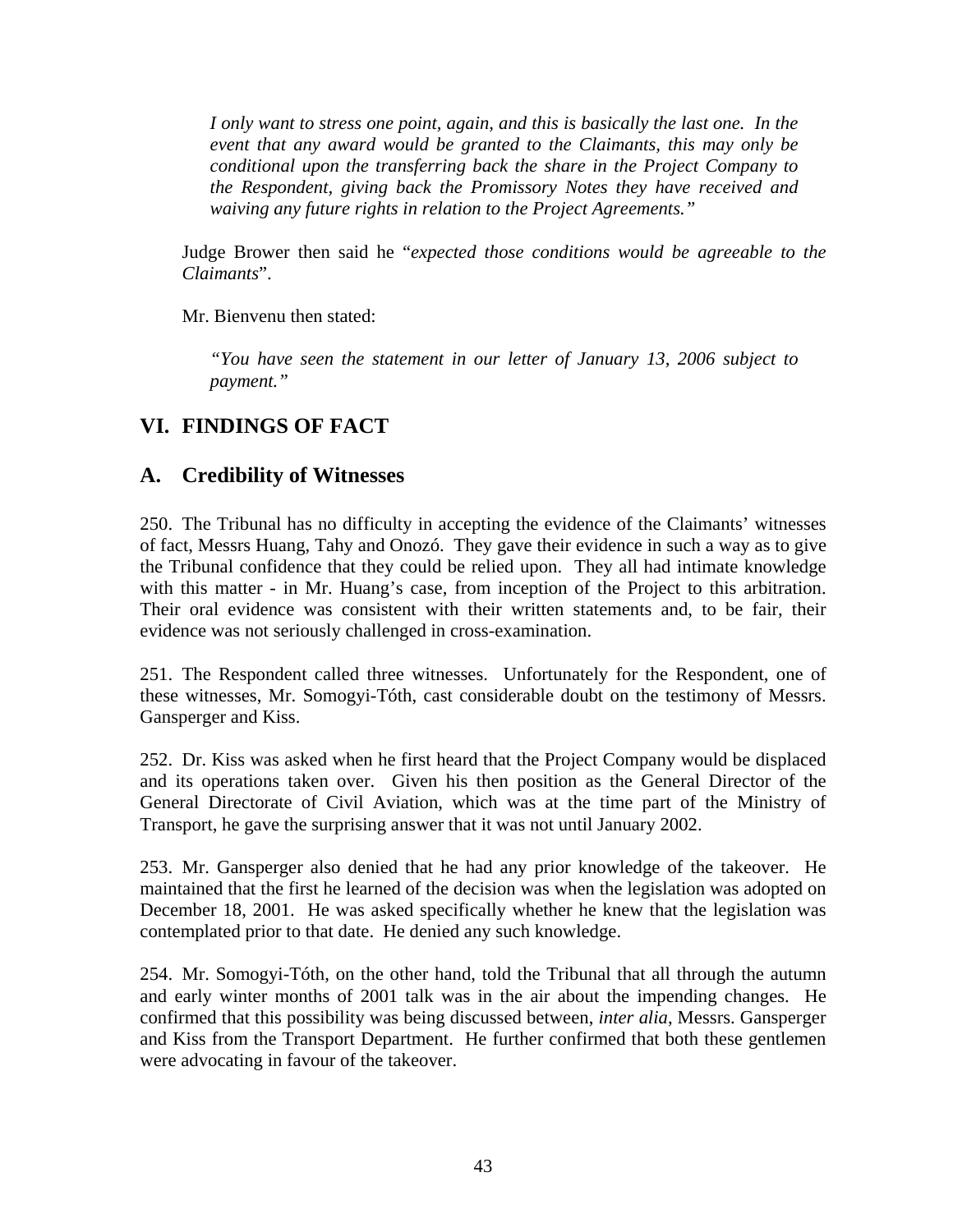*I only want to stress one point, again, and this is basically the last one. In the event that any award would be granted to the Claimants, this may only be conditional upon the transferring back the share in the Project Company to the Respondent, giving back the Promissory Notes they have received and waiving any future rights in relation to the Project Agreements."*

Judge Brower then said he "*expected those conditions would be agreeable to the Claimants*".

Mr. Bienvenu then stated:

*"You have seen the statement in our letter of January 13, 2006 subject to payment."*

## VI. FINDINGS OF FACT

## A. Credibility of Witnesses

250. The Tribunal has no difficulty in accepting the evidence of the Claimants' witnesses of fact, Messrs Huang, Tahy and Onozó. They gave their evidence in such a way as to give the Tribunal confidence that they could be relied upon. They all had intimate knowledge with this matter - in Mr. Huang's case, from inception of the Project to this arbitration. Their oral evidence was consistent with their written statements and, to be fair, their evidence was not seriously challenged in cross-examination.

251. The Respondent called three witnesses. Unfortunately for the Respondent, one of these witnesses, Mr. Somogyi-Tóth, cast considerable doubt on the testimony of Messrs. Gansperger and Kiss.

252. Dr. Kiss was asked when he first heard that the Project Company would be displaced and its operations taken over. Given his then position as the General Director of the General Directorate of Civil Aviation, which was at the time part of the Ministry of Transport, he gave the surprising answer that it was not until January 2002.

253. Mr. Gansperger also denied that he had any prior knowledge of the takeover. He maintained that the first he learned of the decision was when the legislation was adopted on December 18, 2001. He was asked specifically whether he knew that the legislation was contemplated prior to that date. He denied any such knowledge.

254. Mr. Somogyi-Tóth, on the other hand, told the Tribunal that all through the autumn and early winter months of 2001 talk was in the air about the impending changes. He confirmed that this possibility was being discussed between, *inter alia*, Messrs. Gansperger and Kiss from the Transport Department. He further confirmed that both these gentlemen were advocating in favour of the takeover.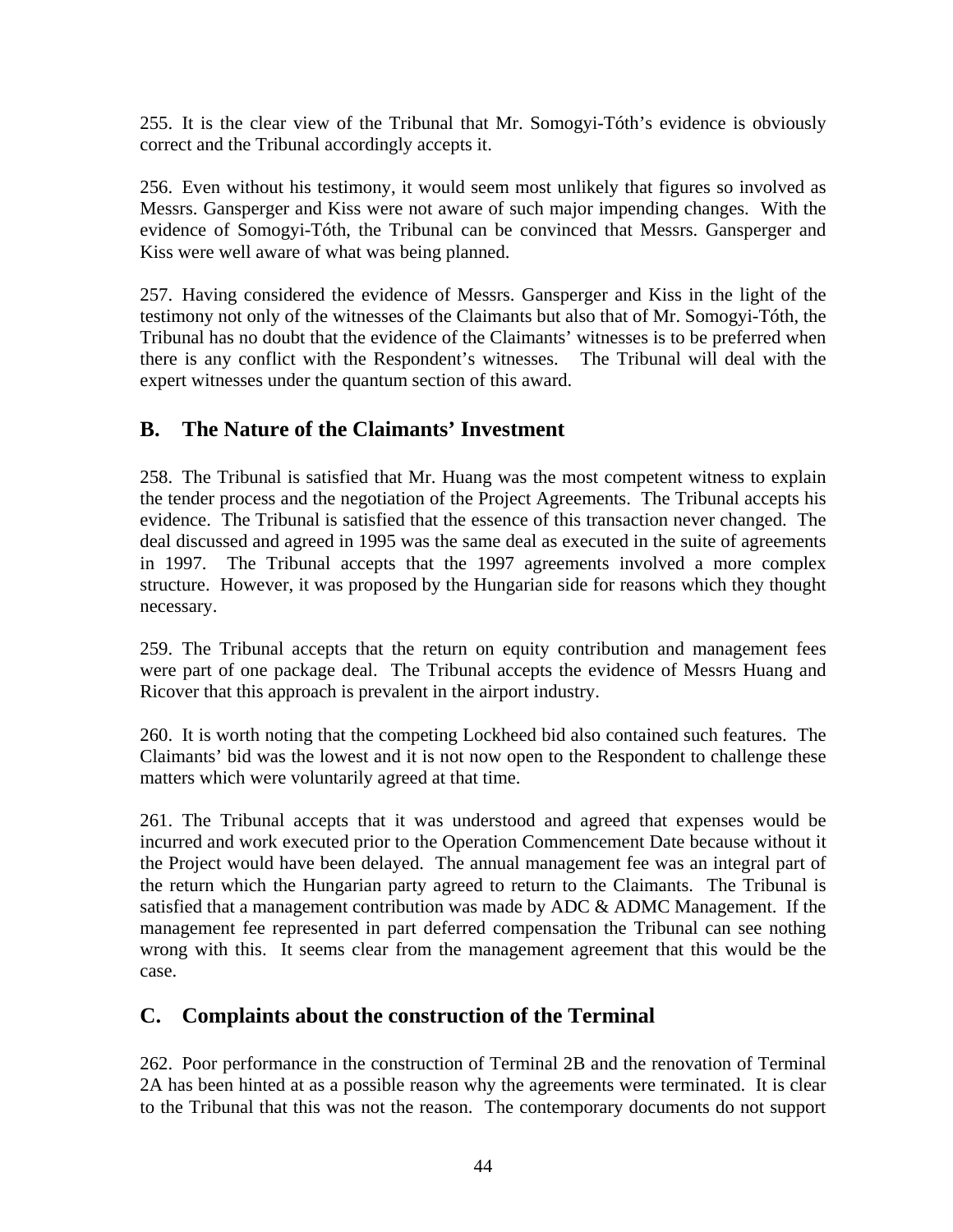255. It is the clear view of the Tribunal that Mr. Somogyi-Tóth's evidence is obviously correct and the Tribunal accordingly accepts it.

256. Even without his testimony, it would seem most unlikely that figures so involved as Messrs. Gansperger and Kiss were not aware of such major impending changes. With the evidence of Somogyi-Tóth, the Tribunal can be convinced that Messrs. Gansperger and Kiss were well aware of what was being planned.

257. Having considered the evidence of Messrs. Gansperger and Kiss in the light of the testimony not only of the witnesses of the Claimants but also that of Mr. Somogyi-Tóth, the Tribunal has no doubt that the evidence of the Claimants' witnesses is to be preferred when there is any conflict with the Respondent's witnesses. The Tribunal will deal with the expert witnesses under the quantum section of this award.

## B. The Nature of the Claimants' Investment

258. The Tribunal is satisfied that Mr. Huang was the most competent witness to explain the tender process and the negotiation of the Project Agreements. The Tribunal accepts his evidence. The Tribunal is satisfied that the essence of this transaction never changed. The deal discussed and agreed in 1995 was the same deal as executed in the suite of agreements in 1997. The Tribunal accepts that the 1997 agreements involved a more complex structure. However, it was proposed by the Hungarian side for reasons which they thought necessary.

259. The Tribunal accepts that the return on equity contribution and management fees were part of one package deal. The Tribunal accepts the evidence of Messrs Huang and Ricover that this approach is prevalent in the airport industry.

260. It is worth noting that the competing Lockheed bid also contained such features. The Claimants' bid was the lowest and it is not now open to the Respondent to challenge these matters which were voluntarily agreed at that time.

261. The Tribunal accepts that it was understood and agreed that expenses would be incurred and work executed prior to the Operation Commencement Date because without it the Project would have been delayed. The annual management fee was an integral part of the return which the Hungarian party agreed to return to the Claimants. The Tribunal is satisfied that a management contribution was made by ADC & ADMC Management. If the management fee represented in part deferred compensation the Tribunal can see nothing wrong with this. It seems clear from the management agreement that this would be the case.

## C. Complaints about the construction of the Terminal

262. Poor performance in the construction of Terminal 2B and the renovation of Terminal 2A has been hinted at as a possible reason why the agreements were terminated. It is clear to the Tribunal that this was not the reason. The contemporary documents do not support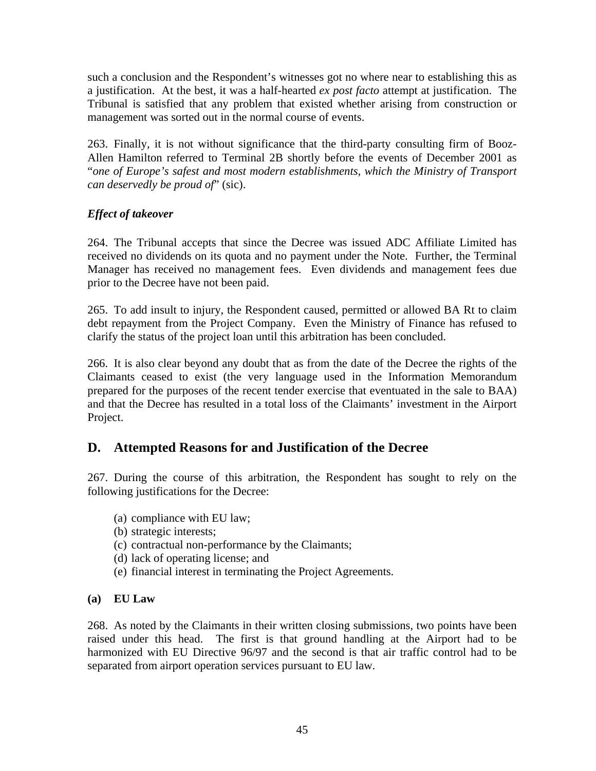such a conclusion and the Respondent's witnesses got no where near to establishing this as a justification. At the best, it was a half-hearted *ex post facto* attempt at justification. The Tribunal is satisfied that any problem that existed whether arising from construction or management was sorted out in the normal course of events.

263. Finally, it is not without significance that the third-party consulting firm of Booz-Allen Hamilton referred to Terminal 2B shortly before the events of December 2001 as "*one of Europe's safest and most modern establishments, which the Ministry of Transport can deservedly be proud of*" (sic).

***Effect of takeover***

264. The Tribunal accepts that since the Decree was issued ADC Affiliate Limited has received no dividends on its quota and no payment under the Note. Further, the Terminal Manager has received no management fees. Even dividends and management fees due prior to the Decree have not been paid.

265. To add insult to injury, the Respondent caused, permitted or allowed BA Rt to claim debt repayment from the Project Company. Even the Ministry of Finance has refused to clarify the status of the project loan until this arbitration has been concluded.

266. It is also clear beyond any doubt that as from the date of the Decree the rights of the Claimants ceased to exist (the very language used in the Information Memorandum prepared for the purposes of the recent tender exercise that eventuated in the sale to BAA) and that the Decree has resulted in a total loss of the Claimants' investment in the Airport Project.

## D. Attempted Reasons for and Justification of the Decree

267. During the course of this arbitration, the Respondent has sought to rely on the following justifications for the Decree:

(a) compliance with EU law;
(b) strategic interests;
(c) contractual non-performance by the Claimants;
(d) lack of operating license; and
(e) financial interest in terminating the Project Agreements.

**(a) EU Law**

268. As noted by the Claimants in their written closing submissions, two points have been raised under this head. The first is that ground handling at the Airport had to be harmonized with EU Directive 96/97 and the second is that air traffic control had to be separated from airport operation services pursuant to EU law.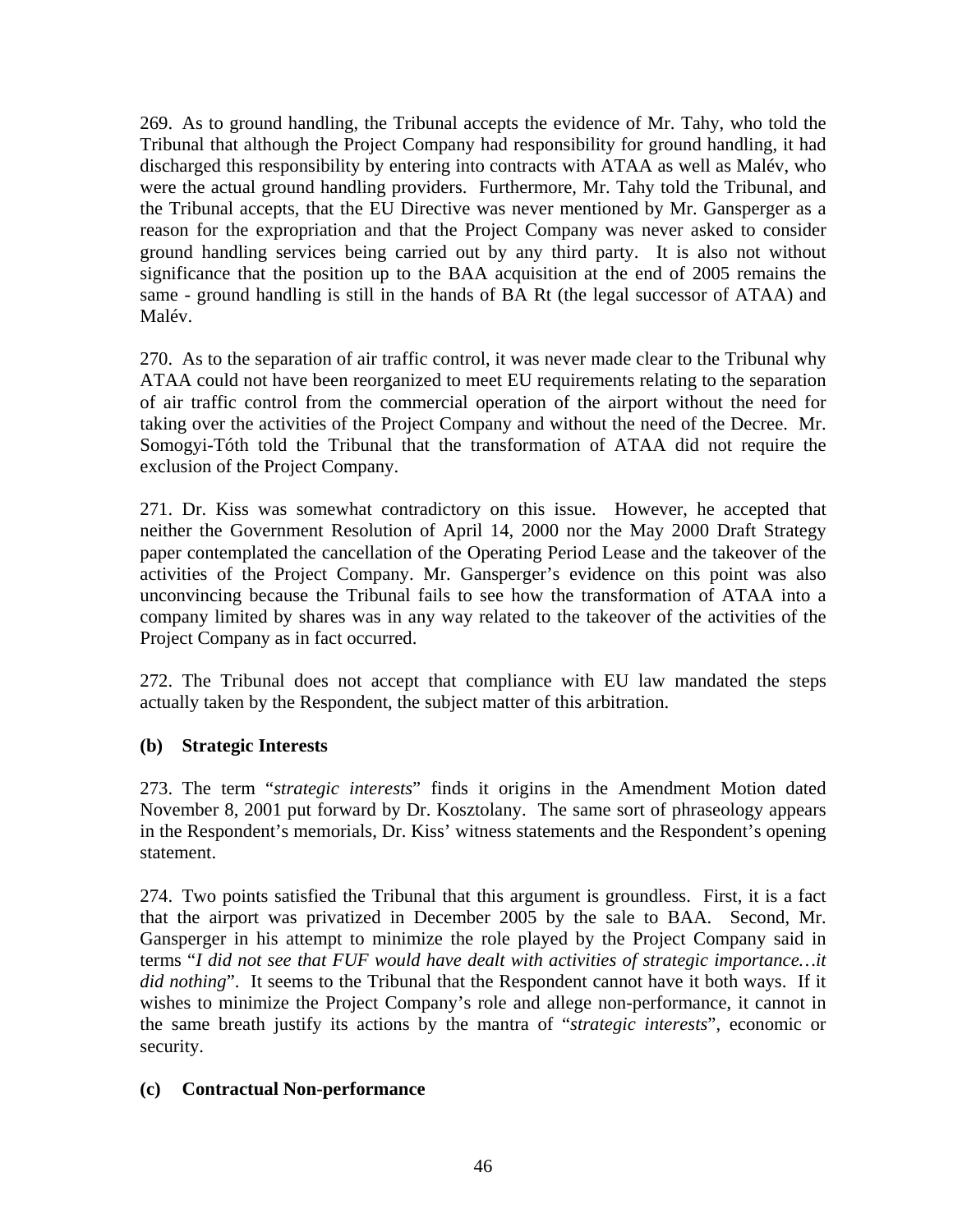269. As to ground handling, the Tribunal accepts the evidence of Mr. Tahy, who told the Tribunal that although the Project Company had responsibility for ground handling, it had discharged this responsibility by entering into contracts with ATAA as well as Malév, who were the actual ground handling providers. Furthermore, Mr. Tahy told the Tribunal, and the Tribunal accepts, that the EU Directive was never mentioned by Mr. Gansperger as a reason for the expropriation and that the Project Company was never asked to consider ground handling services being carried out by any third party. It is also not without significance that the position up to the BAA acquisition at the end of 2005 remains the same - ground handling is still in the hands of BA Rt (the legal successor of ATAA) and Malév.

270. As to the separation of air traffic control, it was never made clear to the Tribunal why ATAA could not have been reorganized to meet EU requirements relating to the separation of air traffic control from the commercial operation of the airport without the need for taking over the activities of the Project Company and without the need of the Decree. Mr. Somogyi-Tóth told the Tribunal that the transformation of ATAA did not require the exclusion of the Project Company.

271. Dr. Kiss was somewhat contradictory on this issue. However, he accepted that neither the Government Resolution of April 14, 2000 nor the May 2000 Draft Strategy paper contemplated the cancellation of the Operating Period Lease and the takeover of the activities of the Project Company. Mr. Gansperger's evidence on this point was also unconvincing because the Tribunal fails to see how the transformation of ATAA into a company limited by shares was in any way related to the takeover of the activities of the Project Company as in fact occurred.

272. The Tribunal does not accept that compliance with EU law mandated the steps actually taken by the Respondent, the subject matter of this arbitration.

### (b) Strategic Interests

273. The term "*strategic interests*" finds it origins in the Amendment Motion dated November 8, 2001 put forward by Dr. Kosztolany. The same sort of phraseology appears in the Respondent's memorials, Dr. Kiss' witness statements and the Respondent's opening statement.

274. Two points satisfied the Tribunal that this argument is groundless. First, it is a fact that the airport was privatized in December 2005 by the sale to BAA. Second, Mr. Gansperger in his attempt to minimize the role played by the Project Company said in terms "*I did not see that FUF would have dealt with activities of strategic importance…it did nothing*". It seems to the Tribunal that the Respondent cannot have it both ways. If it wishes to minimize the Project Company's role and allege non-performance, it cannot in the same breath justify its actions by the mantra of "*strategic interests*", economic or security.

### (c) Contractual Non-performance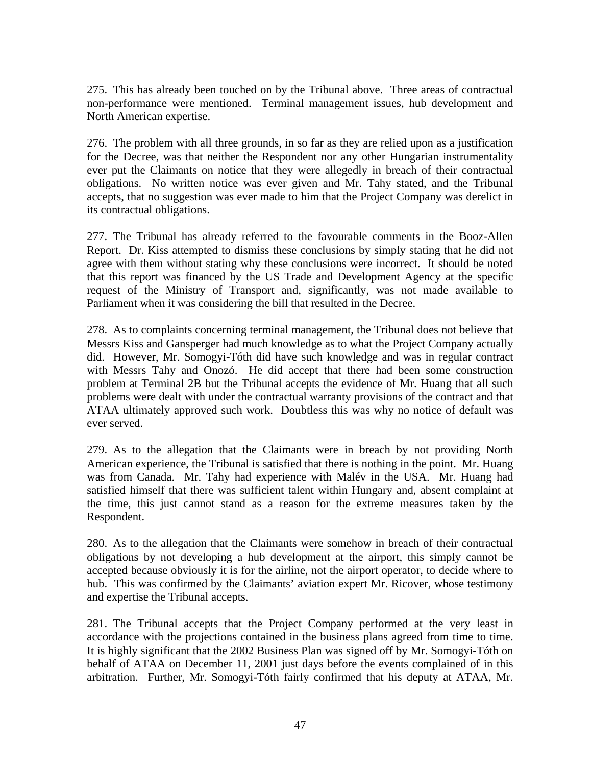275. This has already been touched on by the Tribunal above. Three areas of contractual non-performance were mentioned. Terminal management issues, hub development and North American expertise.

276. The problem with all three grounds, in so far as they are relied upon as a justification for the Decree, was that neither the Respondent nor any other Hungarian instrumentality ever put the Claimants on notice that they were allegedly in breach of their contractual obligations. No written notice was ever given and Mr. Tahy stated, and the Tribunal accepts, that no suggestion was ever made to him that the Project Company was derelict in its contractual obligations.

277. The Tribunal has already referred to the favourable comments in the Booz-Allen Report. Dr. Kiss attempted to dismiss these conclusions by simply stating that he did not agree with them without stating why these conclusions were incorrect. It should be noted that this report was financed by the US Trade and Development Agency at the specific request of the Ministry of Transport and, significantly, was not made available to Parliament when it was considering the bill that resulted in the Decree.

278. As to complaints concerning terminal management, the Tribunal does not believe that Messrs Kiss and Gansperger had much knowledge as to what the Project Company actually did. However, Mr. Somogyi-Tóth did have such knowledge and was in regular contract with Messrs Tahy and Onozó. He did accept that there had been some construction problem at Terminal 2B but the Tribunal accepts the evidence of Mr. Huang that all such problems were dealt with under the contractual warranty provisions of the contract and that ATAA ultimately approved such work. Doubtless this was why no notice of default was ever served.

279. As to the allegation that the Claimants were in breach by not providing North American experience, the Tribunal is satisfied that there is nothing in the point. Mr. Huang was from Canada. Mr. Tahy had experience with Malév in the USA. Mr. Huang had satisfied himself that there was sufficient talent within Hungary and, absent complaint at the time, this just cannot stand as a reason for the extreme measures taken by the Respondent.

280. As to the allegation that the Claimants were somehow in breach of their contractual obligations by not developing a hub development at the airport, this simply cannot be accepted because obviously it is for the airline, not the airport operator, to decide where to hub. This was confirmed by the Claimants' aviation expert Mr. Ricover, whose testimony and expertise the Tribunal accepts.

281. The Tribunal accepts that the Project Company performed at the very least in accordance with the projections contained in the business plans agreed from time to time. It is highly significant that the 2002 Business Plan was signed off by Mr. Somogyi-Tóth on behalf of ATAA on December 11, 2001 just days before the events complained of in this arbitration. Further, Mr. Somogyi-Tóth fairly confirmed that his deputy at ATAA, Mr.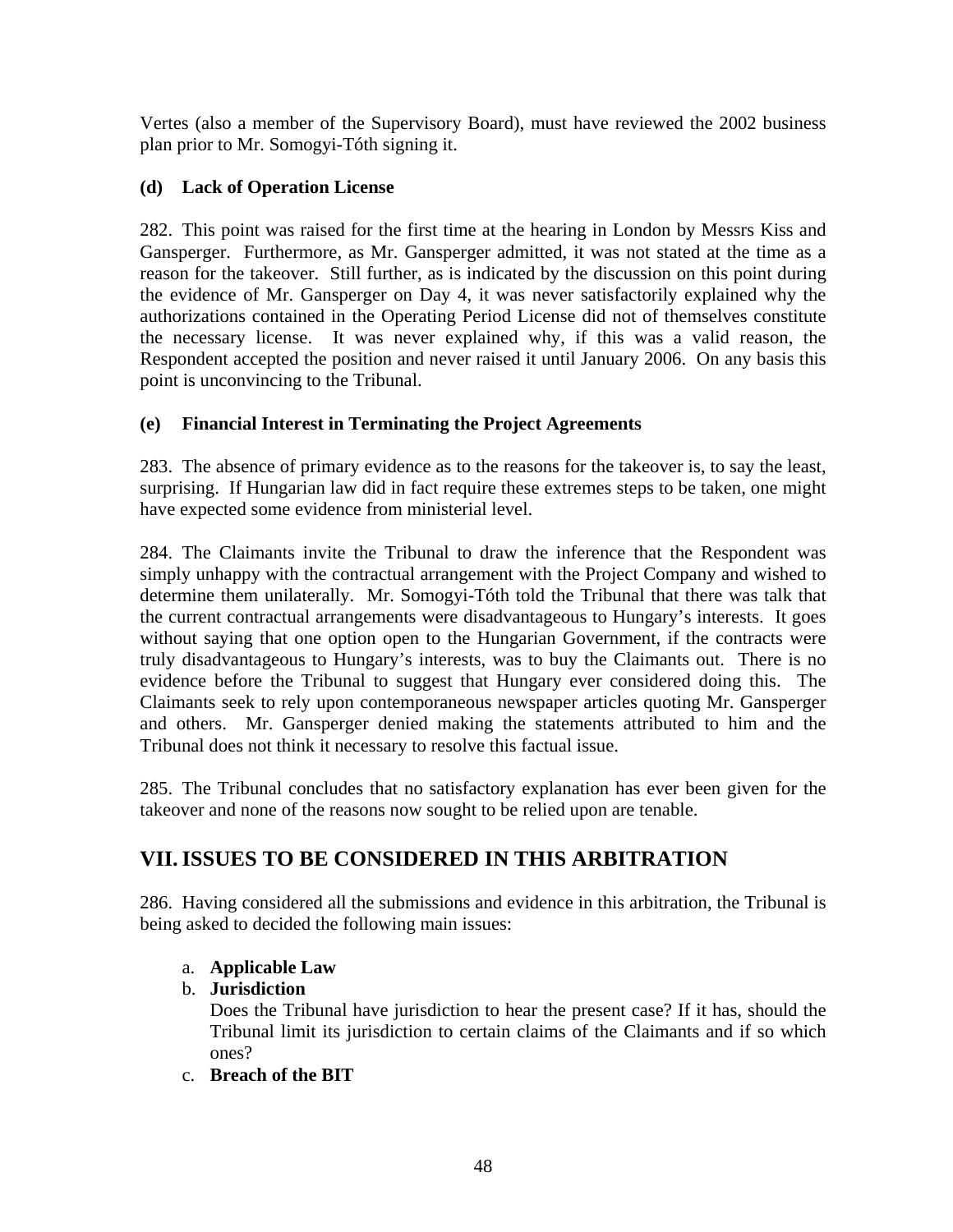Vertes (also a member of the Supervisory Board), must have reviewed the 2002 business plan prior to Mr. Somogyi-Tóth signing it.

**(d) Lack of Operation License**

282. This point was raised for the first time at the hearing in London by Messrs Kiss and Gansperger. Furthermore, as Mr. Gansperger admitted, it was not stated at the time as a reason for the takeover. Still further, as is indicated by the discussion on this point during the evidence of Mr. Gansperger on Day 4, it was never satisfactorily explained why the authorizations contained in the Operating Period License did not of themselves constitute the necessary license. It was never explained why, if this was a valid reason, the Respondent accepted the position and never raised it until January 2006. On any basis this point is unconvincing to the Tribunal.

**(e) Financial Interest in Terminating the Project Agreements**

283. The absence of primary evidence as to the reasons for the takeover is, to say the least, surprising. If Hungarian law did in fact require these extremes steps to be taken, one might have expected some evidence from ministerial level.

284. The Claimants invite the Tribunal to draw the inference that the Respondent was simply unhappy with the contractual arrangement with the Project Company and wished to determine them unilaterally. Mr. Somogyi-Tóth told the Tribunal that there was talk that the current contractual arrangements were disadvantageous to Hungary's interests. It goes without saying that one option open to the Hungarian Government, if the contracts were truly disadvantageous to Hungary's interests, was to buy the Claimants out. There is no evidence before the Tribunal to suggest that Hungary ever considered doing this. The Claimants seek to rely upon contemporaneous newspaper articles quoting Mr. Gansperger and others. Mr. Gansperger denied making the statements attributed to him and the Tribunal does not think it necessary to resolve this factual issue.

285. The Tribunal concludes that no satisfactory explanation has ever been given for the takeover and none of the reasons now sought to be relied upon are tenable.

## VII. ISSUES TO BE CONSIDERED IN THIS ARBITRATION

286. Having considered all the submissions and evidence in this arbitration, the Tribunal is being asked to decided the following main issues:

a. **Applicable Law**
b. **Jurisdiction**
   Does the Tribunal have jurisdiction to hear the present case? If it has, should the Tribunal limit its jurisdiction to certain claims of the Claimants and if so which ones?
c. **Breach of the BIT**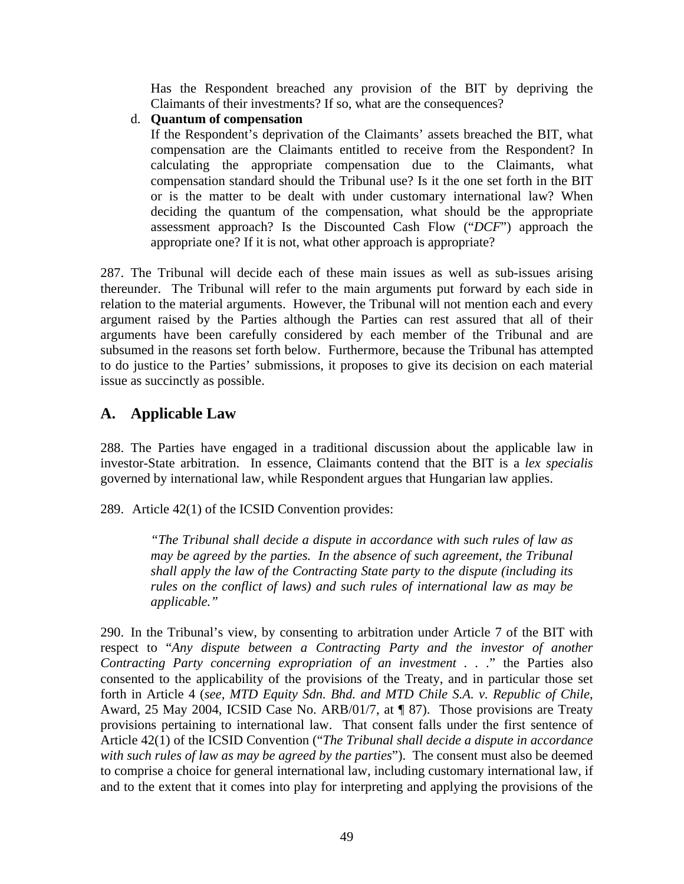Has the Respondent breached any provision of the BIT by depriving the Claimants of their investments? If so, what are the consequences?

d. **Quantum of compensation**

If the Respondent's deprivation of the Claimants' assets breached the BIT, what compensation are the Claimants entitled to receive from the Respondent? In calculating the appropriate compensation due to the Claimants, what compensation standard should the Tribunal use? Is it the one set forth in the BIT or is the matter to be dealt with under customary international law? When deciding the quantum of the compensation, what should be the appropriate assessment approach? Is the Discounted Cash Flow ("*DCF*") approach the appropriate one? If it is not, what other approach is appropriate?

287. The Tribunal will decide each of these main issues as well as sub-issues arising thereunder. The Tribunal will refer to the main arguments put forward by each side in relation to the material arguments. However, the Tribunal will not mention each and every argument raised by the Parties although the Parties can rest assured that all of their arguments have been carefully considered by each member of the Tribunal and are subsumed in the reasons set forth below. Furthermore, because the Tribunal has attempted to do justice to the Parties' submissions, it proposes to give its decision on each material issue as succinctly as possible.

## A. Applicable Law

288. The Parties have engaged in a traditional discussion about the applicable law in investor-State arbitration. In essence, Claimants contend that the BIT is a *lex specialis* governed by international law, while Respondent argues that Hungarian law applies.

289. Article 42(1) of the ICSID Convention provides:

> *"The Tribunal shall decide a dispute in accordance with such rules of law as may be agreed by the parties. In the absence of such agreement, the Tribunal shall apply the law of the Contracting State party to the dispute (including its rules on the conflict of laws) and such rules of international law as may be applicable."*

290. In the Tribunal's view, by consenting to arbitration under Article 7 of the BIT with respect to "*Any dispute between a Contracting Party and the investor of another Contracting Party concerning expropriation of an investment . . .*" the Parties also consented to the applicability of the provisions of the Treaty, and in particular those set forth in Article 4 (*see, MTD Equity Sdn. Bhd. and MTD Chile S.A. v. Republic of Chile*, Award, 25 May 2004, ICSID Case No. ARB/01/7, at ¶ 87). Those provisions are Treaty provisions pertaining to international law. That consent falls under the first sentence of Article 42(1) of the ICSID Convention ("*The Tribunal shall decide a dispute in accordance with such rules of law as may be agreed by the parties*"). The consent must also be deemed to comprise a choice for general international law, including customary international law, if and to the extent that it comes into play for interpreting and applying the provisions of the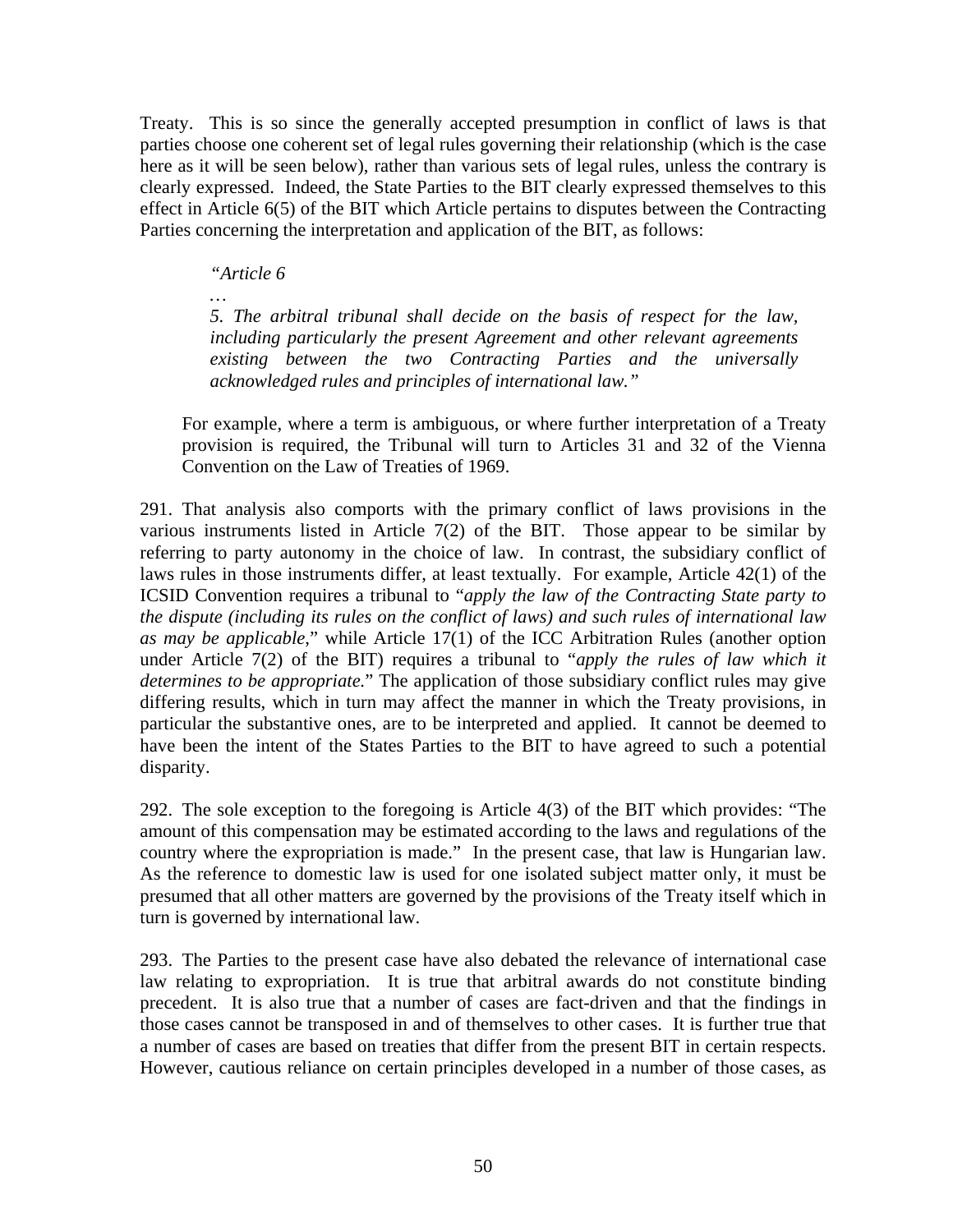Treaty. This is so since the generally accepted presumption in conflict of laws is that parties choose one coherent set of legal rules governing their relationship (which is the case here as it will be seen below), rather than various sets of legal rules, unless the contrary is clearly expressed. Indeed, the State Parties to the BIT clearly expressed themselves to this effect in Article 6(5) of the BIT which Article pertains to disputes between the Contracting Parties concerning the interpretation and application of the BIT, as follows:

> *"Article 6*
>
> *…*
>
> *5. The arbitral tribunal shall decide on the basis of respect for the law, including particularly the present Agreement and other relevant agreements existing between the two Contracting Parties and the universally acknowledged rules and principles of international law."*

For example, where a term is ambiguous, or where further interpretation of a Treaty provision is required, the Tribunal will turn to Articles 31 and 32 of the Vienna Convention on the Law of Treaties of 1969.

291. That analysis also comports with the primary conflict of laws provisions in the various instruments listed in Article 7(2) of the BIT. Those appear to be similar by referring to party autonomy in the choice of law. In contrast, the subsidiary conflict of laws rules in those instruments differ, at least textually. For example, Article 42(1) of the ICSID Convention requires a tribunal to "*apply the law of the Contracting State party to the dispute (including its rules on the conflict of laws) and such rules of international law as may be applicable*," while Article 17(1) of the ICC Arbitration Rules (another option under Article 7(2) of the BIT) requires a tribunal to "*apply the rules of law which it determines to be appropriate.*" The application of those subsidiary conflict rules may give differing results, which in turn may affect the manner in which the Treaty provisions, in particular the substantive ones, are to be interpreted and applied. It cannot be deemed to have been the intent of the States Parties to the BIT to have agreed to such a potential disparity.

292. The sole exception to the foregoing is Article 4(3) of the BIT which provides: "The amount of this compensation may be estimated according to the laws and regulations of the country where the expropriation is made." In the present case, that law is Hungarian law. As the reference to domestic law is used for one isolated subject matter only, it must be presumed that all other matters are governed by the provisions of the Treaty itself which in turn is governed by international law.

293. The Parties to the present case have also debated the relevance of international case law relating to expropriation. It is true that arbitral awards do not constitute binding precedent. It is also true that a number of cases are fact-driven and that the findings in those cases cannot be transposed in and of themselves to other cases. It is further true that a number of cases are based on treaties that differ from the present BIT in certain respects. However, cautious reliance on certain principles developed in a number of those cases, as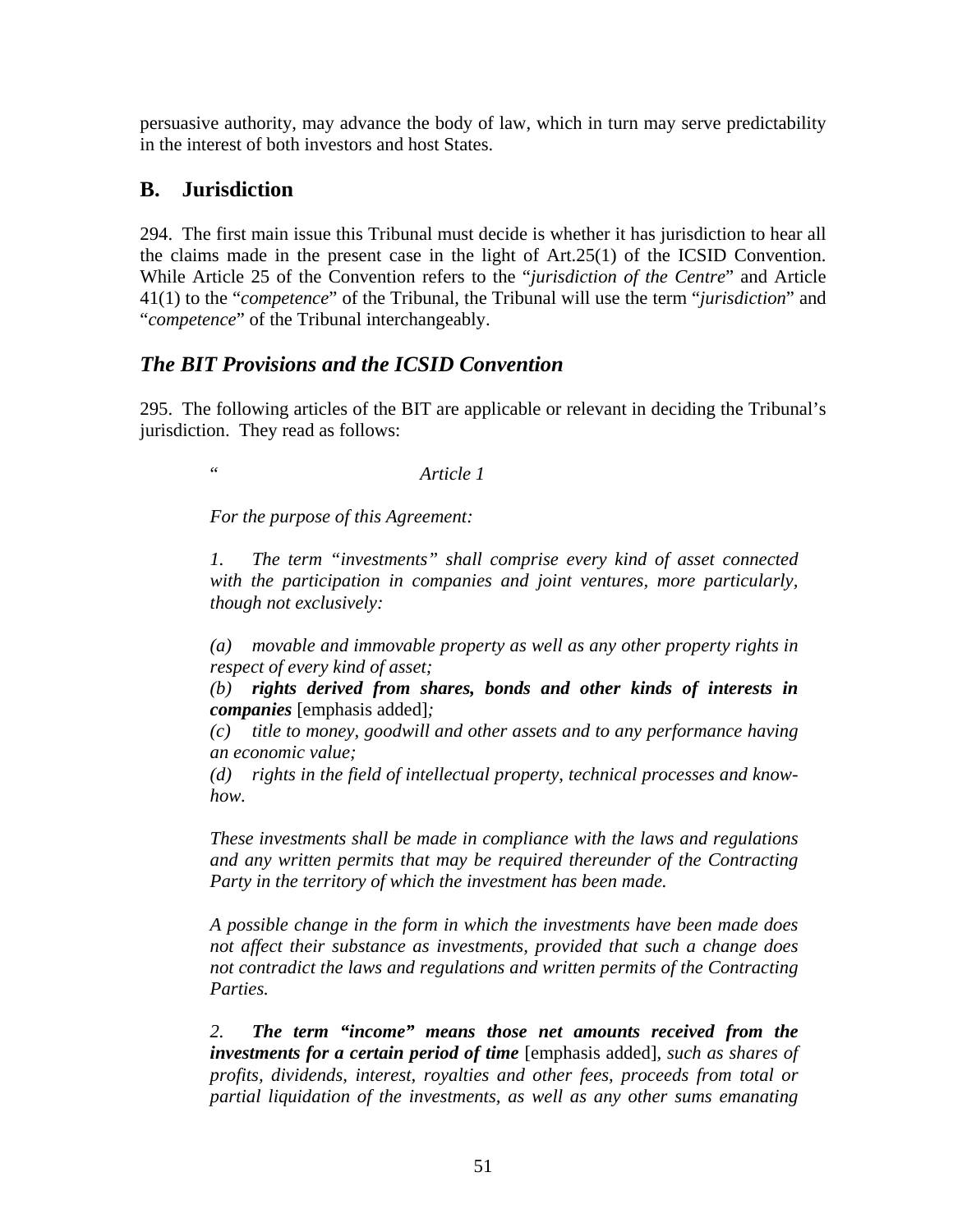persuasive authority, may advance the body of law, which in turn may serve predictability in the interest of both investors and host States.

## B. Jurisdiction

294. The first main issue this Tribunal must decide is whether it has jurisdiction to hear all the claims made in the present case in the light of Art.25(1) of the ICSID Convention. While Article 25 of the Convention refers to the "*jurisdiction of the Centre*" and Article 41(1) to the "*competence*" of the Tribunal, the Tribunal will use the term "*jurisdiction*" and "*competence*" of the Tribunal interchangeably.

### *The BIT Provisions and the ICSID Convention*

295. The following articles of the BIT are applicable or relevant in deciding the Tribunal's jurisdiction. They read as follows:

> " *Article 1*
>
> *For the purpose of this Agreement:*
>
> *1. The term "investments" shall comprise every kind of asset connected with the participation in companies and joint ventures, more particularly, though not exclusively:*
>
> *(a) movable and immovable property as well as any other property rights in respect of every kind of asset;*
> *(b)* ***rights derived from shares, bonds and other kinds of interests in companies*** [emphasis added]*;*
> *(c) title to money, goodwill and other assets and to any performance having an economic value;*
> *(d) rights in the field of intellectual property, technical processes and know-how.*
>
> *These investments shall be made in compliance with the laws and regulations and any written permits that may be required thereunder of the Contracting Party in the territory of which the investment has been made.*
>
> *A possible change in the form in which the investments have been made does not affect their substance as investments, provided that such a change does not contradict the laws and regulations and written permits of the Contracting Parties.*
>
> *2.* ***The term "income" means those net amounts received from the investments for a certain period of time*** [emphasis added]*, such as shares of profits, dividends, interest, royalties and other fees, proceeds from total or partial liquidation of the investments, as well as any other sums emanating*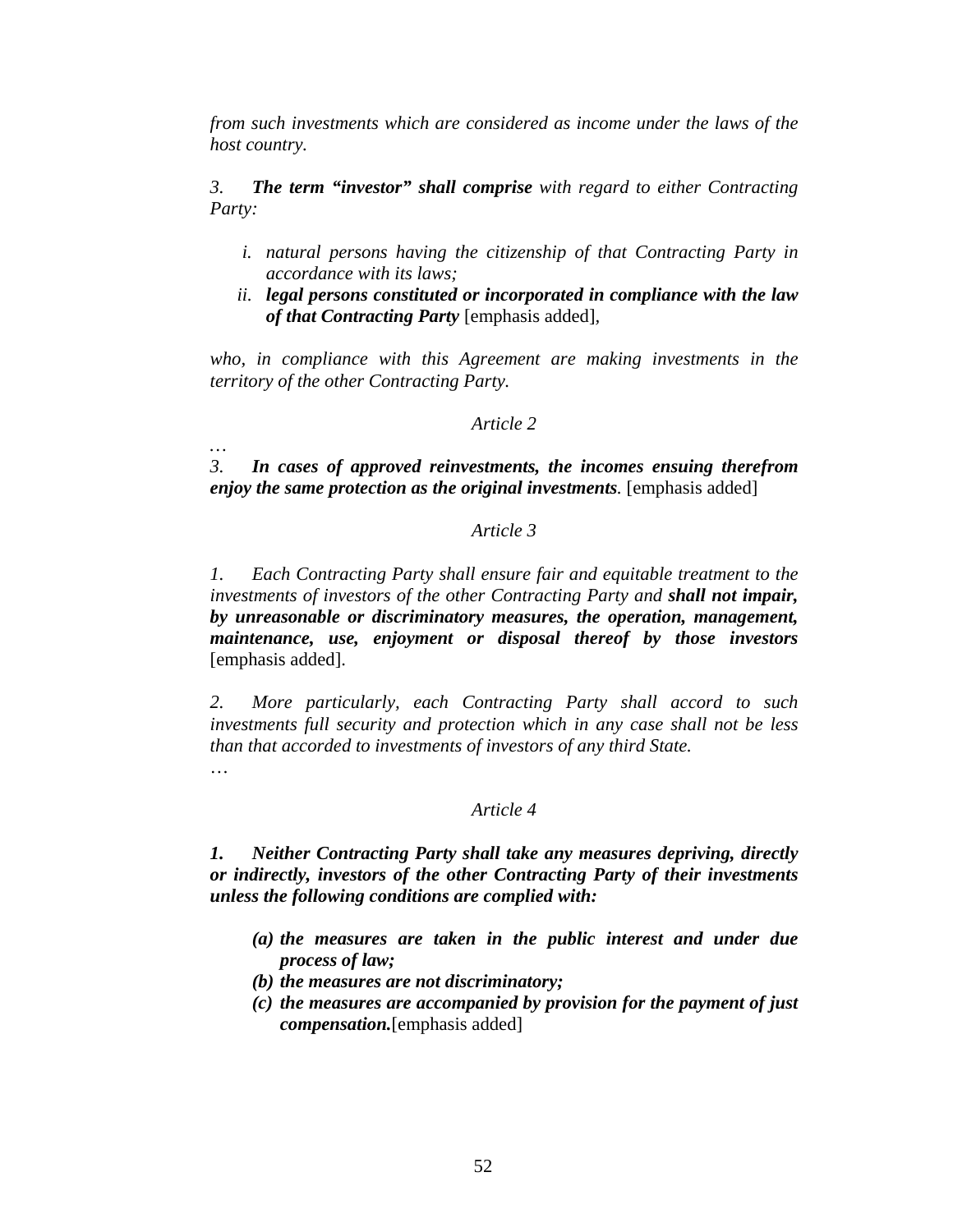*from such investments which are considered as income under the laws of the host country.*

*3. **The term "investor" shall comprise** with regard to either Contracting Party:*

- *i. natural persons having the citizenship of that Contracting Party in accordance with its laws;*
- *ii. **legal persons constituted or incorporated in compliance with the law of that Contracting Party*** [emphasis added],

*who, in compliance with this Agreement are making investments in the territory of the other Contracting Party.*

*Article 2*

…

*3. **In cases of approved reinvestments, the incomes ensuing therefrom enjoy the same protection as the original investments**.* [emphasis added]

*Article 3*

*1. Each Contracting Party shall ensure fair and equitable treatment to the investments of investors of the other Contracting Party and **shall not impair, by unreasonable or discriminatory measures, the operation, management, maintenance, use, enjoyment or disposal thereof by those investors*** [emphasis added].

*2. More particularly, each Contracting Party shall accord to such investments full security and protection which in any case shall not be less than that accorded to investments of investors of any third State.*

…

*Article 4*

***1. Neither Contracting Party shall take any measures depriving, directly or indirectly, investors of the other Contracting Party of their investments unless the following conditions are complied with:***

- ***(a) the measures are taken in the public interest and under due process of law;***
- ***(b) the measures are not discriminatory;***
- ***(c) the measures are accompanied by provision for the payment of just compensation.***[emphasis added]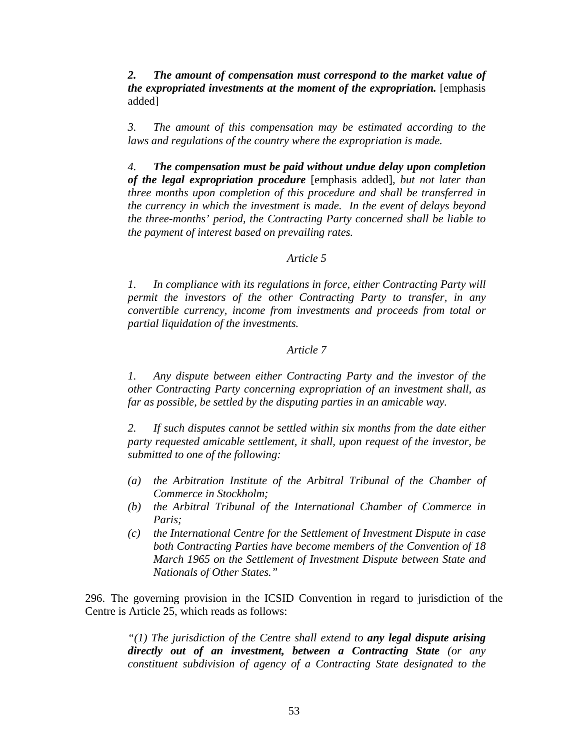> *2. **The amount of compensation must correspond to the market value of the expropriated investments at the moment of the expropriation.*** [emphasis added]
>
> *3. The amount of this compensation may be estimated according to the laws and regulations of the country where the expropriation is made.*
>
> *4. **The compensation must be paid without undue delay upon completion of the legal expropriation procedure*** [emphasis added], *but not later than three months upon completion of this procedure and shall be transferred in the currency in which the investment is made. In the event of delays beyond the three-months' period, the Contracting Party concerned shall be liable to the payment of interest based on prevailing rates.*
>
> *Article 5*
>
> *1. In compliance with its regulations in force, either Contracting Party will permit the investors of the other Contracting Party to transfer, in any convertible currency, income from investments and proceeds from total or partial liquidation of the investments.*
>
> *Article 7*
>
> *1. Any dispute between either Contracting Party and the investor of the other Contracting Party concerning expropriation of an investment shall, as far as possible, be settled by the disputing parties in an amicable way.*
>
> *2. If such disputes cannot be settled within six months from the date either party requested amicable settlement, it shall, upon request of the investor, be submitted to one of the following:*
>
> *(a) the Arbitration Institute of the Arbitral Tribunal of the Chamber of Commerce in Stockholm;*
> *(b) the Arbitral Tribunal of the International Chamber of Commerce in Paris;*
> *(c) the International Centre for the Settlement of Investment Dispute in case both Contracting Parties have become members of the Convention of 18 March 1965 on the Settlement of Investment Dispute between State and Nationals of Other States."*

296. The governing provision in the ICSID Convention in regard to jurisdiction of the Centre is Article 25, which reads as follows:

> *"(1) The jurisdiction of the Centre shall extend to **any legal dispute arising directly out of an investment, between a Contracting State** (or any constituent subdivision of agency of a Contracting State designated to the*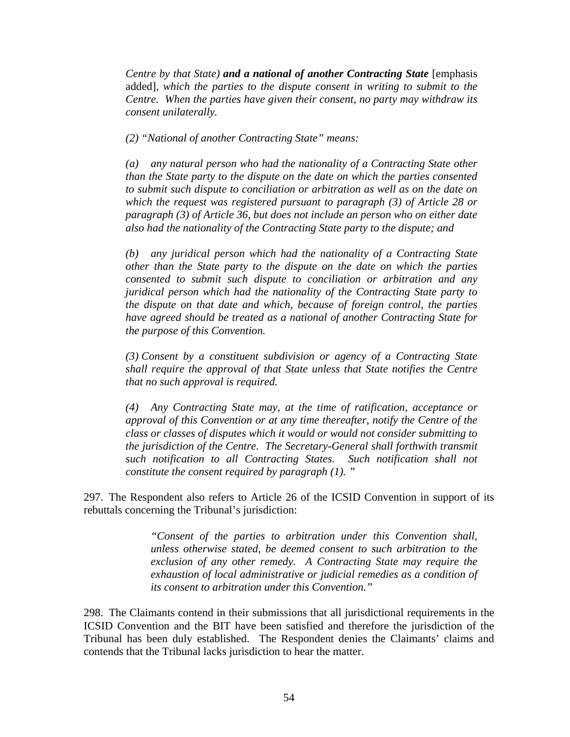> *Centre by that State)* ***and a national of another Contracting State*** [emphasis added], *which the parties to the dispute consent in writing to submit to the Centre. When the parties have given their consent, no party may withdraw its consent unilaterally.*
>
> *(2) "National of another Contracting State" means:*
>
> *(a) any natural person who had the nationality of a Contracting State other than the State party to the dispute on the date on which the parties consented to submit such dispute to conciliation or arbitration as well as on the date on which the request was registered pursuant to paragraph (3) of Article 28 or paragraph (3) of Article 36, but does not include an person who on either date also had the nationality of the Contracting State party to the dispute; and*
>
> *(b) any juridical person which had the nationality of a Contracting State other than the State party to the dispute on the date on which the parties consented to submit such dispute to conciliation or arbitration and any juridical person which had the nationality of the Contracting State party to the dispute on that date and which, because of foreign control, the parties have agreed should be treated as a national of another Contracting State for the purpose of this Convention.*
>
> *(3) Consent by a constituent subdivision or agency of a Contracting State shall require the approval of that State unless that State notifies the Centre that no such approval is required.*
>
> *(4) Any Contracting State may, at the time of ratification, acceptance or approval of this Convention or at any time thereafter, notify the Centre of the class or classes of disputes which it would or would not consider submitting to the jurisdiction of the Centre. The Secretary-General shall forthwith transmit such notification to all Contracting States. Such notification shall not constitute the consent required by paragraph (1). "*

297. The Respondent also refers to Article 26 of the ICSID Convention in support of its rebuttals concerning the Tribunal's jurisdiction:

> *"Consent of the parties to arbitration under this Convention shall, unless otherwise stated, be deemed consent to such arbitration to the exclusion of any other remedy. A Contracting State may require the exhaustion of local administrative or judicial remedies as a condition of its consent to arbitration under this Convention."*

298. The Claimants contend in their submissions that all jurisdictional requirements in the ICSID Convention and the BIT have been satisfied and therefore the jurisdiction of the Tribunal has been duly established. The Respondent denies the Claimants' claims and contends that the Tribunal lacks jurisdiction to hear the matter.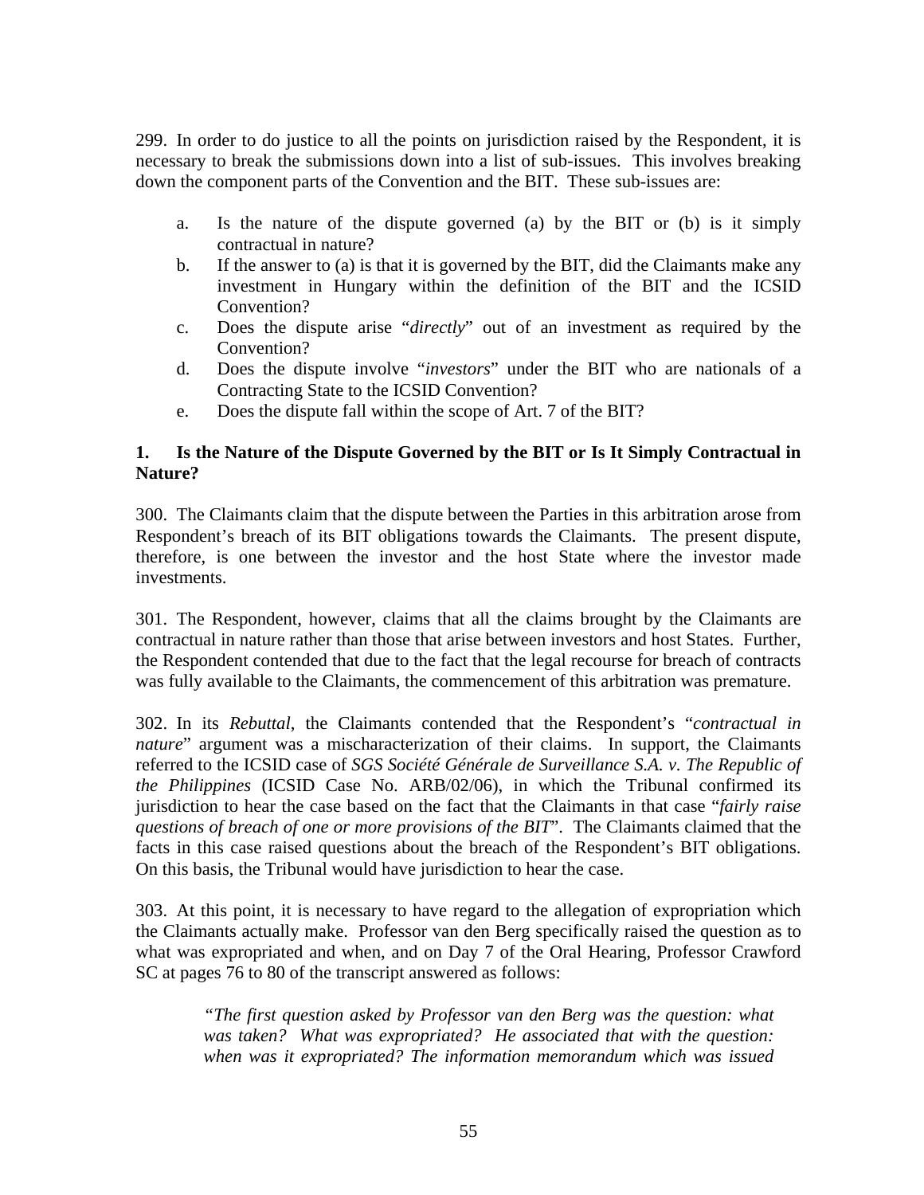299. In order to do justice to all the points on jurisdiction raised by the Respondent, it is necessary to break the submissions down into a list of sub-issues. This involves breaking down the component parts of the Convention and the BIT. These sub-issues are:

a. Is the nature of the dispute governed (a) by the BIT or (b) is it simply contractual in nature?
b. If the answer to (a) is that it is governed by the BIT, did the Claimants make any investment in Hungary within the definition of the BIT and the ICSID Convention?
c. Does the dispute arise "*directly*" out of an investment as required by the Convention?
d. Does the dispute involve "*investors*" under the BIT who are nationals of a Contracting State to the ICSID Convention?
e. Does the dispute fall within the scope of Art. 7 of the BIT?

**1. Is the Nature of the Dispute Governed by the BIT or Is It Simply Contractual in Nature?**

300. The Claimants claim that the dispute between the Parties in this arbitration arose from Respondent's breach of its BIT obligations towards the Claimants. The present dispute, therefore, is one between the investor and the host State where the investor made investments.

301. The Respondent, however, claims that all the claims brought by the Claimants are contractual in nature rather than those that arise between investors and host States. Further, the Respondent contended that due to the fact that the legal recourse for breach of contracts was fully available to the Claimants, the commencement of this arbitration was premature.

302. In its *Rebuttal*, the Claimants contended that the Respondent's "*contractual in nature*" argument was a mischaracterization of their claims. In support, the Claimants referred to the ICSID case of *SGS Société Générale de Surveillance S.A. v. The Republic of the Philippines* (ICSID Case No. ARB/02/06), in which the Tribunal confirmed its jurisdiction to hear the case based on the fact that the Claimants in that case "*fairly raise questions of breach of one or more provisions of the BIT*". The Claimants claimed that the facts in this case raised questions about the breach of the Respondent's BIT obligations. On this basis, the Tribunal would have jurisdiction to hear the case.

303. At this point, it is necessary to have regard to the allegation of expropriation which the Claimants actually make. Professor van den Berg specifically raised the question as to what was expropriated and when, and on Day 7 of the Oral Hearing, Professor Crawford SC at pages 76 to 80 of the transcript answered as follows:

> *"The first question asked by Professor van den Berg was the question: what was taken? What was expropriated? He associated that with the question: when was it expropriated? The information memorandum which was issued*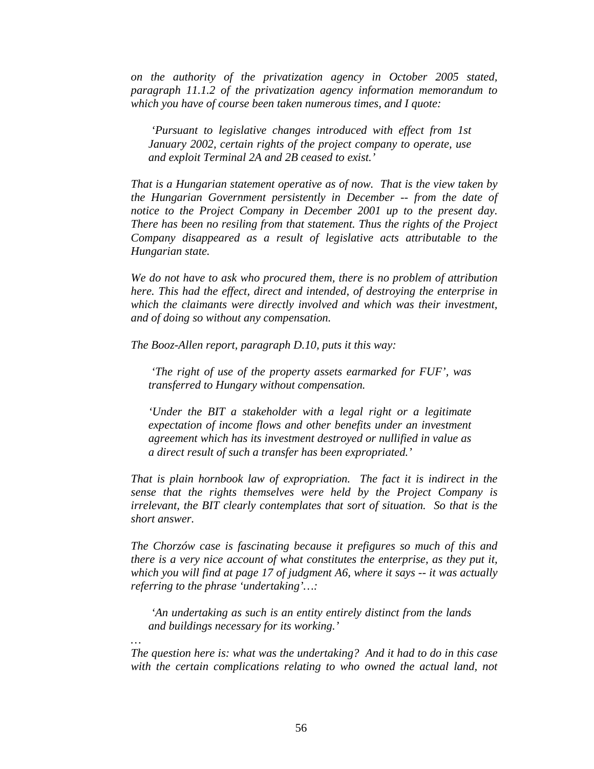*on the authority of the privatization agency in October 2005 stated, paragraph 11.1.2 of the privatization agency information memorandum to which you have of course been taken numerous times, and I quote:*

> *'Pursuant to legislative changes introduced with effect from 1st January 2002, certain rights of the project company to operate, use and exploit Terminal 2A and 2B ceased to exist.'*

*That is a Hungarian statement operative as of now. That is the view taken by the Hungarian Government persistently in December -- from the date of notice to the Project Company in December 2001 up to the present day. There has been no resiling from that statement. Thus the rights of the Project Company disappeared as a result of legislative acts attributable to the Hungarian state.*

*We do not have to ask who procured them, there is no problem of attribution here. This had the effect, direct and intended, of destroying the enterprise in which the claimants were directly involved and which was their investment, and of doing so without any compensation.*

*The Booz-Allen report, paragraph D.10, puts it this way:*

> *'The right of use of the property assets earmarked for FUF', was transferred to Hungary without compensation.*
>
> *'Under the BIT a stakeholder with a legal right or a legitimate expectation of income flows and other benefits under an investment agreement which has its investment destroyed or nullified in value as a direct result of such a transfer has been expropriated.'*

*That is plain hornbook law of expropriation. The fact it is indirect in the sense that the rights themselves were held by the Project Company is irrelevant, the BIT clearly contemplates that sort of situation. So that is the short answer.*

*The Chorzów case is fascinating because it prefigures so much of this and there is a very nice account of what constitutes the enterprise, as they put it, which you will find at page 17 of judgment A6, where it says -- it was actually referring to the phrase 'undertaking'…:*

> *'An undertaking as such is an entity entirely distinct from the lands and buildings necessary for its working.'*

*…*

*The question here is: what was the undertaking? And it had to do in this case with the certain complications relating to who owned the actual land, not*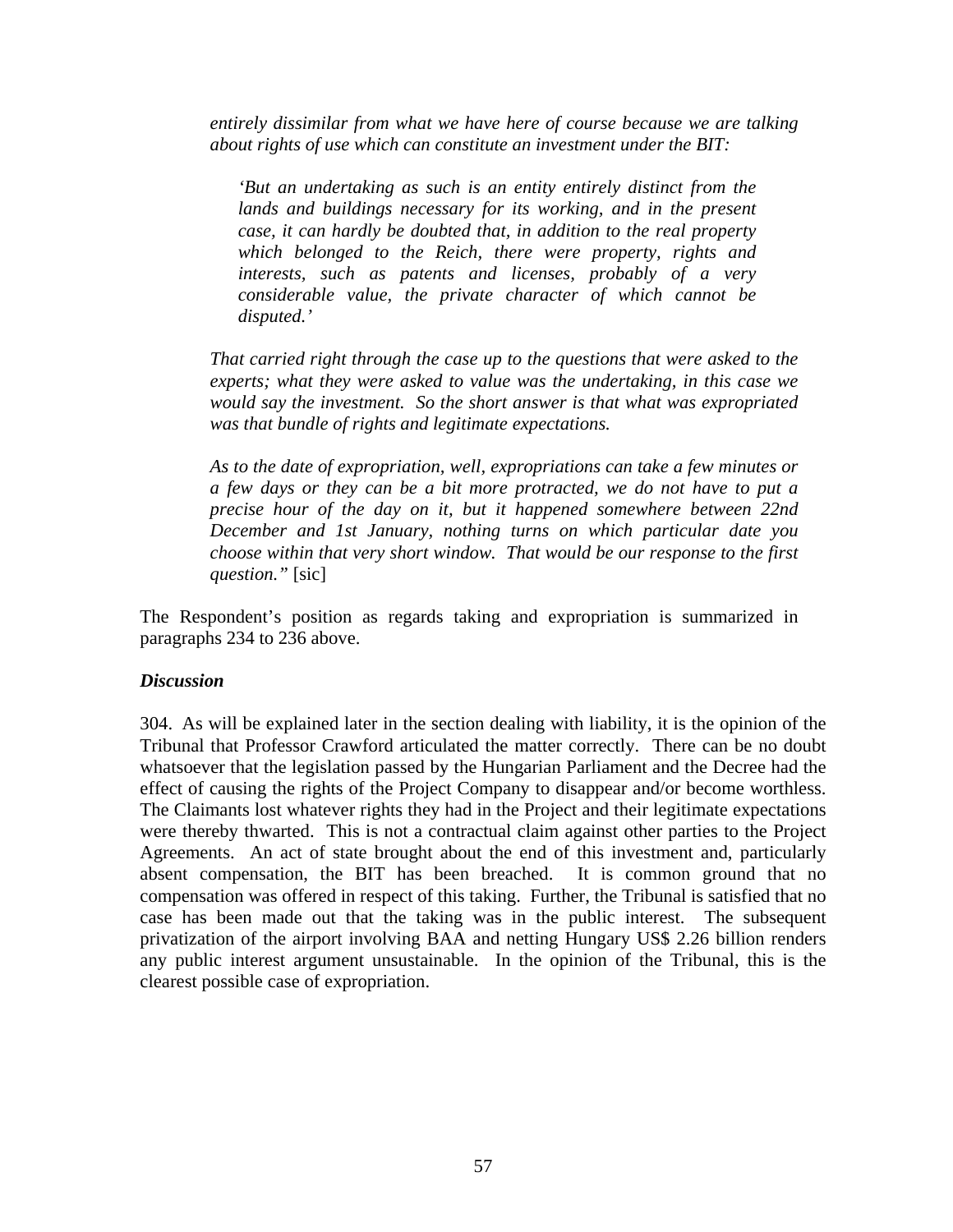*entirely dissimilar from what we have here of course because we are talking about rights of use which can constitute an investment under the BIT:*

> *'But an undertaking as such is an entity entirely distinct from the lands and buildings necessary for its working, and in the present case, it can hardly be doubted that, in addition to the real property which belonged to the Reich, there were property, rights and interests, such as patents and licenses, probably of a very considerable value, the private character of which cannot be disputed.'*

*That carried right through the case up to the questions that were asked to the experts; what they were asked to value was the undertaking, in this case we would say the investment. So the short answer is that what was expropriated was that bundle of rights and legitimate expectations.*

*As to the date of expropriation, well, expropriations can take a few minutes or a few days or they can be a bit more protracted, we do not have to put a precise hour of the day on it, but it happened somewhere between 22nd December and 1st January, nothing turns on which particular date you choose within that very short window. That would be our response to the first question."* [sic]

The Respondent's position as regards taking and expropriation is summarized in paragraphs 234 to 236 above.

***Discussion***

304. As will be explained later in the section dealing with liability, it is the opinion of the Tribunal that Professor Crawford articulated the matter correctly. There can be no doubt whatsoever that the legislation passed by the Hungarian Parliament and the Decree had the effect of causing the rights of the Project Company to disappear and/or become worthless. The Claimants lost whatever rights they had in the Project and their legitimate expectations were thereby thwarted. This is not a contractual claim against other parties to the Project Agreements. An act of state brought about the end of this investment and, particularly absent compensation, the BIT has been breached. It is common ground that no compensation was offered in respect of this taking. Further, the Tribunal is satisfied that no case has been made out that the taking was in the public interest. The subsequent privatization of the airport involving BAA and netting Hungary US$ 2.26 billion renders any public interest argument unsustainable. In the opinion of the Tribunal, this is the clearest possible case of expropriation.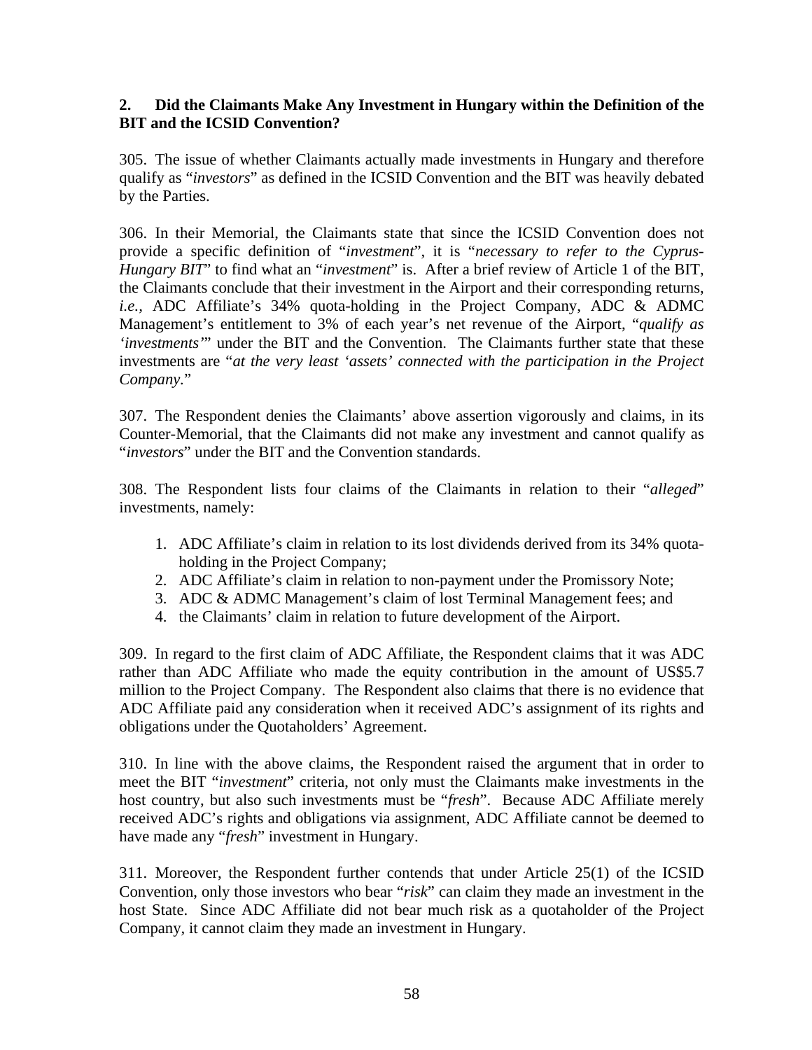### 2. Did the Claimants Make Any Investment in Hungary within the Definition of the BIT and the ICSID Convention?

305. The issue of whether Claimants actually made investments in Hungary and therefore qualify as "*investors*" as defined in the ICSID Convention and the BIT was heavily debated by the Parties.

306. In their Memorial, the Claimants state that since the ICSID Convention does not provide a specific definition of "*investment*", it is "*necessary to refer to the Cyprus-Hungary BIT*" to find what an "*investment*" is. After a brief review of Article 1 of the BIT, the Claimants conclude that their investment in the Airport and their corresponding returns, *i.e.,* ADC Affiliate's 34% quota-holding in the Project Company, ADC & ADMC Management's entitlement to 3% of each year's net revenue of the Airport, "*qualify as 'investments'*" under the BIT and the Convention. The Claimants further state that these investments are "*at the very least 'assets' connected with the participation in the Project Company*."

307. The Respondent denies the Claimants' above assertion vigorously and claims, in its Counter-Memorial, that the Claimants did not make any investment and cannot qualify as "*investors*" under the BIT and the Convention standards.

308. The Respondent lists four claims of the Claimants in relation to their "*alleged*" investments, namely:

1. ADC Affiliate's claim in relation to its lost dividends derived from its 34% quota-holding in the Project Company;
2. ADC Affiliate's claim in relation to non-payment under the Promissory Note;
3. ADC & ADMC Management's claim of lost Terminal Management fees; and
4. the Claimants' claim in relation to future development of the Airport.

309. In regard to the first claim of ADC Affiliate, the Respondent claims that it was ADC rather than ADC Affiliate who made the equity contribution in the amount of US$5.7 million to the Project Company. The Respondent also claims that there is no evidence that ADC Affiliate paid any consideration when it received ADC's assignment of its rights and obligations under the Quotaholders' Agreement.

310. In line with the above claims, the Respondent raised the argument that in order to meet the BIT "*investment*" criteria, not only must the Claimants make investments in the host country, but also such investments must be "*fresh*". Because ADC Affiliate merely received ADC's rights and obligations via assignment, ADC Affiliate cannot be deemed to have made any "*fresh*" investment in Hungary.

311. Moreover, the Respondent further contends that under Article 25(1) of the ICSID Convention, only those investors who bear "*risk*" can claim they made an investment in the host State. Since ADC Affiliate did not bear much risk as a quotaholder of the Project Company, it cannot claim they made an investment in Hungary.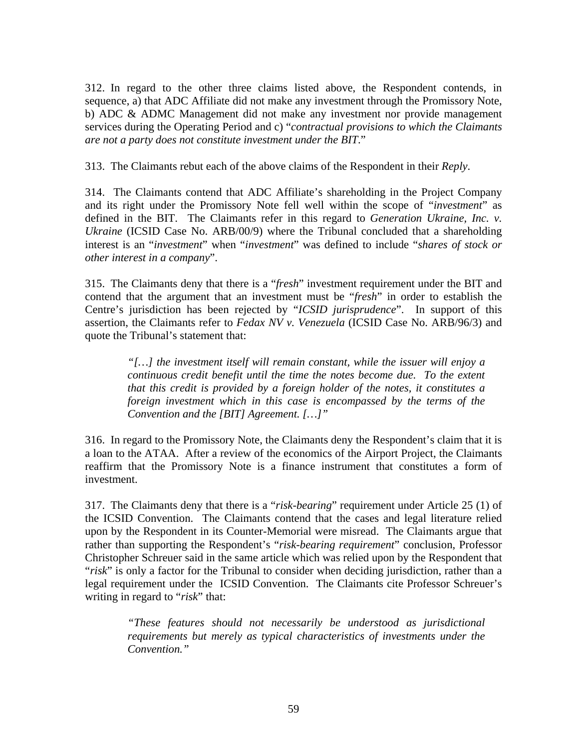312. In regard to the other three claims listed above, the Respondent contends, in sequence, a) that ADC Affiliate did not make any investment through the Promissory Note, b) ADC & ADMC Management did not make any investment nor provide management services during the Operating Period and c) "*contractual provisions to which the Claimants are not a party does not constitute investment under the BIT*."

313. The Claimants rebut each of the above claims of the Respondent in their *Reply*.

314. The Claimants contend that ADC Affiliate's shareholding in the Project Company and its right under the Promissory Note fell well within the scope of "*investment*" as defined in the BIT. The Claimants refer in this regard to *Generation Ukraine, Inc. v. Ukraine* (ICSID Case No. ARB/00/9) where the Tribunal concluded that a shareholding interest is an "*investment*" when "*investment*" was defined to include "*shares of stock or other interest in a company*".

315. The Claimants deny that there is a "*fresh*" investment requirement under the BIT and contend that the argument that an investment must be "*fresh*" in order to establish the Centre's jurisdiction has been rejected by "*ICSID jurisprudence*". In support of this assertion, the Claimants refer to *Fedax NV v. Venezuela* (ICSID Case No. ARB/96/3) and quote the Tribunal's statement that:

> *"[…] the investment itself will remain constant, while the issuer will enjoy a continuous credit benefit until the time the notes become due. To the extent that this credit is provided by a foreign holder of the notes, it constitutes a foreign investment which in this case is encompassed by the terms of the Convention and the [BIT] Agreement. […]"*

316. In regard to the Promissory Note, the Claimants deny the Respondent's claim that it is a loan to the ATAA. After a review of the economics of the Airport Project, the Claimants reaffirm that the Promissory Note is a finance instrument that constitutes a form of investment.

317. The Claimants deny that there is a "*risk-bearing*" requirement under Article 25 (1) of the ICSID Convention. The Claimants contend that the cases and legal literature relied upon by the Respondent in its Counter-Memorial were misread. The Claimants argue that rather than supporting the Respondent's "*risk-bearing requirement*" conclusion, Professor Christopher Schreuer said in the same article which was relied upon by the Respondent that "*risk*" is only a factor for the Tribunal to consider when deciding jurisdiction, rather than a legal requirement under the ICSID Convention. The Claimants cite Professor Schreuer's writing in regard to "*risk*" that:

> *"These features should not necessarily be understood as jurisdictional requirements but merely as typical characteristics of investments under the Convention."*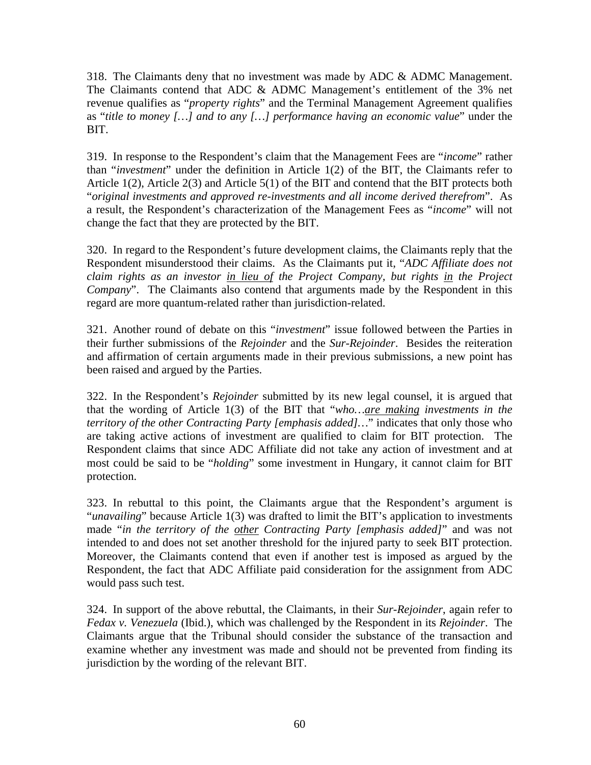318. The Claimants deny that no investment was made by ADC & ADMC Management. The Claimants contend that ADC & ADMC Management's entitlement of the 3% net revenue qualifies as "*property rights*" and the Terminal Management Agreement qualifies as "*title to money […] and to any […] performance having an economic value*" under the BIT.

319. In response to the Respondent's claim that the Management Fees are "*income*" rather than "*investment*" under the definition in Article 1(2) of the BIT, the Claimants refer to Article 1(2), Article 2(3) and Article 5(1) of the BIT and contend that the BIT protects both "*original investments and approved re-investments and all income derived therefrom*". As a result, the Respondent's characterization of the Management Fees as "*income*" will not change the fact that they are protected by the BIT.

320. In regard to the Respondent's future development claims, the Claimants reply that the Respondent misunderstood their claims. As the Claimants put it, "*ADC Affiliate does not claim rights as an investor <u>in lieu of</u> the Project Company, but rights <u>in</u> the Project Company*". The Claimants also contend that arguments made by the Respondent in this regard are more quantum-related rather than jurisdiction-related.

321. Another round of debate on this "*investment*" issue followed between the Parties in their further submissions of the *Rejoinder* and the *Sur-Rejoinder*. Besides the reiteration and affirmation of certain arguments made in their previous submissions, a new point has been raised and argued by the Parties.

322. In the Respondent's *Rejoinder* submitted by its new legal counsel, it is argued that that the wording of Article 1(3) of the BIT that "*who…<u>are making</u> investments in the territory of the other Contracting Party [emphasis added]…*" indicates that only those who are taking active actions of investment are qualified to claim for BIT protection. The Respondent claims that since ADC Affiliate did not take any action of investment and at most could be said to be "*holding*" some investment in Hungary, it cannot claim for BIT protection.

323. In rebuttal to this point, the Claimants argue that the Respondent's argument is "*unavailing*" because Article 1(3) was drafted to limit the BIT's application to investments made "*in the territory of the <u>other</u> Contracting Party [emphasis added]*" and was not intended to and does not set another threshold for the injured party to seek BIT protection. Moreover, the Claimants contend that even if another test is imposed as argued by the Respondent, the fact that ADC Affiliate paid consideration for the assignment from ADC would pass such test.

324. In support of the above rebuttal, the Claimants, in their *Sur-Rejoinder*, again refer to *Fedax v. Venezuela* (Ibid.), which was challenged by the Respondent in its *Rejoinder*. The Claimants argue that the Tribunal should consider the substance of the transaction and examine whether any investment was made and should not be prevented from finding its jurisdiction by the wording of the relevant BIT.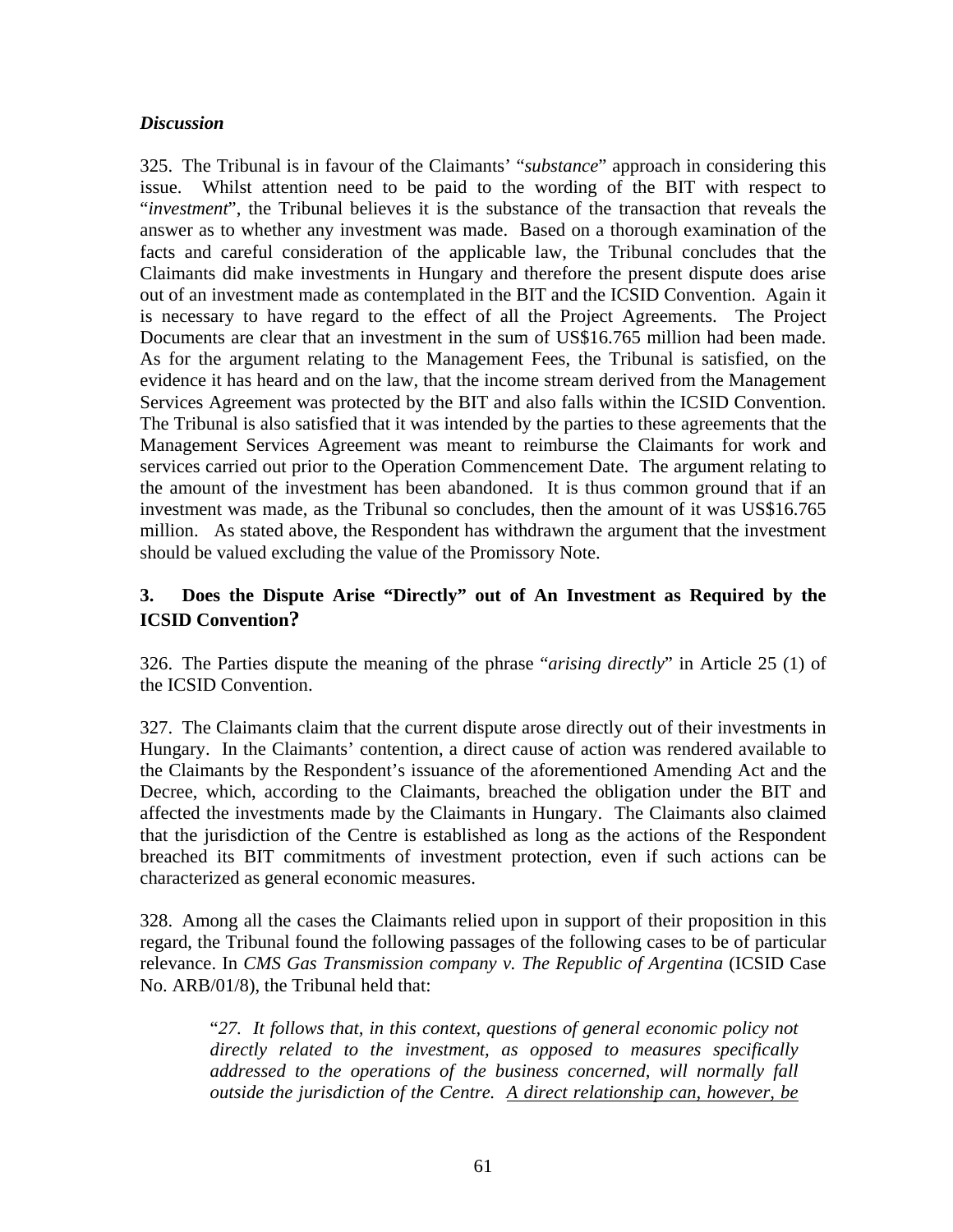### *Discussion*

325. The Tribunal is in favour of the Claimants' "*substance*" approach in considering this issue. Whilst attention need to be paid to the wording of the BIT with respect to "*investment*", the Tribunal believes it is the substance of the transaction that reveals the answer as to whether any investment was made. Based on a thorough examination of the facts and careful consideration of the applicable law, the Tribunal concludes that the Claimants did make investments in Hungary and therefore the present dispute does arise out of an investment made as contemplated in the BIT and the ICSID Convention. Again it is necessary to have regard to the effect of all the Project Agreements. The Project Documents are clear that an investment in the sum of US$16.765 million had been made. As for the argument relating to the Management Fees, the Tribunal is satisfied, on the evidence it has heard and on the law, that the income stream derived from the Management Services Agreement was protected by the BIT and also falls within the ICSID Convention. The Tribunal is also satisfied that it was intended by the parties to these agreements that the Management Services Agreement was meant to reimburse the Claimants for work and services carried out prior to the Operation Commencement Date. The argument relating to the amount of the investment has been abandoned. It is thus common ground that if an investment was made, as the Tribunal so concludes, then the amount of it was US$16.765 million. As stated above, the Respondent has withdrawn the argument that the investment should be valued excluding the value of the Promissory Note.

### 3. Does the Dispute Arise "Directly" out of An Investment as Required by the ICSID Convention?

326. The Parties dispute the meaning of the phrase "*arising directly*" in Article 25 (1) of the ICSID Convention.

327. The Claimants claim that the current dispute arose directly out of their investments in Hungary. In the Claimants' contention, a direct cause of action was rendered available to the Claimants by the Respondent's issuance of the aforementioned Amending Act and the Decree, which, according to the Claimants, breached the obligation under the BIT and affected the investments made by the Claimants in Hungary. The Claimants also claimed that the jurisdiction of the Centre is established as long as the actions of the Respondent breached its BIT commitments of investment protection, even if such actions can be characterized as general economic measures.

328. Among all the cases the Claimants relied upon in support of their proposition in this regard, the Tribunal found the following passages of the following cases to be of particular relevance. In *CMS Gas Transmission company v. The Republic of Argentina* (ICSID Case No. ARB/01/8), the Tribunal held that:

> "*27. It follows that, in this context, questions of general economic policy not directly related to the investment, as opposed to measures specifically addressed to the operations of the business concerned, will normally fall outside the jurisdiction of the Centre. <u>A direct relationship can, however, be</u>*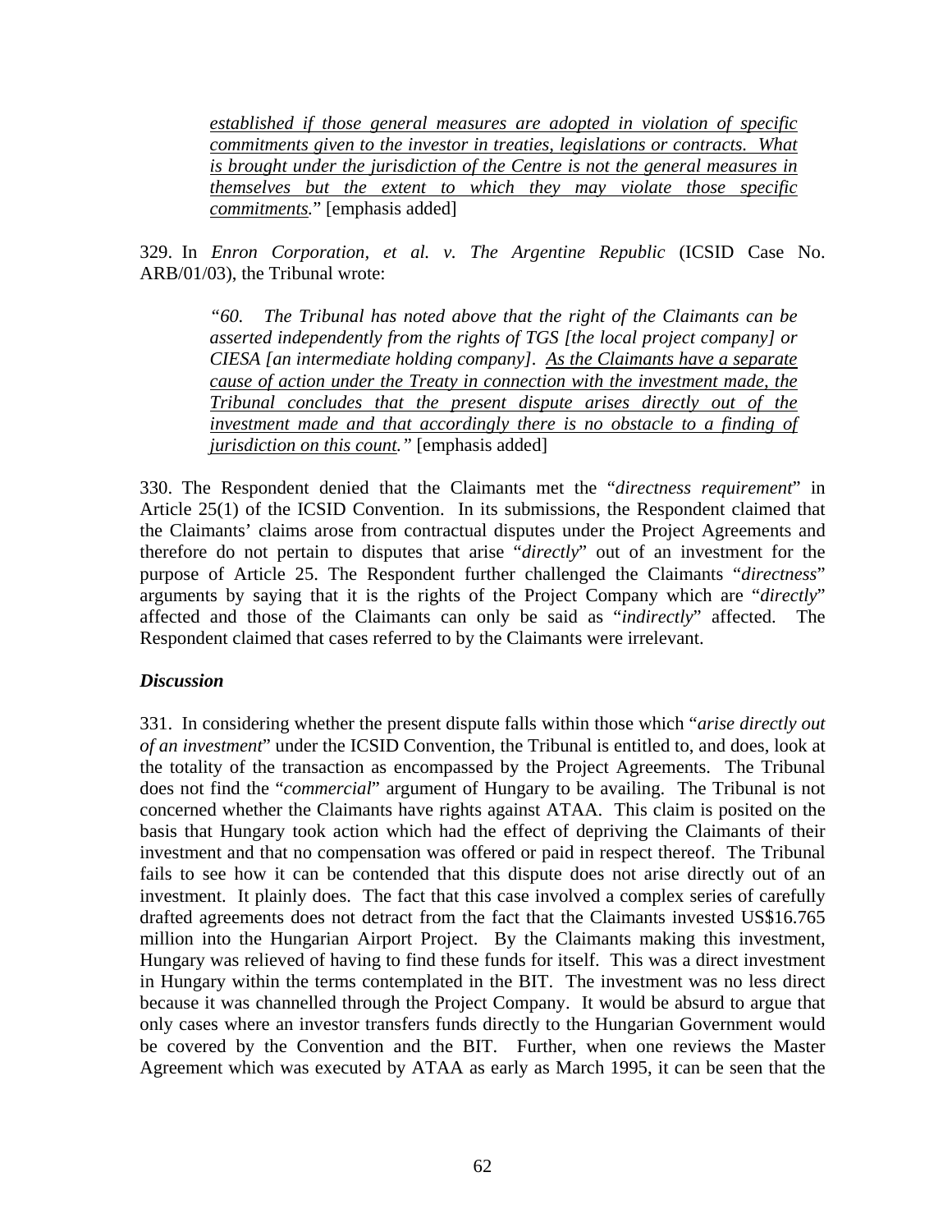> *<u>established if those general measures are adopted in violation of specific commitments given to the investor in treaties, legislations or contracts. What is brought under the jurisdiction of the Centre is not the general measures in themselves but the extent to which they may violate those specific commitments</u>.*" [emphasis added]

329. In *Enron Corporation, et al. v. The Argentine Republic* (ICSID Case No. ARB/01/03), the Tribunal wrote:

> *"60. The Tribunal has noted above that the right of the Claimants can be asserted independently from the rights of TGS [the local project company] or CIESA [an intermediate holding company]. <u>As the Claimants have a separate cause of action under the Treaty in connection with the investment made, the Tribunal concludes that the present dispute arises directly out of the investment made and that accordingly there is no obstacle to a finding of jurisdiction on this count.</u>"* [emphasis added]

330. The Respondent denied that the Claimants met the "*directness requirement*" in Article 25(1) of the ICSID Convention. In its submissions, the Respondent claimed that the Claimants' claims arose from contractual disputes under the Project Agreements and therefore do not pertain to disputes that arise "*directly*" out of an investment for the purpose of Article 25. The Respondent further challenged the Claimants "*directness*" arguments by saying that it is the rights of the Project Company which are "*directly*" affected and those of the Claimants can only be said as "*indirectly*" affected. The Respondent claimed that cases referred to by the Claimants were irrelevant.

***Discussion***

331. In considering whether the present dispute falls within those which "*arise directly out of an investment*" under the ICSID Convention, the Tribunal is entitled to, and does, look at the totality of the transaction as encompassed by the Project Agreements. The Tribunal does not find the "*commercial*" argument of Hungary to be availing. The Tribunal is not concerned whether the Claimants have rights against ATAA. This claim is posited on the basis that Hungary took action which had the effect of depriving the Claimants of their investment and that no compensation was offered or paid in respect thereof. The Tribunal fails to see how it can be contended that this dispute does not arise directly out of an investment. It plainly does. The fact that this case involved a complex series of carefully drafted agreements does not detract from the fact that the Claimants invested US$16.765 million into the Hungarian Airport Project. By the Claimants making this investment, Hungary was relieved of having to find these funds for itself. This was a direct investment in Hungary within the terms contemplated in the BIT. The investment was no less direct because it was channelled through the Project Company. It would be absurd to argue that only cases where an investor transfers funds directly to the Hungarian Government would be covered by the Convention and the BIT. Further, when one reviews the Master Agreement which was executed by ATAA as early as March 1995, it can be seen that the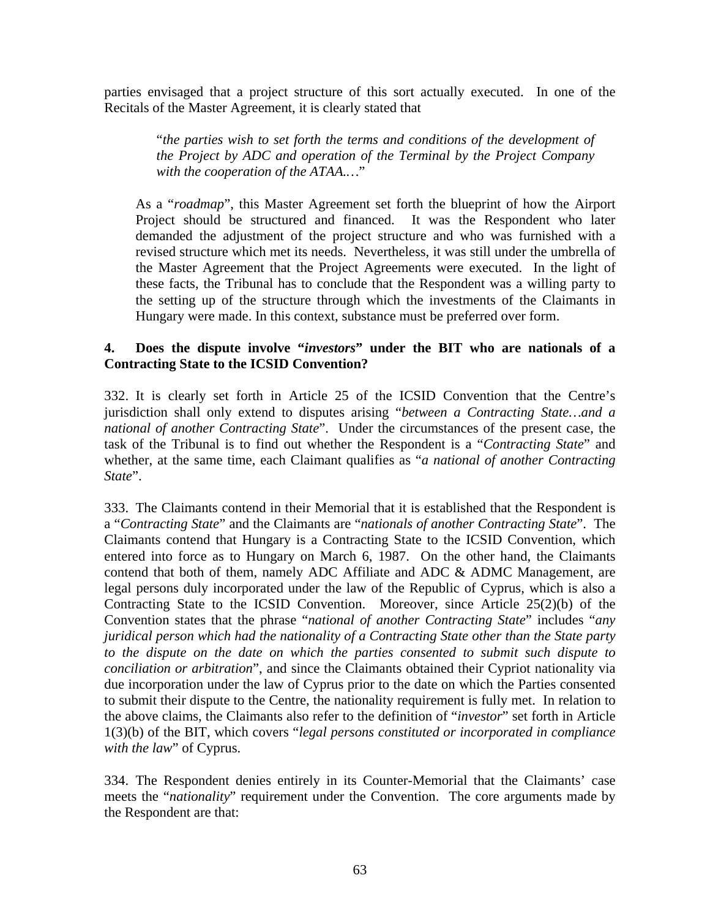parties envisaged that a project structure of this sort actually executed. In one of the Recitals of the Master Agreement, it is clearly stated that

> "*the parties wish to set forth the terms and conditions of the development of the Project by ADC and operation of the Terminal by the Project Company with the cooperation of the ATAA.…*"

As a "*roadmap*", this Master Agreement set forth the blueprint of how the Airport Project should be structured and financed. It was the Respondent who later demanded the adjustment of the project structure and who was furnished with a revised structure which met its needs. Nevertheless, it was still under the umbrella of the Master Agreement that the Project Agreements were executed. In the light of these facts, the Tribunal has to conclude that the Respondent was a willing party to the setting up of the structure through which the investments of the Claimants in Hungary were made. In this context, substance must be preferred over form.

### 4. Does the dispute involve "*investors*" under the BIT who are nationals of a Contracting State to the ICSID Convention?

332. It is clearly set forth in Article 25 of the ICSID Convention that the Centre's jurisdiction shall only extend to disputes arising "*between a Contracting State…and a national of another Contracting State*". Under the circumstances of the present case, the task of the Tribunal is to find out whether the Respondent is a "*Contracting State*" and whether, at the same time, each Claimant qualifies as "*a national of another Contracting State*".

333. The Claimants contend in their Memorial that it is established that the Respondent is a "*Contracting State*" and the Claimants are "*nationals of another Contracting State*". The Claimants contend that Hungary is a Contracting State to the ICSID Convention, which entered into force as to Hungary on March 6, 1987. On the other hand, the Claimants contend that both of them, namely ADC Affiliate and ADC & ADMC Management, are legal persons duly incorporated under the law of the Republic of Cyprus, which is also a Contracting State to the ICSID Convention. Moreover, since Article 25(2)(b) of the Convention states that the phrase "*national of another Contracting State*" includes "*any juridical person which had the nationality of a Contracting State other than the State party to the dispute on the date on which the parties consented to submit such dispute to conciliation or arbitration*", and since the Claimants obtained their Cypriot nationality via due incorporation under the law of Cyprus prior to the date on which the Parties consented to submit their dispute to the Centre, the nationality requirement is fully met. In relation to the above claims, the Claimants also refer to the definition of "*investor*" set forth in Article 1(3)(b) of the BIT, which covers "*legal persons constituted or incorporated in compliance with the law*" of Cyprus.

334. The Respondent denies entirely in its Counter-Memorial that the Claimants' case meets the "*nationality*" requirement under the Convention. The core arguments made by the Respondent are that: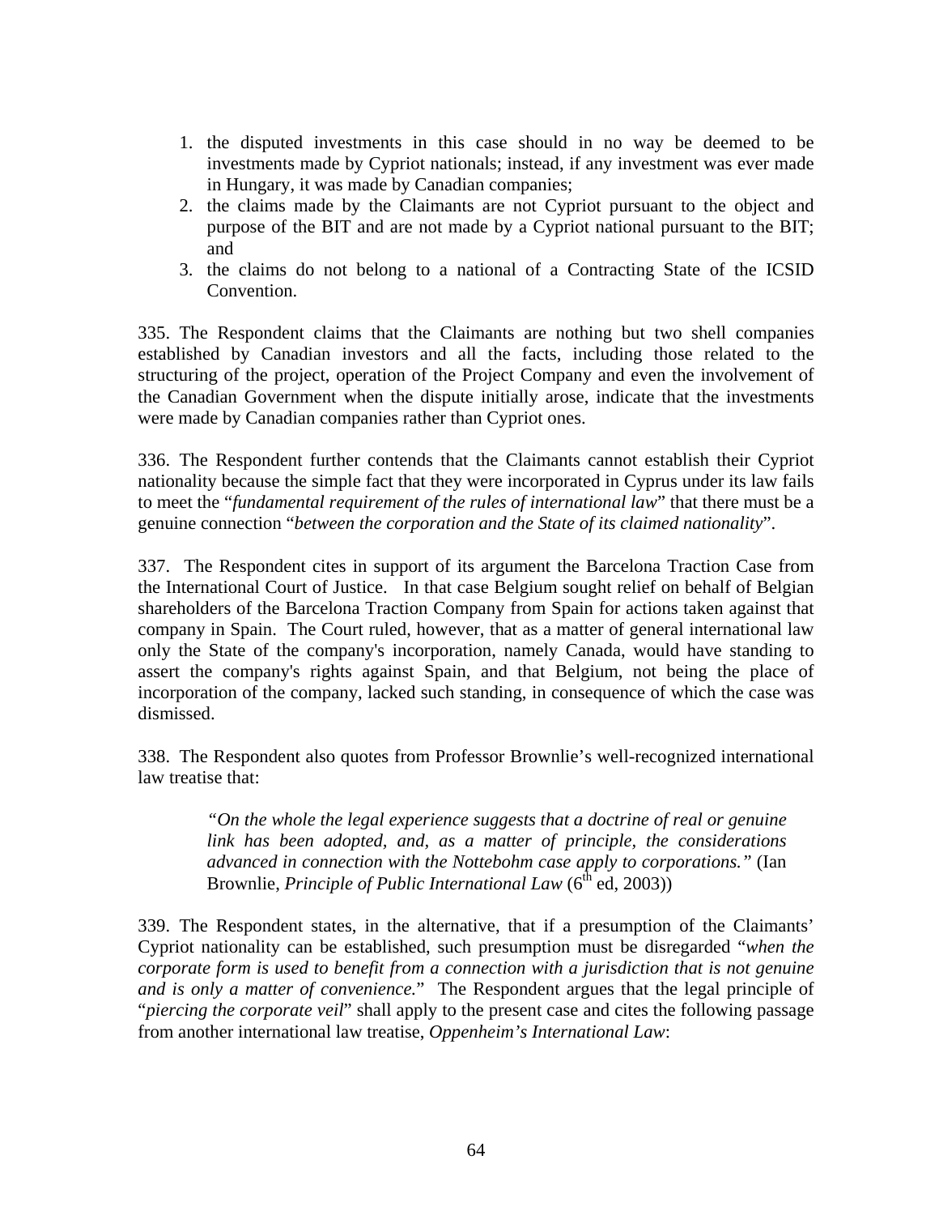1. the disputed investments in this case should in no way be deemed to be investments made by Cypriot nationals; instead, if any investment was ever made in Hungary, it was made by Canadian companies;
2. the claims made by the Claimants are not Cypriot pursuant to the object and purpose of the BIT and are not made by a Cypriot national pursuant to the BIT; and
3. the claims do not belong to a national of a Contracting State of the ICSID Convention.

335. The Respondent claims that the Claimants are nothing but two shell companies established by Canadian investors and all the facts, including those related to the structuring of the project, operation of the Project Company and even the involvement of the Canadian Government when the dispute initially arose, indicate that the investments were made by Canadian companies rather than Cypriot ones.

336. The Respondent further contends that the Claimants cannot establish their Cypriot nationality because the simple fact that they were incorporated in Cyprus under its law fails to meet the "*fundamental requirement of the rules of international law*" that there must be a genuine connection "*between the corporation and the State of its claimed nationality*".

337. The Respondent cites in support of its argument the Barcelona Traction Case from the International Court of Justice. In that case Belgium sought relief on behalf of Belgian shareholders of the Barcelona Traction Company from Spain for actions taken against that company in Spain. The Court ruled, however, that as a matter of general international law only the State of the company's incorporation, namely Canada, would have standing to assert the company's rights against Spain, and that Belgium, not being the place of incorporation of the company, lacked such standing, in consequence of which the case was dismissed.

338. The Respondent also quotes from Professor Brownlie's well-recognized international law treatise that:

> *"On the whole the legal experience suggests that a doctrine of real or genuine link has been adopted, and, as a matter of principle, the considerations advanced in connection with the Nottebohm case apply to corporations."* (Ian Brownlie, *Principle of Public International Law* (6th ed, 2003))

339. The Respondent states, in the alternative, that if a presumption of the Claimants' Cypriot nationality can be established, such presumption must be disregarded "*when the corporate form is used to benefit from a connection with a jurisdiction that is not genuine and is only a matter of convenience.*" The Respondent argues that the legal principle of "*piercing the corporate veil*" shall apply to the present case and cites the following passage from another international law treatise, *Oppenheim's International Law*: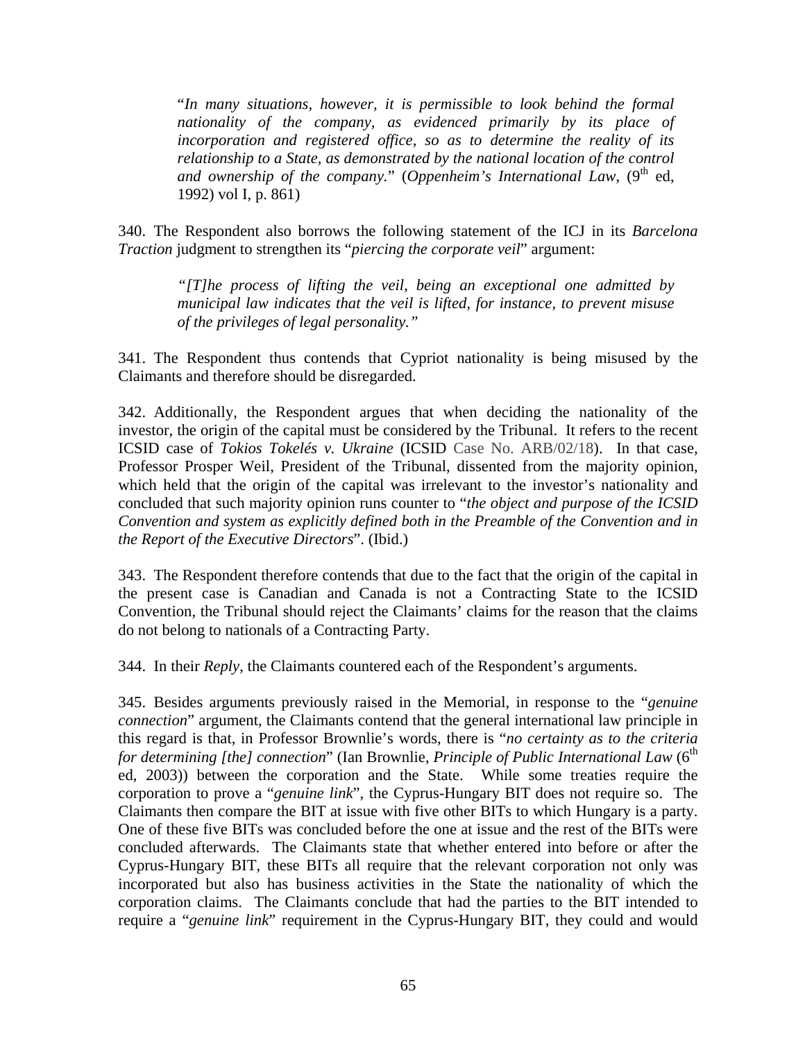> "*In many situations, however, it is permissible to look behind the formal nationality of the company, as evidenced primarily by its place of incorporation and registered office, so as to determine the reality of its relationship to a State, as demonstrated by the national location of the control and ownership of the company.*" (*Oppenheim's International Law*, (9th ed, 1992) vol I, p. 861)

340. The Respondent also borrows the following statement of the ICJ in its *Barcelona Traction* judgment to strengthen its "*piercing the corporate veil*" argument:

> *"[T]he process of lifting the veil, being an exceptional one admitted by municipal law indicates that the veil is lifted, for instance, to prevent misuse of the privileges of legal personality."*

341. The Respondent thus contends that Cypriot nationality is being misused by the Claimants and therefore should be disregarded.

342. Additionally, the Respondent argues that when deciding the nationality of the investor, the origin of the capital must be considered by the Tribunal. It refers to the recent ICSID case of *Tokios Tokelés v. Ukraine* (ICSID Case No. ARB/02/18). In that case, Professor Prosper Weil, President of the Tribunal, dissented from the majority opinion, which held that the origin of the capital was irrelevant to the investor's nationality and concluded that such majority opinion runs counter to "*the object and purpose of the ICSID Convention and system as explicitly defined both in the Preamble of the Convention and in the Report of the Executive Directors*". (Ibid.)

343. The Respondent therefore contends that due to the fact that the origin of the capital in the present case is Canadian and Canada is not a Contracting State to the ICSID Convention, the Tribunal should reject the Claimants' claims for the reason that the claims do not belong to nationals of a Contracting Party.

344. In their *Reply*, the Claimants countered each of the Respondent's arguments.

345. Besides arguments previously raised in the Memorial, in response to the "*genuine connection*" argument, the Claimants contend that the general international law principle in this regard is that, in Professor Brownlie's words, there is "*no certainty as to the criteria for determining [the] connection*" (Ian Brownlie, *Principle of Public International Law* (6th ed, 2003)) between the corporation and the State. While some treaties require the corporation to prove a "*genuine link*", the Cyprus-Hungary BIT does not require so. The Claimants then compare the BIT at issue with five other BITs to which Hungary is a party. One of these five BITs was concluded before the one at issue and the rest of the BITs were concluded afterwards. The Claimants state that whether entered into before or after the Cyprus-Hungary BIT, these BITs all require that the relevant corporation not only was incorporated but also has business activities in the State the nationality of which the corporation claims. The Claimants conclude that had the parties to the BIT intended to require a "*genuine link*" requirement in the Cyprus-Hungary BIT, they could and would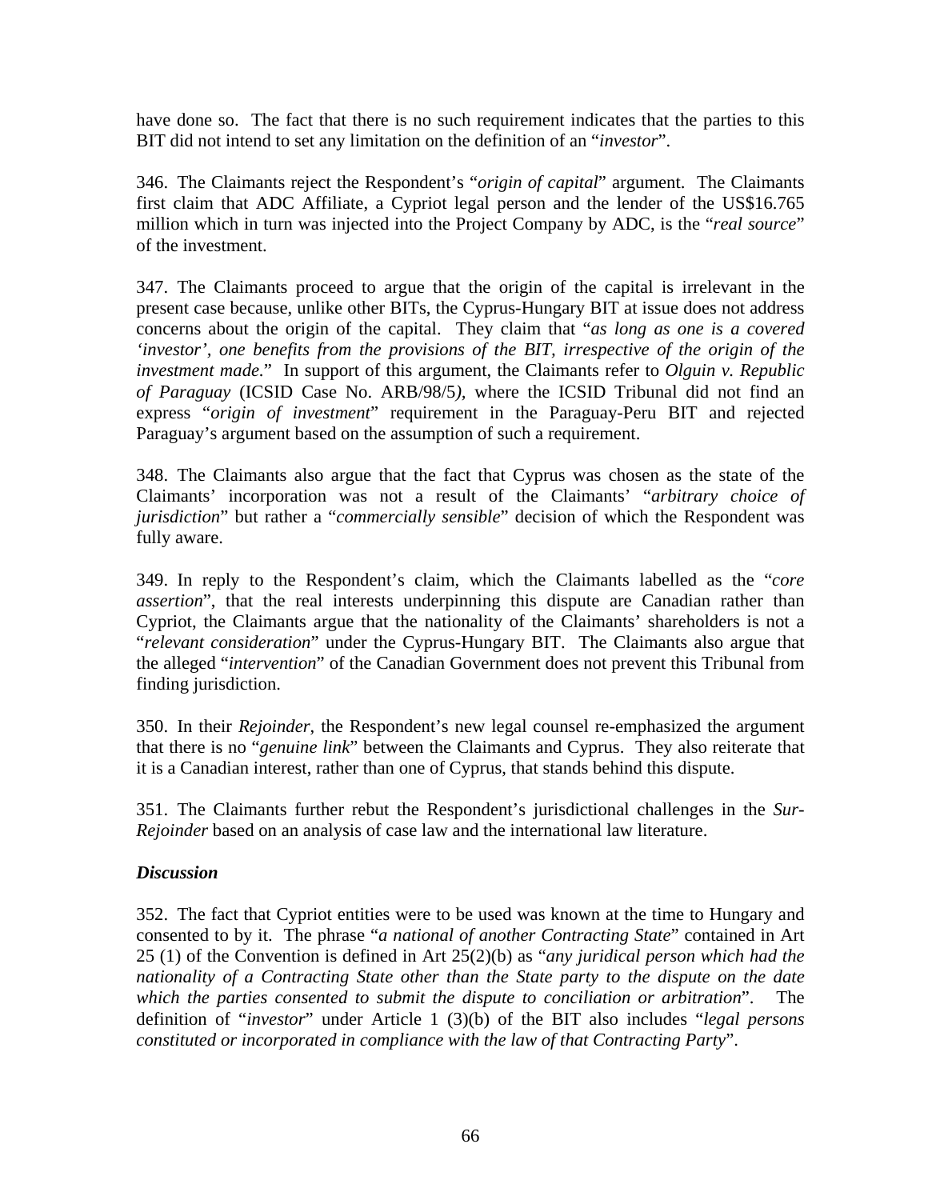have done so. The fact that there is no such requirement indicates that the parties to this BIT did not intend to set any limitation on the definition of an "*investor*".

346. The Claimants reject the Respondent's "*origin of capital*" argument. The Claimants first claim that ADC Affiliate, a Cypriot legal person and the lender of the US$16.765 million which in turn was injected into the Project Company by ADC, is the "*real source*" of the investment.

347. The Claimants proceed to argue that the origin of the capital is irrelevant in the present case because, unlike other BITs, the Cyprus-Hungary BIT at issue does not address concerns about the origin of the capital. They claim that "*as long as one is a covered 'investor', one benefits from the provisions of the BIT, irrespective of the origin of the investment made.*" In support of this argument, the Claimants refer to *Olguin v. Republic of Paraguay* (ICSID Case No. ARB/98/5*)*, where the ICSID Tribunal did not find an express "*origin of investment*" requirement in the Paraguay-Peru BIT and rejected Paraguay's argument based on the assumption of such a requirement.

348. The Claimants also argue that the fact that Cyprus was chosen as the state of the Claimants' incorporation was not a result of the Claimants' "*arbitrary choice of jurisdiction*" but rather a "*commercially sensible*" decision of which the Respondent was fully aware.

349. In reply to the Respondent's claim, which the Claimants labelled as the "*core assertion*", that the real interests underpinning this dispute are Canadian rather than Cypriot, the Claimants argue that the nationality of the Claimants' shareholders is not a "*relevant consideration*" under the Cyprus-Hungary BIT. The Claimants also argue that the alleged "*intervention*" of the Canadian Government does not prevent this Tribunal from finding jurisdiction.

350. In their *Rejoinder*, the Respondent's new legal counsel re-emphasized the argument that there is no "*genuine link*" between the Claimants and Cyprus. They also reiterate that it is a Canadian interest, rather than one of Cyprus, that stands behind this dispute.

351. The Claimants further rebut the Respondent's jurisdictional challenges in the *Sur-Rejoinder* based on an analysis of case law and the international law literature.

### *Discussion*

352. The fact that Cypriot entities were to be used was known at the time to Hungary and consented to by it. The phrase "*a national of another Contracting State*" contained in Art 25 (1) of the Convention is defined in Art 25(2)(b) as "*any juridical person which had the nationality of a Contracting State other than the State party to the dispute on the date which the parties consented to submit the dispute to conciliation or arbitration*". The definition of "*investor*" under Article 1 (3)(b) of the BIT also includes "*legal persons constituted or incorporated in compliance with the law of that Contracting Party*".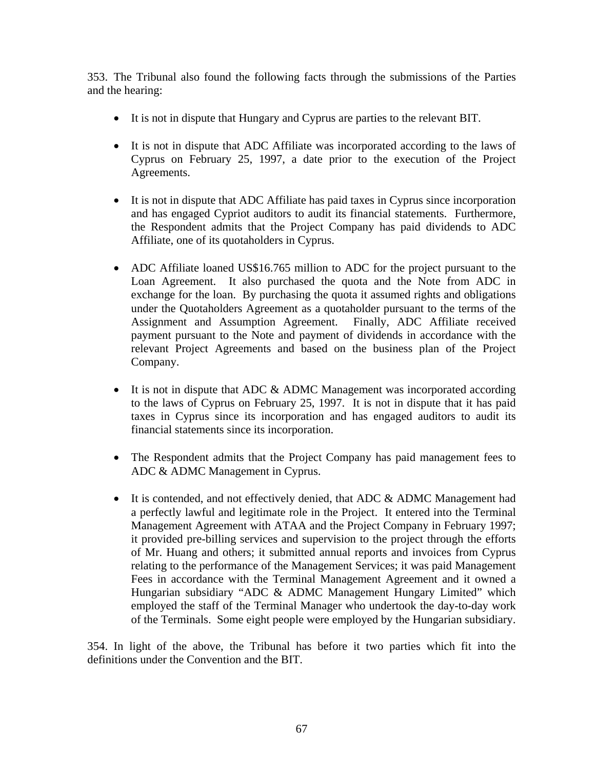353. The Tribunal also found the following facts through the submissions of the Parties and the hearing:

- It is not in dispute that Hungary and Cyprus are parties to the relevant BIT.

- It is not in dispute that ADC Affiliate was incorporated according to the laws of Cyprus on February 25, 1997, a date prior to the execution of the Project Agreements.

- It is not in dispute that ADC Affiliate has paid taxes in Cyprus since incorporation and has engaged Cypriot auditors to audit its financial statements. Furthermore, the Respondent admits that the Project Company has paid dividends to ADC Affiliate, one of its quotaholders in Cyprus.

- ADC Affiliate loaned US$16.765 million to ADC for the project pursuant to the Loan Agreement. It also purchased the quota and the Note from ADC in exchange for the loan. By purchasing the quota it assumed rights and obligations under the Quotaholders Agreement as a quotaholder pursuant to the terms of the Assignment and Assumption Agreement. Finally, ADC Affiliate received payment pursuant to the Note and payment of dividends in accordance with the relevant Project Agreements and based on the business plan of the Project Company.

- It is not in dispute that ADC & ADMC Management was incorporated according to the laws of Cyprus on February 25, 1997. It is not in dispute that it has paid taxes in Cyprus since its incorporation and has engaged auditors to audit its financial statements since its incorporation.

- The Respondent admits that the Project Company has paid management fees to ADC & ADMC Management in Cyprus.

- It is contended, and not effectively denied, that ADC & ADMC Management had a perfectly lawful and legitimate role in the Project. It entered into the Terminal Management Agreement with ATAA and the Project Company in February 1997; it provided pre-billing services and supervision to the project through the efforts of Mr. Huang and others; it submitted annual reports and invoices from Cyprus relating to the performance of the Management Services; it was paid Management Fees in accordance with the Terminal Management Agreement and it owned a Hungarian subsidiary "ADC & ADMC Management Hungary Limited" which employed the staff of the Terminal Manager who undertook the day-to-day work of the Terminals. Some eight people were employed by the Hungarian subsidiary.

354. In light of the above, the Tribunal has before it two parties which fit into the definitions under the Convention and the BIT.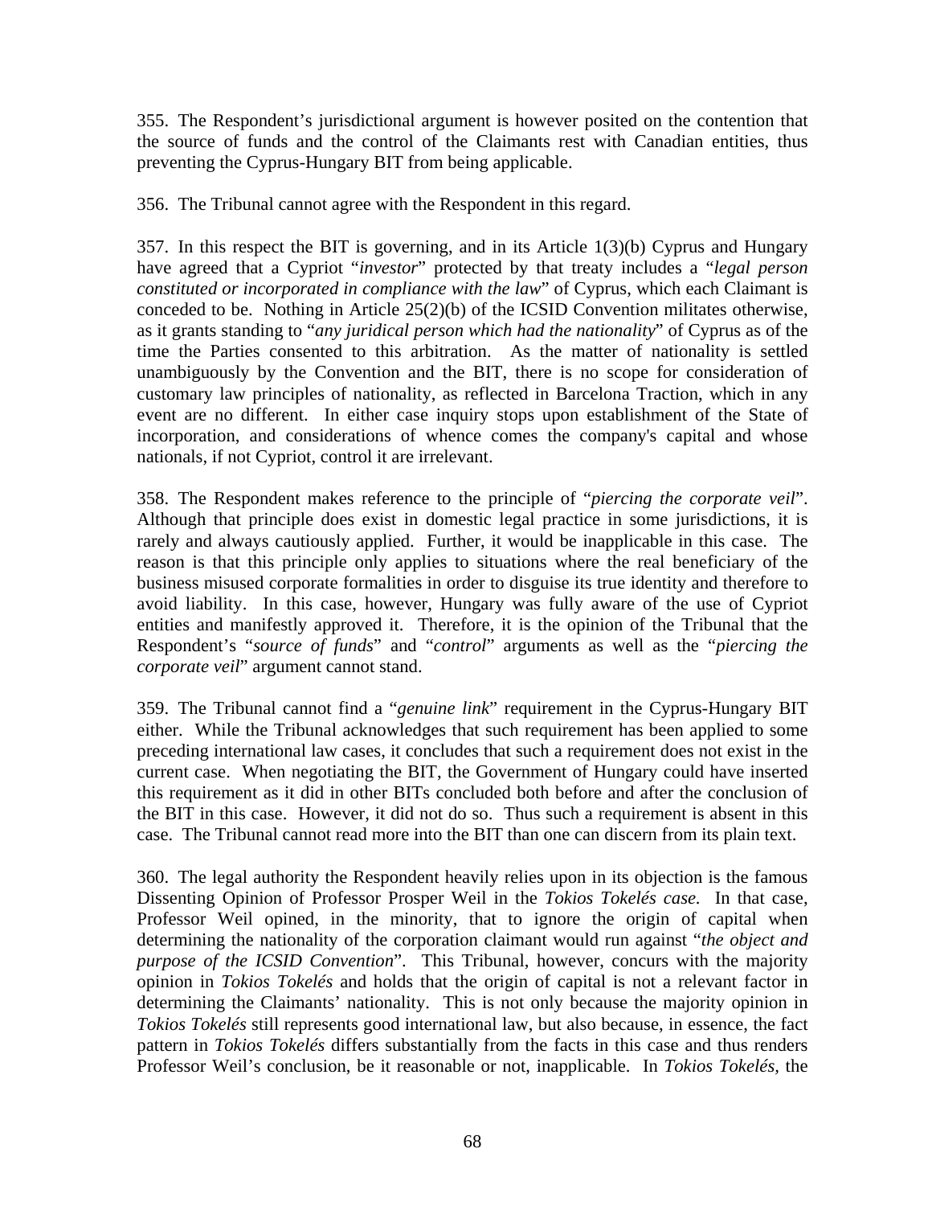355. The Respondent's jurisdictional argument is however posited on the contention that the source of funds and the control of the Claimants rest with Canadian entities, thus preventing the Cyprus-Hungary BIT from being applicable.

356. The Tribunal cannot agree with the Respondent in this regard.

357. In this respect the BIT is governing, and in its Article 1(3)(b) Cyprus and Hungary have agreed that a Cypriot "*investor*" protected by that treaty includes a "*legal person constituted or incorporated in compliance with the law*" of Cyprus, which each Claimant is conceded to be. Nothing in Article 25(2)(b) of the ICSID Convention militates otherwise, as it grants standing to "*any juridical person which had the nationality*" of Cyprus as of the time the Parties consented to this arbitration. As the matter of nationality is settled unambiguously by the Convention and the BIT, there is no scope for consideration of customary law principles of nationality, as reflected in Barcelona Traction, which in any event are no different. In either case inquiry stops upon establishment of the State of incorporation, and considerations of whence comes the company's capital and whose nationals, if not Cypriot, control it are irrelevant.

358. The Respondent makes reference to the principle of "*piercing the corporate veil*". Although that principle does exist in domestic legal practice in some jurisdictions, it is rarely and always cautiously applied. Further, it would be inapplicable in this case. The reason is that this principle only applies to situations where the real beneficiary of the business misused corporate formalities in order to disguise its true identity and therefore to avoid liability. In this case, however, Hungary was fully aware of the use of Cypriot entities and manifestly approved it. Therefore, it is the opinion of the Tribunal that the Respondent's "*source of funds*" and "*control*" arguments as well as the "*piercing the corporate veil*" argument cannot stand.

359. The Tribunal cannot find a "*genuine link*" requirement in the Cyprus-Hungary BIT either. While the Tribunal acknowledges that such requirement has been applied to some preceding international law cases, it concludes that such a requirement does not exist in the current case. When negotiating the BIT, the Government of Hungary could have inserted this requirement as it did in other BITs concluded both before and after the conclusion of the BIT in this case. However, it did not do so. Thus such a requirement is absent in this case. The Tribunal cannot read more into the BIT than one can discern from its plain text.

360. The legal authority the Respondent heavily relies upon in its objection is the famous Dissenting Opinion of Professor Prosper Weil in the *Tokios Tokelés case.* In that case, Professor Weil opined, in the minority, that to ignore the origin of capital when determining the nationality of the corporation claimant would run against "*the object and purpose of the ICSID Convention*". This Tribunal, however, concurs with the majority opinion in *Tokios Tokelés* and holds that the origin of capital is not a relevant factor in determining the Claimants' nationality. This is not only because the majority opinion in *Tokios Tokelés* still represents good international law, but also because, in essence, the fact pattern in *Tokios Tokelés* differs substantially from the facts in this case and thus renders Professor Weil's conclusion, be it reasonable or not, inapplicable. In *Tokios Tokelés,* the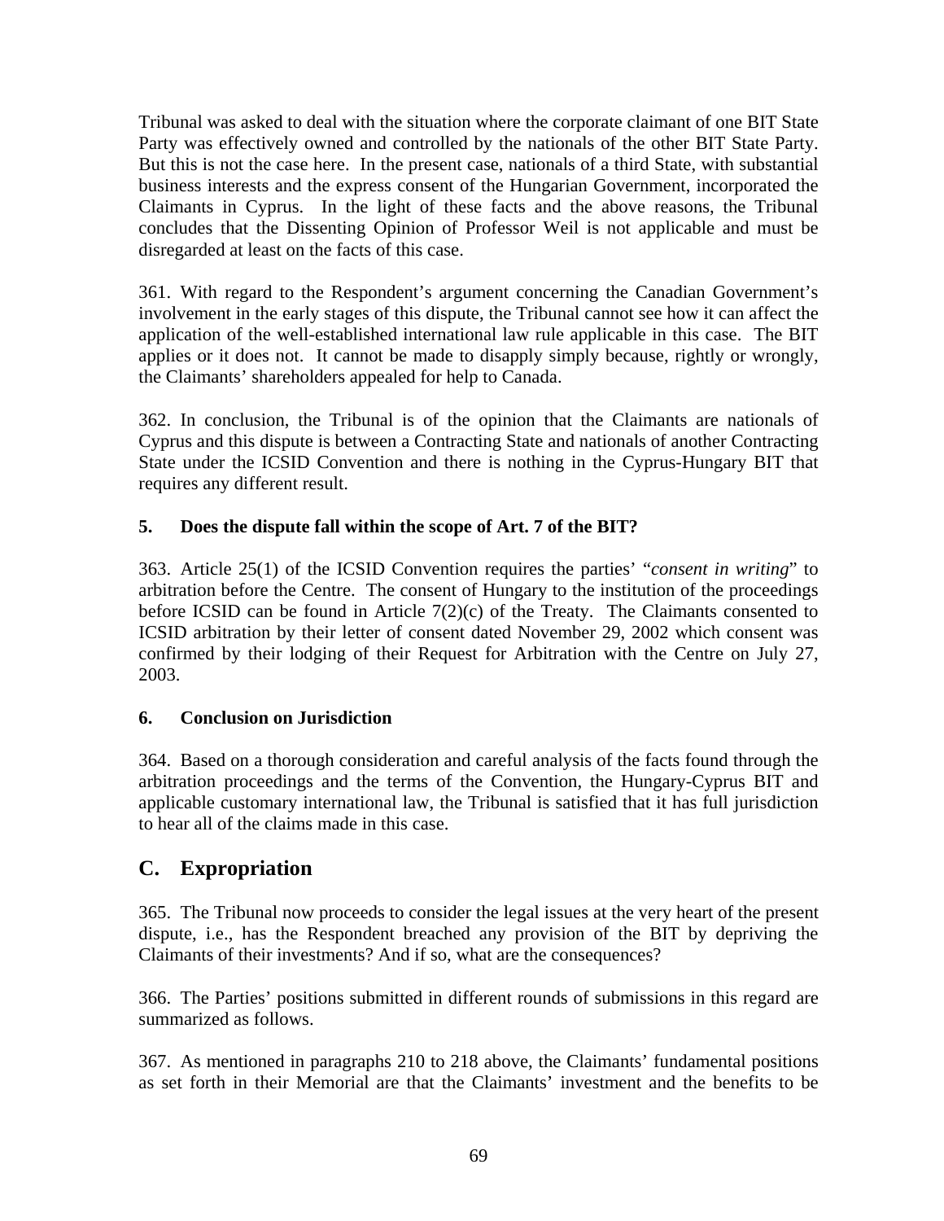Tribunal was asked to deal with the situation where the corporate claimant of one BIT State Party was effectively owned and controlled by the nationals of the other BIT State Party. But this is not the case here. In the present case, nationals of a third State, with substantial business interests and the express consent of the Hungarian Government, incorporated the Claimants in Cyprus. In the light of these facts and the above reasons, the Tribunal concludes that the Dissenting Opinion of Professor Weil is not applicable and must be disregarded at least on the facts of this case.

361. With regard to the Respondent's argument concerning the Canadian Government's involvement in the early stages of this dispute, the Tribunal cannot see how it can affect the application of the well-established international law rule applicable in this case. The BIT applies or it does not. It cannot be made to disapply simply because, rightly or wrongly, the Claimants' shareholders appealed for help to Canada.

362. In conclusion, the Tribunal is of the opinion that the Claimants are nationals of Cyprus and this dispute is between a Contracting State and nationals of another Contracting State under the ICSID Convention and there is nothing in the Cyprus-Hungary BIT that requires any different result.

### 5. Does the dispute fall within the scope of Art. 7 of the BIT?

363. Article 25(1) of the ICSID Convention requires the parties' "*consent in writing*" to arbitration before the Centre. The consent of Hungary to the institution of the proceedings before ICSID can be found in Article 7(2)(c) of the Treaty. The Claimants consented to ICSID arbitration by their letter of consent dated November 29, 2002 which consent was confirmed by their lodging of their Request for Arbitration with the Centre on July 27, 2003.

### 6. Conclusion on Jurisdiction

364. Based on a thorough consideration and careful analysis of the facts found through the arbitration proceedings and the terms of the Convention, the Hungary-Cyprus BIT and applicable customary international law, the Tribunal is satisfied that it has full jurisdiction to hear all of the claims made in this case.

## C. Expropriation

365. The Tribunal now proceeds to consider the legal issues at the very heart of the present dispute, i.e., has the Respondent breached any provision of the BIT by depriving the Claimants of their investments? And if so, what are the consequences?

366. The Parties' positions submitted in different rounds of submissions in this regard are summarized as follows.

367. As mentioned in paragraphs 210 to 218 above, the Claimants' fundamental positions as set forth in their Memorial are that the Claimants' investment and the benefits to be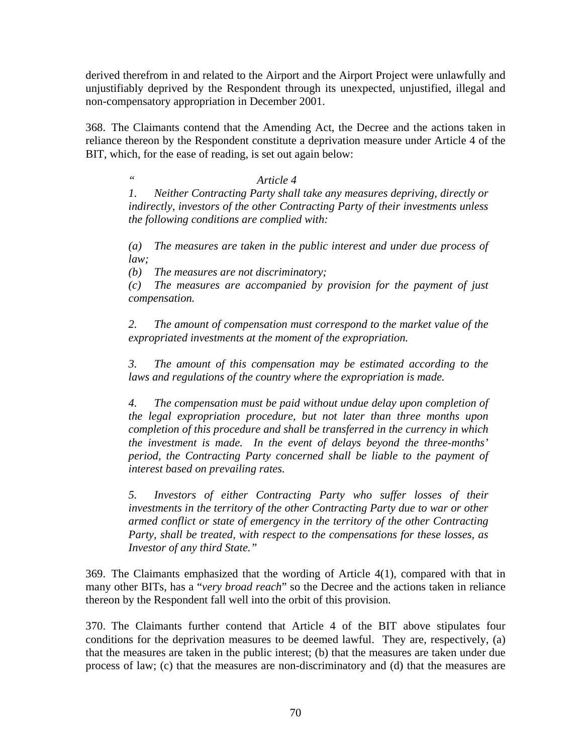derived therefrom in and related to the Airport and the Airport Project were unlawfully and unjustifiably deprived by the Respondent through its unexpected, unjustified, illegal and non-compensatory appropriation in December 2001.

368. The Claimants contend that the Amending Act, the Decree and the actions taken in reliance thereon by the Respondent constitute a deprivation measure under Article 4 of the BIT, which, for the ease of reading, is set out again below:

> *"Article 4*
>
> *1. Neither Contracting Party shall take any measures depriving, directly or indirectly, investors of the other Contracting Party of their investments unless the following conditions are complied with:*
>
> *(a) The measures are taken in the public interest and under due process of law;*
> *(b) The measures are not discriminatory;*
> *(c) The measures are accompanied by provision for the payment of just compensation.*
>
> *2. The amount of compensation must correspond to the market value of the expropriated investments at the moment of the expropriation.*
>
> *3. The amount of this compensation may be estimated according to the laws and regulations of the country where the expropriation is made.*
>
> *4. The compensation must be paid without undue delay upon completion of the legal expropriation procedure, but not later than three months upon completion of this procedure and shall be transferred in the currency in which the investment is made. In the event of delays beyond the three-months' period, the Contracting Party concerned shall be liable to the payment of interest based on prevailing rates.*
>
> *5. Investors of either Contracting Party who suffer losses of their investments in the territory of the other Contracting Party due to war or other armed conflict or state of emergency in the territory of the other Contracting Party, shall be treated, with respect to the compensations for these losses, as Investor of any third State."*

369. The Claimants emphasized that the wording of Article 4(1), compared with that in many other BITs, has a "*very broad reach*" so the Decree and the actions taken in reliance thereon by the Respondent fall well into the orbit of this provision.

370. The Claimants further contend that Article 4 of the BIT above stipulates four conditions for the deprivation measures to be deemed lawful. They are, respectively, (a) that the measures are taken in the public interest; (b) that the measures are taken under due process of law; (c) that the measures are non-discriminatory and (d) that the measures are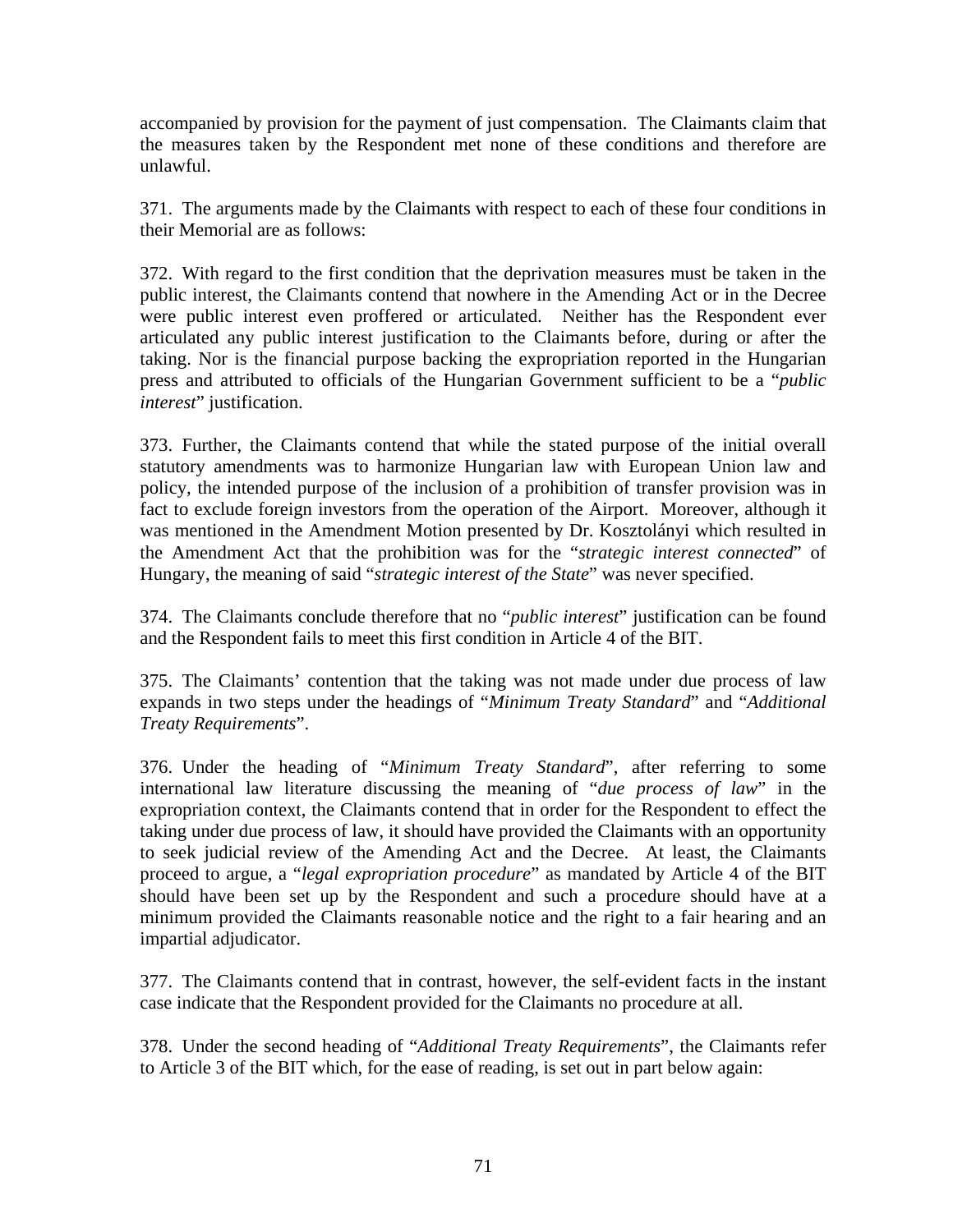accompanied by provision for the payment of just compensation. The Claimants claim that the measures taken by the Respondent met none of these conditions and therefore are unlawful.

371. The arguments made by the Claimants with respect to each of these four conditions in their Memorial are as follows:

372. With regard to the first condition that the deprivation measures must be taken in the public interest, the Claimants contend that nowhere in the Amending Act or in the Decree were public interest even proffered or articulated. Neither has the Respondent ever articulated any public interest justification to the Claimants before, during or after the taking. Nor is the financial purpose backing the expropriation reported in the Hungarian press and attributed to officials of the Hungarian Government sufficient to be a "*public interest*" justification.

373. Further, the Claimants contend that while the stated purpose of the initial overall statutory amendments was to harmonize Hungarian law with European Union law and policy, the intended purpose of the inclusion of a prohibition of transfer provision was in fact to exclude foreign investors from the operation of the Airport. Moreover, although it was mentioned in the Amendment Motion presented by Dr. Kosztolányi which resulted in the Amendment Act that the prohibition was for the "*strategic interest connected*" of Hungary, the meaning of said "*strategic interest of the State*" was never specified.

374. The Claimants conclude therefore that no "*public interest*" justification can be found and the Respondent fails to meet this first condition in Article 4 of the BIT.

375. The Claimants' contention that the taking was not made under due process of law expands in two steps under the headings of "*Minimum Treaty Standard*" and "*Additional Treaty Requirements*".

376. Under the heading of "*Minimum Treaty Standard*", after referring to some international law literature discussing the meaning of "*due process of law*" in the expropriation context, the Claimants contend that in order for the Respondent to effect the taking under due process of law, it should have provided the Claimants with an opportunity to seek judicial review of the Amending Act and the Decree. At least, the Claimants proceed to argue, a "*legal expropriation procedure*" as mandated by Article 4 of the BIT should have been set up by the Respondent and such a procedure should have at a minimum provided the Claimants reasonable notice and the right to a fair hearing and an impartial adjudicator.

377. The Claimants contend that in contrast, however, the self-evident facts in the instant case indicate that the Respondent provided for the Claimants no procedure at all.

378. Under the second heading of "*Additional Treaty Requirements*", the Claimants refer to Article 3 of the BIT which, for the ease of reading, is set out in part below again: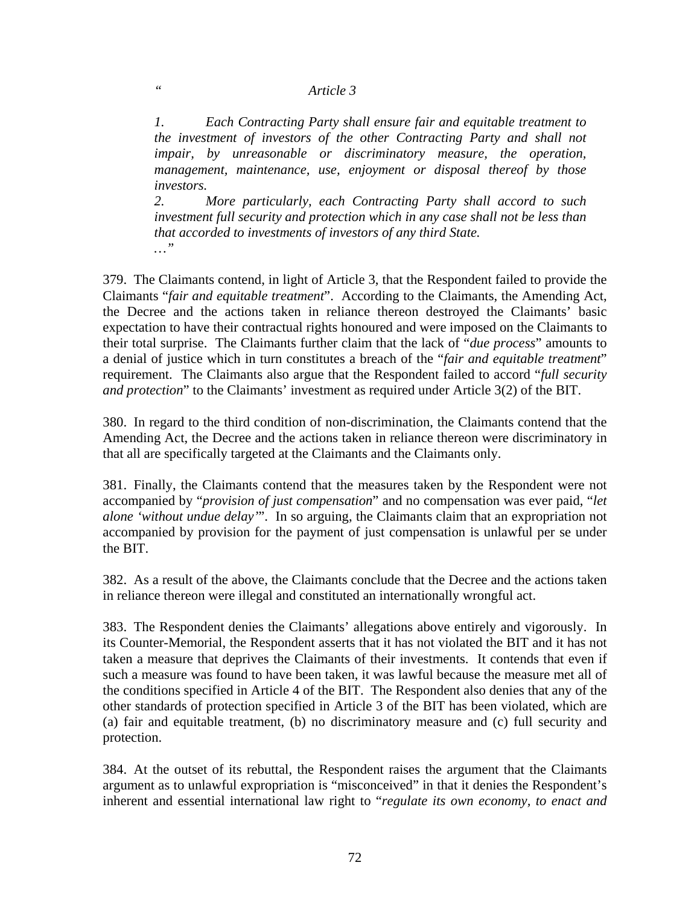> *"                    Article 3*
>
> *1.        Each Contracting Party shall ensure fair and equitable treatment to the investment of investors of the other Contracting Party and shall not impair, by unreasonable or discriminatory measure, the operation, management, maintenance, use, enjoyment or disposal thereof by those investors.*
>
> *2.        More particularly, each Contracting Party shall accord to such investment full security and protection which in any case shall not be less than that accorded to investments of investors of any third State.*
>
> *…"*

379. The Claimants contend, in light of Article 3, that the Respondent failed to provide the Claimants "*fair and equitable treatment*". According to the Claimants, the Amending Act, the Decree and the actions taken in reliance thereon destroyed the Claimants' basic expectation to have their contractual rights honoured and were imposed on the Claimants to their total surprise. The Claimants further claim that the lack of "*due process*" amounts to a denial of justice which in turn constitutes a breach of the "*fair and equitable treatment*" requirement. The Claimants also argue that the Respondent failed to accord "*full security and protection*" to the Claimants' investment as required under Article 3(2) of the BIT.

380. In regard to the third condition of non-discrimination, the Claimants contend that the Amending Act, the Decree and the actions taken in reliance thereon were discriminatory in that all are specifically targeted at the Claimants and the Claimants only.

381. Finally, the Claimants contend that the measures taken by the Respondent were not accompanied by "*provision of just compensation*" and no compensation was ever paid, "*let alone 'without undue delay'*". In so arguing, the Claimants claim that an expropriation not accompanied by provision for the payment of just compensation is unlawful per se under the BIT.

382. As a result of the above, the Claimants conclude that the Decree and the actions taken in reliance thereon were illegal and constituted an internationally wrongful act.

383. The Respondent denies the Claimants' allegations above entirely and vigorously. In its Counter-Memorial, the Respondent asserts that it has not violated the BIT and it has not taken a measure that deprives the Claimants of their investments. It contends that even if such a measure was found to have been taken, it was lawful because the measure met all of the conditions specified in Article 4 of the BIT. The Respondent also denies that any of the other standards of protection specified in Article 3 of the BIT has been violated, which are (a) fair and equitable treatment, (b) no discriminatory measure and (c) full security and protection.

384. At the outset of its rebuttal, the Respondent raises the argument that the Claimants argument as to unlawful expropriation is "misconceived" in that it denies the Respondent's inherent and essential international law right to "*regulate its own economy, to enact and*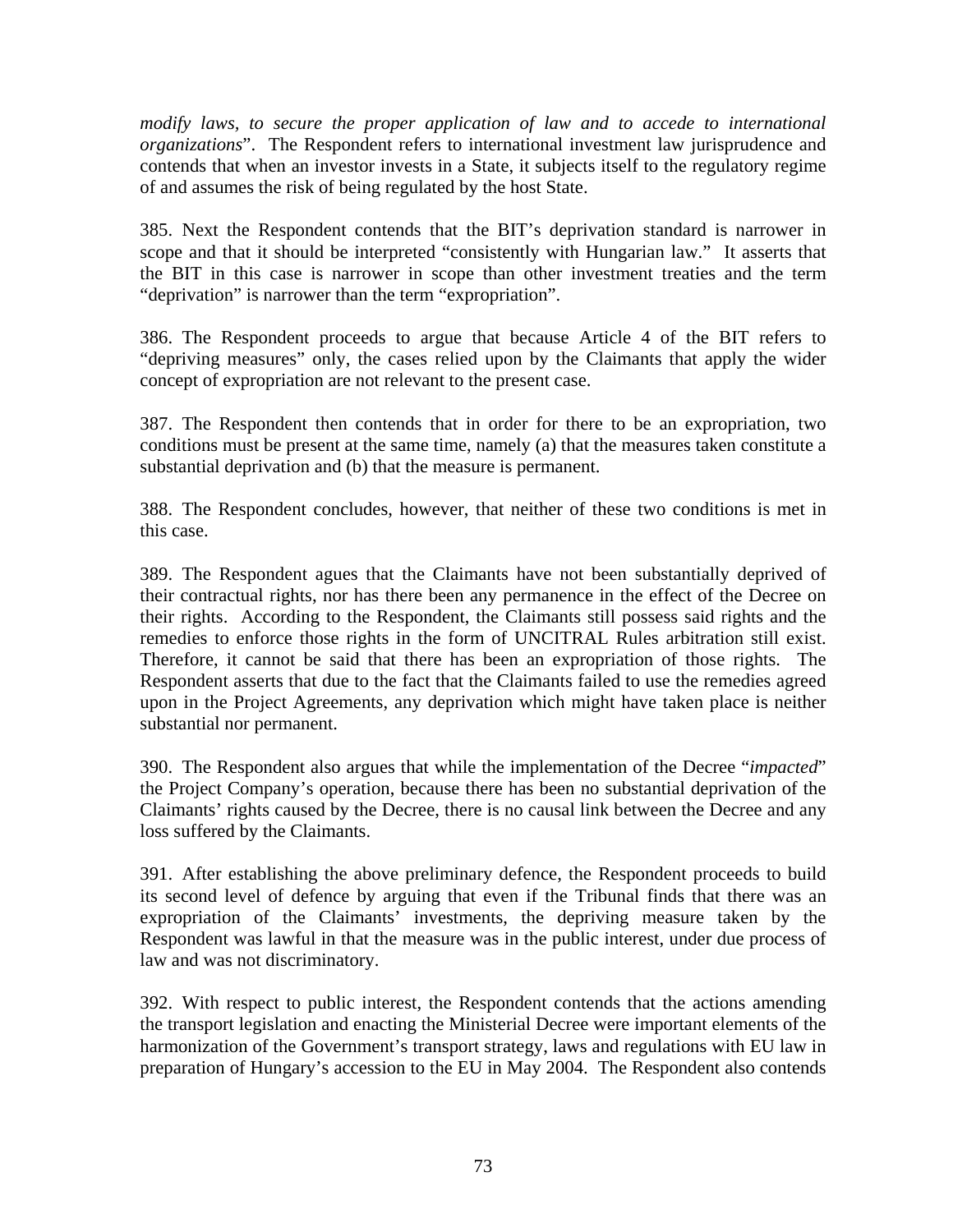*modify laws, to secure the proper application of law and to accede to international organizations*". The Respondent refers to international investment law jurisprudence and contends that when an investor invests in a State, it subjects itself to the regulatory regime of and assumes the risk of being regulated by the host State.

385. Next the Respondent contends that the BIT's deprivation standard is narrower in scope and that it should be interpreted "consistently with Hungarian law." It asserts that the BIT in this case is narrower in scope than other investment treaties and the term "deprivation" is narrower than the term "expropriation".

386. The Respondent proceeds to argue that because Article 4 of the BIT refers to "depriving measures" only, the cases relied upon by the Claimants that apply the wider concept of expropriation are not relevant to the present case.

387. The Respondent then contends that in order for there to be an expropriation, two conditions must be present at the same time, namely (a) that the measures taken constitute a substantial deprivation and (b) that the measure is permanent.

388. The Respondent concludes, however, that neither of these two conditions is met in this case.

389. The Respondent agues that the Claimants have not been substantially deprived of their contractual rights, nor has there been any permanence in the effect of the Decree on their rights. According to the Respondent, the Claimants still possess said rights and the remedies to enforce those rights in the form of UNCITRAL Rules arbitration still exist. Therefore, it cannot be said that there has been an expropriation of those rights. The Respondent asserts that due to the fact that the Claimants failed to use the remedies agreed upon in the Project Agreements, any deprivation which might have taken place is neither substantial nor permanent.

390. The Respondent also argues that while the implementation of the Decree "*impacted*" the Project Company's operation, because there has been no substantial deprivation of the Claimants' rights caused by the Decree, there is no causal link between the Decree and any loss suffered by the Claimants.

391. After establishing the above preliminary defence, the Respondent proceeds to build its second level of defence by arguing that even if the Tribunal finds that there was an expropriation of the Claimants' investments, the depriving measure taken by the Respondent was lawful in that the measure was in the public interest, under due process of law and was not discriminatory.

392. With respect to public interest, the Respondent contends that the actions amending the transport legislation and enacting the Ministerial Decree were important elements of the harmonization of the Government's transport strategy, laws and regulations with EU law in preparation of Hungary's accession to the EU in May 2004. The Respondent also contends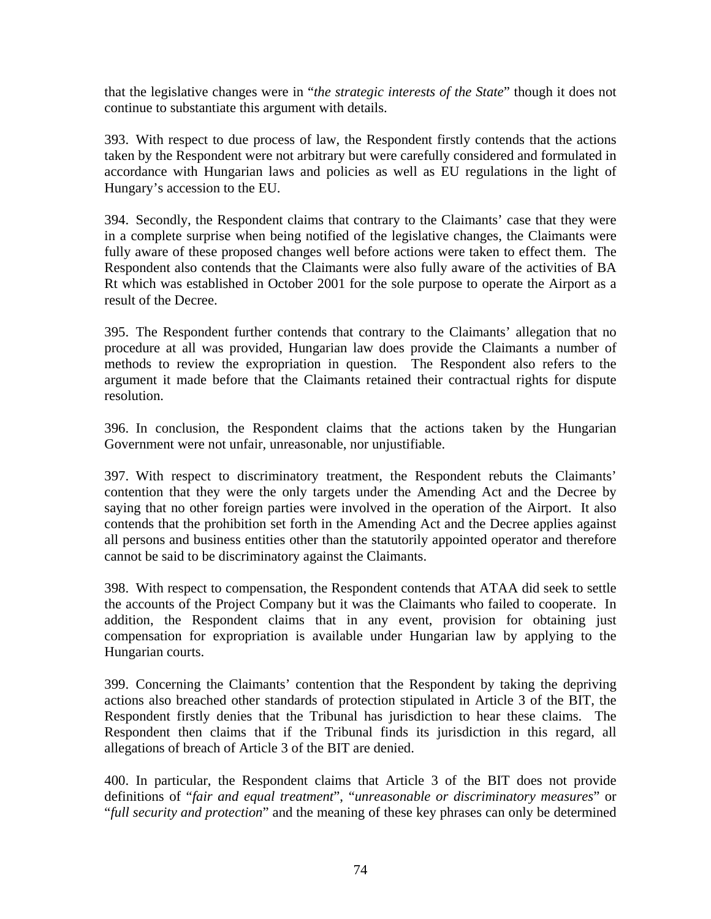that the legislative changes were in "*the strategic interests of the State*" though it does not continue to substantiate this argument with details.

393. With respect to due process of law, the Respondent firstly contends that the actions taken by the Respondent were not arbitrary but were carefully considered and formulated in accordance with Hungarian laws and policies as well as EU regulations in the light of Hungary's accession to the EU.

394. Secondly, the Respondent claims that contrary to the Claimants' case that they were in a complete surprise when being notified of the legislative changes, the Claimants were fully aware of these proposed changes well before actions were taken to effect them. The Respondent also contends that the Claimants were also fully aware of the activities of BA Rt which was established in October 2001 for the sole purpose to operate the Airport as a result of the Decree.

395. The Respondent further contends that contrary to the Claimants' allegation that no procedure at all was provided, Hungarian law does provide the Claimants a number of methods to review the expropriation in question. The Respondent also refers to the argument it made before that the Claimants retained their contractual rights for dispute resolution.

396. In conclusion, the Respondent claims that the actions taken by the Hungarian Government were not unfair, unreasonable, nor unjustifiable.

397. With respect to discriminatory treatment, the Respondent rebuts the Claimants' contention that they were the only targets under the Amending Act and the Decree by saying that no other foreign parties were involved in the operation of the Airport. It also contends that the prohibition set forth in the Amending Act and the Decree applies against all persons and business entities other than the statutorily appointed operator and therefore cannot be said to be discriminatory against the Claimants.

398. With respect to compensation, the Respondent contends that ATAA did seek to settle the accounts of the Project Company but it was the Claimants who failed to cooperate. In addition, the Respondent claims that in any event, provision for obtaining just compensation for expropriation is available under Hungarian law by applying to the Hungarian courts.

399. Concerning the Claimants' contention that the Respondent by taking the depriving actions also breached other standards of protection stipulated in Article 3 of the BIT, the Respondent firstly denies that the Tribunal has jurisdiction to hear these claims. The Respondent then claims that if the Tribunal finds its jurisdiction in this regard, all allegations of breach of Article 3 of the BIT are denied.

400. In particular, the Respondent claims that Article 3 of the BIT does not provide definitions of "*fair and equal treatment*", "*unreasonable or discriminatory measures*" or "*full security and protection*" and the meaning of these key phrases can only be determined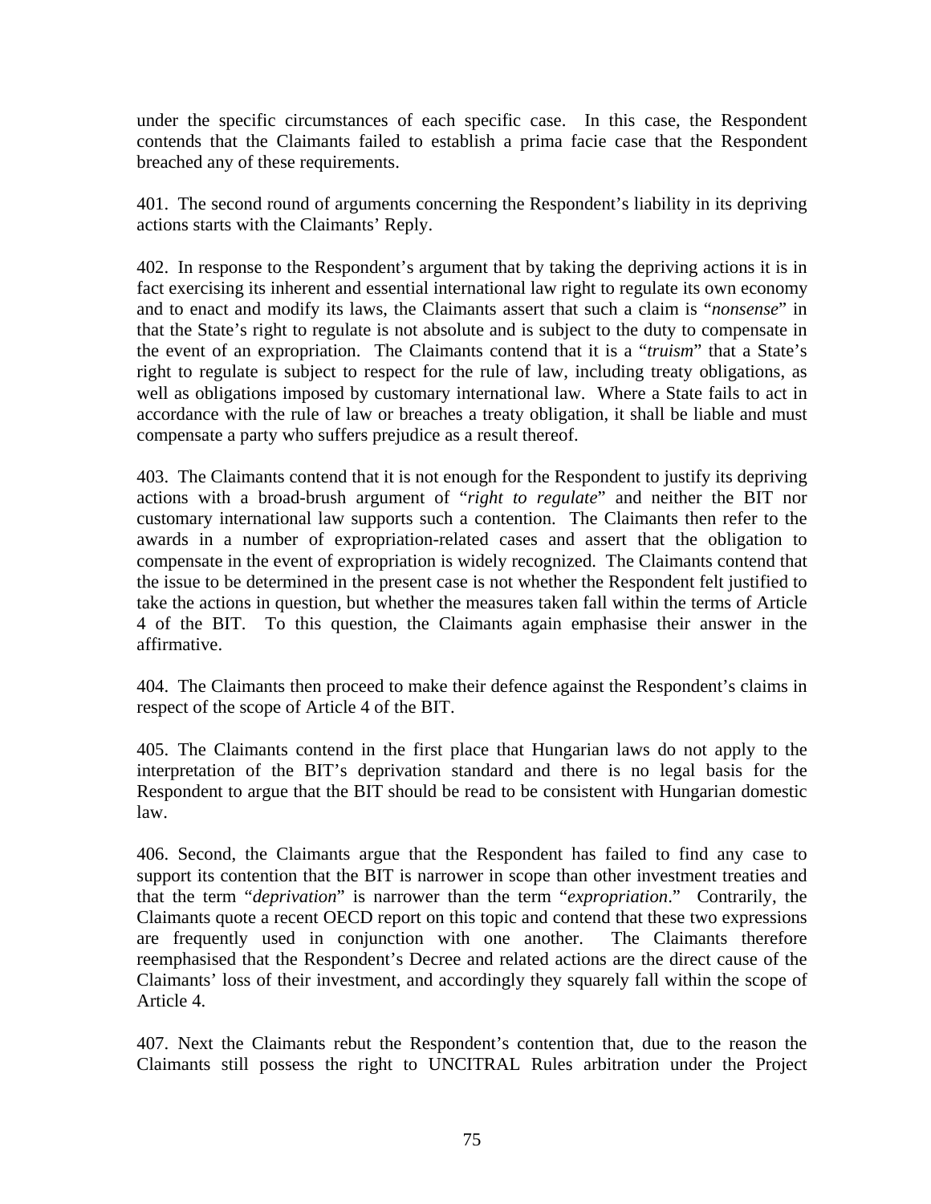under the specific circumstances of each specific case. In this case, the Respondent contends that the Claimants failed to establish a prima facie case that the Respondent breached any of these requirements.

401. The second round of arguments concerning the Respondent's liability in its depriving actions starts with the Claimants' Reply.

402. In response to the Respondent's argument that by taking the depriving actions it is in fact exercising its inherent and essential international law right to regulate its own economy and to enact and modify its laws, the Claimants assert that such a claim is "*nonsense*" in that the State's right to regulate is not absolute and is subject to the duty to compensate in the event of an expropriation. The Claimants contend that it is a "*truism*" that a State's right to regulate is subject to respect for the rule of law, including treaty obligations, as well as obligations imposed by customary international law. Where a State fails to act in accordance with the rule of law or breaches a treaty obligation, it shall be liable and must compensate a party who suffers prejudice as a result thereof.

403. The Claimants contend that it is not enough for the Respondent to justify its depriving actions with a broad-brush argument of "*right to regulate*" and neither the BIT nor customary international law supports such a contention. The Claimants then refer to the awards in a number of expropriation-related cases and assert that the obligation to compensate in the event of expropriation is widely recognized. The Claimants contend that the issue to be determined in the present case is not whether the Respondent felt justified to take the actions in question, but whether the measures taken fall within the terms of Article 4 of the BIT. To this question, the Claimants again emphasise their answer in the affirmative.

404. The Claimants then proceed to make their defence against the Respondent's claims in respect of the scope of Article 4 of the BIT.

405. The Claimants contend in the first place that Hungarian laws do not apply to the interpretation of the BIT's deprivation standard and there is no legal basis for the Respondent to argue that the BIT should be read to be consistent with Hungarian domestic law.

406. Second, the Claimants argue that the Respondent has failed to find any case to support its contention that the BIT is narrower in scope than other investment treaties and that the term "*deprivation*" is narrower than the term "*expropriation*." Contrarily, the Claimants quote a recent OECD report on this topic and contend that these two expressions are frequently used in conjunction with one another. The Claimants therefore reemphasised that the Respondent's Decree and related actions are the direct cause of the Claimants' loss of their investment, and accordingly they squarely fall within the scope of Article 4.

407. Next the Claimants rebut the Respondent's contention that, due to the reason the Claimants still possess the right to UNCITRAL Rules arbitration under the Project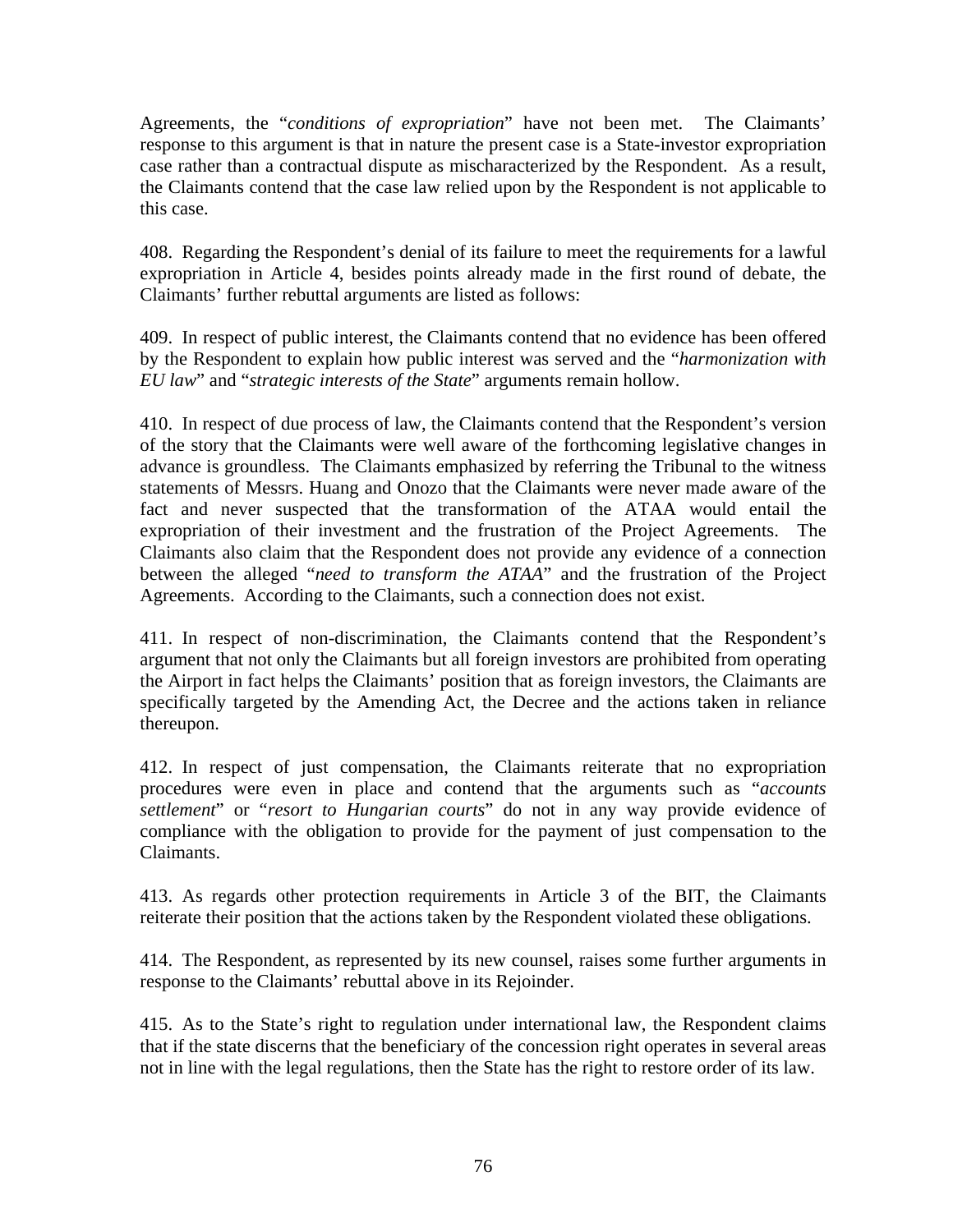Agreements, the "*conditions of expropriation*" have not been met. The Claimants' response to this argument is that in nature the present case is a State-investor expropriation case rather than a contractual dispute as mischaracterized by the Respondent. As a result, the Claimants contend that the case law relied upon by the Respondent is not applicable to this case.

408. Regarding the Respondent's denial of its failure to meet the requirements for a lawful expropriation in Article 4, besides points already made in the first round of debate, the Claimants' further rebuttal arguments are listed as follows:

409. In respect of public interest, the Claimants contend that no evidence has been offered by the Respondent to explain how public interest was served and the "*harmonization with EU law*" and "*strategic interests of the State*" arguments remain hollow.

410. In respect of due process of law, the Claimants contend that the Respondent's version of the story that the Claimants were well aware of the forthcoming legislative changes in advance is groundless. The Claimants emphasized by referring the Tribunal to the witness statements of Messrs. Huang and Onozo that the Claimants were never made aware of the fact and never suspected that the transformation of the ATAA would entail the expropriation of their investment and the frustration of the Project Agreements. The Claimants also claim that the Respondent does not provide any evidence of a connection between the alleged "*need to transform the ATAA*" and the frustration of the Project Agreements. According to the Claimants, such a connection does not exist.

411. In respect of non-discrimination, the Claimants contend that the Respondent's argument that not only the Claimants but all foreign investors are prohibited from operating the Airport in fact helps the Claimants' position that as foreign investors, the Claimants are specifically targeted by the Amending Act, the Decree and the actions taken in reliance thereupon.

412. In respect of just compensation, the Claimants reiterate that no expropriation procedures were even in place and contend that the arguments such as "*accounts settlement*" or "*resort to Hungarian courts*" do not in any way provide evidence of compliance with the obligation to provide for the payment of just compensation to the Claimants.

413. As regards other protection requirements in Article 3 of the BIT, the Claimants reiterate their position that the actions taken by the Respondent violated these obligations.

414. The Respondent, as represented by its new counsel, raises some further arguments in response to the Claimants' rebuttal above in its Rejoinder.

415. As to the State's right to regulation under international law, the Respondent claims that if the state discerns that the beneficiary of the concession right operates in several areas not in line with the legal regulations, then the State has the right to restore order of its law.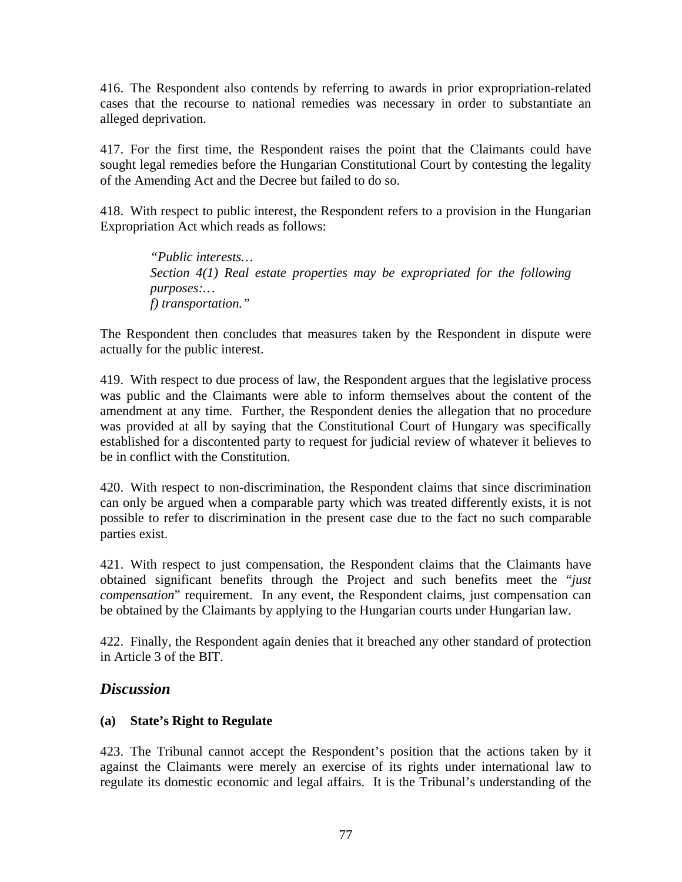416. The Respondent also contends by referring to awards in prior expropriation-related cases that the recourse to national remedies was necessary in order to substantiate an alleged deprivation.

417. For the first time, the Respondent raises the point that the Claimants could have sought legal remedies before the Hungarian Constitutional Court by contesting the legality of the Amending Act and the Decree but failed to do so.

418. With respect to public interest, the Respondent refers to a provision in the Hungarian Expropriation Act which reads as follows:

> *"Public interests…*
> *Section 4(1) Real estate properties may be expropriated for the following purposes:…*
> *f) transportation."*

The Respondent then concludes that measures taken by the Respondent in dispute were actually for the public interest.

419. With respect to due process of law, the Respondent argues that the legislative process was public and the Claimants were able to inform themselves about the content of the amendment at any time. Further, the Respondent denies the allegation that no procedure was provided at all by saying that the Constitutional Court of Hungary was specifically established for a discontented party to request for judicial review of whatever it believes to be in conflict with the Constitution.

420. With respect to non-discrimination, the Respondent claims that since discrimination can only be argued when a comparable party which was treated differently exists, it is not possible to refer to discrimination in the present case due to the fact no such comparable parties exist.

421. With respect to just compensation, the Respondent claims that the Claimants have obtained significant benefits through the Project and such benefits meet the "*just compensation*" requirement. In any event, the Respondent claims, just compensation can be obtained by the Claimants by applying to the Hungarian courts under Hungarian law.

422. Finally, the Respondent again denies that it breached any other standard of protection in Article 3 of the BIT.

## *Discussion*

**(a) State's Right to Regulate**

423. The Tribunal cannot accept the Respondent's position that the actions taken by it against the Claimants were merely an exercise of its rights under international law to regulate its domestic economic and legal affairs. It is the Tribunal's understanding of the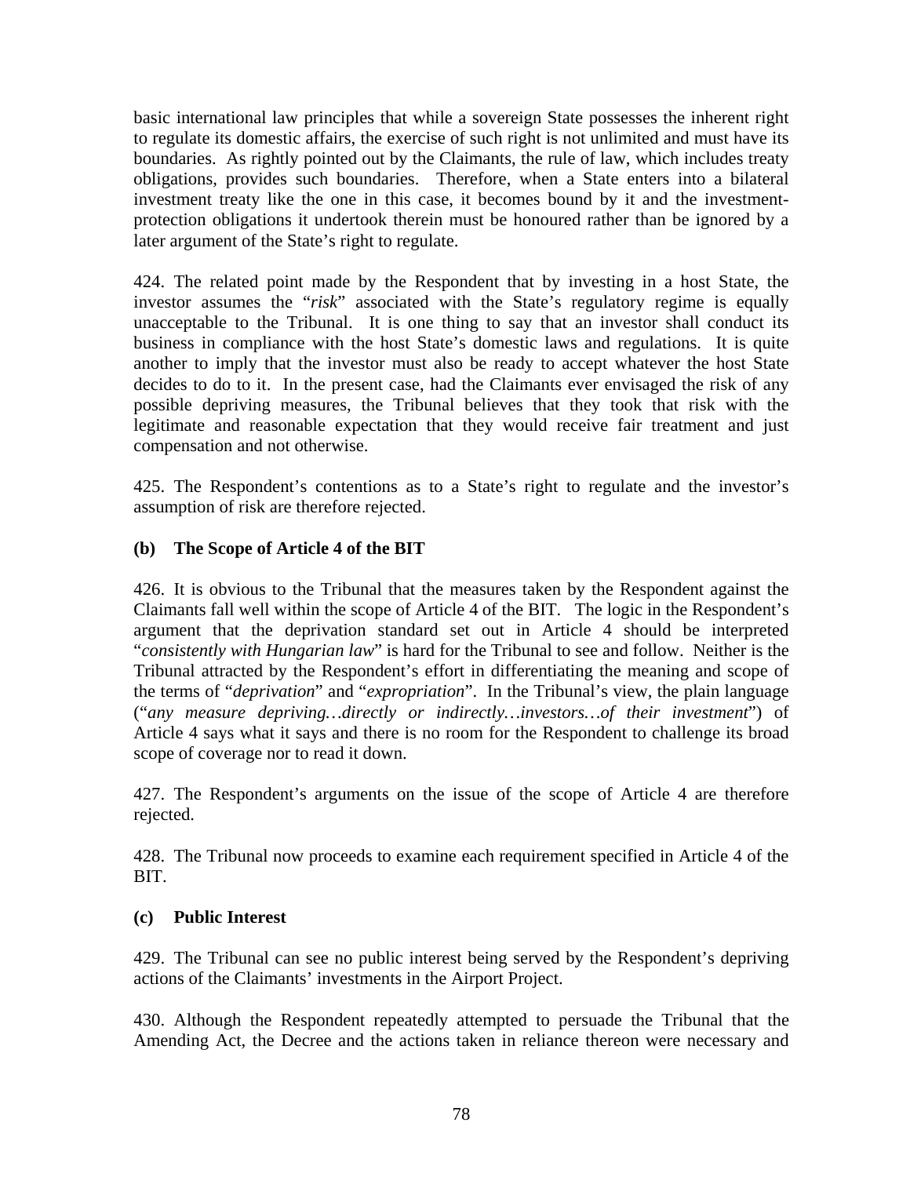basic international law principles that while a sovereign State possesses the inherent right to regulate its domestic affairs, the exercise of such right is not unlimited and must have its boundaries. As rightly pointed out by the Claimants, the rule of law, which includes treaty obligations, provides such boundaries. Therefore, when a State enters into a bilateral investment treaty like the one in this case, it becomes bound by it and the investment-protection obligations it undertook therein must be honoured rather than be ignored by a later argument of the State's right to regulate.

424. The related point made by the Respondent that by investing in a host State, the investor assumes the "*risk*" associated with the State's regulatory regime is equally unacceptable to the Tribunal. It is one thing to say that an investor shall conduct its business in compliance with the host State's domestic laws and regulations. It is quite another to imply that the investor must also be ready to accept whatever the host State decides to do to it. In the present case, had the Claimants ever envisaged the risk of any possible depriving measures, the Tribunal believes that they took that risk with the legitimate and reasonable expectation that they would receive fair treatment and just compensation and not otherwise.

425. The Respondent's contentions as to a State's right to regulate and the investor's assumption of risk are therefore rejected.

### (b) The Scope of Article 4 of the BIT

426. It is obvious to the Tribunal that the measures taken by the Respondent against the Claimants fall well within the scope of Article 4 of the BIT. The logic in the Respondent's argument that the deprivation standard set out in Article 4 should be interpreted "*consistently with Hungarian law*" is hard for the Tribunal to see and follow. Neither is the Tribunal attracted by the Respondent's effort in differentiating the meaning and scope of the terms of "*deprivation*" and "*expropriation*". In the Tribunal's view, the plain language ("*any measure depriving…directly or indirectly…investors…of their investment*") of Article 4 says what it says and there is no room for the Respondent to challenge its broad scope of coverage nor to read it down.

427. The Respondent's arguments on the issue of the scope of Article 4 are therefore rejected.

428. The Tribunal now proceeds to examine each requirement specified in Article 4 of the BIT.

### (c) Public Interest

429. The Tribunal can see no public interest being served by the Respondent's depriving actions of the Claimants' investments in the Airport Project.

430. Although the Respondent repeatedly attempted to persuade the Tribunal that the Amending Act, the Decree and the actions taken in reliance thereon were necessary and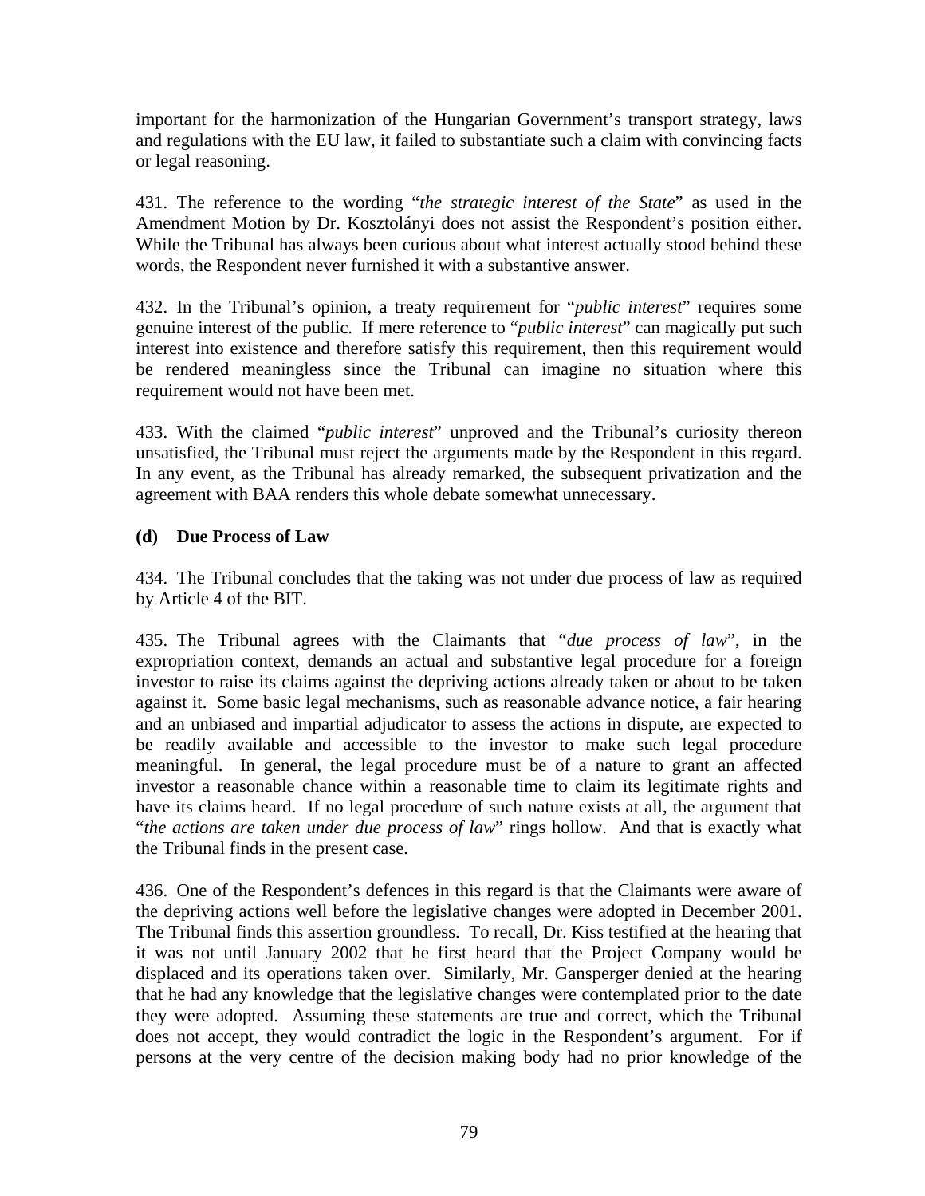important for the harmonization of the Hungarian Government's transport strategy, laws and regulations with the EU law, it failed to substantiate such a claim with convincing facts or legal reasoning.

431. The reference to the wording "*the strategic interest of the State*" as used in the Amendment Motion by Dr. Kosztolányi does not assist the Respondent's position either. While the Tribunal has always been curious about what interest actually stood behind these words, the Respondent never furnished it with a substantive answer.

432. In the Tribunal's opinion, a treaty requirement for "*public interest*" requires some genuine interest of the public. If mere reference to "*public interest*" can magically put such interest into existence and therefore satisfy this requirement, then this requirement would be rendered meaningless since the Tribunal can imagine no situation where this requirement would not have been met.

433. With the claimed "*public interest*" unproved and the Tribunal's curiosity thereon unsatisfied, the Tribunal must reject the arguments made by the Respondent in this regard. In any event, as the Tribunal has already remarked, the subsequent privatization and the agreement with BAA renders this whole debate somewhat unnecessary.

### (d) Due Process of Law

434. The Tribunal concludes that the taking was not under due process of law as required by Article 4 of the BIT.

435. The Tribunal agrees with the Claimants that "*due process of law*", in the expropriation context, demands an actual and substantive legal procedure for a foreign investor to raise its claims against the depriving actions already taken or about to be taken against it. Some basic legal mechanisms, such as reasonable advance notice, a fair hearing and an unbiased and impartial adjudicator to assess the actions in dispute, are expected to be readily available and accessible to the investor to make such legal procedure meaningful. In general, the legal procedure must be of a nature to grant an affected investor a reasonable chance within a reasonable time to claim its legitimate rights and have its claims heard. If no legal procedure of such nature exists at all, the argument that "*the actions are taken under due process of law*" rings hollow. And that is exactly what the Tribunal finds in the present case.

436. One of the Respondent's defences in this regard is that the Claimants were aware of the depriving actions well before the legislative changes were adopted in December 2001. The Tribunal finds this assertion groundless. To recall, Dr. Kiss testified at the hearing that it was not until January 2002 that he first heard that the Project Company would be displaced and its operations taken over. Similarly, Mr. Gansperger denied at the hearing that he had any knowledge that the legislative changes were contemplated prior to the date they were adopted. Assuming these statements are true and correct, which the Tribunal does not accept, they would contradict the logic in the Respondent's argument. For if persons at the very centre of the decision making body had no prior knowledge of the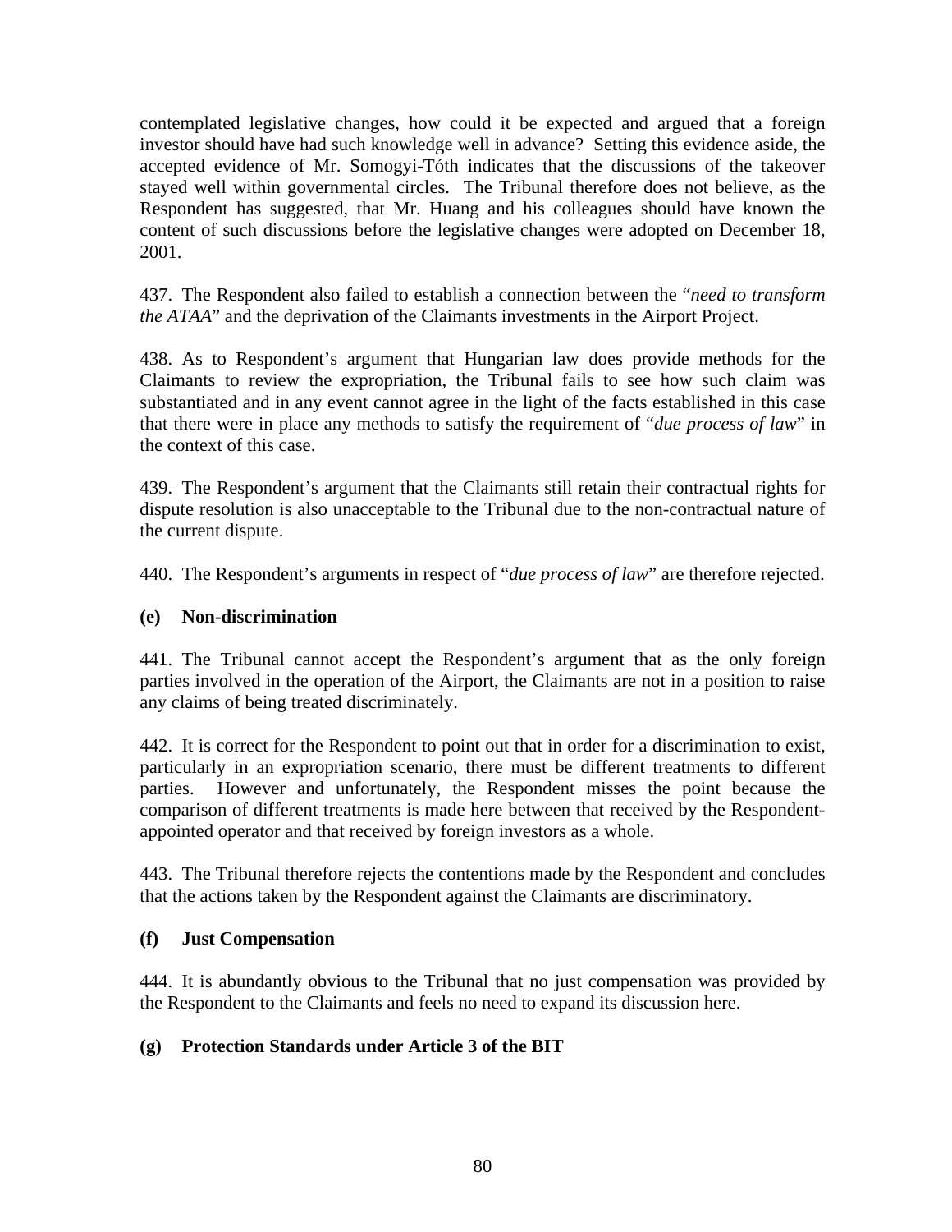contemplated legislative changes, how could it be expected and argued that a foreign investor should have had such knowledge well in advance? Setting this evidence aside, the accepted evidence of Mr. Somogyi-Tóth indicates that the discussions of the takeover stayed well within governmental circles. The Tribunal therefore does not believe, as the Respondent has suggested, that Mr. Huang and his colleagues should have known the content of such discussions before the legislative changes were adopted on December 18, 2001.

437. The Respondent also failed to establish a connection between the "*need to transform the ATAA*" and the deprivation of the Claimants investments in the Airport Project.

438. As to Respondent's argument that Hungarian law does provide methods for the Claimants to review the expropriation, the Tribunal fails to see how such claim was substantiated and in any event cannot agree in the light of the facts established in this case that there were in place any methods to satisfy the requirement of "*due process of law*" in the context of this case.

439. The Respondent's argument that the Claimants still retain their contractual rights for dispute resolution is also unacceptable to the Tribunal due to the non-contractual nature of the current dispute.

440. The Respondent's arguments in respect of "*due process of law*" are therefore rejected.

### (e) Non-discrimination

441. The Tribunal cannot accept the Respondent's argument that as the only foreign parties involved in the operation of the Airport, the Claimants are not in a position to raise any claims of being treated discriminately.

442. It is correct for the Respondent to point out that in order for a discrimination to exist, particularly in an expropriation scenario, there must be different treatments to different parties. However and unfortunately, the Respondent misses the point because the comparison of different treatments is made here between that received by the Respondent-appointed operator and that received by foreign investors as a whole.

443. The Tribunal therefore rejects the contentions made by the Respondent and concludes that the actions taken by the Respondent against the Claimants are discriminatory.

### (f) Just Compensation

444. It is abundantly obvious to the Tribunal that no just compensation was provided by the Respondent to the Claimants and feels no need to expand its discussion here.

### (g) Protection Standards under Article 3 of the BIT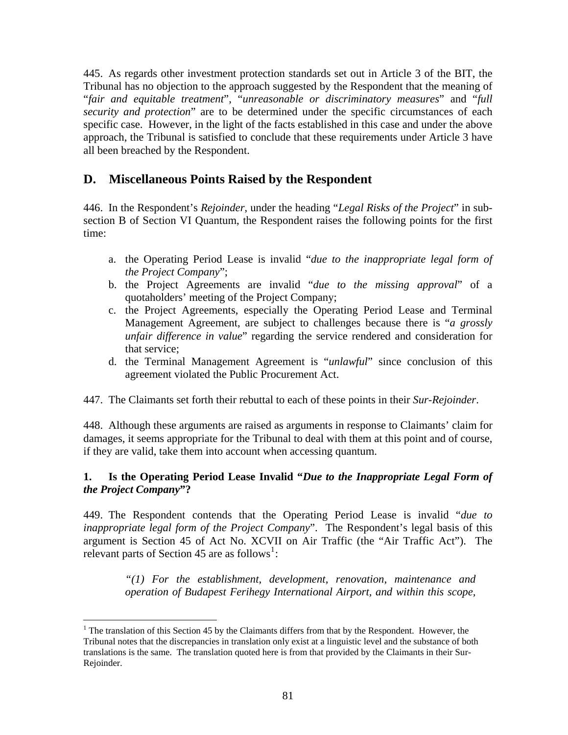445. As regards other investment protection standards set out in Article 3 of the BIT, the Tribunal has no objection to the approach suggested by the Respondent that the meaning of "*fair and equitable treatment*", "*unreasonable or discriminatory measures*" and "*full security and protection*" are to be determined under the specific circumstances of each specific case. However, in the light of the facts established in this case and under the above approach, the Tribunal is satisfied to conclude that these requirements under Article 3 have all been breached by the Respondent.

## D. Miscellaneous Points Raised by the Respondent

446. In the Respondent's *Rejoinder*, under the heading "*Legal Risks of the Project*" in sub-section B of Section VI Quantum, the Respondent raises the following points for the first time:

a. the Operating Period Lease is invalid "*due to the inappropriate legal form of the Project Company*";
b. the Project Agreements are invalid "*due to the missing approval*" of a quotaholders' meeting of the Project Company;
c. the Project Agreements, especially the Operating Period Lease and Terminal Management Agreement, are subject to challenges because there is "*a grossly unfair difference in value*" regarding the service rendered and consideration for that service;
d. the Terminal Management Agreement is "*unlawful*" since conclusion of this agreement violated the Public Procurement Act.

447. The Claimants set forth their rebuttal to each of these points in their *Sur-Rejoinder*.

448. Although these arguments are raised as arguments in response to Claimants' claim for damages, it seems appropriate for the Tribunal to deal with them at this point and of course, if they are valid, take them into account when accessing quantum.

### 1. Is the Operating Period Lease Invalid "*Due to the Inappropriate Legal Form of the Project Company*"?

449. The Respondent contends that the Operating Period Lease is invalid "*due to inappropriate legal form of the Project Company*". The Respondent's legal basis of this argument is Section 45 of Act No. XCVII on Air Traffic (the "Air Traffic Act"). The relevant parts of Section 45 are as follows[1]:

> *"(1) For the establishment, development, renovation, maintenance and operation of Budapest Ferihegy International Airport, and within this scope,*

[1] The translation of this Section 45 by the Claimants differs from that by the Respondent. However, the Tribunal notes that the discrepancies in translation only exist at a linguistic level and the substance of both translations is the same. The translation quoted here is from that provided by the Claimants in their Sur-Rejoinder.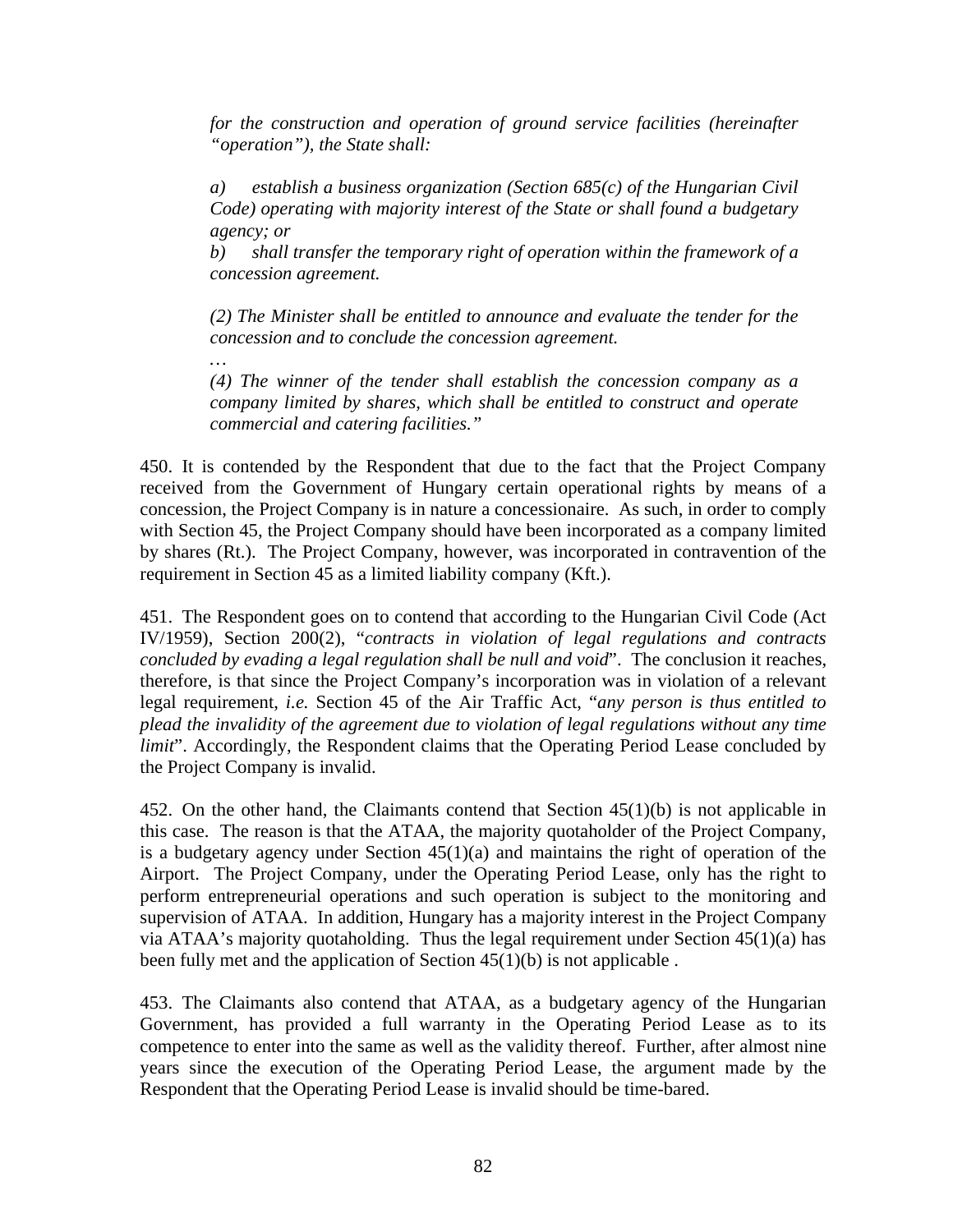> *for the construction and operation of ground service facilities (hereinafter "operation"), the State shall:*
>
> *a) establish a business organization (Section 685(c) of the Hungarian Civil Code) operating with majority interest of the State or shall found a budgetary agency; or*
> *b) shall transfer the temporary right of operation within the framework of a concession agreement.*
>
> *(2) The Minister shall be entitled to announce and evaluate the tender for the concession and to conclude the concession agreement.*
> *…*
> *(4) The winner of the tender shall establish the concession company as a company limited by shares, which shall be entitled to construct and operate commercial and catering facilities."*

450. It is contended by the Respondent that due to the fact that the Project Company received from the Government of Hungary certain operational rights by means of a concession, the Project Company is in nature a concessionaire. As such, in order to comply with Section 45, the Project Company should have been incorporated as a company limited by shares (Rt.). The Project Company, however, was incorporated in contravention of the requirement in Section 45 as a limited liability company (Kft.).

451. The Respondent goes on to contend that according to the Hungarian Civil Code (Act IV/1959), Section 200(2), "*contracts in violation of legal regulations and contracts concluded by evading a legal regulation shall be null and void*". The conclusion it reaches, therefore, is that since the Project Company's incorporation was in violation of a relevant legal requirement, *i.e.* Section 45 of the Air Traffic Act, "*any person is thus entitled to plead the invalidity of the agreement due to violation of legal regulations without any time limit*". Accordingly, the Respondent claims that the Operating Period Lease concluded by the Project Company is invalid.

452. On the other hand, the Claimants contend that Section 45(1)(b) is not applicable in this case. The reason is that the ATAA, the majority quotaholder of the Project Company, is a budgetary agency under Section 45(1)(a) and maintains the right of operation of the Airport. The Project Company, under the Operating Period Lease, only has the right to perform entrepreneurial operations and such operation is subject to the monitoring and supervision of ATAA. In addition, Hungary has a majority interest in the Project Company via ATAA's majority quotaholding. Thus the legal requirement under Section 45(1)(a) has been fully met and the application of Section 45(1)(b) is not applicable .

453. The Claimants also contend that ATAA, as a budgetary agency of the Hungarian Government, has provided a full warranty in the Operating Period Lease as to its competence to enter into the same as well as the validity thereof. Further, after almost nine years since the execution of the Operating Period Lease, the argument made by the Respondent that the Operating Period Lease is invalid should be time-bared.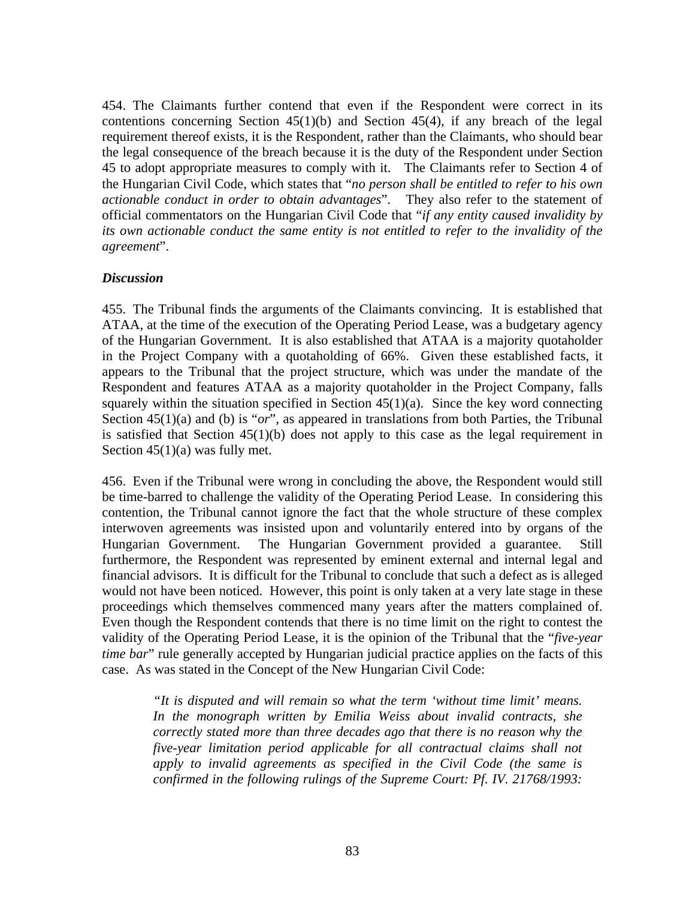454. The Claimants further contend that even if the Respondent were correct in its contentions concerning Section 45(1)(b) and Section 45(4), if any breach of the legal requirement thereof exists, it is the Respondent, rather than the Claimants, who should bear the legal consequence of the breach because it is the duty of the Respondent under Section 45 to adopt appropriate measures to comply with it. The Claimants refer to Section 4 of the Hungarian Civil Code, which states that "*no person shall be entitled to refer to his own actionable conduct in order to obtain advantages*". They also refer to the statement of official commentators on the Hungarian Civil Code that "*if any entity caused invalidity by its own actionable conduct the same entity is not entitled to refer to the invalidity of the agreement*".

***Discussion***

455. The Tribunal finds the arguments of the Claimants convincing. It is established that ATAA, at the time of the execution of the Operating Period Lease, was a budgetary agency of the Hungarian Government. It is also established that ATAA is a majority quotaholder in the Project Company with a quotaholding of 66%. Given these established facts, it appears to the Tribunal that the project structure, which was under the mandate of the Respondent and features ATAA as a majority quotaholder in the Project Company, falls squarely within the situation specified in Section 45(1)(a). Since the key word connecting Section 45(1)(a) and (b) is "*or*", as appeared in translations from both Parties, the Tribunal is satisfied that Section 45(1)(b) does not apply to this case as the legal requirement in Section 45(1)(a) was fully met.

456. Even if the Tribunal were wrong in concluding the above, the Respondent would still be time-barred to challenge the validity of the Operating Period Lease. In considering this contention, the Tribunal cannot ignore the fact that the whole structure of these complex interwoven agreements was insisted upon and voluntarily entered into by organs of the Hungarian Government. The Hungarian Government provided a guarantee. Still furthermore, the Respondent was represented by eminent external and internal legal and financial advisors. It is difficult for the Tribunal to conclude that such a defect as is alleged would not have been noticed. However, this point is only taken at a very late stage in these proceedings which themselves commenced many years after the matters complained of. Even though the Respondent contends that there is no time limit on the right to contest the validity of the Operating Period Lease, it is the opinion of the Tribunal that the "*five-year time bar*" rule generally accepted by Hungarian judicial practice applies on the facts of this case. As was stated in the Concept of the New Hungarian Civil Code:

> *"It is disputed and will remain so what the term 'without time limit' means. In the monograph written by Emilia Weiss about invalid contracts, she correctly stated more than three decades ago that there is no reason why the five-year limitation period applicable for all contractual claims shall not apply to invalid agreements as specified in the Civil Code (the same is confirmed in the following rulings of the Supreme Court: Pf. IV. 21768/1993:*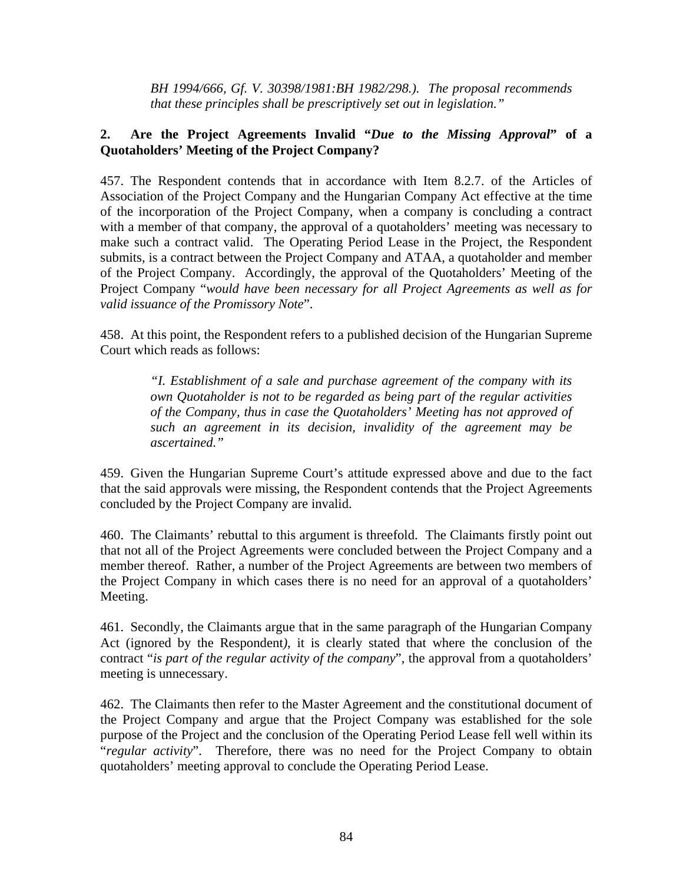> *BH 1994/666, Gf. V. 30398/1981:BH 1982/298.). The proposal recommends that these principles shall be prescriptively set out in legislation."*

### 2. Are the Project Agreements Invalid "*Due to the Missing Approval*" of a Quotaholders' Meeting of the Project Company?

457. The Respondent contends that in accordance with Item 8.2.7. of the Articles of Association of the Project Company and the Hungarian Company Act effective at the time of the incorporation of the Project Company, when a company is concluding a contract with a member of that company, the approval of a quotaholders' meeting was necessary to make such a contract valid. The Operating Period Lease in the Project, the Respondent submits, is a contract between the Project Company and ATAA, a quotaholder and member of the Project Company. Accordingly, the approval of the Quotaholders' Meeting of the Project Company "*would have been necessary for all Project Agreements as well as for valid issuance of the Promissory Note*".

458. At this point, the Respondent refers to a published decision of the Hungarian Supreme Court which reads as follows:

> *"I. Establishment of a sale and purchase agreement of the company with its own Quotaholder is not to be regarded as being part of the regular activities of the Company, thus in case the Quotaholders' Meeting has not approved of such an agreement in its decision, invalidity of the agreement may be ascertained."*

459. Given the Hungarian Supreme Court's attitude expressed above and due to the fact that the said approvals were missing, the Respondent contends that the Project Agreements concluded by the Project Company are invalid.

460. The Claimants' rebuttal to this argument is threefold. The Claimants firstly point out that not all of the Project Agreements were concluded between the Project Company and a member thereof. Rather, a number of the Project Agreements are between two members of the Project Company in which cases there is no need for an approval of a quotaholders' Meeting.

461. Secondly, the Claimants argue that in the same paragraph of the Hungarian Company Act (ignored by the Respondent), it is clearly stated that where the conclusion of the contract "*is part of the regular activity of the company*", the approval from a quotaholders' meeting is unnecessary.

462. The Claimants then refer to the Master Agreement and the constitutional document of the Project Company and argue that the Project Company was established for the sole purpose of the Project and the conclusion of the Operating Period Lease fell well within its "*regular activity*". Therefore, there was no need for the Project Company to obtain quotaholders' meeting approval to conclude the Operating Period Lease.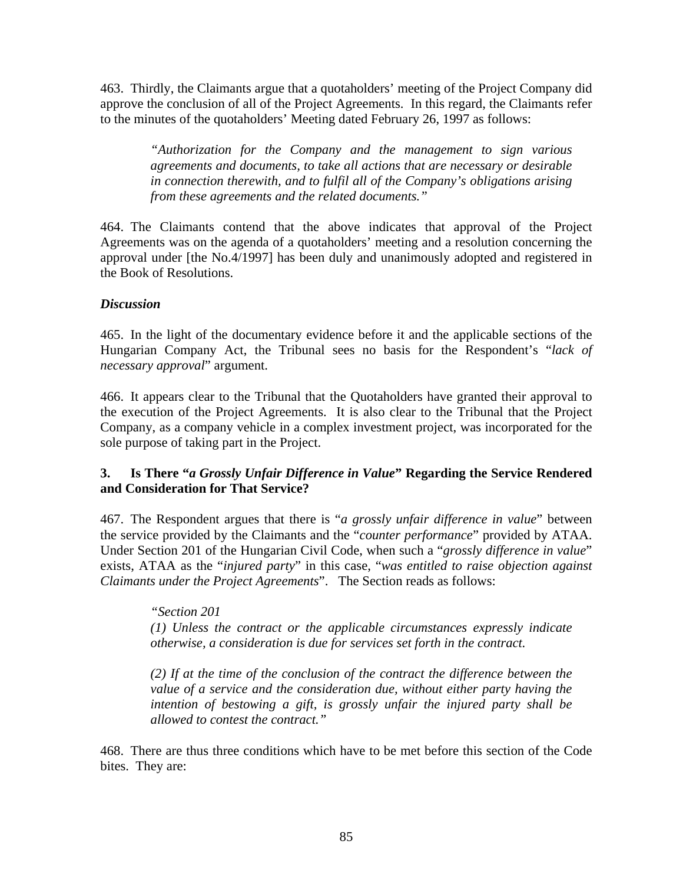463. Thirdly, the Claimants argue that a quotaholders' meeting of the Project Company did approve the conclusion of all of the Project Agreements. In this regard, the Claimants refer to the minutes of the quotaholders' Meeting dated February 26, 1997 as follows:

> *"Authorization for the Company and the management to sign various agreements and documents, to take all actions that are necessary or desirable in connection therewith, and to fulfil all of the Company's obligations arising from these agreements and the related documents."*

464. The Claimants contend that the above indicates that approval of the Project Agreements was on the agenda of a quotaholders' meeting and a resolution concerning the approval under [the No.4/1997] has been duly and unanimously adopted and registered in the Book of Resolutions.

***Discussion***

465. In the light of the documentary evidence before it and the applicable sections of the Hungarian Company Act, the Tribunal sees no basis for the Respondent's "*lack of necessary approval*" argument.

466. It appears clear to the Tribunal that the Quotaholders have granted their approval to the execution of the Project Agreements. It is also clear to the Tribunal that the Project Company, as a company vehicle in a complex investment project, was incorporated for the sole purpose of taking part in the Project.

### 3. Is There "*a Grossly Unfair Difference in Value*" Regarding the Service Rendered and Consideration for That Service?

467. The Respondent argues that there is "*a grossly unfair difference in value*" between the service provided by the Claimants and the "*counter performance*" provided by ATAA. Under Section 201 of the Hungarian Civil Code, when such a "*grossly difference in value*" exists, ATAA as the "*injured party*" in this case, "*was entitled to raise objection against Claimants under the Project Agreements*". The Section reads as follows:

> *"Section 201*
>
> *(1) Unless the contract or the applicable circumstances expressly indicate otherwise, a consideration is due for services set forth in the contract.*
>
> *(2) If at the time of the conclusion of the contract the difference between the value of a service and the consideration due, without either party having the intention of bestowing a gift, is grossly unfair the injured party shall be allowed to contest the contract."*

468. There are thus three conditions which have to be met before this section of the Code bites. They are: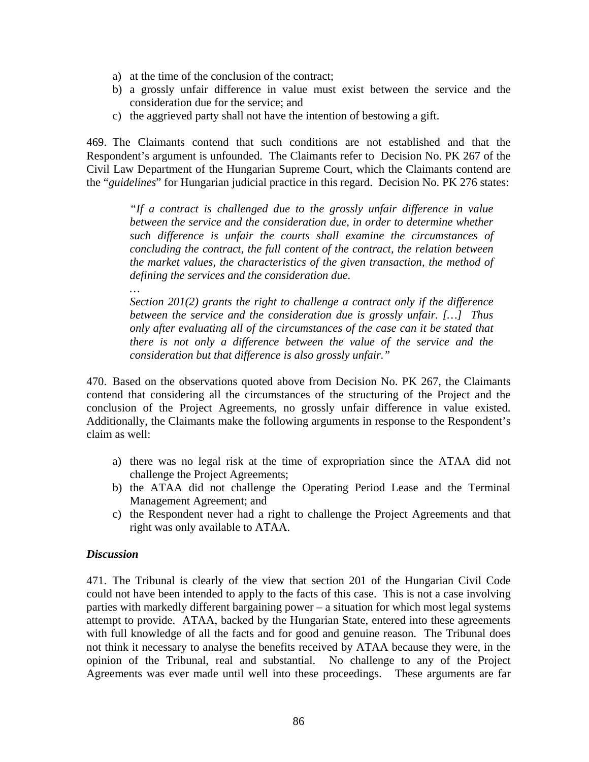a) at the time of the conclusion of the contract;
b) a grossly unfair difference in value must exist between the service and the consideration due for the service; and
c) the aggrieved party shall not have the intention of bestowing a gift.

469. The Claimants contend that such conditions are not established and that the Respondent's argument is unfounded. The Claimants refer to Decision No. PK 267 of the Civil Law Department of the Hungarian Supreme Court, which the Claimants contend are the "*guidelines*" for Hungarian judicial practice in this regard. Decision No. PK 276 states:

> *"If a contract is challenged due to the grossly unfair difference in value between the service and the consideration due, in order to determine whether such difference is unfair the courts shall examine the circumstances of concluding the contract, the full content of the contract, the relation between the market values, the characteristics of the given transaction, the method of defining the services and the consideration due.*
>
> *…*
>
> *Section 201(2) grants the right to challenge a contract only if the difference between the service and the consideration due is grossly unfair. […] Thus only after evaluating all of the circumstances of the case can it be stated that there is not only a difference between the value of the service and the consideration but that difference is also grossly unfair."*

470. Based on the observations quoted above from Decision No. PK 267, the Claimants contend that considering all the circumstances of the structuring of the Project and the conclusion of the Project Agreements, no grossly unfair difference in value existed. Additionally, the Claimants make the following arguments in response to the Respondent's claim as well:

a) there was no legal risk at the time of expropriation since the ATAA did not challenge the Project Agreements;
b) the ATAA did not challenge the Operating Period Lease and the Terminal Management Agreement; and
c) the Respondent never had a right to challenge the Project Agreements and that right was only available to ATAA.

***Discussion***

471. The Tribunal is clearly of the view that section 201 of the Hungarian Civil Code could not have been intended to apply to the facts of this case. This is not a case involving parties with markedly different bargaining power – a situation for which most legal systems attempt to provide. ATAA, backed by the Hungarian State, entered into these agreements with full knowledge of all the facts and for good and genuine reason. The Tribunal does not think it necessary to analyse the benefits received by ATAA because they were, in the opinion of the Tribunal, real and substantial. No challenge to any of the Project Agreements was ever made until well into these proceedings. These arguments are far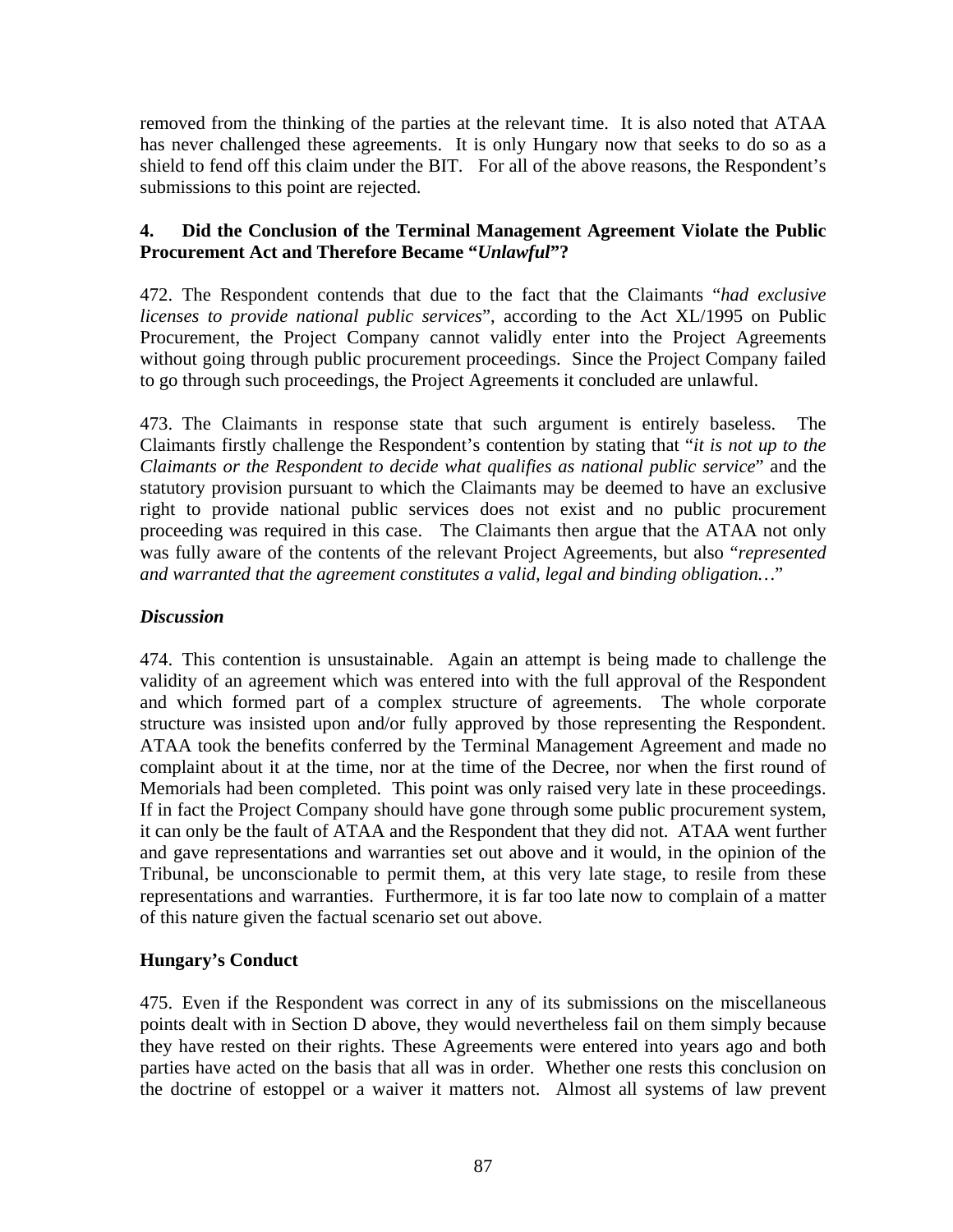removed from the thinking of the parties at the relevant time. It is also noted that ATAA has never challenged these agreements. It is only Hungary now that seeks to do so as a shield to fend off this claim under the BIT. For all of the above reasons, the Respondent's submissions to this point are rejected.

### 4. Did the Conclusion of the Terminal Management Agreement Violate the Public Procurement Act and Therefore Became "*Unlawful*"?

472. The Respondent contends that due to the fact that the Claimants "*had exclusive licenses to provide national public services*", according to the Act XL/1995 on Public Procurement, the Project Company cannot validly enter into the Project Agreements without going through public procurement proceedings. Since the Project Company failed to go through such proceedings, the Project Agreements it concluded are unlawful.

473. The Claimants in response state that such argument is entirely baseless. The Claimants firstly challenge the Respondent's contention by stating that "*it is not up to the Claimants or the Respondent to decide what qualifies as national public service*" and the statutory provision pursuant to which the Claimants may be deemed to have an exclusive right to provide national public services does not exist and no public procurement proceeding was required in this case. The Claimants then argue that the ATAA not only was fully aware of the contents of the relevant Project Agreements, but also "*represented and warranted that the agreement constitutes a valid, legal and binding obligation…*"

***Discussion***

474. This contention is unsustainable. Again an attempt is being made to challenge the validity of an agreement which was entered into with the full approval of the Respondent and which formed part of a complex structure of agreements. The whole corporate structure was insisted upon and/or fully approved by those representing the Respondent. ATAA took the benefits conferred by the Terminal Management Agreement and made no complaint about it at the time, nor at the time of the Decree, nor when the first round of Memorials had been completed. This point was only raised very late in these proceedings. If in fact the Project Company should have gone through some public procurement system, it can only be the fault of ATAA and the Respondent that they did not. ATAA went further and gave representations and warranties set out above and it would, in the opinion of the Tribunal, be unconscionable to permit them, at this very late stage, to resile from these representations and warranties. Furthermore, it is far too late now to complain of a matter of this nature given the factual scenario set out above.

### Hungary's Conduct

475. Even if the Respondent was correct in any of its submissions on the miscellaneous points dealt with in Section D above, they would nevertheless fail on them simply because they have rested on their rights. These Agreements were entered into years ago and both parties have acted on the basis that all was in order. Whether one rests this conclusion on the doctrine of estoppel or a waiver it matters not. Almost all systems of law prevent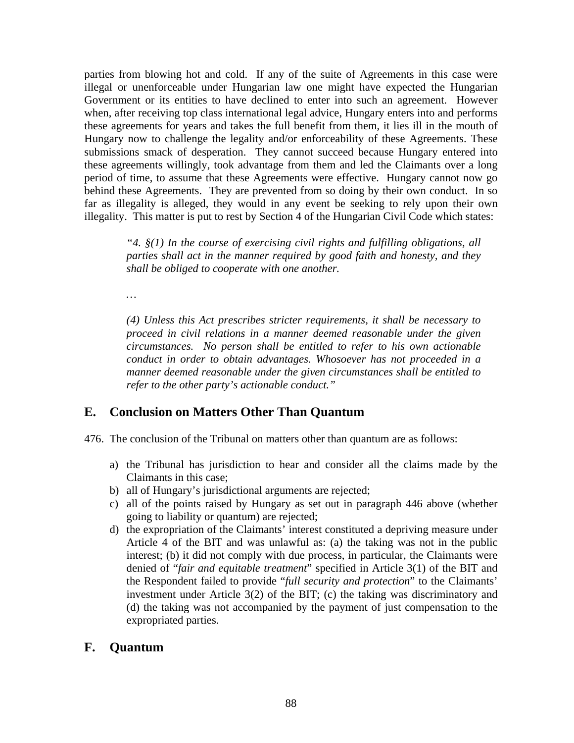parties from blowing hot and cold. If any of the suite of Agreements in this case were illegal or unenforceable under Hungarian law one might have expected the Hungarian Government or its entities to have declined to enter into such an agreement. However when, after receiving top class international legal advice, Hungary enters into and performs these agreements for years and takes the full benefit from them, it lies ill in the mouth of Hungary now to challenge the legality and/or enforceability of these Agreements. These submissions smack of desperation. They cannot succeed because Hungary entered into these agreements willingly, took advantage from them and led the Claimants over a long period of time, to assume that these Agreements were effective. Hungary cannot now go behind these Agreements. They are prevented from so doing by their own conduct. In so far as illegality is alleged, they would in any event be seeking to rely upon their own illegality. This matter is put to rest by Section 4 of the Hungarian Civil Code which states:

> *"4. §(1) In the course of exercising civil rights and fulfilling obligations, all parties shall act in the manner required by good faith and honesty, and they shall be obliged to cooperate with one another.*
>
> …
>
> *(4) Unless this Act prescribes stricter requirements, it shall be necessary to proceed in civil relations in a manner deemed reasonable under the given circumstances. No person shall be entitled to refer to his own actionable conduct in order to obtain advantages. Whosoever has not proceeded in a manner deemed reasonable under the given circumstances shall be entitled to refer to the other party's actionable conduct."*

## E. Conclusion on Matters Other Than Quantum

476. The conclusion of the Tribunal on matters other than quantum are as follows:

a) the Tribunal has jurisdiction to hear and consider all the claims made by the Claimants in this case;
b) all of Hungary's jurisdictional arguments are rejected;
c) all of the points raised by Hungary as set out in paragraph 446 above (whether going to liability or quantum) are rejected;
d) the expropriation of the Claimants' interest constituted a depriving measure under Article 4 of the BIT and was unlawful as: (a) the taking was not in the public interest; (b) it did not comply with due process, in particular, the Claimants were denied of "*fair and equitable treatment*" specified in Article 3(1) of the BIT and the Respondent failed to provide "*full security and protection*" to the Claimants' investment under Article 3(2) of the BIT; (c) the taking was discriminatory and (d) the taking was not accompanied by the payment of just compensation to the expropriated parties.

## F. Quantum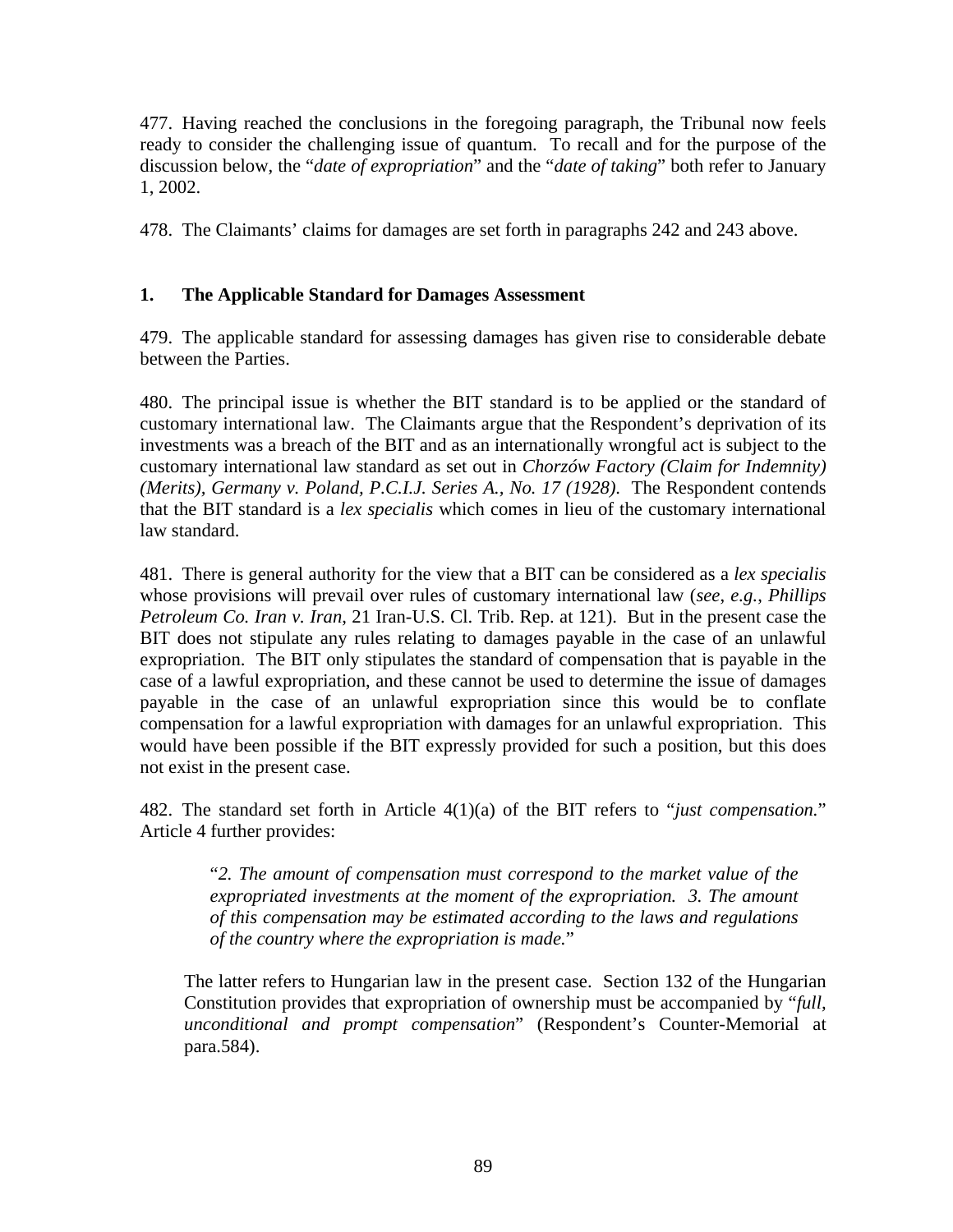477. Having reached the conclusions in the foregoing paragraph, the Tribunal now feels ready to consider the challenging issue of quantum. To recall and for the purpose of the discussion below, the "*date of expropriation*" and the "*date of taking*" both refer to January 1, 2002.

478. The Claimants' claims for damages are set forth in paragraphs 242 and 243 above.

## 1. The Applicable Standard for Damages Assessment

479. The applicable standard for assessing damages has given rise to considerable debate between the Parties.

480. The principal issue is whether the BIT standard is to be applied or the standard of customary international law. The Claimants argue that the Respondent's deprivation of its investments was a breach of the BIT and as an internationally wrongful act is subject to the customary international law standard as set out in *Chorzów Factory (Claim for Indemnity) (Merits), Germany v. Poland, P.C.I.J. Series A., No. 17 (1928)*. The Respondent contends that the BIT standard is a *lex specialis* which comes in lieu of the customary international law standard.

481. There is general authority for the view that a BIT can be considered as a *lex specialis* whose provisions will prevail over rules of customary international law (*see, e.g., Phillips Petroleum Co. Iran v. Iran*, 21 Iran-U.S. Cl. Trib. Rep. at 121). But in the present case the BIT does not stipulate any rules relating to damages payable in the case of an unlawful expropriation. The BIT only stipulates the standard of compensation that is payable in the case of a lawful expropriation, and these cannot be used to determine the issue of damages payable in the case of an unlawful expropriation since this would be to conflate compensation for a lawful expropriation with damages for an unlawful expropriation. This would have been possible if the BIT expressly provided for such a position, but this does not exist in the present case.

482. The standard set forth in Article 4(1)(a) of the BIT refers to "*just compensation.*" Article 4 further provides:

> "*2. The amount of compensation must correspond to the market value of the expropriated investments at the moment of the expropriation. 3. The amount of this compensation may be estimated according to the laws and regulations of the country where the expropriation is made.*"

The latter refers to Hungarian law in the present case. Section 132 of the Hungarian Constitution provides that expropriation of ownership must be accompanied by "*full, unconditional and prompt compensation*" (Respondent's Counter-Memorial at para.584).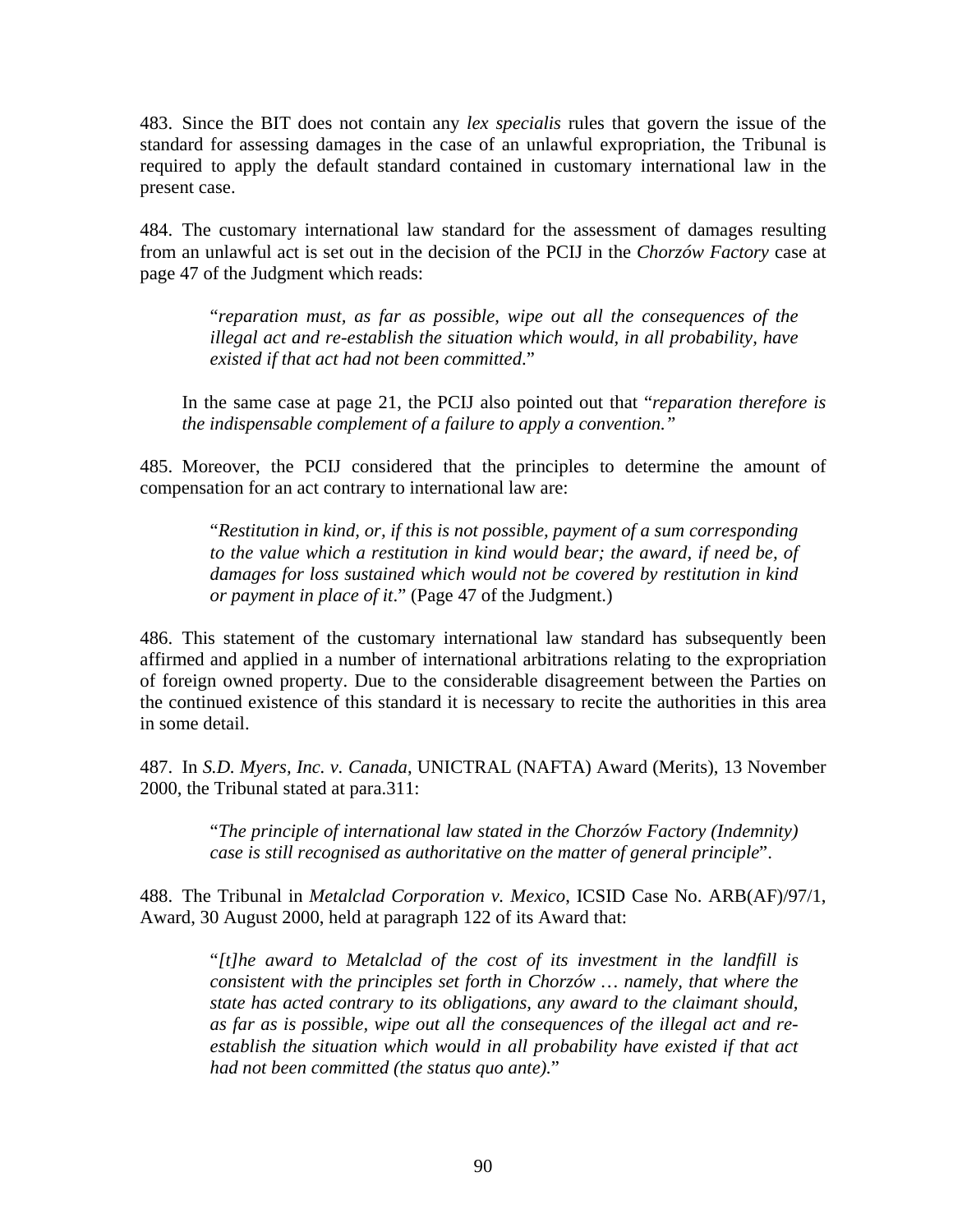483. Since the BIT does not contain any *lex specialis* rules that govern the issue of the standard for assessing damages in the case of an unlawful expropriation, the Tribunal is required to apply the default standard contained in customary international law in the present case.

484. The customary international law standard for the assessment of damages resulting from an unlawful act is set out in the decision of the PCIJ in the *Chorzów Factory* case at page 47 of the Judgment which reads:

> "*reparation must, as far as possible, wipe out all the consequences of the illegal act and re-establish the situation which would, in all probability, have existed if that act had not been committed*."

In the same case at page 21, the PCIJ also pointed out that "*reparation therefore is the indispensable complement of a failure to apply a convention.*"

485. Moreover, the PCIJ considered that the principles to determine the amount of compensation for an act contrary to international law are:

> "*Restitution in kind, or, if this is not possible, payment of a sum corresponding to the value which a restitution in kind would bear; the award, if need be, of damages for loss sustained which would not be covered by restitution in kind or payment in place of it*." (Page 47 of the Judgment.)

486. This statement of the customary international law standard has subsequently been affirmed and applied in a number of international arbitrations relating to the expropriation of foreign owned property. Due to the considerable disagreement between the Parties on the continued existence of this standard it is necessary to recite the authorities in this area in some detail.

487. In *S.D. Myers, Inc. v. Canada*, UNICTRAL (NAFTA) Award (Merits), 13 November 2000, the Tribunal stated at para.311:

> "*The principle of international law stated in the Chorzów Factory (Indemnity) case is still recognised as authoritative on the matter of general principle*".

488. The Tribunal in *Metalclad Corporation v. Mexico*, ICSID Case No. ARB(AF)/97/1, Award, 30 August 2000, held at paragraph 122 of its Award that:

> "*[t]he award to Metalclad of the cost of its investment in the landfill is consistent with the principles set forth in Chorzów … namely, that where the state has acted contrary to its obligations, any award to the claimant should, as far as is possible, wipe out all the consequences of the illegal act and re-establish the situation which would in all probability have existed if that act had not been committed (the status quo ante).*"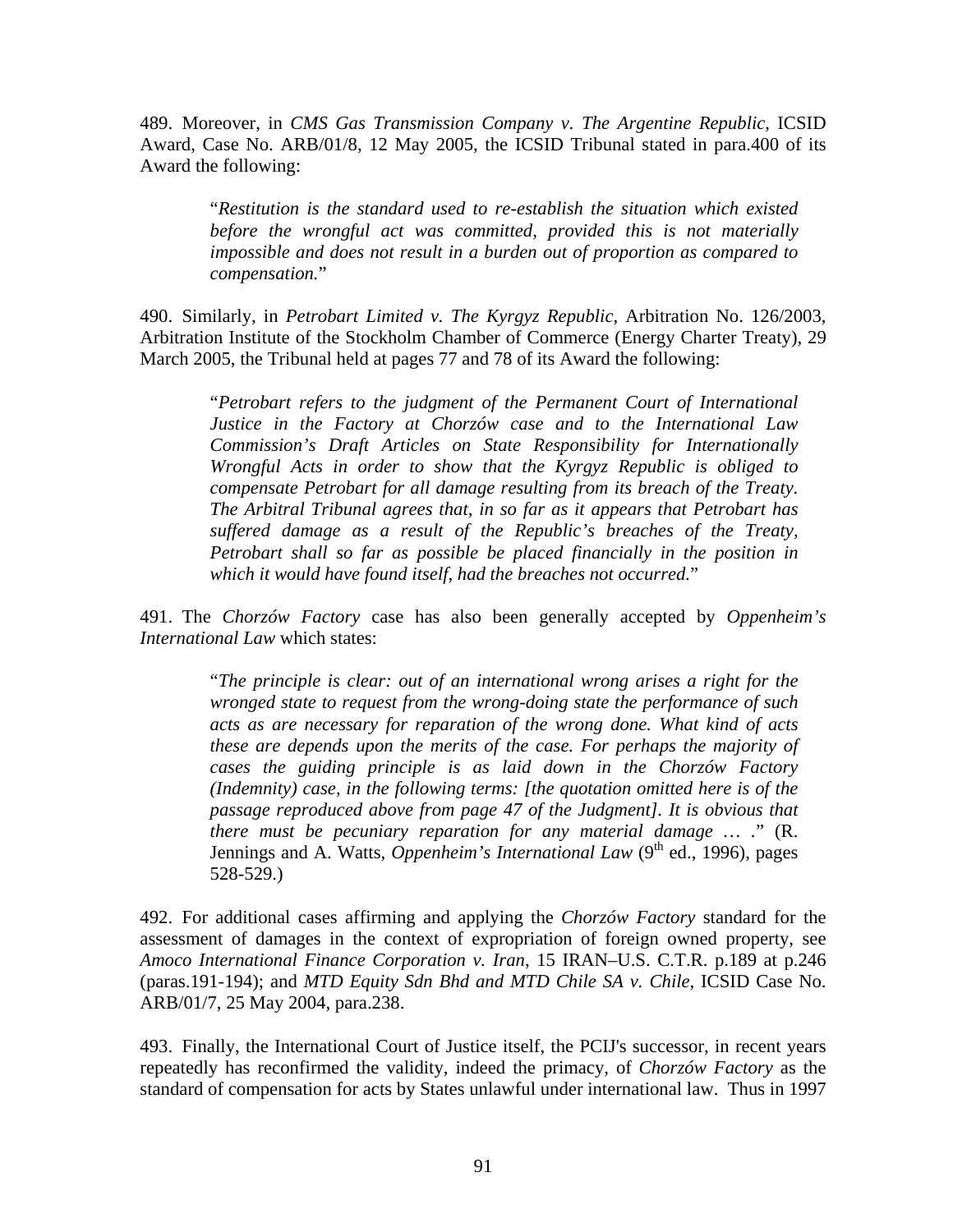489. Moreover, in *CMS Gas Transmission Company v. The Argentine Republic*, ICSID Award, Case No. ARB/01/8, 12 May 2005, the ICSID Tribunal stated in para.400 of its Award the following:

> "*Restitution is the standard used to re-establish the situation which existed before the wrongful act was committed, provided this is not materially impossible and does not result in a burden out of proportion as compared to compensation.*"

490. Similarly, in *Petrobart Limited v. The Kyrgyz Republic*, Arbitration No. 126/2003, Arbitration Institute of the Stockholm Chamber of Commerce (Energy Charter Treaty), 29 March 2005, the Tribunal held at pages 77 and 78 of its Award the following:

> "*Petrobart refers to the judgment of the Permanent Court of International Justice in the Factory at Chorzów case and to the International Law Commission's Draft Articles on State Responsibility for Internationally Wrongful Acts in order to show that the Kyrgyz Republic is obliged to compensate Petrobart for all damage resulting from its breach of the Treaty. The Arbitral Tribunal agrees that, in so far as it appears that Petrobart has suffered damage as a result of the Republic's breaches of the Treaty, Petrobart shall so far as possible be placed financially in the position in which it would have found itself, had the breaches not occurred.*"

491. The *Chorzów Factory* case has also been generally accepted by *Oppenheim's International Law* which states:

> "*The principle is clear: out of an international wrong arises a right for the wronged state to request from the wrong-doing state the performance of such acts as are necessary for reparation of the wrong done. What kind of acts these are depends upon the merits of the case. For perhaps the majority of cases the guiding principle is as laid down in the Chorzów Factory (Indemnity) case, in the following terms: [the quotation omitted here is of the passage reproduced above from page 47 of the Judgment]. It is obvious that there must be pecuniary reparation for any material damage … .*" (R. Jennings and A. Watts, *Oppenheim's International Law* (9th ed., 1996), pages 528-529.)

492. For additional cases affirming and applying the *Chorzów Factory* standard for the assessment of damages in the context of expropriation of foreign owned property, see *Amoco International Finance Corporation v. Iran*, 15 IRAN–U.S. C.T.R. p.189 at p.246 (paras.191-194); and *MTD Equity Sdn Bhd and MTD Chile SA v. Chile*, ICSID Case No. ARB/01/7, 25 May 2004, para.238.

493. Finally, the International Court of Justice itself, the PCIJ's successor, in recent years repeatedly has reconfirmed the validity, indeed the primacy, of *Chorzów Factory* as the standard of compensation for acts by States unlawful under international law. Thus in 1997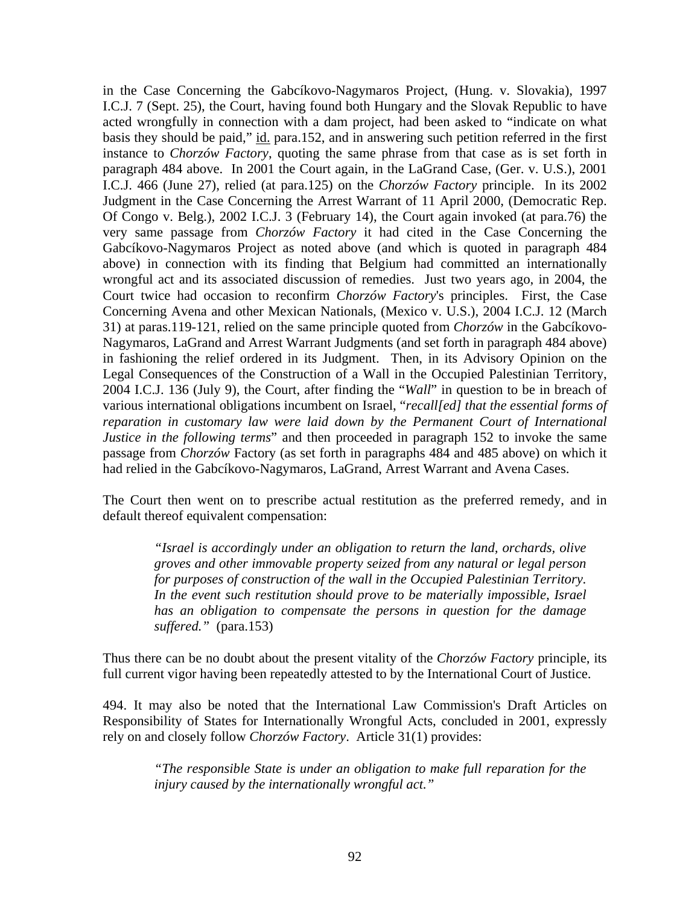in the Case Concerning the Gabcíkovo-Nagymaros Project, (Hung. v. Slovakia), 1997 I.C.J. 7 (Sept. 25), the Court, having found both Hungary and the Slovak Republic to have acted wrongfully in connection with a dam project, had been asked to "indicate on what basis they should be paid," id. para.152, and in answering such petition referred in the first instance to *Chorzów Factory*, quoting the same phrase from that case as is set forth in paragraph 484 above. In 2001 the Court again, in the LaGrand Case, (Ger. v. U.S.), 2001 I.C.J. 466 (June 27), relied (at para.125) on the *Chorzów Factory* principle. In its 2002 Judgment in the Case Concerning the Arrest Warrant of 11 April 2000, (Democratic Rep. Of Congo v. Belg.), 2002 I.C.J. 3 (February 14), the Court again invoked (at para.76) the very same passage from *Chorzów Factory* it had cited in the Case Concerning the Gabcíkovo-Nagymaros Project as noted above (and which is quoted in paragraph 484 above) in connection with its finding that Belgium had committed an internationally wrongful act and its associated discussion of remedies. Just two years ago, in 2004, the Court twice had occasion to reconfirm *Chorzów Factory*'s principles. First, the Case Concerning Avena and other Mexican Nationals, (Mexico v. U.S.), 2004 I.C.J. 12 (March 31) at paras.119-121, relied on the same principle quoted from *Chorzów* in the Gabcíkovo-Nagymaros, LaGrand and Arrest Warrant Judgments (and set forth in paragraph 484 above) in fashioning the relief ordered in its Judgment. Then, in its Advisory Opinion on the Legal Consequences of the Construction of a Wall in the Occupied Palestinian Territory, 2004 I.C.J. 136 (July 9), the Court, after finding the "*Wall*" in question to be in breach of various international obligations incumbent on Israel, "*recall[ed] that the essential forms of reparation in customary law were laid down by the Permanent Court of International Justice in the following terms*" and then proceeded in paragraph 152 to invoke the same passage from *Chorzów* Factory (as set forth in paragraphs 484 and 485 above) on which it had relied in the Gabcíkovo-Nagymaros, LaGrand, Arrest Warrant and Avena Cases.

The Court then went on to prescribe actual restitution as the preferred remedy, and in default thereof equivalent compensation:

> *"Israel is accordingly under an obligation to return the land, orchards, olive groves and other immovable property seized from any natural or legal person for purposes of construction of the wall in the Occupied Palestinian Territory. In the event such restitution should prove to be materially impossible, Israel has an obligation to compensate the persons in question for the damage suffered."* (para.153)

Thus there can be no doubt about the present vitality of the *Chorzów Factory* principle, its full current vigor having been repeatedly attested to by the International Court of Justice.

494. It may also be noted that the International Law Commission's Draft Articles on Responsibility of States for Internationally Wrongful Acts, concluded in 2001, expressly rely on and closely follow *Chorzów Factory*. Article 31(1) provides:

> *"The responsible State is under an obligation to make full reparation for the injury caused by the internationally wrongful act."*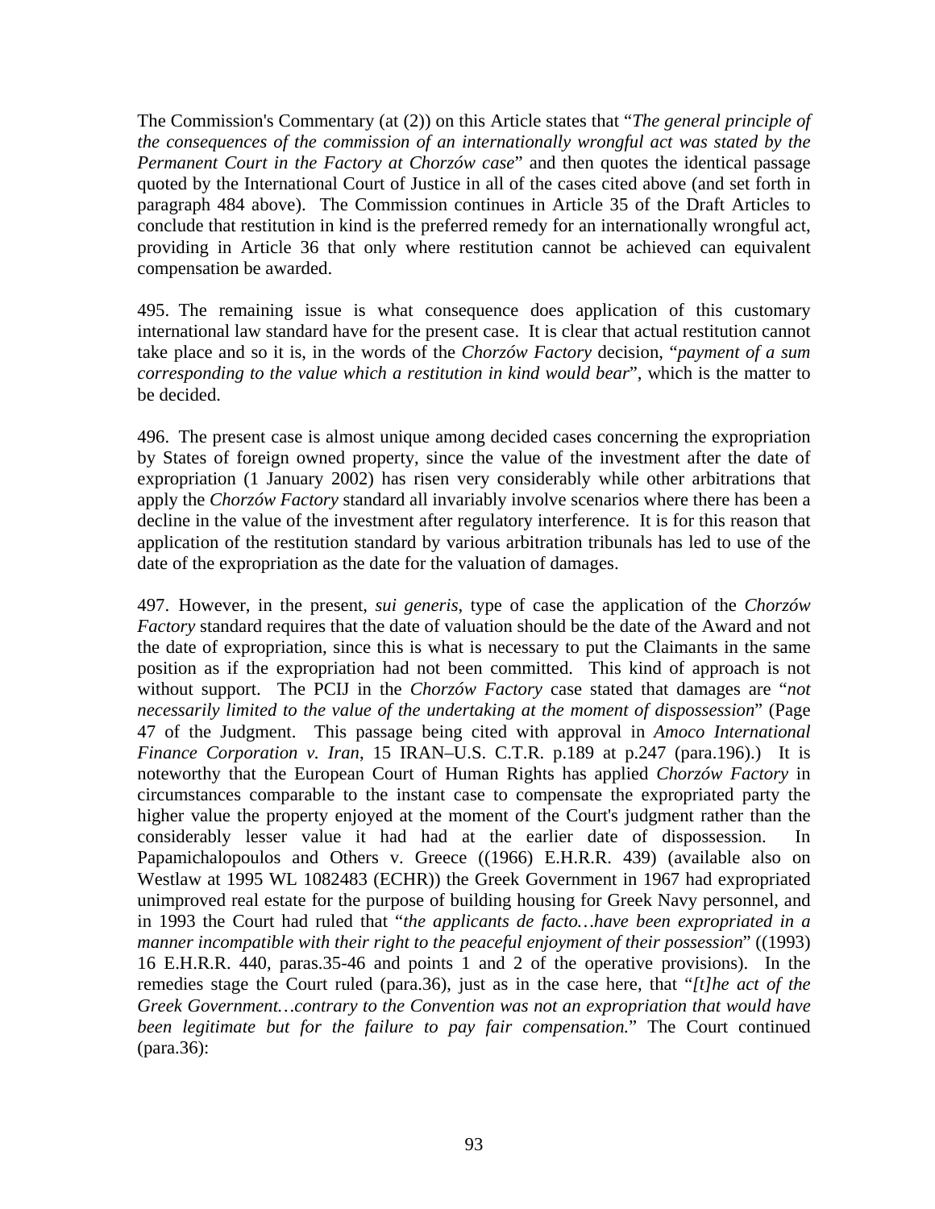The Commission's Commentary (at (2)) on this Article states that "*The general principle of the consequences of the commission of an internationally wrongful act was stated by the Permanent Court in the Factory at Chorzów case*" and then quotes the identical passage quoted by the International Court of Justice in all of the cases cited above (and set forth in paragraph 484 above). The Commission continues in Article 35 of the Draft Articles to conclude that restitution in kind is the preferred remedy for an internationally wrongful act, providing in Article 36 that only where restitution cannot be achieved can equivalent compensation be awarded.

495. The remaining issue is what consequence does application of this customary international law standard have for the present case. It is clear that actual restitution cannot take place and so it is, in the words of the *Chorzów Factory* decision, "*payment of a sum corresponding to the value which a restitution in kind would bear*", which is the matter to be decided.

496. The present case is almost unique among decided cases concerning the expropriation by States of foreign owned property, since the value of the investment after the date of expropriation (1 January 2002) has risen very considerably while other arbitrations that apply the *Chorzów Factory* standard all invariably involve scenarios where there has been a decline in the value of the investment after regulatory interference. It is for this reason that application of the restitution standard by various arbitration tribunals has led to use of the date of the expropriation as the date for the valuation of damages.

497. However, in the present, *sui generis*, type of case the application of the *Chorzów Factory* standard requires that the date of valuation should be the date of the Award and not the date of expropriation, since this is what is necessary to put the Claimants in the same position as if the expropriation had not been committed. This kind of approach is not without support. The PCIJ in the *Chorzów Factory* case stated that damages are "*not necessarily limited to the value of the undertaking at the moment of dispossession*" (Page 47 of the Judgment. This passage being cited with approval in *Amoco International Finance Corporation v. Iran*, 15 IRAN–U.S. C.T.R. p.189 at p.247 (para.196).) It is noteworthy that the European Court of Human Rights has applied *Chorzów Factory* in circumstances comparable to the instant case to compensate the expropriated party the higher value the property enjoyed at the moment of the Court's judgment rather than the considerably lesser value it had had at the earlier date of dispossession. In Papamichalopoulos and Others v. Greece ((1966) E.H.R.R. 439) (available also on Westlaw at 1995 WL 1082483 (ECHR)) the Greek Government in 1967 had expropriated unimproved real estate for the purpose of building housing for Greek Navy personnel, and in 1993 the Court had ruled that "*the applicants de facto…have been expropriated in a manner incompatible with their right to the peaceful enjoyment of their possession*" ((1993) 16 E.H.R.R. 440, paras.35-46 and points 1 and 2 of the operative provisions). In the remedies stage the Court ruled (para.36), just as in the case here, that "*[t]he act of the Greek Government…contrary to the Convention was not an expropriation that would have been legitimate but for the failure to pay fair compensation.*" The Court continued (para.36):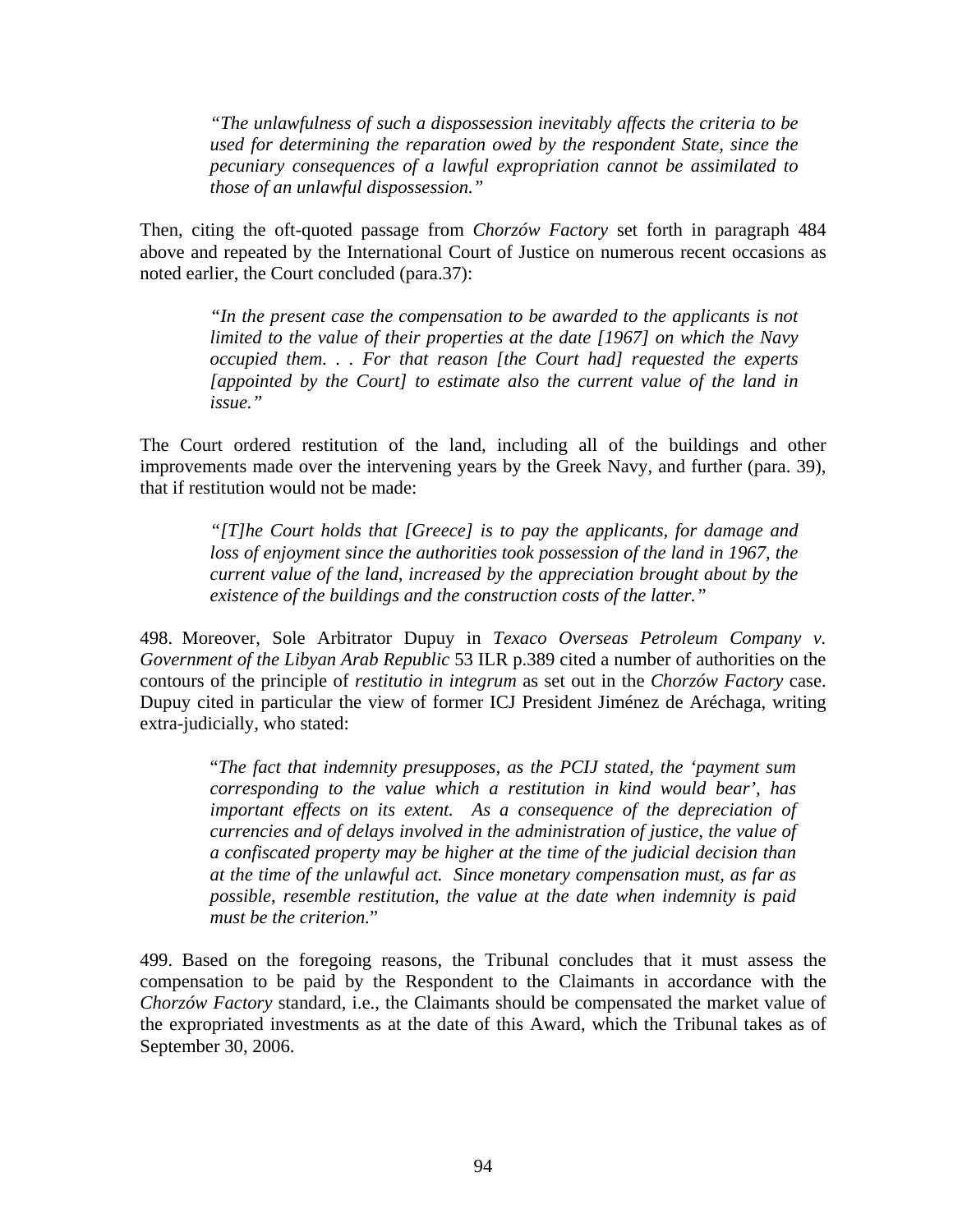> *"The unlawfulness of such a dispossession inevitably affects the criteria to be used for determining the reparation owed by the respondent State, since the pecuniary consequences of a lawful expropriation cannot be assimilated to those of an unlawful dispossession."*

Then, citing the oft-quoted passage from *Chorzów Factory* set forth in paragraph 484 above and repeated by the International Court of Justice on numerous recent occasions as noted earlier, the Court concluded (para.37):

> *"In the present case the compensation to be awarded to the applicants is not limited to the value of their properties at the date [1967] on which the Navy occupied them. . . For that reason [the Court had] requested the experts [appointed by the Court] to estimate also the current value of the land in issue."*

The Court ordered restitution of the land, including all of the buildings and other improvements made over the intervening years by the Greek Navy, and further (para. 39), that if restitution would not be made:

> *"[T]he Court holds that [Greece] is to pay the applicants, for damage and loss of enjoyment since the authorities took possession of the land in 1967, the current value of the land, increased by the appreciation brought about by the existence of the buildings and the construction costs of the latter."*

498. Moreover, Sole Arbitrator Dupuy in *Texaco Overseas Petroleum Company v. Government of the Libyan Arab Republic* 53 ILR p.389 cited a number of authorities on the contours of the principle of *restitutio in integrum* as set out in the *Chorzów Factory* case. Dupuy cited in particular the view of former ICJ President Jiménez de Aréchaga, writing extra-judicially, who stated:

> "*The fact that indemnity presupposes, as the PCIJ stated, the 'payment sum corresponding to the value which a restitution in kind would bear', has important effects on its extent. As a consequence of the depreciation of currencies and of delays involved in the administration of justice, the value of a confiscated property may be higher at the time of the judicial decision than at the time of the unlawful act. Since monetary compensation must, as far as possible, resemble restitution, the value at the date when indemnity is paid must be the criterion.*"

499. Based on the foregoing reasons, the Tribunal concludes that it must assess the compensation to be paid by the Respondent to the Claimants in accordance with the *Chorzów Factory* standard, i.e., the Claimants should be compensated the market value of the expropriated investments as at the date of this Award, which the Tribunal takes as of September 30, 2006.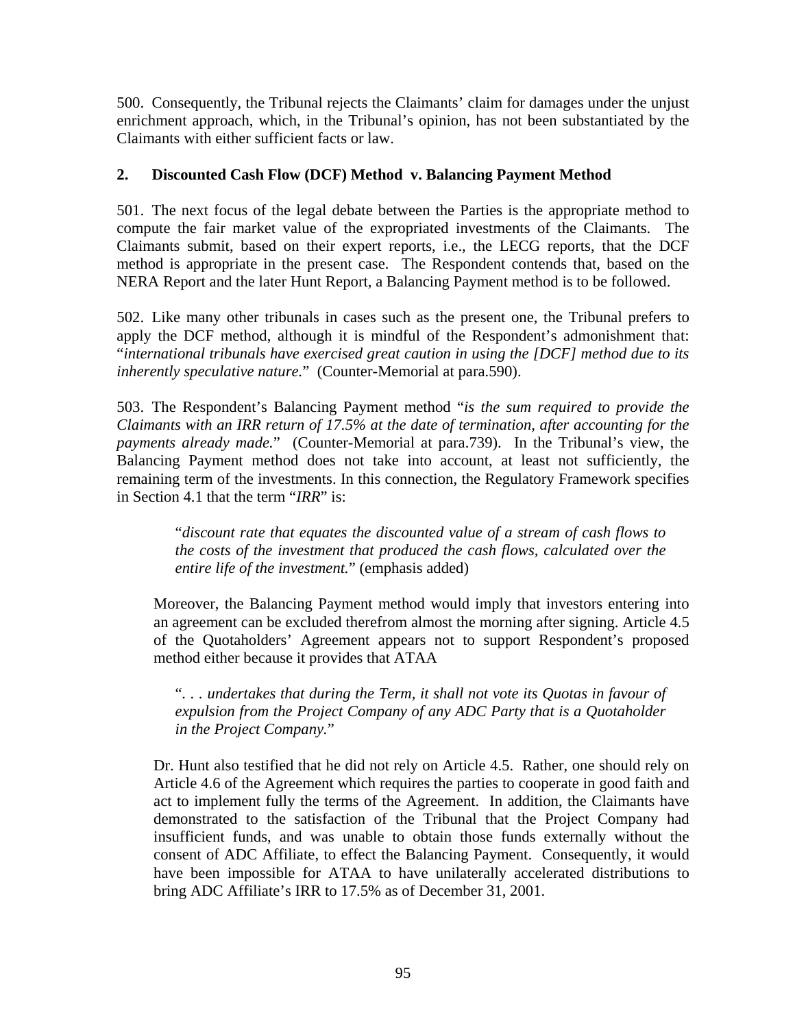500. Consequently, the Tribunal rejects the Claimants' claim for damages under the unjust enrichment approach, which, in the Tribunal's opinion, has not been substantiated by the Claimants with either sufficient facts or law.

**2. Discounted Cash Flow (DCF) Method v. Balancing Payment Method**

501. The next focus of the legal debate between the Parties is the appropriate method to compute the fair market value of the expropriated investments of the Claimants. The Claimants submit, based on their expert reports, i.e., the LECG reports, that the DCF method is appropriate in the present case. The Respondent contends that, based on the NERA Report and the later Hunt Report, a Balancing Payment method is to be followed.

502. Like many other tribunals in cases such as the present one, the Tribunal prefers to apply the DCF method, although it is mindful of the Respondent's admonishment that: "*international tribunals have exercised great caution in using the [DCF] method due to its inherently speculative nature.*" (Counter-Memorial at para.590).

503. The Respondent's Balancing Payment method "*is the sum required to provide the Claimants with an IRR return of 17.5% at the date of termination, after accounting for the payments already made.*" (Counter-Memorial at para.739). In the Tribunal's view, the Balancing Payment method does not take into account, at least not sufficiently, the remaining term of the investments. In this connection, the Regulatory Framework specifies in Section 4.1 that the term "*IRR*" is:

> "*discount rate that equates the discounted value of a stream of cash flows to the costs of the investment that produced the cash flows, calculated over the entire life of the investment.*" (emphasis added)

Moreover, the Balancing Payment method would imply that investors entering into an agreement can be excluded therefrom almost the morning after signing. Article 4.5 of the Quotaholders' Agreement appears not to support Respondent's proposed method either because it provides that ATAA

> "*. . . undertakes that during the Term, it shall not vote its Quotas in favour of expulsion from the Project Company of any ADC Party that is a Quotaholder in the Project Company.*"

Dr. Hunt also testified that he did not rely on Article 4.5. Rather, one should rely on Article 4.6 of the Agreement which requires the parties to cooperate in good faith and act to implement fully the terms of the Agreement. In addition, the Claimants have demonstrated to the satisfaction of the Tribunal that the Project Company had insufficient funds, and was unable to obtain those funds externally without the consent of ADC Affiliate, to effect the Balancing Payment. Consequently, it would have been impossible for ATAA to have unilaterally accelerated distributions to bring ADC Affiliate's IRR to 17.5% as of December 31, 2001.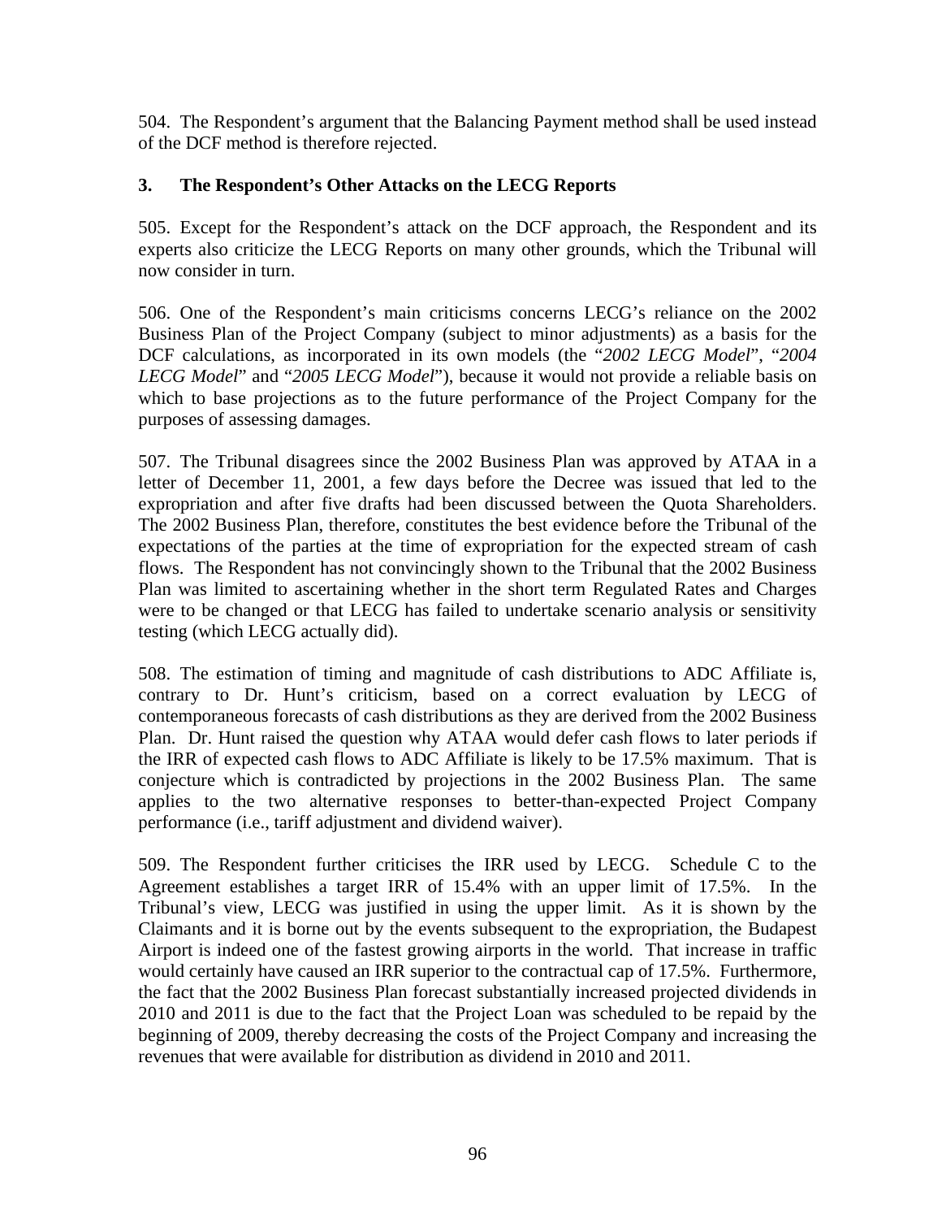504. The Respondent's argument that the Balancing Payment method shall be used instead of the DCF method is therefore rejected.

### 3. The Respondent's Other Attacks on the LECG Reports

505. Except for the Respondent's attack on the DCF approach, the Respondent and its experts also criticize the LECG Reports on many other grounds, which the Tribunal will now consider in turn.

506. One of the Respondent's main criticisms concerns LECG's reliance on the 2002 Business Plan of the Project Company (subject to minor adjustments) as a basis for the DCF calculations, as incorporated in its own models (the "*2002 LECG Model*", "*2004 LECG Model*" and "*2005 LECG Model*"), because it would not provide a reliable basis on which to base projections as to the future performance of the Project Company for the purposes of assessing damages.

507. The Tribunal disagrees since the 2002 Business Plan was approved by ATAA in a letter of December 11, 2001, a few days before the Decree was issued that led to the expropriation and after five drafts had been discussed between the Quota Shareholders. The 2002 Business Plan, therefore, constitutes the best evidence before the Tribunal of the expectations of the parties at the time of expropriation for the expected stream of cash flows. The Respondent has not convincingly shown to the Tribunal that the 2002 Business Plan was limited to ascertaining whether in the short term Regulated Rates and Charges were to be changed or that LECG has failed to undertake scenario analysis or sensitivity testing (which LECG actually did).

508. The estimation of timing and magnitude of cash distributions to ADC Affiliate is, contrary to Dr. Hunt's criticism, based on a correct evaluation by LECG of contemporaneous forecasts of cash distributions as they are derived from the 2002 Business Plan. Dr. Hunt raised the question why ATAA would defer cash flows to later periods if the IRR of expected cash flows to ADC Affiliate is likely to be 17.5% maximum. That is conjecture which is contradicted by projections in the 2002 Business Plan. The same applies to the two alternative responses to better-than-expected Project Company performance (i.e., tariff adjustment and dividend waiver).

509. The Respondent further criticises the IRR used by LECG. Schedule C to the Agreement establishes a target IRR of 15.4% with an upper limit of 17.5%. In the Tribunal's view, LECG was justified in using the upper limit. As it is shown by the Claimants and it is borne out by the events subsequent to the expropriation, the Budapest Airport is indeed one of the fastest growing airports in the world. That increase in traffic would certainly have caused an IRR superior to the contractual cap of 17.5%. Furthermore, the fact that the 2002 Business Plan forecast substantially increased projected dividends in 2010 and 2011 is due to the fact that the Project Loan was scheduled to be repaid by the beginning of 2009, thereby decreasing the costs of the Project Company and increasing the revenues that were available for distribution as dividend in 2010 and 2011.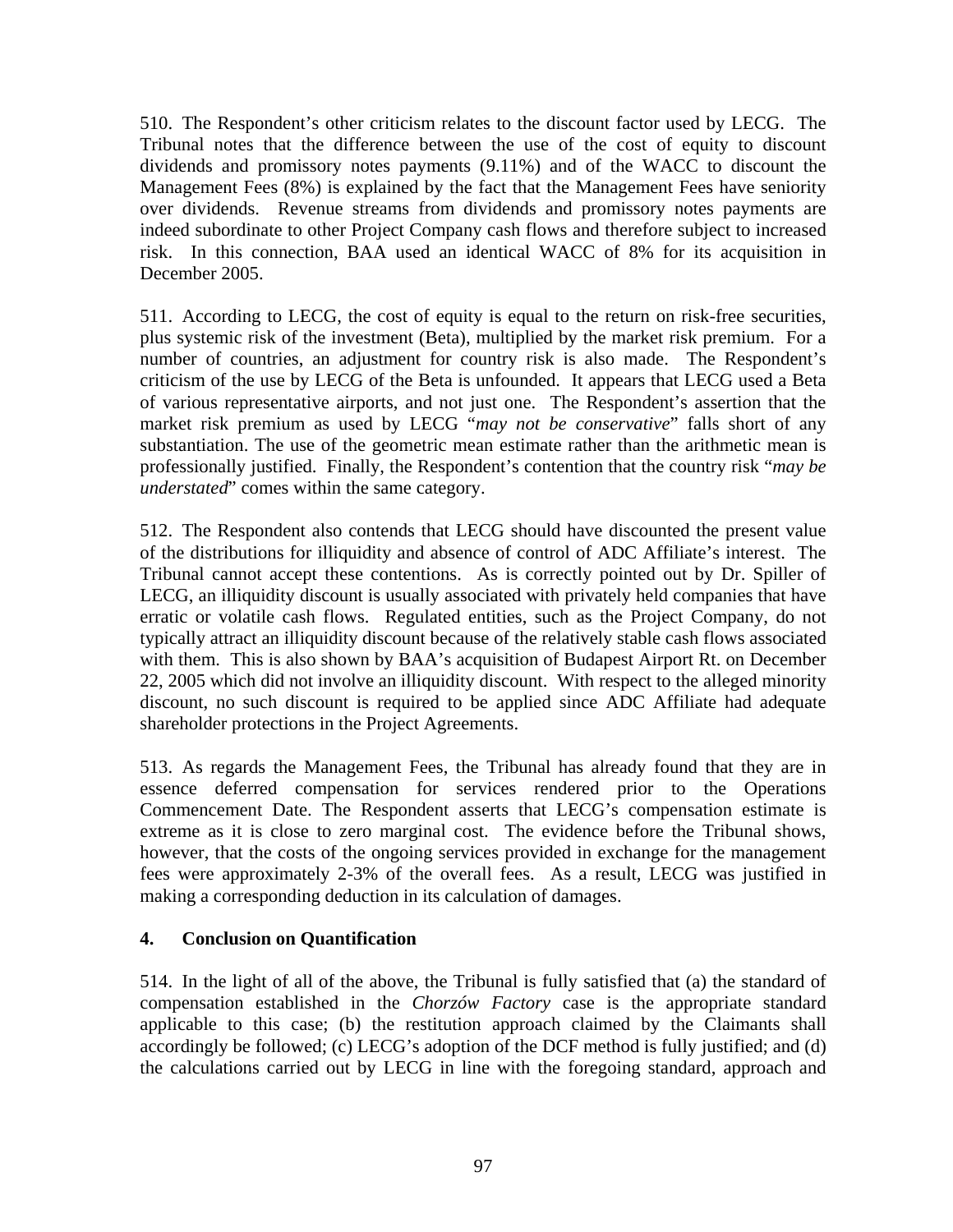510. The Respondent's other criticism relates to the discount factor used by LECG. The Tribunal notes that the difference between the use of the cost of equity to discount dividends and promissory notes payments (9.11%) and of the WACC to discount the Management Fees (8%) is explained by the fact that the Management Fees have seniority over dividends. Revenue streams from dividends and promissory notes payments are indeed subordinate to other Project Company cash flows and therefore subject to increased risk. In this connection, BAA used an identical WACC of 8% for its acquisition in December 2005.

511. According to LECG, the cost of equity is equal to the return on risk-free securities, plus systemic risk of the investment (Beta), multiplied by the market risk premium. For a number of countries, an adjustment for country risk is also made. The Respondent's criticism of the use by LECG of the Beta is unfounded. It appears that LECG used a Beta of various representative airports, and not just one. The Respondent's assertion that the market risk premium as used by LECG "*may not be conservative*" falls short of any substantiation. The use of the geometric mean estimate rather than the arithmetic mean is professionally justified. Finally, the Respondent's contention that the country risk "*may be understated*" comes within the same category.

512. The Respondent also contends that LECG should have discounted the present value of the distributions for illiquidity and absence of control of ADC Affiliate's interest. The Tribunal cannot accept these contentions. As is correctly pointed out by Dr. Spiller of LECG, an illiquidity discount is usually associated with privately held companies that have erratic or volatile cash flows. Regulated entities, such as the Project Company, do not typically attract an illiquidity discount because of the relatively stable cash flows associated with them. This is also shown by BAA's acquisition of Budapest Airport Rt. on December 22, 2005 which did not involve an illiquidity discount. With respect to the alleged minority discount, no such discount is required to be applied since ADC Affiliate had adequate shareholder protections in the Project Agreements.

513. As regards the Management Fees, the Tribunal has already found that they are in essence deferred compensation for services rendered prior to the Operations Commencement Date. The Respondent asserts that LECG's compensation estimate is extreme as it is close to zero marginal cost. The evidence before the Tribunal shows, however, that the costs of the ongoing services provided in exchange for the management fees were approximately 2-3% of the overall fees. As a result, LECG was justified in making a corresponding deduction in its calculation of damages.

### 4. Conclusion on Quantification

514. In the light of all of the above, the Tribunal is fully satisfied that (a) the standard of compensation established in the *Chorzów Factory* case is the appropriate standard applicable to this case; (b) the restitution approach claimed by the Claimants shall accordingly be followed; (c) LECG's adoption of the DCF method is fully justified; and (d) the calculations carried out by LECG in line with the foregoing standard, approach and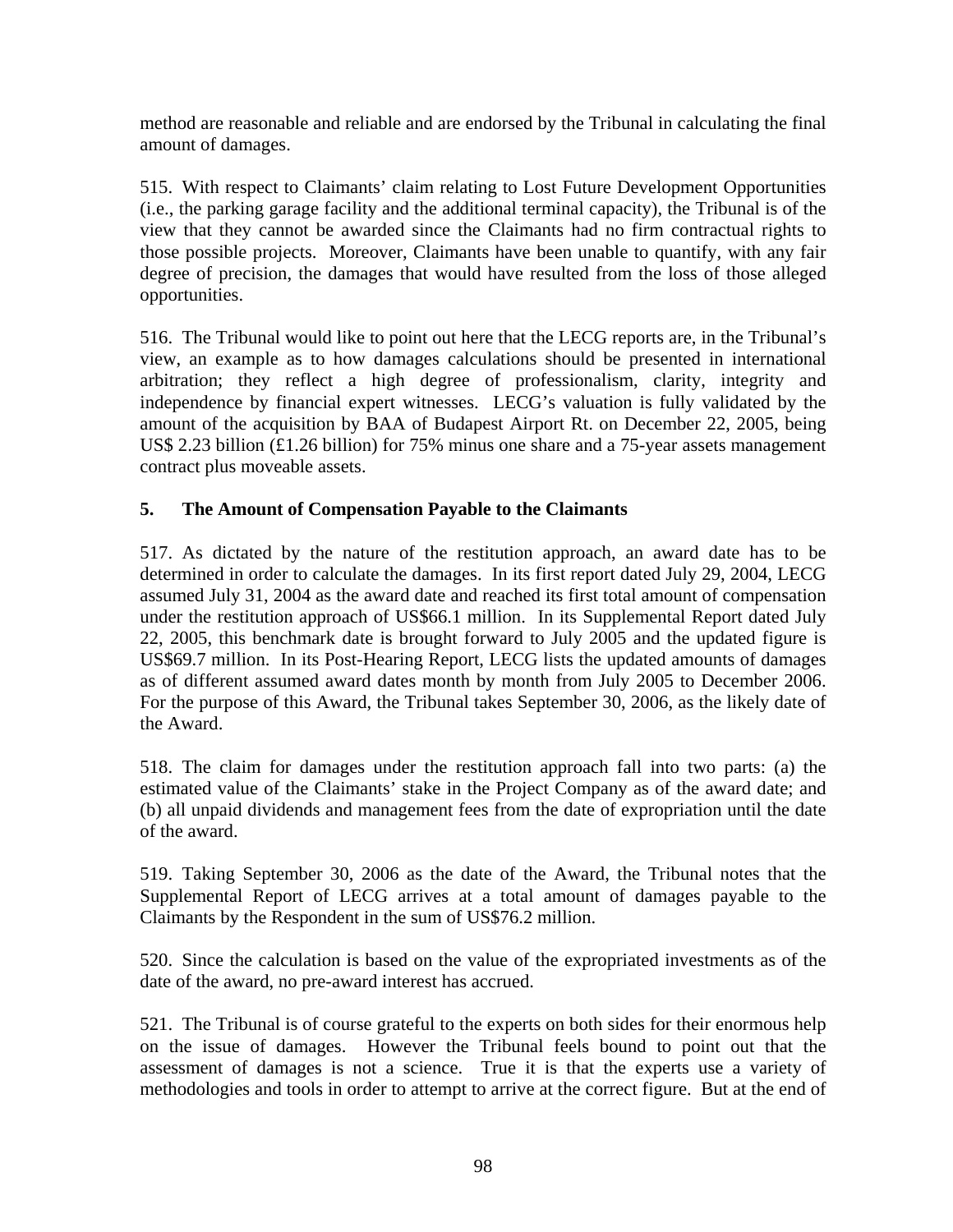method are reasonable and reliable and are endorsed by the Tribunal in calculating the final amount of damages.

515. With respect to Claimants' claim relating to Lost Future Development Opportunities (i.e., the parking garage facility and the additional terminal capacity), the Tribunal is of the view that they cannot be awarded since the Claimants had no firm contractual rights to those possible projects. Moreover, Claimants have been unable to quantify, with any fair degree of precision, the damages that would have resulted from the loss of those alleged opportunities.

516. The Tribunal would like to point out here that the LECG reports are, in the Tribunal's view, an example as to how damages calculations should be presented in international arbitration; they reflect a high degree of professionalism, clarity, integrity and independence by financial expert witnesses. LECG's valuation is fully validated by the amount of the acquisition by BAA of Budapest Airport Rt. on December 22, 2005, being US$ 2.23 billion (£1.26 billion) for 75% minus one share and a 75-year assets management contract plus moveable assets.

### 5. The Amount of Compensation Payable to the Claimants

517. As dictated by the nature of the restitution approach, an award date has to be determined in order to calculate the damages. In its first report dated July 29, 2004, LECG assumed July 31, 2004 as the award date and reached its first total amount of compensation under the restitution approach of US$66.1 million. In its Supplemental Report dated July 22, 2005, this benchmark date is brought forward to July 2005 and the updated figure is US$69.7 million. In its Post-Hearing Report, LECG lists the updated amounts of damages as of different assumed award dates month by month from July 2005 to December 2006. For the purpose of this Award, the Tribunal takes September 30, 2006, as the likely date of the Award.

518. The claim for damages under the restitution approach fall into two parts: (a) the estimated value of the Claimants' stake in the Project Company as of the award date; and (b) all unpaid dividends and management fees from the date of expropriation until the date of the award.

519. Taking September 30, 2006 as the date of the Award, the Tribunal notes that the Supplemental Report of LECG arrives at a total amount of damages payable to the Claimants by the Respondent in the sum of US$76.2 million.

520. Since the calculation is based on the value of the expropriated investments as of the date of the award, no pre-award interest has accrued.

521. The Tribunal is of course grateful to the experts on both sides for their enormous help on the issue of damages. However the Tribunal feels bound to point out that the assessment of damages is not a science. True it is that the experts use a variety of methodologies and tools in order to attempt to arrive at the correct figure. But at the end of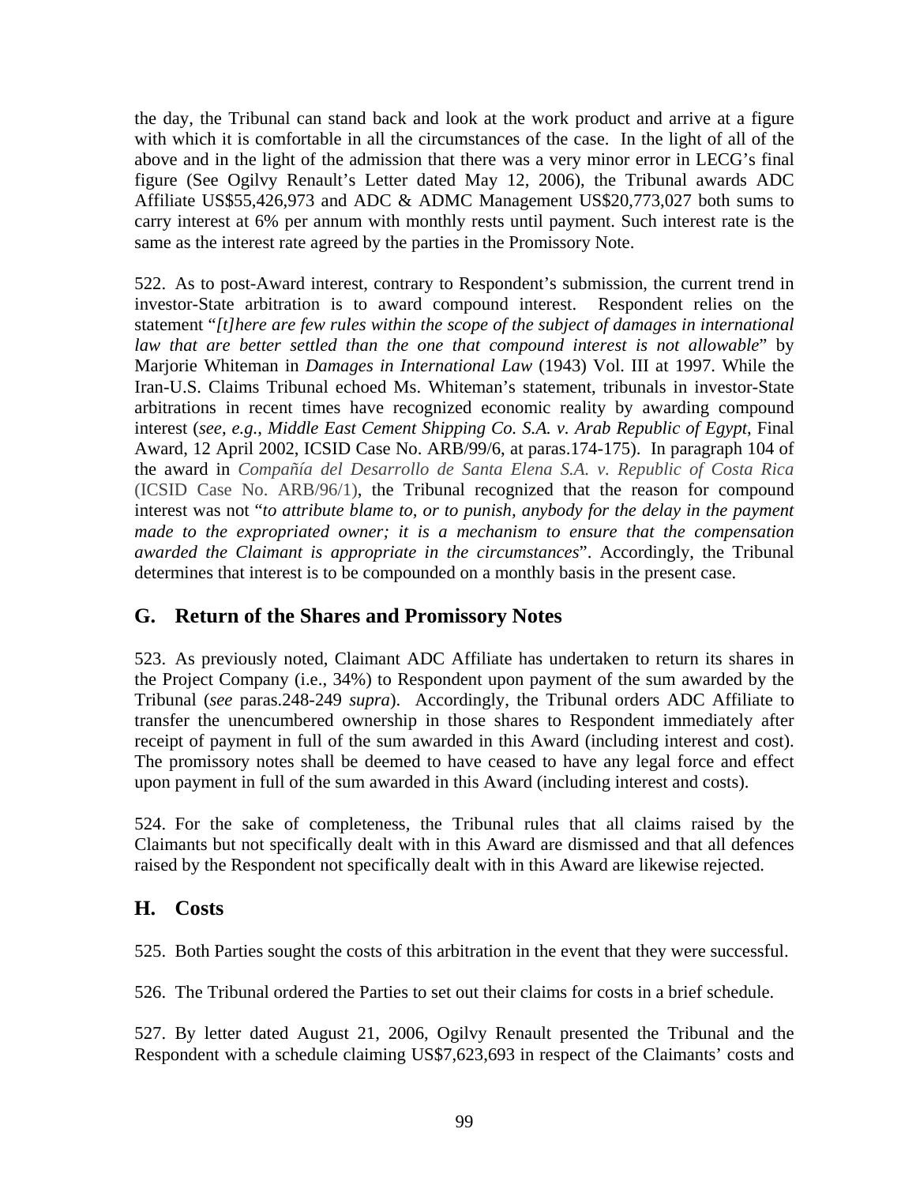the day, the Tribunal can stand back and look at the work product and arrive at a figure with which it is comfortable in all the circumstances of the case. In the light of all of the above and in the light of the admission that there was a very minor error in LECG's final figure (See Ogilvy Renault's Letter dated May 12, 2006), the Tribunal awards ADC Affiliate US$55,426,973 and ADC & ADMC Management US$20,773,027 both sums to carry interest at 6% per annum with monthly rests until payment. Such interest rate is the same as the interest rate agreed by the parties in the Promissory Note.

522. As to post-Award interest, contrary to Respondent's submission, the current trend in investor-State arbitration is to award compound interest. Respondent relies on the statement "*[t]here are few rules within the scope of the subject of damages in international law that are better settled than the one that compound interest is not allowable*" by Marjorie Whiteman in *Damages in International Law* (1943) Vol. III at 1997. While the Iran-U.S. Claims Tribunal echoed Ms. Whiteman's statement, tribunals in investor-State arbitrations in recent times have recognized economic reality by awarding compound interest (*see*, *e.g.*, *Middle East Cement Shipping Co. S.A. v. Arab Republic of Egypt*, Final Award, 12 April 2002, ICSID Case No. ARB/99/6, at paras.174-175). In paragraph 104 of the award in *Compañía del Desarrollo de Santa Elena S.A. v. Republic of Costa Rica* (ICSID Case No. ARB/96/1), the Tribunal recognized that the reason for compound interest was not "*to attribute blame to, or to punish, anybody for the delay in the payment made to the expropriated owner; it is a mechanism to ensure that the compensation awarded the Claimant is appropriate in the circumstances*". Accordingly, the Tribunal determines that interest is to be compounded on a monthly basis in the present case.

## G. Return of the Shares and Promissory Notes

523. As previously noted, Claimant ADC Affiliate has undertaken to return its shares in the Project Company (i.e., 34%) to Respondent upon payment of the sum awarded by the Tribunal (*see* paras.248-249 *supra*). Accordingly, the Tribunal orders ADC Affiliate to transfer the unencumbered ownership in those shares to Respondent immediately after receipt of payment in full of the sum awarded in this Award (including interest and cost). The promissory notes shall be deemed to have ceased to have any legal force and effect upon payment in full of the sum awarded in this Award (including interest and costs).

524. For the sake of completeness, the Tribunal rules that all claims raised by the Claimants but not specifically dealt with in this Award are dismissed and that all defences raised by the Respondent not specifically dealt with in this Award are likewise rejected.

## H. Costs

525. Both Parties sought the costs of this arbitration in the event that they were successful.

526. The Tribunal ordered the Parties to set out their claims for costs in a brief schedule.

527. By letter dated August 21, 2006, Ogilvy Renault presented the Tribunal and the Respondent with a schedule claiming US$7,623,693 in respect of the Claimants' costs and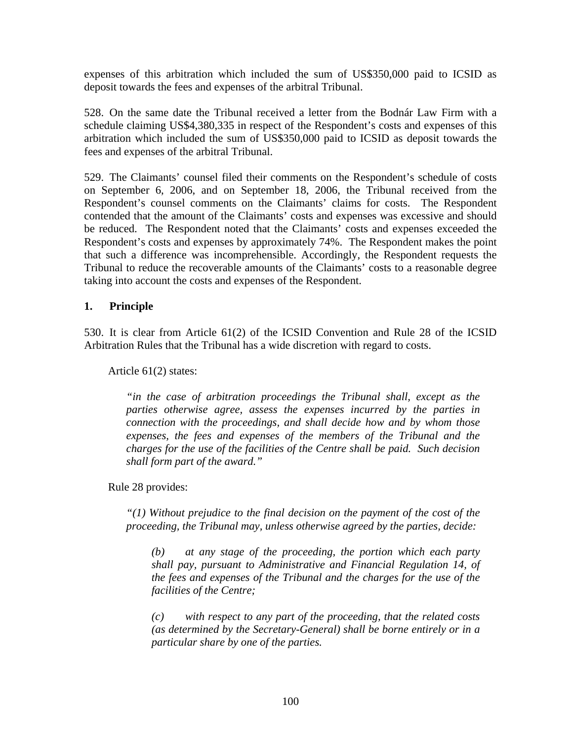expenses of this arbitration which included the sum of US$350,000 paid to ICSID as deposit towards the fees and expenses of the arbitral Tribunal.

528. On the same date the Tribunal received a letter from the Bodnár Law Firm with a schedule claiming US$4,380,335 in respect of the Respondent's costs and expenses of this arbitration which included the sum of US$350,000 paid to ICSID as deposit towards the fees and expenses of the arbitral Tribunal.

529. The Claimants' counsel filed their comments on the Respondent's schedule of costs on September 6, 2006, and on September 18, 2006, the Tribunal received from the Respondent's counsel comments on the Claimants' claims for costs. The Respondent contended that the amount of the Claimants' costs and expenses was excessive and should be reduced. The Respondent noted that the Claimants' costs and expenses exceeded the Respondent's costs and expenses by approximately 74%. The Respondent makes the point that such a difference was incomprehensible. Accordingly, the Respondent requests the Tribunal to reduce the recoverable amounts of the Claimants' costs to a reasonable degree taking into account the costs and expenses of the Respondent.

### 1. Principle

530. It is clear from Article 61(2) of the ICSID Convention and Rule 28 of the ICSID Arbitration Rules that the Tribunal has a wide discretion with regard to costs.

Article 61(2) states:

> *"in the case of arbitration proceedings the Tribunal shall, except as the parties otherwise agree, assess the expenses incurred by the parties in connection with the proceedings, and shall decide how and by whom those expenses, the fees and expenses of the members of the Tribunal and the charges for the use of the facilities of the Centre shall be paid. Such decision shall form part of the award."*

Rule 28 provides:

> *"(1) Without prejudice to the final decision on the payment of the cost of the proceeding, the Tribunal may, unless otherwise agreed by the parties, decide:*
>
> > *(b) at any stage of the proceeding, the portion which each party shall pay, pursuant to Administrative and Financial Regulation 14, of the fees and expenses of the Tribunal and the charges for the use of the facilities of the Centre;*
> >
> > *(c) with respect to any part of the proceeding, that the related costs (as determined by the Secretary-General) shall be borne entirely or in a particular share by one of the parties.*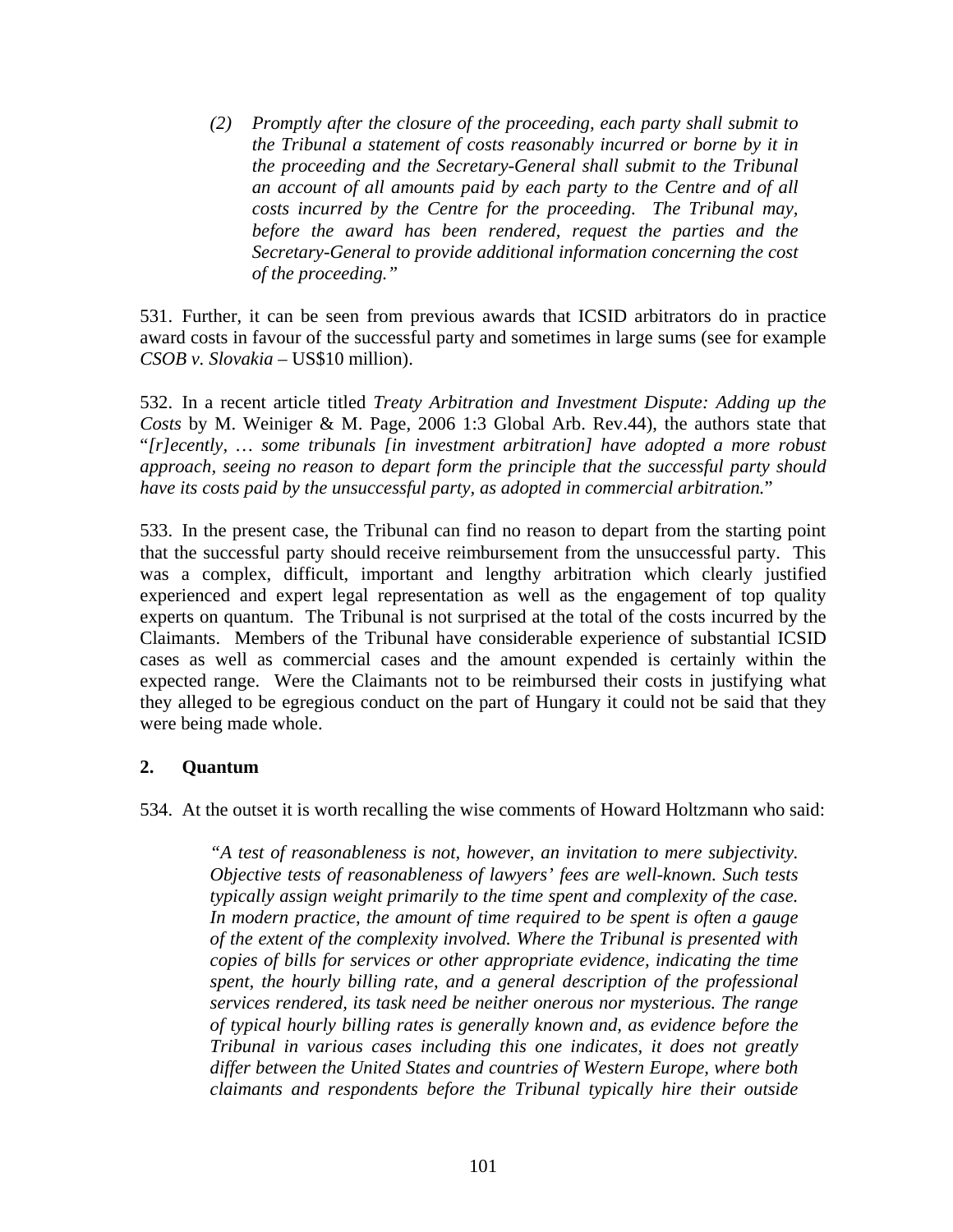> *(2) Promptly after the closure of the proceeding, each party shall submit to the Tribunal a statement of costs reasonably incurred or borne by it in the proceeding and the Secretary-General shall submit to the Tribunal an account of all amounts paid by each party to the Centre and of all costs incurred by the Centre for the proceeding. The Tribunal may, before the award has been rendered, request the parties and the Secretary-General to provide additional information concerning the cost of the proceeding."*

531. Further, it can be seen from previous awards that ICSID arbitrators do in practice award costs in favour of the successful party and sometimes in large sums (see for example *CSOB v. Slovakia* – US$10 million).

532. In a recent article titled *Treaty Arbitration and Investment Dispute: Adding up the Costs* by M. Weiniger & M. Page, 2006 1:3 Global Arb. Rev.44), the authors state that "*[r]ecently, … some tribunals [in investment arbitration] have adopted a more robust approach, seeing no reason to depart form the principle that the successful party should have its costs paid by the unsuccessful party, as adopted in commercial arbitration.*"

533. In the present case, the Tribunal can find no reason to depart from the starting point that the successful party should receive reimbursement from the unsuccessful party. This was a complex, difficult, important and lengthy arbitration which clearly justified experienced and expert legal representation as well as the engagement of top quality experts on quantum. The Tribunal is not surprised at the total of the costs incurred by the Claimants. Members of the Tribunal have considerable experience of substantial ICSID cases as well as commercial cases and the amount expended is certainly within the expected range. Were the Claimants not to be reimbursed their costs in justifying what they alleged to be egregious conduct on the part of Hungary it could not be said that they were being made whole.

### 2. Quantum

534. At the outset it is worth recalling the wise comments of Howard Holtzmann who said:

> *"A test of reasonableness is not, however, an invitation to mere subjectivity. Objective tests of reasonableness of lawyers' fees are well-known. Such tests typically assign weight primarily to the time spent and complexity of the case. In modern practice, the amount of time required to be spent is often a gauge of the extent of the complexity involved. Where the Tribunal is presented with copies of bills for services or other appropriate evidence, indicating the time spent, the hourly billing rate, and a general description of the professional services rendered, its task need be neither onerous nor mysterious. The range of typical hourly billing rates is generally known and, as evidence before the Tribunal in various cases including this one indicates, it does not greatly differ between the United States and countries of Western Europe, where both claimants and respondents before the Tribunal typically hire their outside*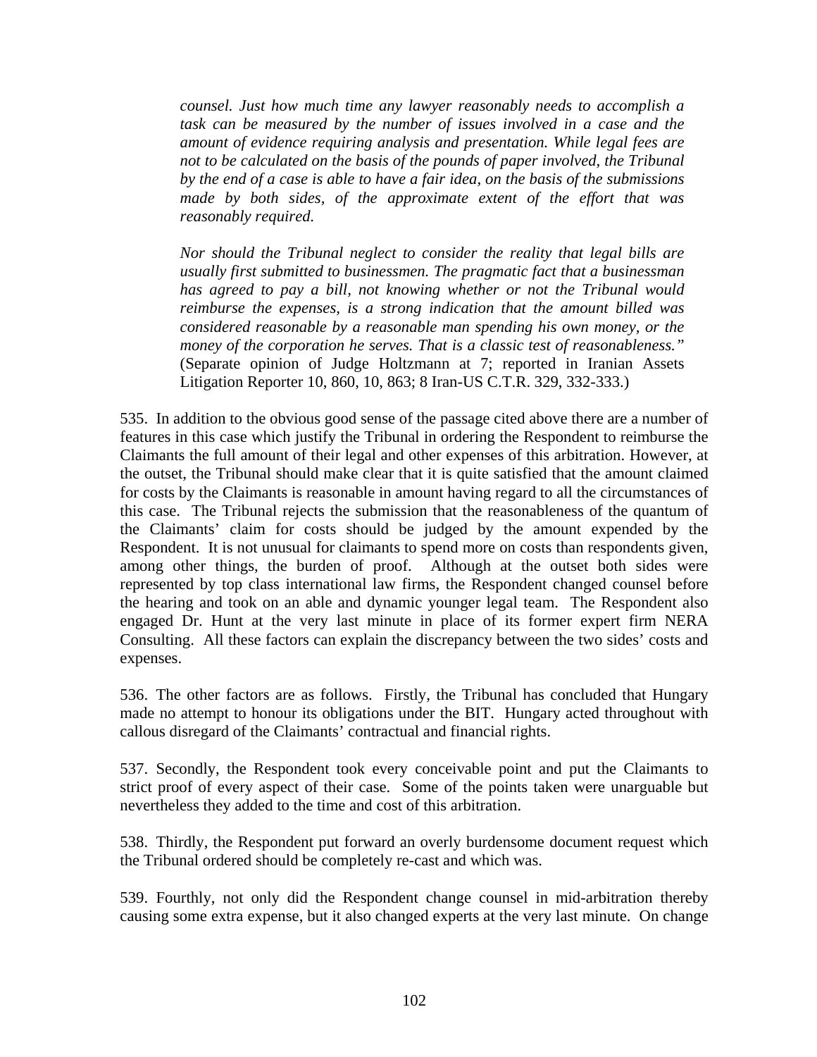*counsel. Just how much time any lawyer reasonably needs to accomplish a task can be measured by the number of issues involved in a case and the amount of evidence requiring analysis and presentation. While legal fees are not to be calculated on the basis of the pounds of paper involved, the Tribunal by the end of a case is able to have a fair idea, on the basis of the submissions made by both sides, of the approximate extent of the effort that was reasonably required.*

*Nor should the Tribunal neglect to consider the reality that legal bills are usually first submitted to businessmen. The pragmatic fact that a businessman has agreed to pay a bill, not knowing whether or not the Tribunal would reimburse the expenses, is a strong indication that the amount billed was considered reasonable by a reasonable man spending his own money, or the money of the corporation he serves. That is a classic test of reasonableness."* (Separate opinion of Judge Holtzmann at 7; reported in Iranian Assets Litigation Reporter 10, 860, 10, 863; 8 Iran-US C.T.R. 329, 332-333.)

535. In addition to the obvious good sense of the passage cited above there are a number of features in this case which justify the Tribunal in ordering the Respondent to reimburse the Claimants the full amount of their legal and other expenses of this arbitration. However, at the outset, the Tribunal should make clear that it is quite satisfied that the amount claimed for costs by the Claimants is reasonable in amount having regard to all the circumstances of this case. The Tribunal rejects the submission that the reasonableness of the quantum of the Claimants' claim for costs should be judged by the amount expended by the Respondent. It is not unusual for claimants to spend more on costs than respondents given, among other things, the burden of proof. Although at the outset both sides were represented by top class international law firms, the Respondent changed counsel before the hearing and took on an able and dynamic younger legal team. The Respondent also engaged Dr. Hunt at the very last minute in place of its former expert firm NERA Consulting. All these factors can explain the discrepancy between the two sides' costs and expenses.

536. The other factors are as follows. Firstly, the Tribunal has concluded that Hungary made no attempt to honour its obligations under the BIT. Hungary acted throughout with callous disregard of the Claimants' contractual and financial rights.

537. Secondly, the Respondent took every conceivable point and put the Claimants to strict proof of every aspect of their case. Some of the points taken were unarguable but nevertheless they added to the time and cost of this arbitration.

538. Thirdly, the Respondent put forward an overly burdensome document request which the Tribunal ordered should be completely re-cast and which was.

539. Fourthly, not only did the Respondent change counsel in mid-arbitration thereby causing some extra expense, but it also changed experts at the very last minute. On change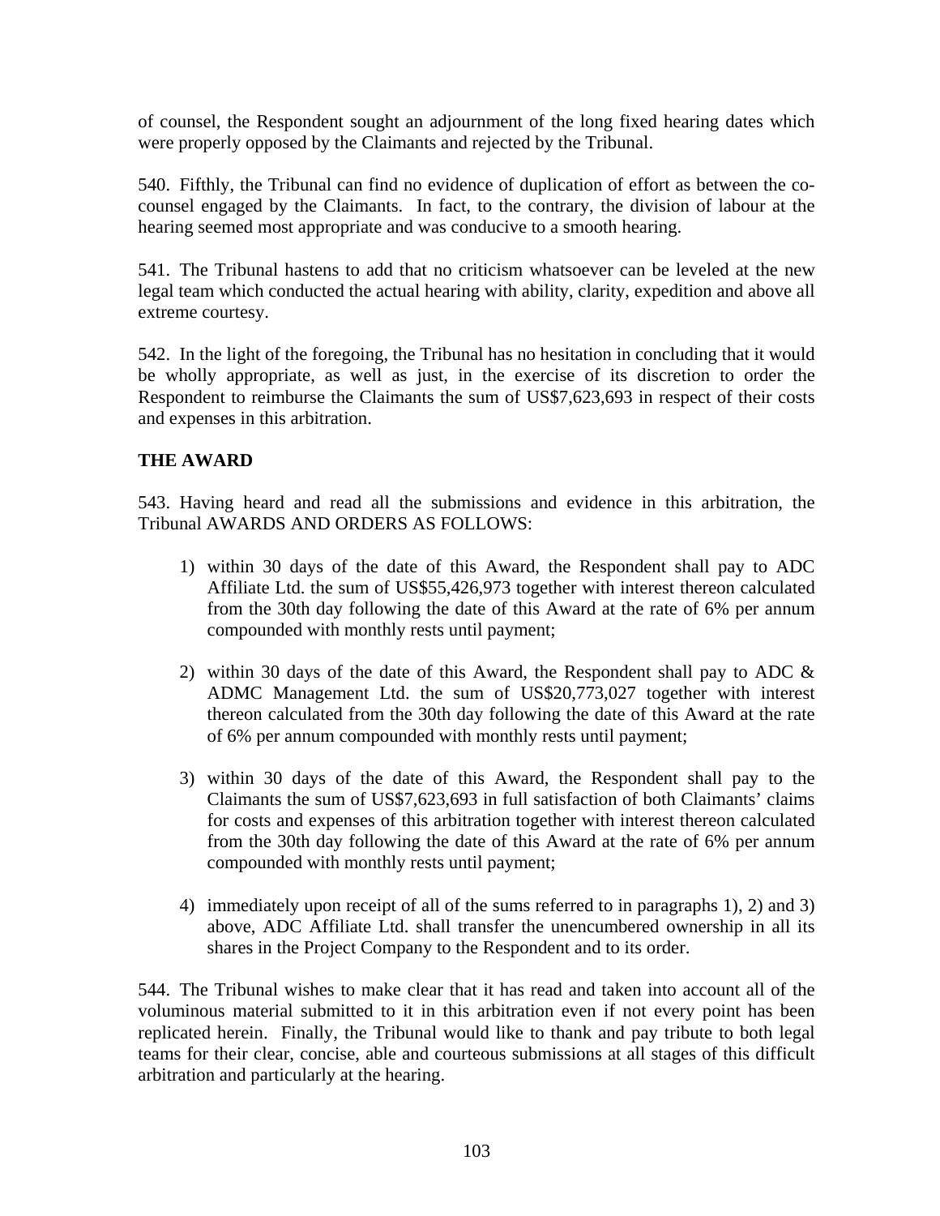of counsel, the Respondent sought an adjournment of the long fixed hearing dates which were properly opposed by the Claimants and rejected by the Tribunal.

540. Fifthly, the Tribunal can find no evidence of duplication of effort as between the co-counsel engaged by the Claimants. In fact, to the contrary, the division of labour at the hearing seemed most appropriate and was conducive to a smooth hearing.

541. The Tribunal hastens to add that no criticism whatsoever can be leveled at the new legal team which conducted the actual hearing with ability, clarity, expedition and above all extreme courtesy.

542. In the light of the foregoing, the Tribunal has no hesitation in concluding that it would be wholly appropriate, as well as just, in the exercise of its discretion to order the Respondent to reimburse the Claimants the sum of US$7,623,693 in respect of their costs and expenses in this arbitration.

## THE AWARD

543. Having heard and read all the submissions and evidence in this arbitration, the Tribunal AWARDS AND ORDERS AS FOLLOWS:

1) within 30 days of the date of this Award, the Respondent shall pay to ADC Affiliate Ltd. the sum of US$55,426,973 together with interest thereon calculated from the 30th day following the date of this Award at the rate of 6% per annum compounded with monthly rests until payment;

2) within 30 days of the date of this Award, the Respondent shall pay to ADC & ADMC Management Ltd. the sum of US$20,773,027 together with interest thereon calculated from the 30th day following the date of this Award at the rate of 6% per annum compounded with monthly rests until payment;

3) within 30 days of the date of this Award, the Respondent shall pay to the Claimants the sum of US$7,623,693 in full satisfaction of both Claimants' claims for costs and expenses of this arbitration together with interest thereon calculated from the 30th day following the date of this Award at the rate of 6% per annum compounded with monthly rests until payment;

4) immediately upon receipt of all of the sums referred to in paragraphs 1), 2) and 3) above, ADC Affiliate Ltd. shall transfer the unencumbered ownership in all its shares in the Project Company to the Respondent and to its order.

544. The Tribunal wishes to make clear that it has read and taken into account all of the voluminous material submitted to it in this arbitration even if not every point has been replicated herein. Finally, the Tribunal would like to thank and pay tribute to both legal teams for their clear, concise, able and courteous submissions at all stages of this difficult arbitration and particularly at the hearing.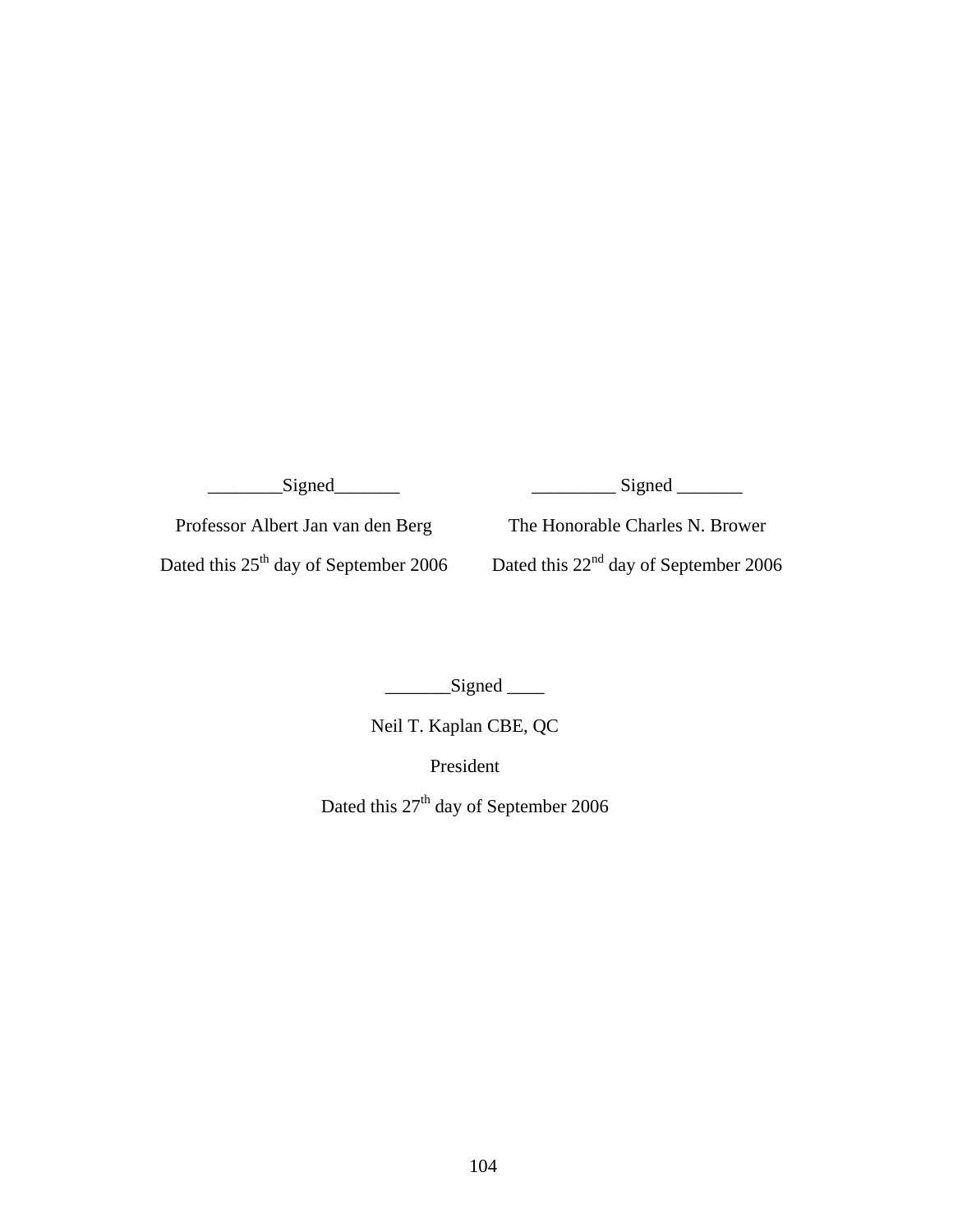________Signed_______

Professor Albert Jan van den Berg

Dated this 25th day of September 2006

_________ Signed _______

The Honorable Charles N. Brower

Dated this 22nd day of September 2006

_______Signed ____

Neil T. Kaplan CBE, QC

President

Dated this 27th day of September 2006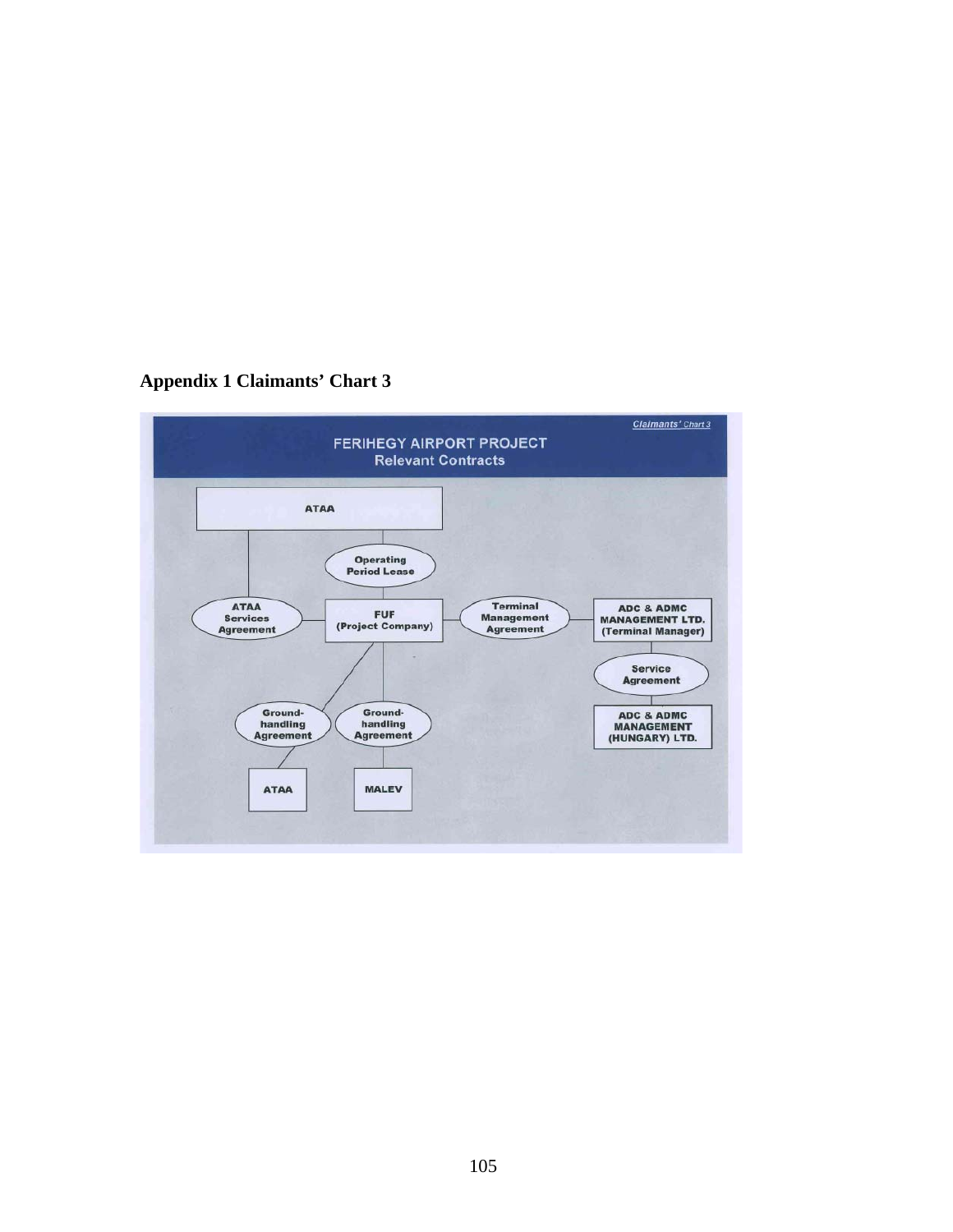**Appendix 1 Claimants' Chart 3**

Claimants' Chart 3

FERIHEGY AIRPORT PROJECT
Relevant Contracts

ATAA

Operating Period Lease

ATAA Services Agreement

FUF (Project Company)

Terminal Management Agreement

ADC & ADMC MANAGEMENT LTD. (Terminal Manager)

Service Agreement

ADC & ADMC MANAGEMENT (HUNGARY) LTD.

Ground-handling Agreement

Ground-handling Agreement

ATAA

MALEV